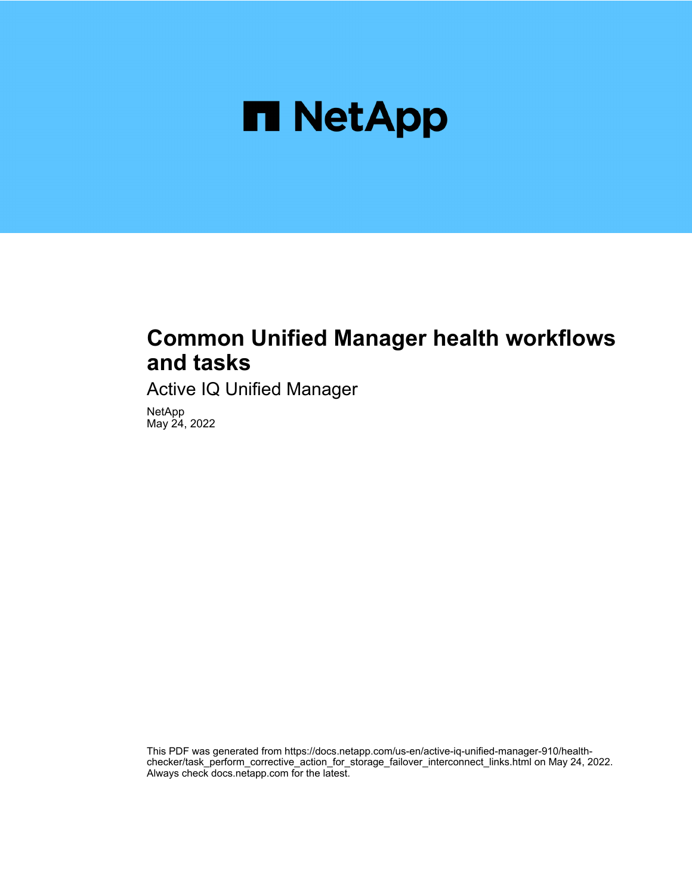# Common Unified Manager health workflows and tasks

Active IQ Unified Manager

NetApp
May 24, 2022

This PDF was generated from https://docs.netapp.com/us-en/active-iq-unified-manager-910/health-checker/task_perform_corrective_action_for_storage_failover_interconnect_links.html on May 24, 2022. Always check docs.netapp.com for the latest.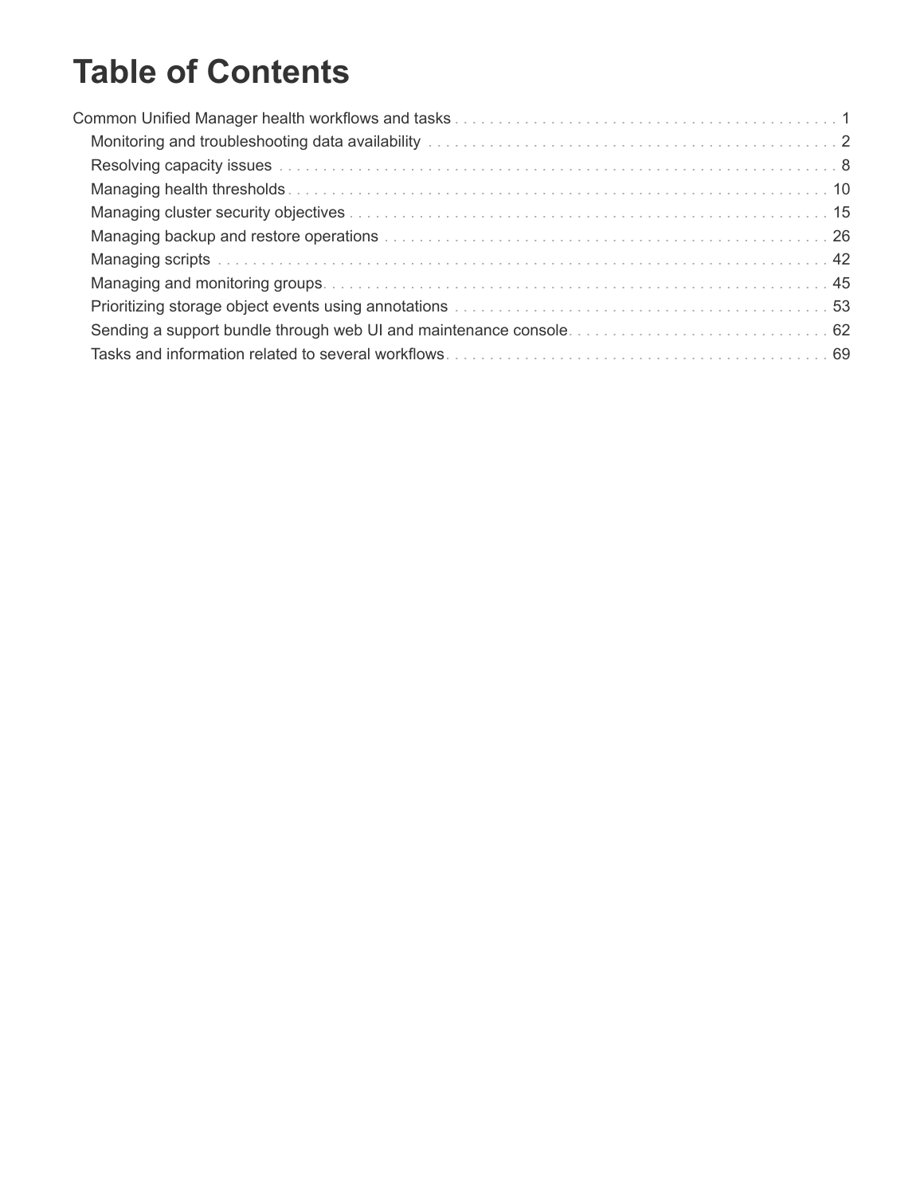# Table of Contents

- Common Unified Manager health workflows and tasks . . . 1
  - Monitoring and troubleshooting data availability . . . 2
  - Resolving capacity issues . . . 8
  - Managing health thresholds . . . 10
  - Managing cluster security objectives . . . 15
  - Managing backup and restore operations . . . 26
  - Managing scripts . . . 42
  - Managing and monitoring groups . . . 45
  - Prioritizing storage object events using annotations . . . 53
  - Sending a support bundle through web UI and maintenance console . . . 62
  - Tasks and information related to several workflows . . . 69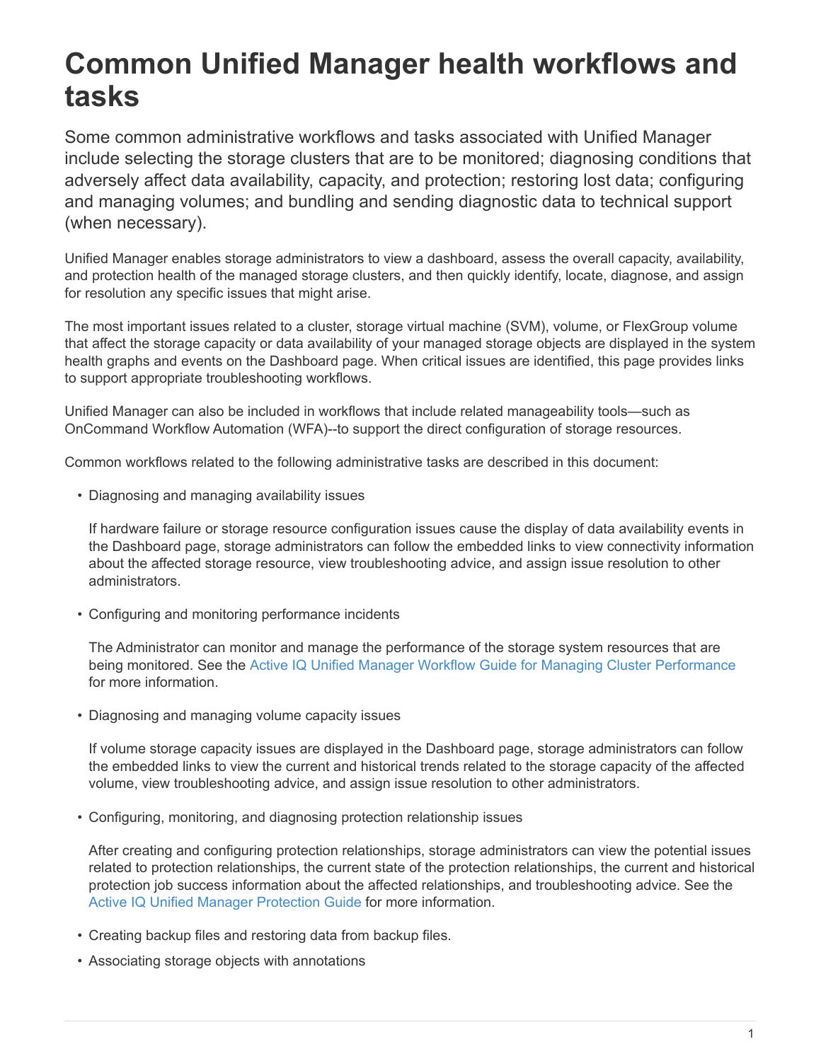# Common Unified Manager health workflows and tasks

Some common administrative workflows and tasks associated with Unified Manager include selecting the storage clusters that are to be monitored; diagnosing conditions that adversely affect data availability, capacity, and protection; restoring lost data; configuring and managing volumes; and bundling and sending diagnostic data to technical support (when necessary).

Unified Manager enables storage administrators to view a dashboard, assess the overall capacity, availability, and protection health of the managed storage clusters, and then quickly identify, locate, diagnose, and assign for resolution any specific issues that might arise.

The most important issues related to a cluster, storage virtual machine (SVM), volume, or FlexGroup volume that affect the storage capacity or data availability of your managed storage objects are displayed in the system health graphs and events on the Dashboard page. When critical issues are identified, this page provides links to support appropriate troubleshooting workflows.

Unified Manager can also be included in workflows that include related manageability tools—such as OnCommand Workflow Automation (WFA)--to support the direct configuration of storage resources.

Common workflows related to the following administrative tasks are described in this document:

- Diagnosing and managing availability issues

  If hardware failure or storage resource configuration issues cause the display of data availability events in the Dashboard page, storage administrators can follow the embedded links to view connectivity information about the affected storage resource, view troubleshooting advice, and assign issue resolution to other administrators.

- Configuring and monitoring performance incidents

  The Administrator can monitor and manage the performance of the storage system resources that are being monitored. See the Active IQ Unified Manager Workflow Guide for Managing Cluster Performance for more information.

- Diagnosing and managing volume capacity issues

  If volume storage capacity issues are displayed in the Dashboard page, storage administrators can follow the embedded links to view the current and historical trends related to the storage capacity of the affected volume, view troubleshooting advice, and assign issue resolution to other administrators.

- Configuring, monitoring, and diagnosing protection relationship issues

  After creating and configuring protection relationships, storage administrators can view the potential issues related to protection relationships, the current state of the protection relationships, the current and historical protection job success information about the affected relationships, and troubleshooting advice. See the Active IQ Unified Manager Protection Guide for more information.

- Creating backup files and restoring data from backup files.
- Associating storage objects with annotations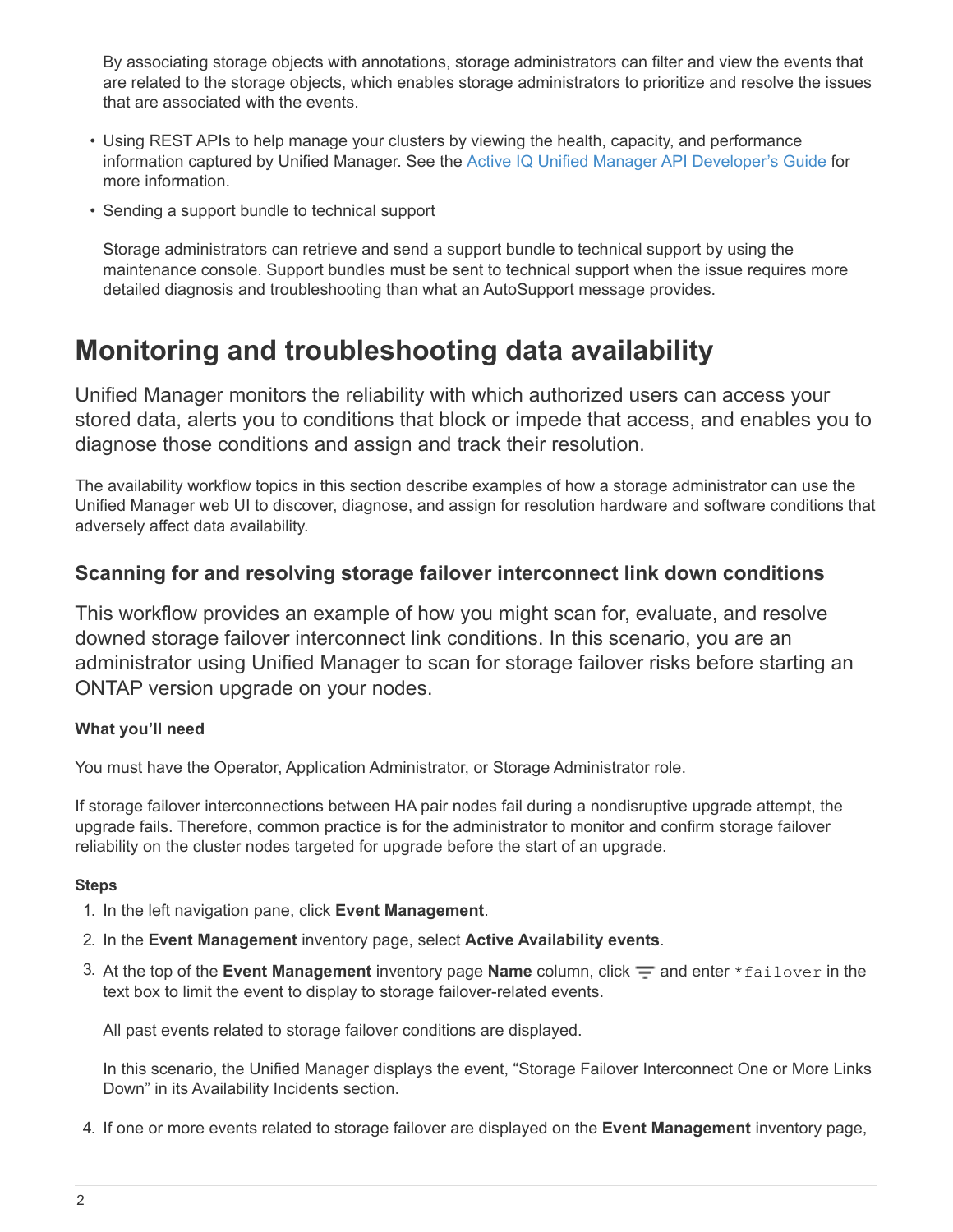By associating storage objects with annotations, storage administrators can filter and view the events that are related to the storage objects, which enables storage administrators to prioritize and resolve the issues that are associated with the events.

- Using REST APIs to help manage your clusters by viewing the health, capacity, and performance information captured by Unified Manager. See the Active IQ Unified Manager API Developer's Guide for more information.
- Sending a support bundle to technical support

  Storage administrators can retrieve and send a support bundle to technical support by using the maintenance console. Support bundles must be sent to technical support when the issue requires more detailed diagnosis and troubleshooting than what an AutoSupport message provides.

# Monitoring and troubleshooting data availability

Unified Manager monitors the reliability with which authorized users can access your stored data, alerts you to conditions that block or impede that access, and enables you to diagnose those conditions and assign and track their resolution.

The availability workflow topics in this section describe examples of how a storage administrator can use the Unified Manager web UI to discover, diagnose, and assign for resolution hardware and software conditions that adversely affect data availability.

## Scanning for and resolving storage failover interconnect link down conditions

This workflow provides an example of how you might scan for, evaluate, and resolve downed storage failover interconnect link conditions. In this scenario, you are an administrator using Unified Manager to scan for storage failover risks before starting an ONTAP version upgrade on your nodes.

#### What you'll need

You must have the Operator, Application Administrator, or Storage Administrator role.

If storage failover interconnections between HA pair nodes fail during a nondisruptive upgrade attempt, the upgrade fails. Therefore, common practice is for the administrator to monitor and confirm storage failover reliability on the cluster nodes targeted for upgrade before the start of an upgrade.

#### Steps

1. In the left navigation pane, click **Event Management**.
2. In the **Event Management** inventory page, select **Active Availability events**.
3. At the top of the **Event Management** inventory page **Name** column, click and enter `*failover` in the text box to limit the event to display to storage failover-related events.

   All past events related to storage failover conditions are displayed.

   In this scenario, the Unified Manager displays the event, "Storage Failover Interconnect One or More Links Down" in its Availability Incidents section.

4. If one or more events related to storage failover are displayed on the **Event Management** inventory page,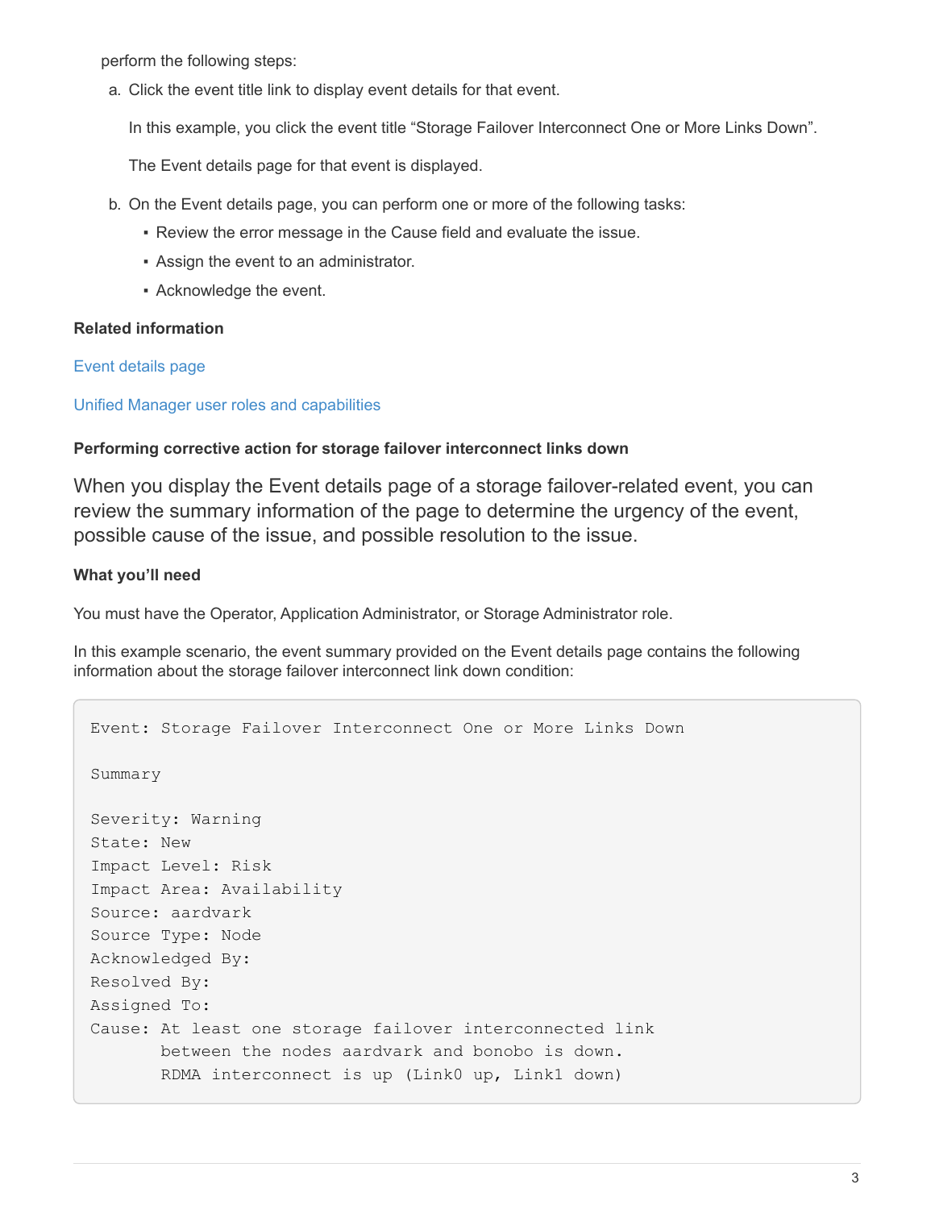perform the following steps:

a. Click the event title link to display event details for that event.

   In this example, you click the event title “Storage Failover Interconnect One or More Links Down”.

   The Event details page for that event is displayed.

b. On the Event details page, you can perform one or more of the following tasks:

   - Review the error message in the Cause field and evaluate the issue.
   - Assign the event to an administrator.
   - Acknowledge the event.

**Related information**

Event details page

Unified Manager user roles and capabilities

#### Performing corrective action for storage failover interconnect links down

When you display the Event details page of a storage failover-related event, you can review the summary information of the page to determine the urgency of the event, possible cause of the issue, and possible resolution to the issue.

**What you'll need**

You must have the Operator, Application Administrator, or Storage Administrator role.

In this example scenario, the event summary provided on the Event details page contains the following information about the storage failover interconnect link down condition:

```
Event: Storage Failover Interconnect One or More Links Down

Summary

Severity: Warning
State: New
Impact Level: Risk
Impact Area: Availability
Source: aardvark
Source Type: Node
Acknowledged By:
Resolved By:
Assigned To:
Cause: At least one storage failover interconnected link
       between the nodes aardvark and bonobo is down.
       RDMA interconnect is up (Link0 up, Link1 down)
```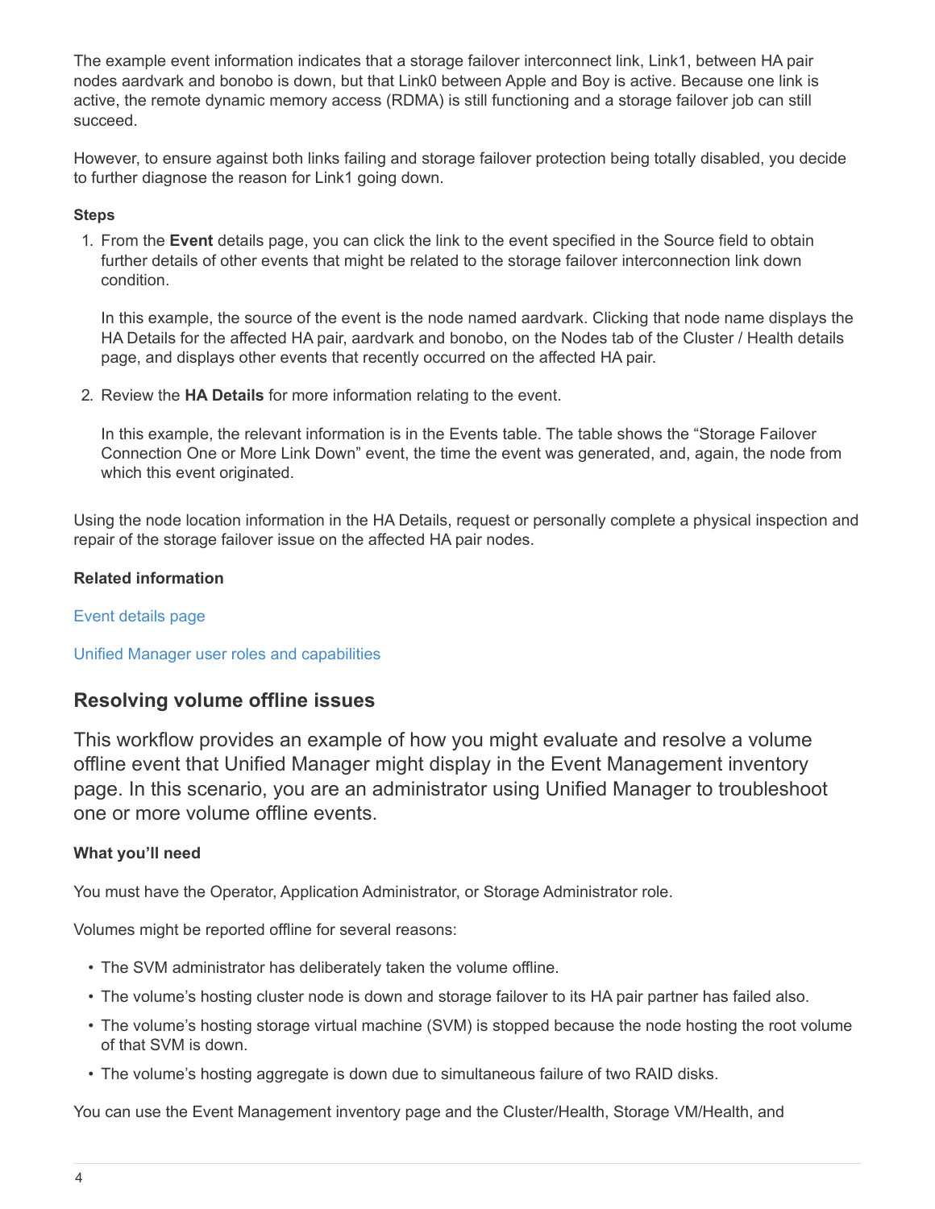The example event information indicates that a storage failover interconnect link, Link1, between HA pair nodes aardvark and bonobo is down, but that Link0 between Apple and Boy is active. Because one link is active, the remote dynamic memory access (RDMA) is still functioning and a storage failover job can still succeed.

However, to ensure against both links failing and storage failover protection being totally disabled, you decide to further diagnose the reason for Link1 going down.

#### Steps

1. From the **Event** details page, you can click the link to the event specified in the Source field to obtain further details of other events that might be related to the storage failover interconnection link down condition.

   In this example, the source of the event is the node named aardvark. Clicking that node name displays the HA Details for the affected HA pair, aardvark and bonobo, on the Nodes tab of the Cluster / Health details page, and displays other events that recently occurred on the affected HA pair.

2. Review the **HA Details** for more information relating to the event.

   In this example, the relevant information is in the Events table. The table shows the “Storage Failover Connection One or More Link Down” event, the time the event was generated, and, again, the node from which this event originated.

Using the node location information in the HA Details, request or personally complete a physical inspection and repair of the storage failover issue on the affected HA pair nodes.

#### Related information

Event details page

Unified Manager user roles and capabilities

## Resolving volume offline issues

This workflow provides an example of how you might evaluate and resolve a volume offline event that Unified Manager might display in the Event Management inventory page. In this scenario, you are an administrator using Unified Manager to troubleshoot one or more volume offline events.

#### What you’ll need

You must have the Operator, Application Administrator, or Storage Administrator role.

Volumes might be reported offline for several reasons:

- The SVM administrator has deliberately taken the volume offline.
- The volume’s hosting cluster node is down and storage failover to its HA pair partner has failed also.
- The volume’s hosting storage virtual machine (SVM) is stopped because the node hosting the root volume of that SVM is down.
- The volume’s hosting aggregate is down due to simultaneous failure of two RAID disks.

You can use the Event Management inventory page and the Cluster/Health, Storage VM/Health, and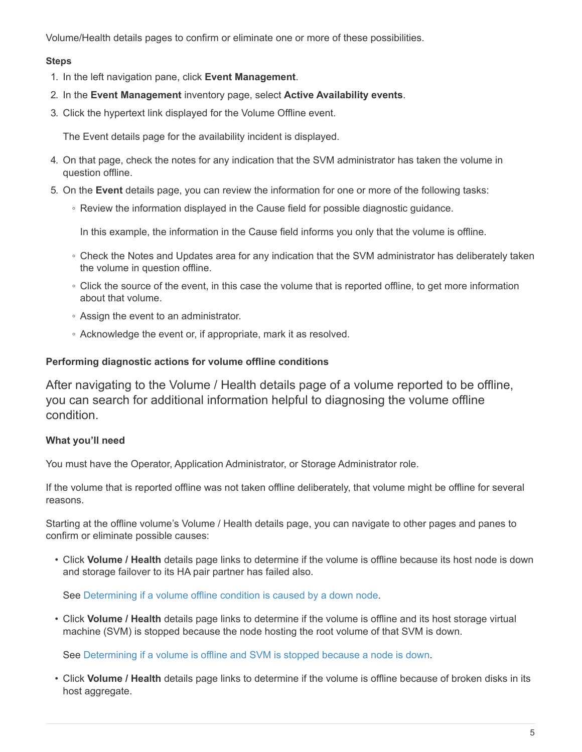Volume/Health details pages to confirm or eliminate one or more of these possibilities.

**Steps**

1. In the left navigation pane, click **Event Management**.
2. In the **Event Management** inventory page, select **Active Availability events**.
3. Click the hypertext link displayed for the Volume Offline event.

   The Event details page for the availability incident is displayed.

4. On that page, check the notes for any indication that the SVM administrator has taken the volume in question offline.
5. On the **Event** details page, you can review the information for one or more of the following tasks:
   - Review the information displayed in the Cause field for possible diagnostic guidance.

     In this example, the information in the Cause field informs you only that the volume is offline.

   - Check the Notes and Updates area for any indication that the SVM administrator has deliberately taken the volume in question offline.
   - Click the source of the event, in this case the volume that is reported offline, to get more information about that volume.
   - Assign the event to an administrator.
   - Acknowledge the event or, if appropriate, mark it as resolved.

#### Performing diagnostic actions for volume offline conditions

After navigating to the Volume / Health details page of a volume reported to be offline, you can search for additional information helpful to diagnosing the volume offline condition.

**What you'll need**

You must have the Operator, Application Administrator, or Storage Administrator role.

If the volume that is reported offline was not taken offline deliberately, that volume might be offline for several reasons.

Starting at the offline volume's Volume / Health details page, you can navigate to other pages and panes to confirm or eliminate possible causes:

- Click **Volume / Health** details page links to determine if the volume is offline because its host node is down and storage failover to its HA pair partner has failed also.

  See Determining if a volume offline condition is caused by a down node.

- Click **Volume / Health** details page links to determine if the volume is offline and its host storage virtual machine (SVM) is stopped because the node hosting the root volume of that SVM is down.

  See Determining if a volume is offline and SVM is stopped because a node is down.

- Click **Volume / Health** details page links to determine if the volume is offline because of broken disks in its host aggregate.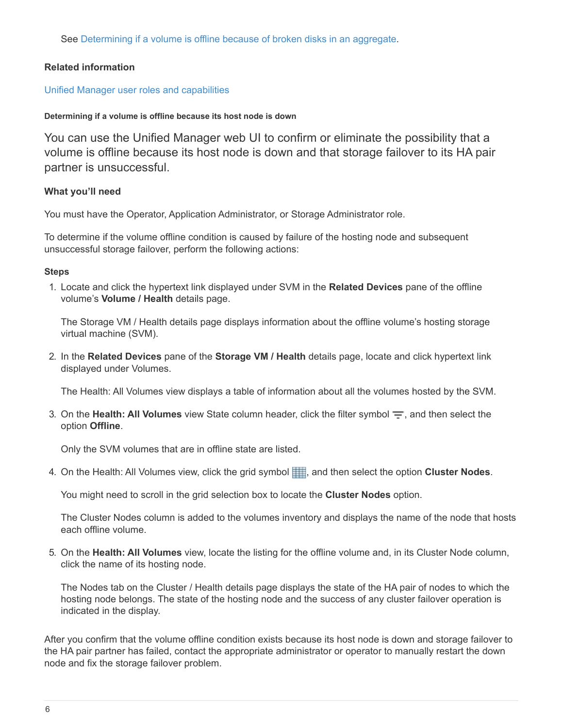See Determining if a volume is offline because of broken disks in an aggregate.

### Related information

Unified Manager user roles and capabilities

#### Determining if a volume is offline because its host node is down

You can use the Unified Manager web UI to confirm or eliminate the possibility that a volume is offline because its host node is down and that storage failover to its HA pair partner is unsuccessful.

### What you'll need

You must have the Operator, Application Administrator, or Storage Administrator role.

To determine if the volume offline condition is caused by failure of the hosting node and subsequent unsuccessful storage failover, perform the following actions:

### Steps

1. Locate and click the hypertext link displayed under SVM in the **Related Devices** pane of the offline volume's **Volume / Health** details page.

   The Storage VM / Health details page displays information about the offline volume's hosting storage virtual machine (SVM).

2. In the **Related Devices** pane of the **Storage VM / Health** details page, locate and click hypertext link displayed under Volumes.

   The Health: All Volumes view displays a table of information about all the volumes hosted by the SVM.

3. On the **Health: All Volumes** view State column header, click the filter symbol, and then select the option **Offline**.

   Only the SVM volumes that are in offline state are listed.

4. On the Health: All Volumes view, click the grid symbol, and then select the option **Cluster Nodes**.

   You might need to scroll in the grid selection box to locate the **Cluster Nodes** option.

   The Cluster Nodes column is added to the volumes inventory and displays the name of the node that hosts each offline volume.

5. On the **Health: All Volumes** view, locate the listing for the offline volume and, in its Cluster Node column, click the name of its hosting node.

   The Nodes tab on the Cluster / Health details page displays the state of the HA pair of nodes to which the hosting node belongs. The state of the hosting node and the success of any cluster failover operation is indicated in the display.

After you confirm that the volume offline condition exists because its host node is down and storage failover to the HA pair partner has failed, contact the appropriate administrator or operator to manually restart the down node and fix the storage failover problem.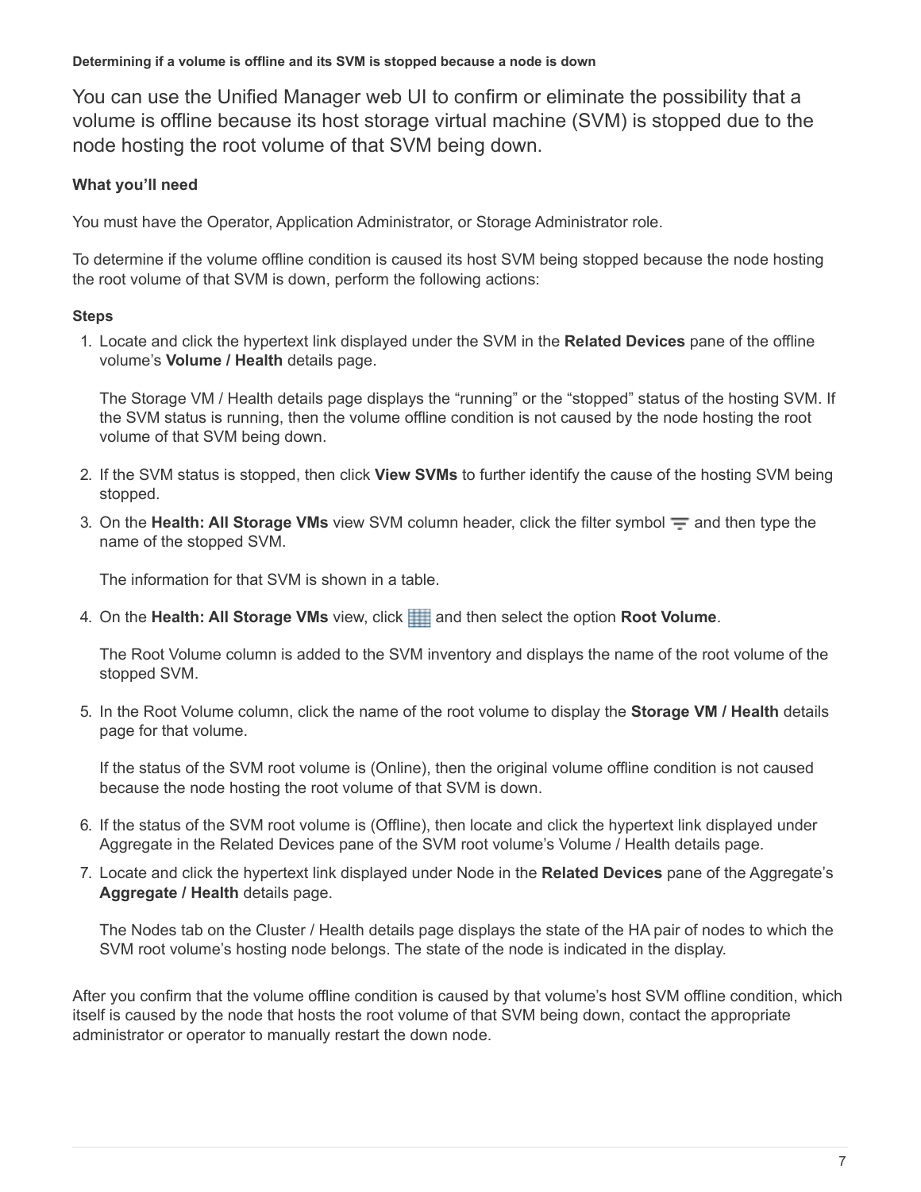#### Determining if a volume is offline and its SVM is stopped because a node is down

You can use the Unified Manager web UI to confirm or eliminate the possibility that a volume is offline because its host storage virtual machine (SVM) is stopped due to the node hosting the root volume of that SVM being down.

**What you'll need**

You must have the Operator, Application Administrator, or Storage Administrator role.

To determine if the volume offline condition is caused its host SVM being stopped because the node hosting the root volume of that SVM is down, perform the following actions:

**Steps**

1. Locate and click the hypertext link displayed under the SVM in the **Related Devices** pane of the offline volume's **Volume / Health** details page.

   The Storage VM / Health details page displays the "running" or the "stopped" status of the hosting SVM. If the SVM status is running, then the volume offline condition is not caused by the node hosting the root volume of that SVM being down.

2. If the SVM status is stopped, then click **View SVMs** to further identify the cause of the hosting SVM being stopped.
3. On the **Health: All Storage VMs** view SVM column header, click the filter symbol and then type the name of the stopped SVM.

   The information for that SVM is shown in a table.

4. On the **Health: All Storage VMs** view, click and then select the option **Root Volume**.

   The Root Volume column is added to the SVM inventory and displays the name of the root volume of the stopped SVM.

5. In the Root Volume column, click the name of the root volume to display the **Storage VM / Health** details page for that volume.

   If the status of the SVM root volume is (Online), then the original volume offline condition is not caused because the node hosting the root volume of that SVM is down.

6. If the status of the SVM root volume is (Offline), then locate and click the hypertext link displayed under Aggregate in the Related Devices pane of the SVM root volume's Volume / Health details page.
7. Locate and click the hypertext link displayed under Node in the **Related Devices** pane of the Aggregate's **Aggregate / Health** details page.

   The Nodes tab on the Cluster / Health details page displays the state of the HA pair of nodes to which the SVM root volume's hosting node belongs. The state of the node is indicated in the display.

After you confirm that the volume offline condition is caused by that volume's host SVM offline condition, which itself is caused by the node that hosts the root volume of that SVM being down, contact the appropriate administrator or operator to manually restart the down node.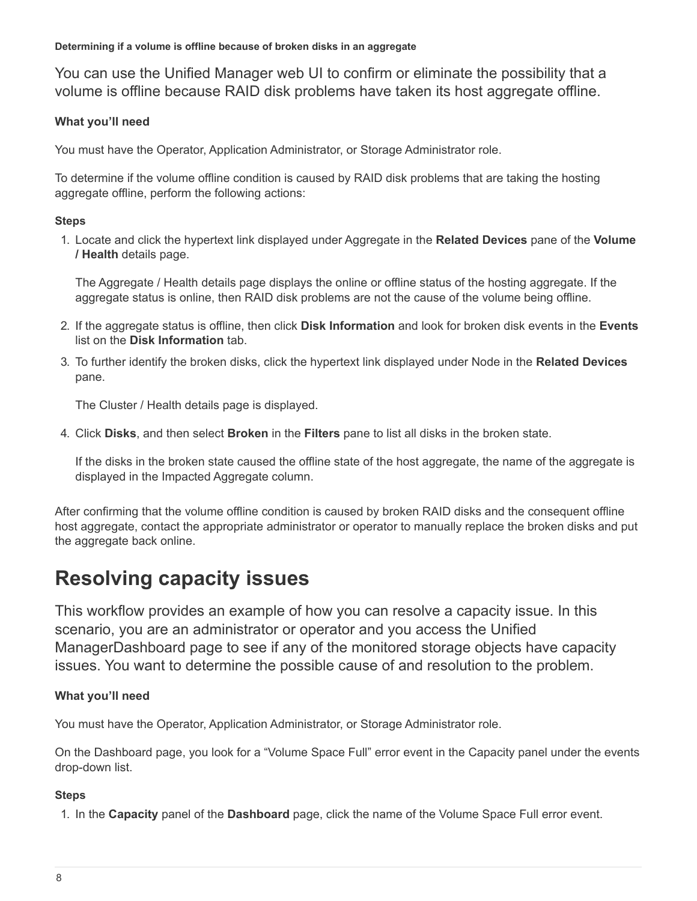#### Determining if a volume is offline because of broken disks in an aggregate

You can use the Unified Manager web UI to confirm or eliminate the possibility that a volume is offline because RAID disk problems have taken its host aggregate offline.

**What you'll need**

You must have the Operator, Application Administrator, or Storage Administrator role.

To determine if the volume offline condition is caused by RAID disk problems that are taking the hosting aggregate offline, perform the following actions:

**Steps**

1. Locate and click the hypertext link displayed under Aggregate in the **Related Devices** pane of the **Volume / Health** details page.

   The Aggregate / Health details page displays the online or offline status of the hosting aggregate. If the aggregate status is online, then RAID disk problems are not the cause of the volume being offline.

2. If the aggregate status is offline, then click **Disk Information** and look for broken disk events in the **Events** list on the **Disk Information** tab.
3. To further identify the broken disks, click the hypertext link displayed under Node in the **Related Devices** pane.

   The Cluster / Health details page is displayed.

4. Click **Disks**, and then select **Broken** in the **Filters** pane to list all disks in the broken state.

   If the disks in the broken state caused the offline state of the host aggregate, the name of the aggregate is displayed in the Impacted Aggregate column.

After confirming that the volume offline condition is caused by broken RAID disks and the consequent offline host aggregate, contact the appropriate administrator or operator to manually replace the broken disks and put the aggregate back online.

# Resolving capacity issues

This workflow provides an example of how you can resolve a capacity issue. In this scenario, you are an administrator or operator and you access the Unified ManagerDashboard page to see if any of the monitored storage objects have capacity issues. You want to determine the possible cause of and resolution to the problem.

**What you'll need**

You must have the Operator, Application Administrator, or Storage Administrator role.

On the Dashboard page, you look for a "Volume Space Full" error event in the Capacity panel under the events drop-down list.

**Steps**

1. In the **Capacity** panel of the **Dashboard** page, click the name of the Volume Space Full error event.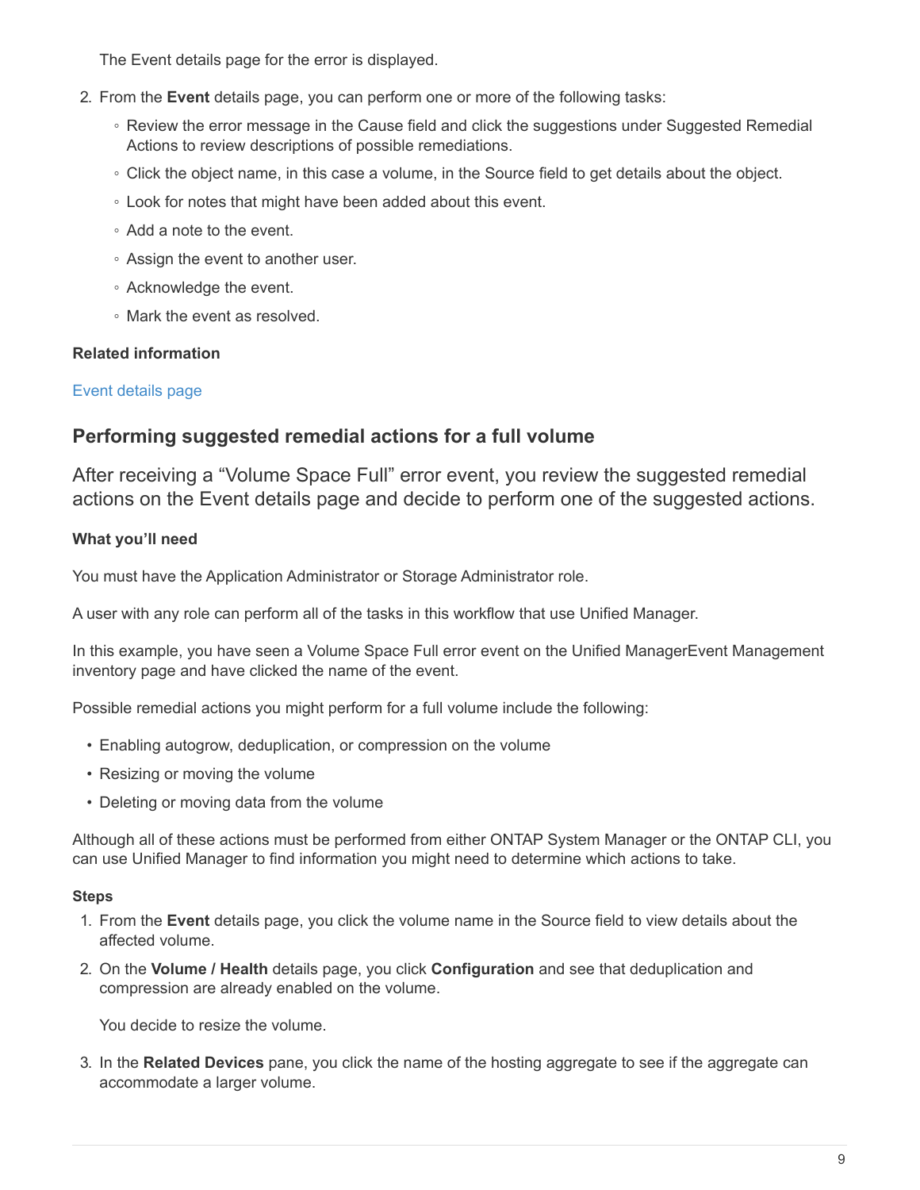The Event details page for the error is displayed.

2. From the **Event** details page, you can perform one or more of the following tasks:
   - Review the error message in the Cause field and click the suggestions under Suggested Remedial Actions to review descriptions of possible remediations.
   - Click the object name, in this case a volume, in the Source field to get details about the object.
   - Look for notes that might have been added about this event.
   - Add a note to the event.
   - Assign the event to another user.
   - Acknowledge the event.
   - Mark the event as resolved.

**Related information**

Event details page

## Performing suggested remedial actions for a full volume

After receiving a “Volume Space Full” error event, you review the suggested remedial actions on the Event details page and decide to perform one of the suggested actions.

**What you’ll need**

You must have the Application Administrator or Storage Administrator role.

A user with any role can perform all of the tasks in this workflow that use Unified Manager.

In this example, you have seen a Volume Space Full error event on the Unified ManagerEvent Management inventory page and have clicked the name of the event.

Possible remedial actions you might perform for a full volume include the following:

- Enabling autogrow, deduplication, or compression on the volume
- Resizing or moving the volume
- Deleting or moving data from the volume

Although all of these actions must be performed from either ONTAP System Manager or the ONTAP CLI, you can use Unified Manager to find information you might need to determine which actions to take.

**Steps**

1. From the **Event** details page, you click the volume name in the Source field to view details about the affected volume.
2. On the **Volume / Health** details page, you click **Configuration** and see that deduplication and compression are already enabled on the volume.

   You decide to resize the volume.
3. In the **Related Devices** pane, you click the name of the hosting aggregate to see if the aggregate can accommodate a larger volume.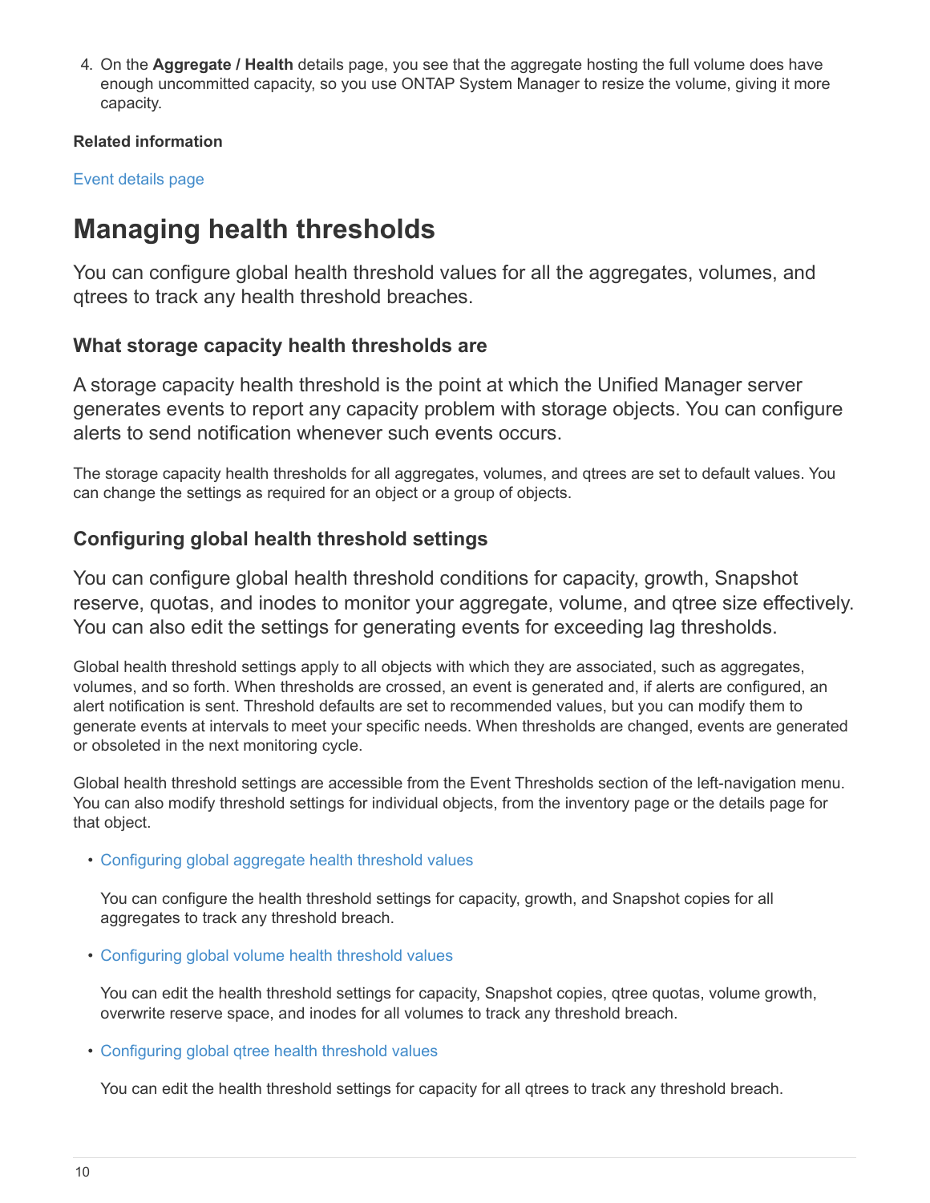4. On the **Aggregate / Health** details page, you see that the aggregate hosting the full volume does have enough uncommitted capacity, so you use ONTAP System Manager to resize the volume, giving it more capacity.

**Related information**

Event details page

# Managing health thresholds

You can configure global health threshold values for all the aggregates, volumes, and qtrees to track any health threshold breaches.

## What storage capacity health thresholds are

A storage capacity health threshold is the point at which the Unified Manager server generates events to report any capacity problem with storage objects. You can configure alerts to send notification whenever such events occurs.

The storage capacity health thresholds for all aggregates, volumes, and qtrees are set to default values. You can change the settings as required for an object or a group of objects.

## Configuring global health threshold settings

You can configure global health threshold conditions for capacity, growth, Snapshot reserve, quotas, and inodes to monitor your aggregate, volume, and qtree size effectively. You can also edit the settings for generating events for exceeding lag thresholds.

Global health threshold settings apply to all objects with which they are associated, such as aggregates, volumes, and so forth. When thresholds are crossed, an event is generated and, if alerts are configured, an alert notification is sent. Threshold defaults are set to recommended values, but you can modify them to generate events at intervals to meet your specific needs. When thresholds are changed, events are generated or obsoleted in the next monitoring cycle.

Global health threshold settings are accessible from the Event Thresholds section of the left-navigation menu. You can also modify threshold settings for individual objects, from the inventory page or the details page for that object.

- Configuring global aggregate health threshold values

  You can configure the health threshold settings for capacity, growth, and Snapshot copies for all aggregates to track any threshold breach.

- Configuring global volume health threshold values

  You can edit the health threshold settings for capacity, Snapshot copies, qtree quotas, volume growth, overwrite reserve space, and inodes for all volumes to track any threshold breach.

- Configuring global qtree health threshold values

  You can edit the health threshold settings for capacity for all qtrees to track any threshold breach.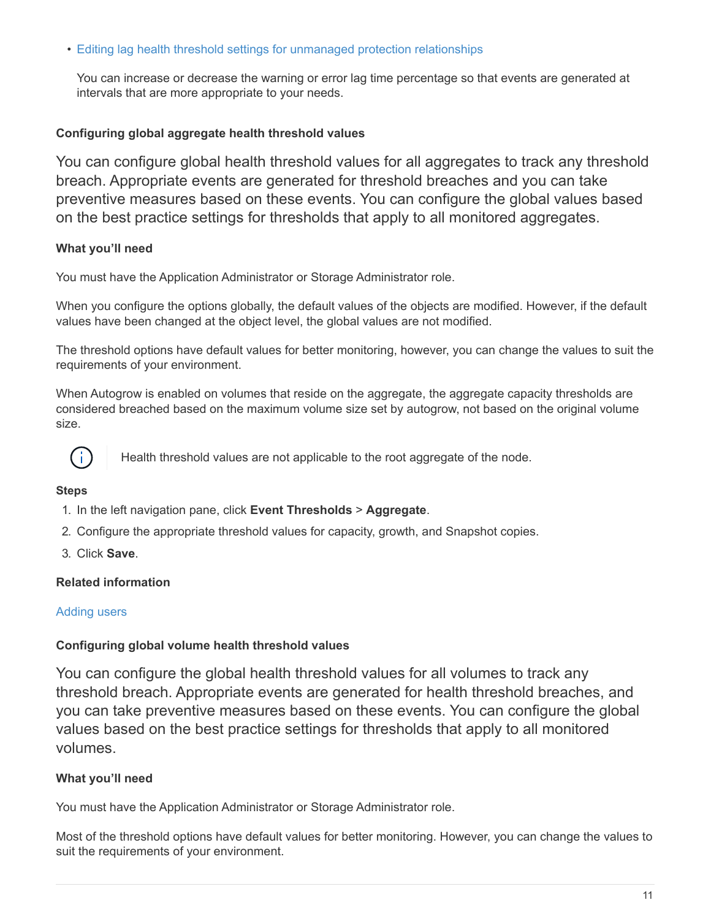- [Editing lag health threshold settings for unmanaged protection relationships]

  You can increase or decrease the warning or error lag time percentage so that events are generated at intervals that are more appropriate to your needs.

#### Configuring global aggregate health threshold values

You can configure global health threshold values for all aggregates to track any threshold breach. Appropriate events are generated for threshold breaches and you can take preventive measures based on these events. You can configure the global values based on the best practice settings for thresholds that apply to all monitored aggregates.

**What you'll need**

You must have the Application Administrator or Storage Administrator role.

When you configure the options globally, the default values of the objects are modified. However, if the default values have been changed at the object level, the global values are not modified.

The threshold options have default values for better monitoring, however, you can change the values to suit the requirements of your environment.

When Autogrow is enabled on volumes that reside on the aggregate, the aggregate capacity thresholds are considered breached based on the maximum volume size set by autogrow, not based on the original volume size.

> Health threshold values are not applicable to the root aggregate of the node.

**Steps**

1. In the left navigation pane, click **Event Thresholds** > **Aggregate**.
2. Configure the appropriate threshold values for capacity, growth, and Snapshot copies.
3. Click **Save**.

**Related information**

[Adding users]

#### Configuring global volume health threshold values

You can configure the global health threshold values for all volumes to track any threshold breach. Appropriate events are generated for health threshold breaches, and you can take preventive measures based on these events. You can configure the global values based on the best practice settings for thresholds that apply to all monitored volumes.

**What you'll need**

You must have the Application Administrator or Storage Administrator role.

Most of the threshold options have default values for better monitoring. However, you can change the values to suit the requirements of your environment.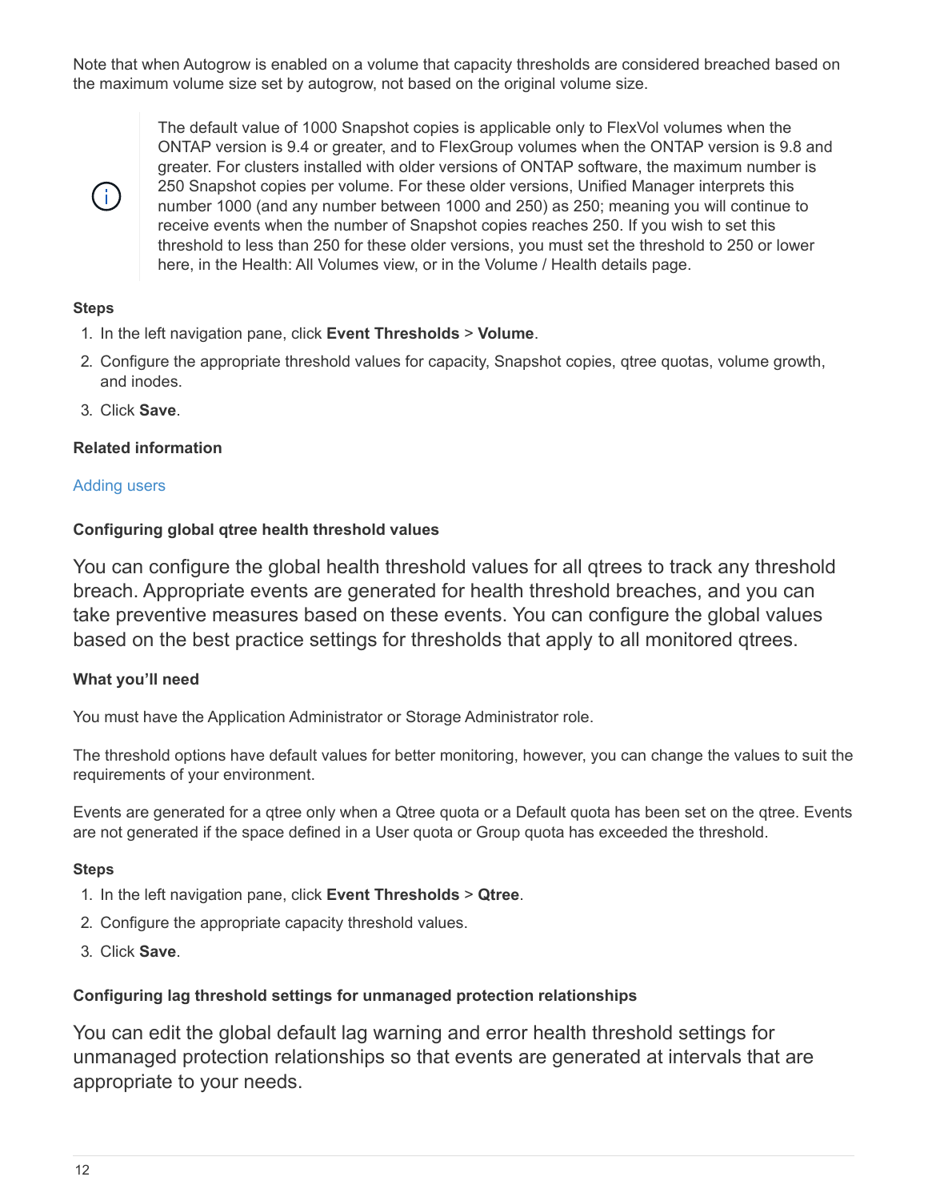Note that when Autogrow is enabled on a volume that capacity thresholds are considered breached based on the maximum volume size set by autogrow, not based on the original volume size.

> The default value of 1000 Snapshot copies is applicable only to FlexVol volumes when the ONTAP version is 9.4 or greater, and to FlexGroup volumes when the ONTAP version is 9.8 and greater. For clusters installed with older versions of ONTAP software, the maximum number is 250 Snapshot copies per volume. For these older versions, Unified Manager interprets this number 1000 (and any number between 1000 and 250) as 250; meaning you will continue to receive events when the number of Snapshot copies reaches 250. If you wish to set this threshold to less than 250 for these older versions, you must set the threshold to 250 or lower here, in the Health: All Volumes view, or in the Volume / Health details page.

**Steps**

1. In the left navigation pane, click **Event Thresholds** > **Volume**.
2. Configure the appropriate threshold values for capacity, Snapshot copies, qtree quotas, volume growth, and inodes.
3. Click **Save**.

**Related information**

Adding users

#### Configuring global qtree health threshold values

You can configure the global health threshold values for all qtrees to track any threshold breach. Appropriate events are generated for health threshold breaches, and you can take preventive measures based on these events. You can configure the global values based on the best practice settings for thresholds that apply to all monitored qtrees.

**What you'll need**

You must have the Application Administrator or Storage Administrator role.

The threshold options have default values for better monitoring, however, you can change the values to suit the requirements of your environment.

Events are generated for a qtree only when a Qtree quota or a Default quota has been set on the qtree. Events are not generated if the space defined in a User quota or Group quota has exceeded the threshold.

**Steps**

1. In the left navigation pane, click **Event Thresholds** > **Qtree**.
2. Configure the appropriate capacity threshold values.
3. Click **Save**.

#### Configuring lag threshold settings for unmanaged protection relationships

You can edit the global default lag warning and error health threshold settings for unmanaged protection relationships so that events are generated at intervals that are appropriate to your needs.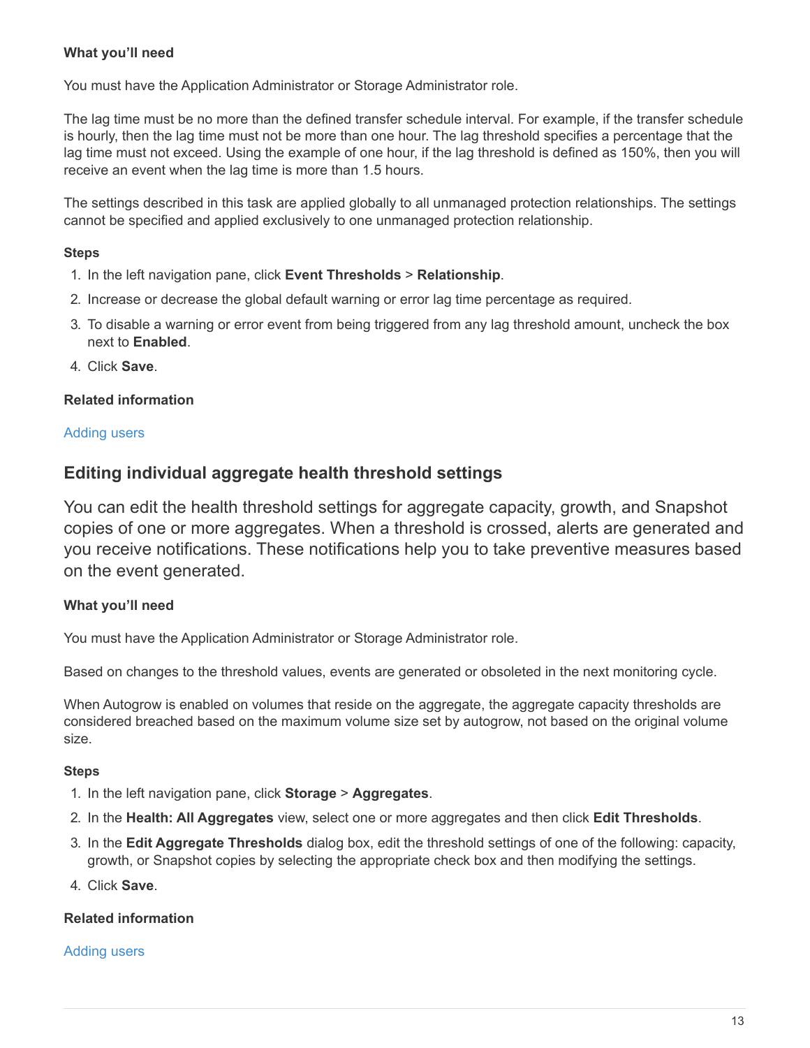#### What you'll need

You must have the Application Administrator or Storage Administrator role.

The lag time must be no more than the defined transfer schedule interval. For example, if the transfer schedule is hourly, then the lag time must not be more than one hour. The lag threshold specifies a percentage that the lag time must not exceed. Using the example of one hour, if the lag threshold is defined as 150%, then you will receive an event when the lag time is more than 1.5 hours.

The settings described in this task are applied globally to all unmanaged protection relationships. The settings cannot be specified and applied exclusively to one unmanaged protection relationship.

#### Steps

1. In the left navigation pane, click **Event Thresholds** > **Relationship**.
2. Increase or decrease the global default warning or error lag time percentage as required.
3. To disable a warning or error event from being triggered from any lag threshold amount, uncheck the box next to **Enabled**.
4. Click **Save**.

#### Related information

Adding users

## Editing individual aggregate health threshold settings

You can edit the health threshold settings for aggregate capacity, growth, and Snapshot copies of one or more aggregates. When a threshold is crossed, alerts are generated and you receive notifications. These notifications help you to take preventive measures based on the event generated.

#### What you'll need

You must have the Application Administrator or Storage Administrator role.

Based on changes to the threshold values, events are generated or obsoleted in the next monitoring cycle.

When Autogrow is enabled on volumes that reside on the aggregate, the aggregate capacity thresholds are considered breached based on the maximum volume size set by autogrow, not based on the original volume size.

#### Steps

1. In the left navigation pane, click **Storage** > **Aggregates**.
2. In the **Health: All Aggregates** view, select one or more aggregates and then click **Edit Thresholds**.
3. In the **Edit Aggregate Thresholds** dialog box, edit the threshold settings of one of the following: capacity, growth, or Snapshot copies by selecting the appropriate check box and then modifying the settings.
4. Click **Save**.

#### Related information

Adding users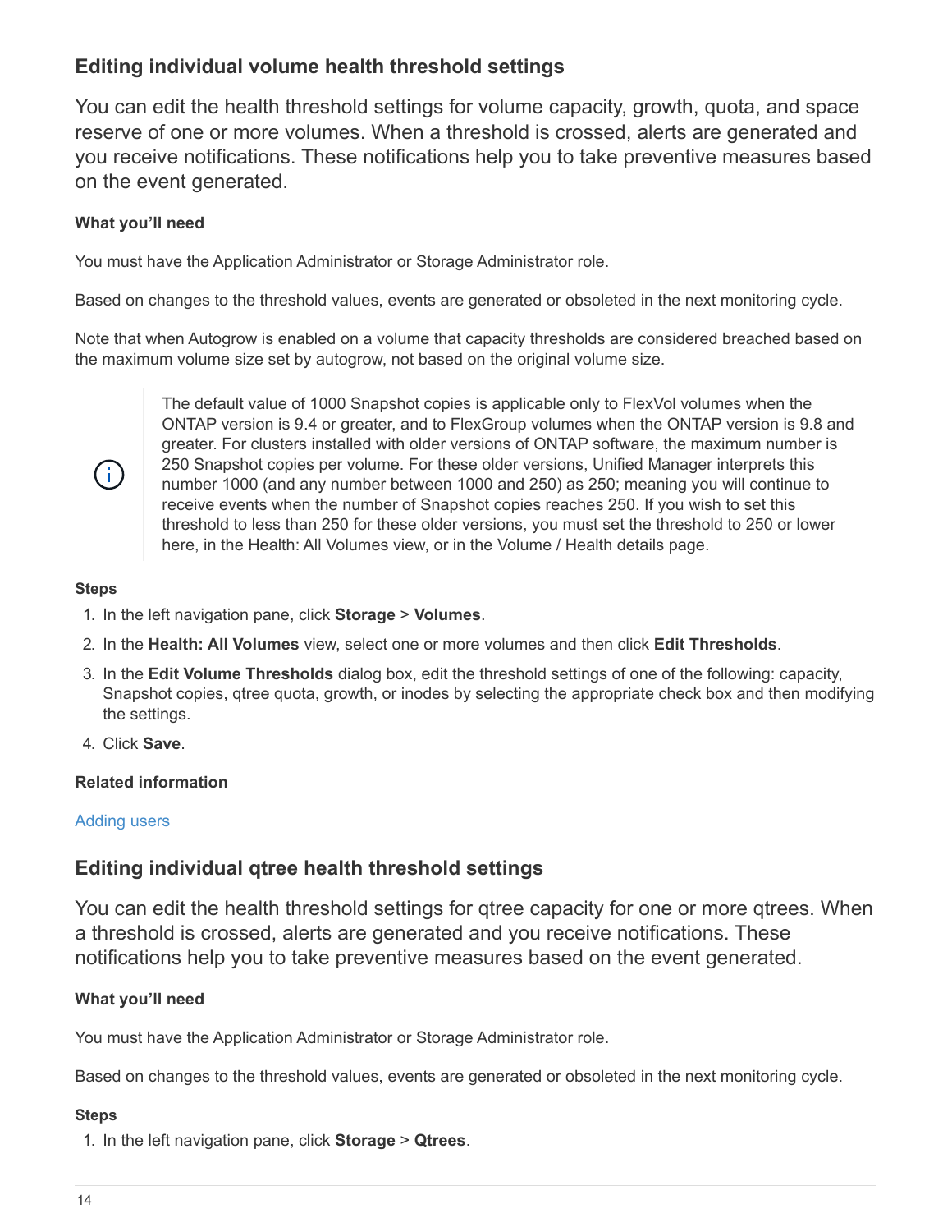## Editing individual volume health threshold settings

You can edit the health threshold settings for volume capacity, growth, quota, and space reserve of one or more volumes. When a threshold is crossed, alerts are generated and you receive notifications. These notifications help you to take preventive measures based on the event generated.

**What you'll need**

You must have the Application Administrator or Storage Administrator role.

Based on changes to the threshold values, events are generated or obsoleted in the next monitoring cycle.

Note that when Autogrow is enabled on a volume that capacity thresholds are considered breached based on the maximum volume size set by autogrow, not based on the original volume size.

> The default value of 1000 Snapshot copies is applicable only to FlexVol volumes when the ONTAP version is 9.4 or greater, and to FlexGroup volumes when the ONTAP version is 9.8 and greater. For clusters installed with older versions of ONTAP software, the maximum number is 250 Snapshot copies per volume. For these older versions, Unified Manager interprets this number 1000 (and any number between 1000 and 250) as 250; meaning you will continue to receive events when the number of Snapshot copies reaches 250. If you wish to set this threshold to less than 250 for these older versions, you must set the threshold to 250 or lower here, in the Health: All Volumes view, or in the Volume / Health details page.

**Steps**

1. In the left navigation pane, click **Storage** > **Volumes**.
2. In the **Health: All Volumes** view, select one or more volumes and then click **Edit Thresholds**.
3. In the **Edit Volume Thresholds** dialog box, edit the threshold settings of one of the following: capacity, Snapshot copies, qtree quota, growth, or inodes by selecting the appropriate check box and then modifying the settings.
4. Click **Save**.

**Related information**

Adding users

## Editing individual qtree health threshold settings

You can edit the health threshold settings for qtree capacity for one or more qtrees. When a threshold is crossed, alerts are generated and you receive notifications. These notifications help you to take preventive measures based on the event generated.

**What you'll need**

You must have the Application Administrator or Storage Administrator role.

Based on changes to the threshold values, events are generated or obsoleted in the next monitoring cycle.

**Steps**

1. In the left navigation pane, click **Storage** > **Qtrees**.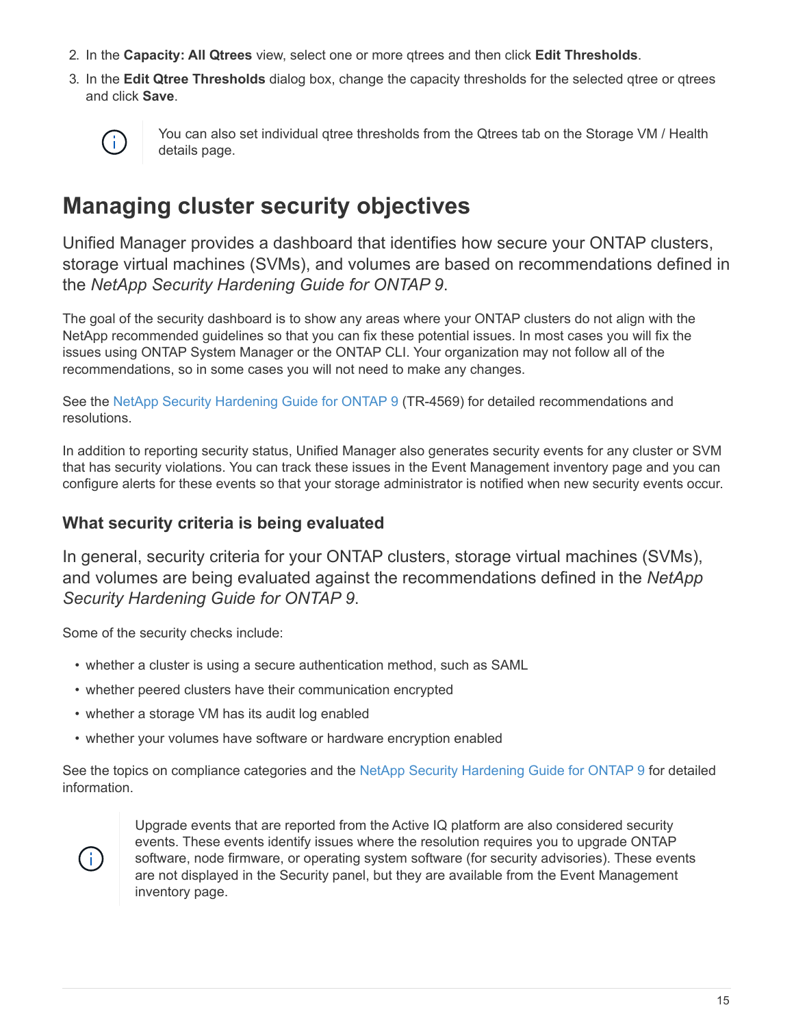2. In the **Capacity: All Qtrees** view, select one or more qtrees and then click **Edit Thresholds**.
3. In the **Edit Qtree Thresholds** dialog box, change the capacity thresholds for the selected qtree or qtrees and click **Save**.

> You can also set individual qtree thresholds from the Qtrees tab on the Storage VM / Health details page.

# Managing cluster security objectives

Unified Manager provides a dashboard that identifies how secure your ONTAP clusters, storage virtual machines (SVMs), and volumes are based on recommendations defined in the *NetApp Security Hardening Guide for ONTAP 9*.

The goal of the security dashboard is to show any areas where your ONTAP clusters do not align with the NetApp recommended guidelines so that you can fix these potential issues. In most cases you will fix the issues using ONTAP System Manager or the ONTAP CLI. Your organization may not follow all of the recommendations, so in some cases you will not need to make any changes.

See the NetApp Security Hardening Guide for ONTAP 9 (TR-4569) for detailed recommendations and resolutions.

In addition to reporting security status, Unified Manager also generates security events for any cluster or SVM that has security violations. You can track these issues in the Event Management inventory page and you can configure alerts for these events so that your storage administrator is notified when new security events occur.

## What security criteria is being evaluated

In general, security criteria for your ONTAP clusters, storage virtual machines (SVMs), and volumes are being evaluated against the recommendations defined in the *NetApp Security Hardening Guide for ONTAP 9*.

Some of the security checks include:

- whether a cluster is using a secure authentication method, such as SAML
- whether peered clusters have their communication encrypted
- whether a storage VM has its audit log enabled
- whether your volumes have software or hardware encryption enabled

See the topics on compliance categories and the NetApp Security Hardening Guide for ONTAP 9 for detailed information.

> Upgrade events that are reported from the Active IQ platform are also considered security events. These events identify issues where the resolution requires you to upgrade ONTAP software, node firmware, or operating system software (for security advisories). These events are not displayed in the Security panel, but they are available from the Event Management inventory page.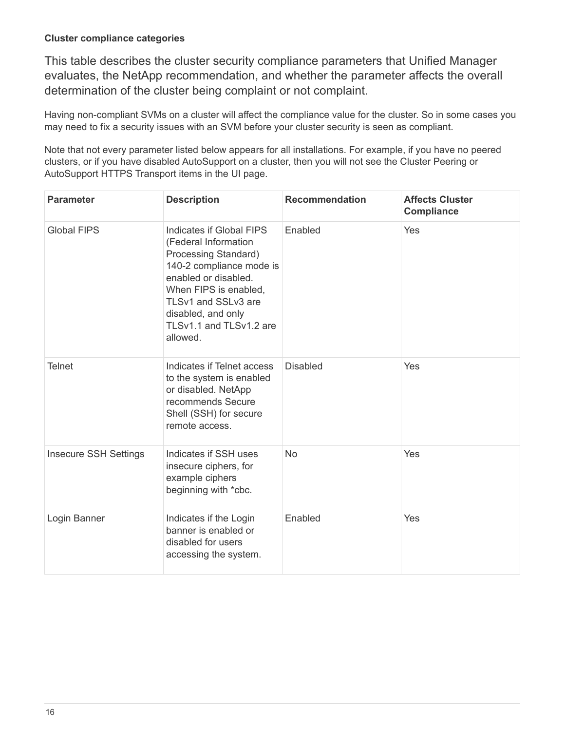#### Cluster compliance categories

This table describes the cluster security compliance parameters that Unified Manager evaluates, the NetApp recommendation, and whether the parameter affects the overall determination of the cluster being complaint or not complaint.

Having non-compliant SVMs on a cluster will affect the compliance value for the cluster. So in some cases you may need to fix a security issues with an SVM before your cluster security is seen as compliant.

Note that not every parameter listed below appears for all installations. For example, if you have no peered clusters, or if you have disabled AutoSupport on a cluster, then you will not see the Cluster Peering or AutoSupport HTTPS Transport items in the UI page.

| Parameter | Description | Recommendation | Affects Cluster Compliance |
| --- | --- | --- | --- |
| Global FIPS | Indicates if Global FIPS (Federal Information Processing Standard) 140-2 compliance mode is enabled or disabled. When FIPS is enabled, TLSv1 and SSLv3 are disabled, and only TLSv1.1 and TLSv1.2 are allowed. | Enabled | Yes |
| Telnet | Indicates if Telnet access to the system is enabled or disabled. NetApp recommends Secure Shell (SSH) for secure remote access. | Disabled | Yes |
| Insecure SSH Settings | Indicates if SSH uses insecure ciphers, for example ciphers beginning with *cbc. | No | Yes |
| Login Banner | Indicates if the Login banner is enabled or disabled for users accessing the system. | Enabled | Yes |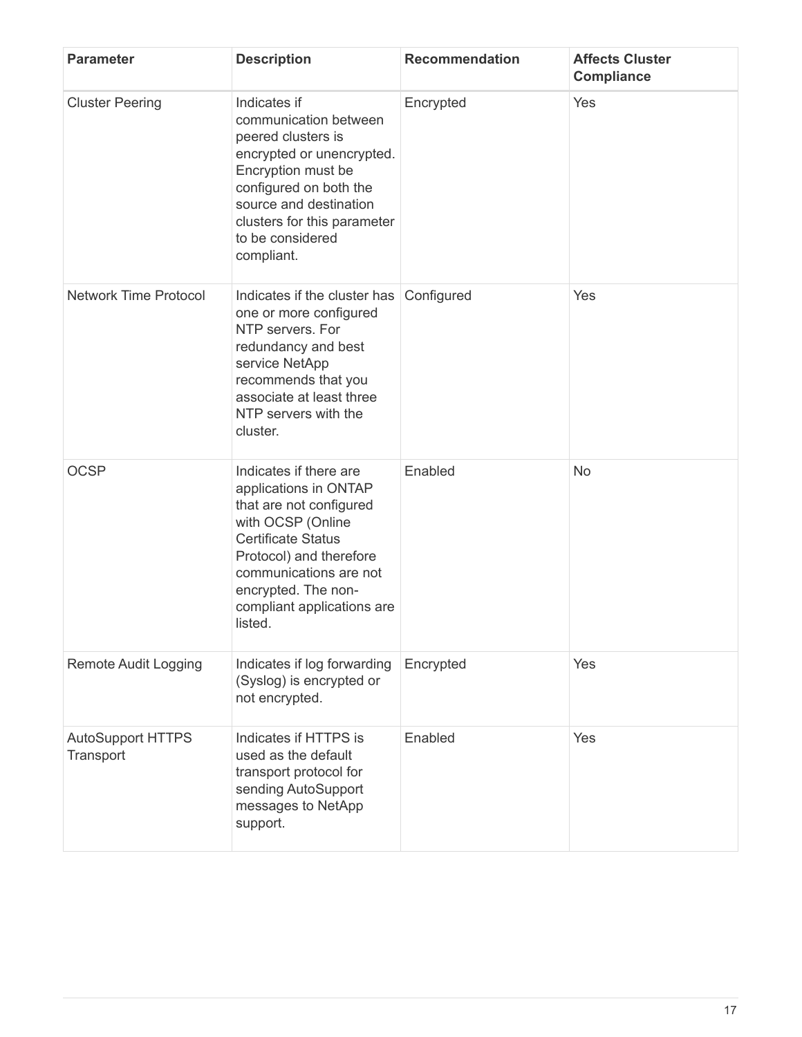| Parameter | Description | Recommendation | Affects Cluster Compliance |
| --- | --- | --- | --- |
| Cluster Peering | Indicates if communication between peered clusters is encrypted or unencrypted. Encryption must be configured on both the source and destination clusters for this parameter to be considered compliant. | Encrypted | Yes |
| Network Time Protocol | Indicates if the cluster has one or more configured NTP servers. For redundancy and best service NetApp recommends that you associate at least three NTP servers with the cluster. | Configured | Yes |
| OCSP | Indicates if there are applications in ONTAP that are not configured with OCSP (Online Certificate Status Protocol) and therefore communications are not encrypted. The non-compliant applications are listed. | Enabled | No |
| Remote Audit Logging | Indicates if log forwarding (Syslog) is encrypted or not encrypted. | Encrypted | Yes |
| AutoSupport HTTPS Transport | Indicates if HTTPS is used as the default transport protocol for sending AutoSupport messages to NetApp support. | Enabled | Yes |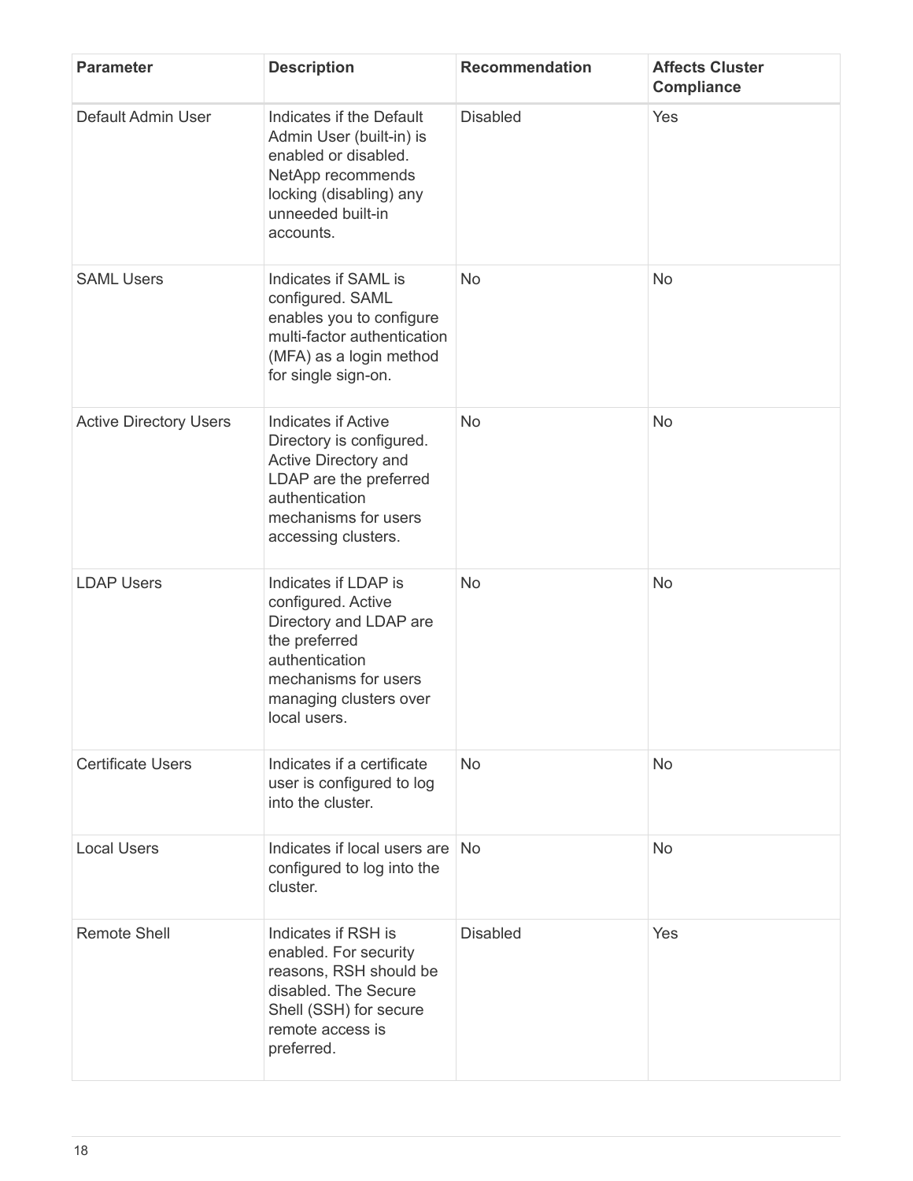| Parameter | Description | Recommendation | Affects Cluster Compliance |
|---|---|---|---|
| Default Admin User | Indicates if the Default Admin User (built-in) is enabled or disabled. NetApp recommends locking (disabling) any unneeded built-in accounts. | Disabled | Yes |
| SAML Users | Indicates if SAML is configured. SAML enables you to configure multi-factor authentication (MFA) as a login method for single sign-on. | No | No |
| Active Directory Users | Indicates if Active Directory is configured. Active Directory and LDAP are the preferred authentication mechanisms for users accessing clusters. | No | No |
| LDAP Users | Indicates if LDAP is configured. Active Directory and LDAP are the preferred authentication mechanisms for users managing clusters over local users. | No | No |
| Certificate Users | Indicates if a certificate user is configured to log into the cluster. | No | No |
| Local Users | Indicates if local users are configured to log into the cluster. | No | No |
| Remote Shell | Indicates if RSH is enabled. For security reasons, RSH should be disabled. The Secure Shell (SSH) for secure remote access is preferred. | Disabled | Yes |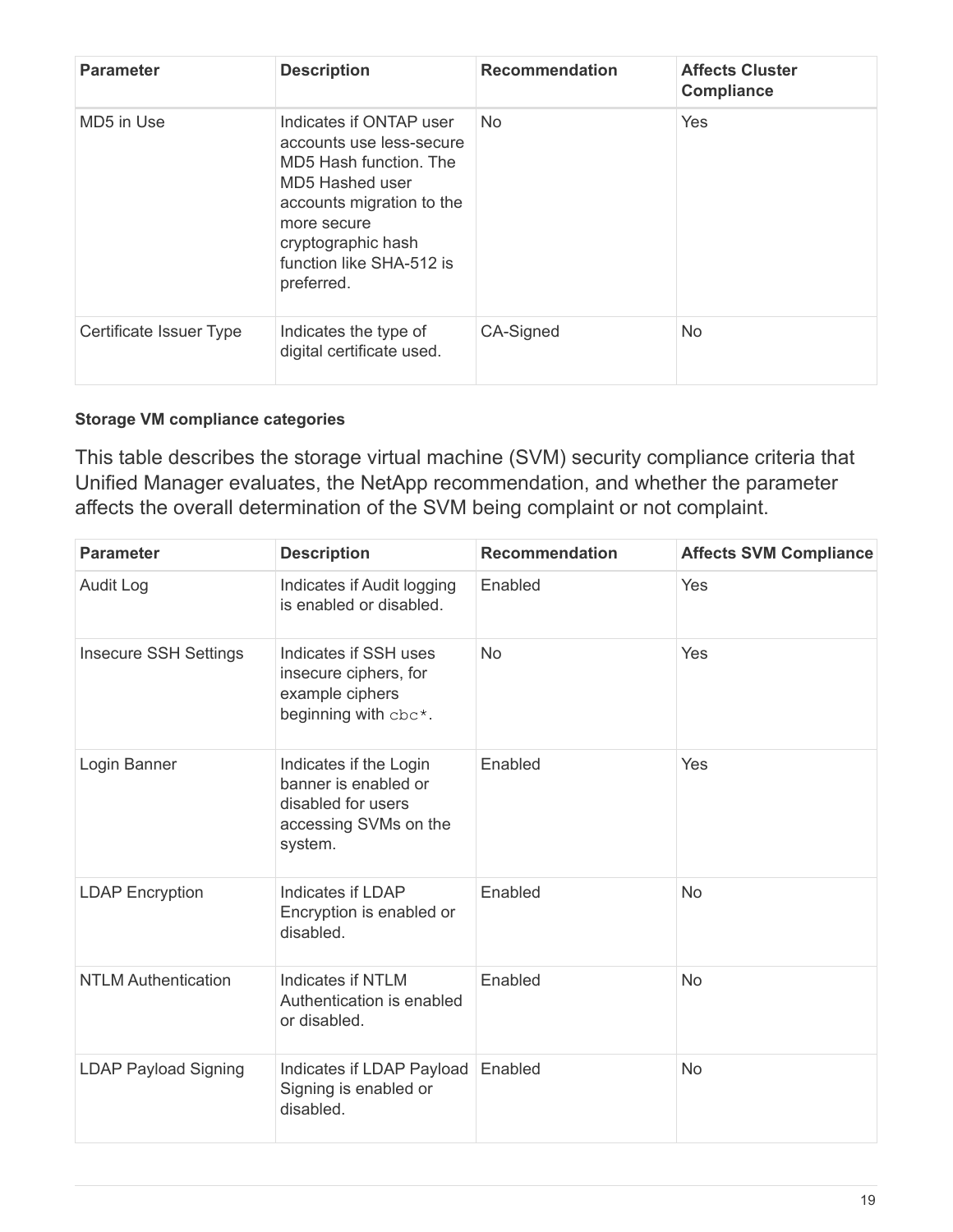| Parameter | Description | Recommendation | Affects Cluster Compliance |
| --- | --- | --- | --- |
| MD5 in Use | Indicates if ONTAP user accounts use less-secure MD5 Hash function. The MD5 Hashed user accounts migration to the more secure cryptographic hash function like SHA-512 is preferred. | No | Yes |
| Certificate Issuer Type | Indicates the type of digital certificate used. | CA-Signed | No |

#### Storage VM compliance categories

This table describes the storage virtual machine (SVM) security compliance criteria that Unified Manager evaluates, the NetApp recommendation, and whether the parameter affects the overall determination of the SVM being complaint or not complaint.

| Parameter | Description | Recommendation | Affects SVM Compliance |
| --- | --- | --- | --- |
| Audit Log | Indicates if Audit logging is enabled or disabled. | Enabled | Yes |
| Insecure SSH Settings | Indicates if SSH uses insecure ciphers, for example ciphers beginning with `cbc*`. | No | Yes |
| Login Banner | Indicates if the Login banner is enabled or disabled for users accessing SVMs on the system. | Enabled | Yes |
| LDAP Encryption | Indicates if LDAP Encryption is enabled or disabled. | Enabled | No |
| NTLM Authentication | Indicates if NTLM Authentication is enabled or disabled. | Enabled | No |
| LDAP Payload Signing | Indicates if LDAP Payload Signing is enabled or disabled. | Enabled | No |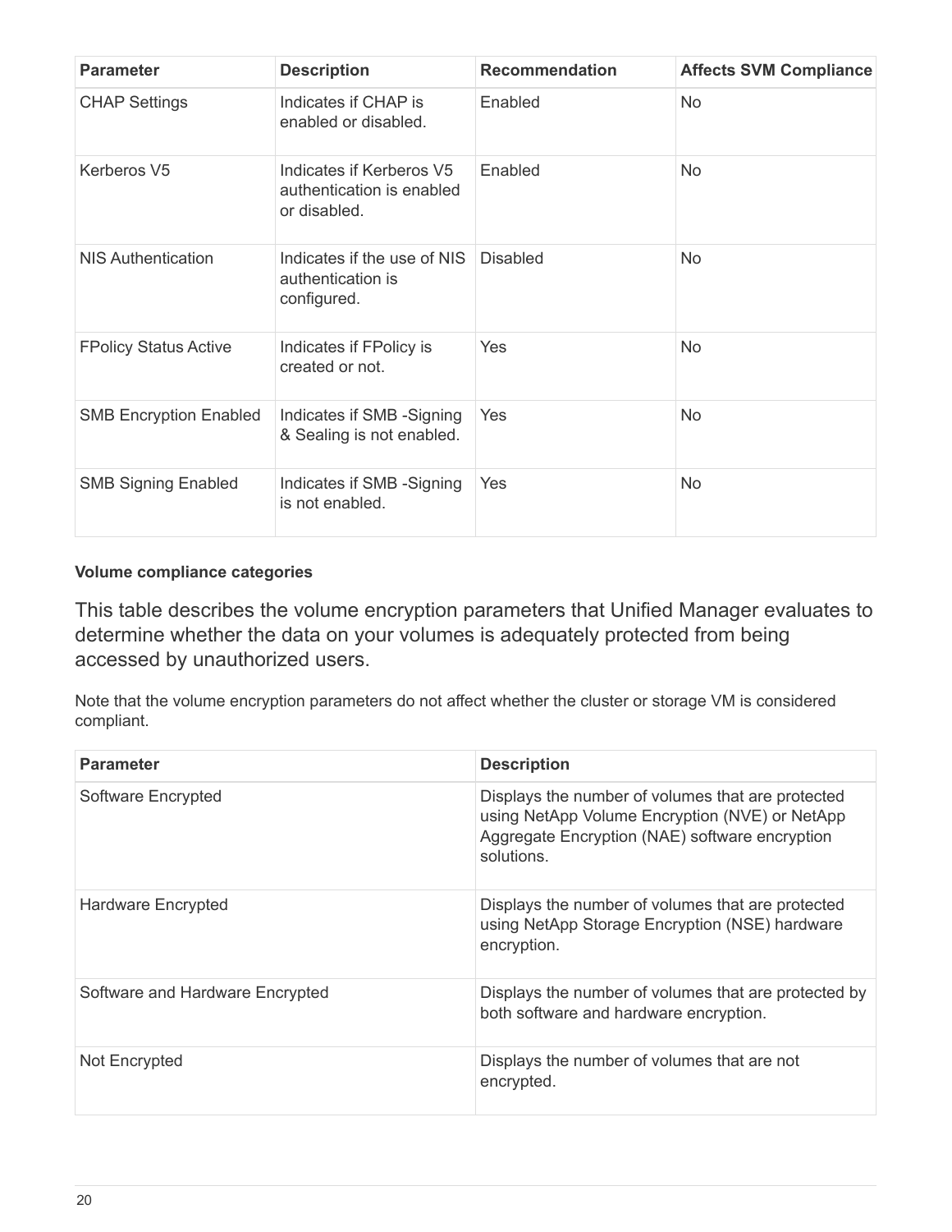| Parameter | Description | Recommendation | Affects SVM Compliance |
| --- | --- | --- | --- |
| CHAP Settings | Indicates if CHAP is enabled or disabled. | Enabled | No |
| Kerberos V5 | Indicates if Kerberos V5 authentication is enabled or disabled. | Enabled | No |
| NIS Authentication | Indicates if the use of NIS authentication is configured. | Disabled | No |
| FPolicy Status Active | Indicates if FPolicy is created or not. | Yes | No |
| SMB Encryption Enabled | Indicates if SMB -Signing & Sealing is not enabled. | Yes | No |
| SMB Signing Enabled | Indicates if SMB -Signing is not enabled. | Yes | No |

#### Volume compliance categories

This table describes the volume encryption parameters that Unified Manager evaluates to determine whether the data on your volumes is adequately protected from being accessed by unauthorized users.

Note that the volume encryption parameters do not affect whether the cluster or storage VM is considered compliant.

| Parameter | Description |
| --- | --- |
| Software Encrypted | Displays the number of volumes that are protected using NetApp Volume Encryption (NVE) or NetApp Aggregate Encryption (NAE) software encryption solutions. |
| Hardware Encrypted | Displays the number of volumes that are protected using NetApp Storage Encryption (NSE) hardware encryption. |
| Software and Hardware Encrypted | Displays the number of volumes that are protected by both software and hardware encryption. |
| Not Encrypted | Displays the number of volumes that are not encrypted. |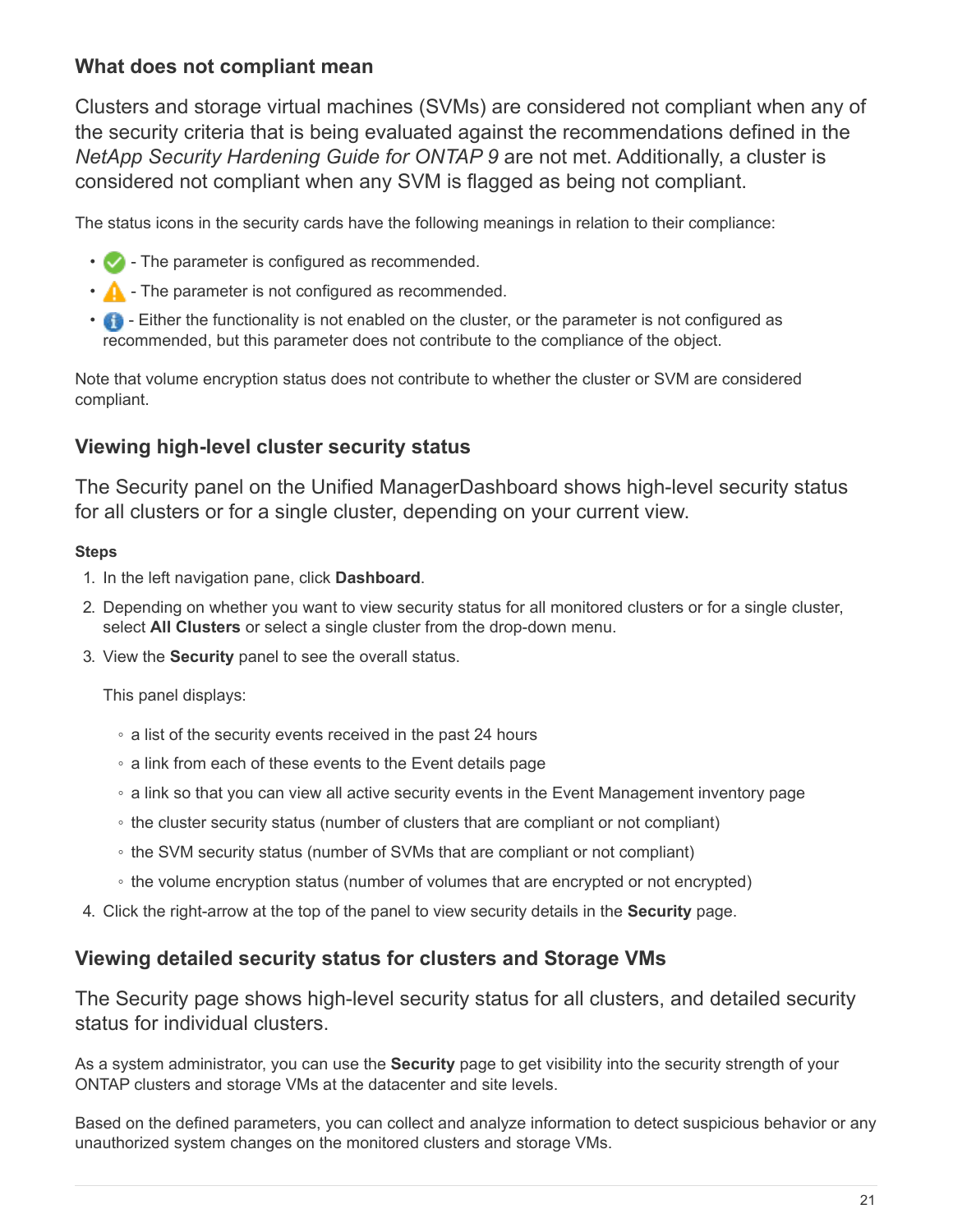### What does not compliant mean

Clusters and storage virtual machines (SVMs) are considered not compliant when any of the security criteria that is being evaluated against the recommendations defined in the *NetApp Security Hardening Guide for ONTAP 9* are not met. Additionally, a cluster is considered not compliant when any SVM is flagged as being not compliant.

The status icons in the security cards have the following meanings in relation to their compliance:

- ✅ - The parameter is configured as recommended.
- ⚠️ - The parameter is not configured as recommended.
- ℹ️ - Either the functionality is not enabled on the cluster, or the parameter is not configured as recommended, but this parameter does not contribute to the compliance of the object.

Note that volume encryption status does not contribute to whether the cluster or SVM are considered compliant.

## Viewing high-level cluster security status

The Security panel on the Unified ManagerDashboard shows high-level security status for all clusters or for a single cluster, depending on your current view.

#### Steps

1. In the left navigation pane, click **Dashboard**.
2. Depending on whether you want to view security status for all monitored clusters or for a single cluster, select **All Clusters** or select a single cluster from the drop-down menu.
3. View the **Security** panel to see the overall status.

   This panel displays:

   - a list of the security events received in the past 24 hours
   - a link from each of these events to the Event details page
   - a link so that you can view all active security events in the Event Management inventory page
   - the cluster security status (number of clusters that are compliant or not compliant)
   - the SVM security status (number of SVMs that are compliant or not compliant)
   - the volume encryption status (number of volumes that are encrypted or not encrypted)
4. Click the right-arrow at the top of the panel to view security details in the **Security** page.

## Viewing detailed security status for clusters and Storage VMs

The Security page shows high-level security status for all clusters, and detailed security status for individual clusters.

As a system administrator, you can use the **Security** page to get visibility into the security strength of your ONTAP clusters and storage VMs at the datacenter and site levels.

Based on the defined parameters, you can collect and analyze information to detect suspicious behavior or any unauthorized system changes on the monitored clusters and storage VMs.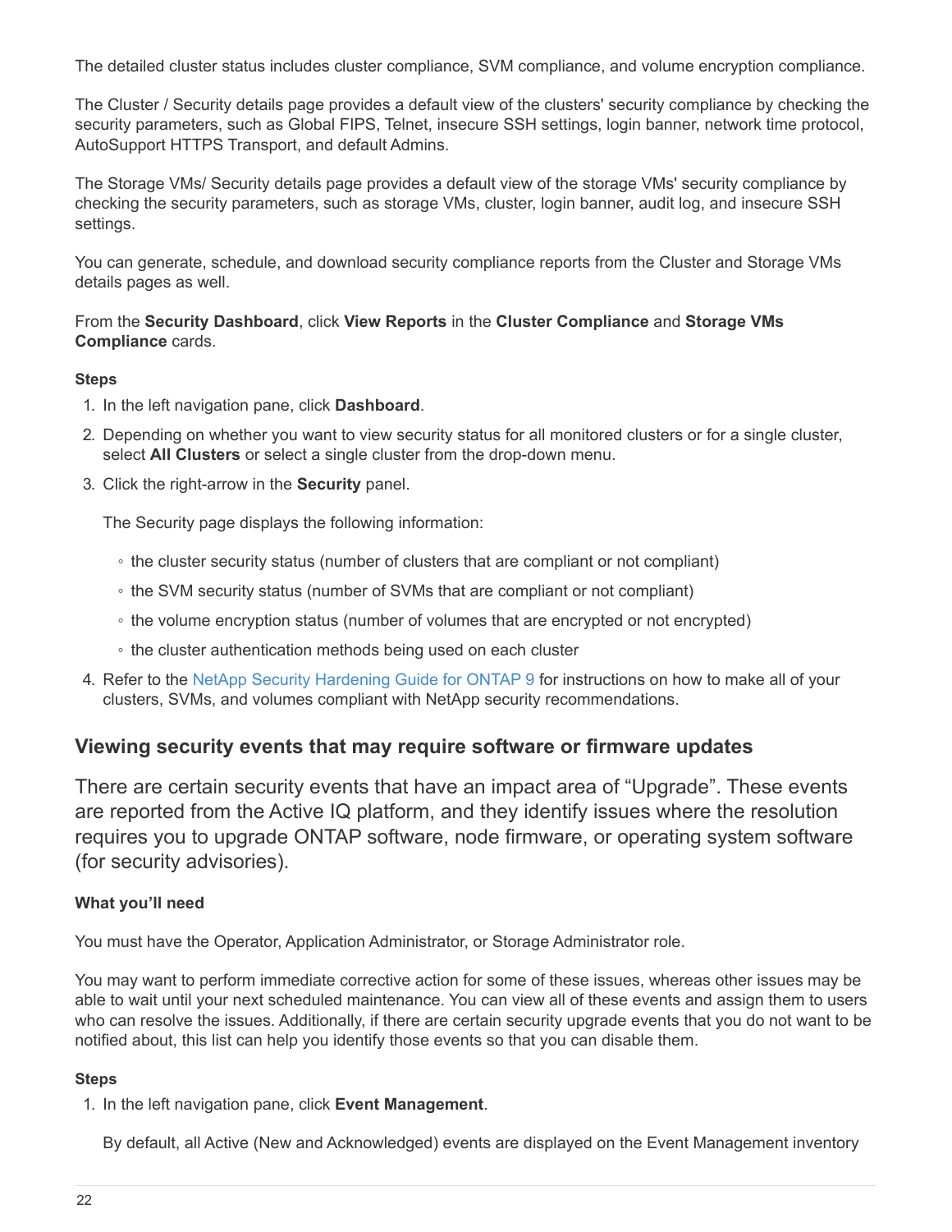The detailed cluster status includes cluster compliance, SVM compliance, and volume encryption compliance.

The Cluster / Security details page provides a default view of the clusters' security compliance by checking the security parameters, such as Global FIPS, Telnet, insecure SSH settings, login banner, network time protocol, AutoSupport HTTPS Transport, and default Admins.

The Storage VMs/ Security details page provides a default view of the storage VMs' security compliance by checking the security parameters, such as storage VMs, cluster, login banner, audit log, and insecure SSH settings.

You can generate, schedule, and download security compliance reports from the Cluster and Storage VMs details pages as well.

From the **Security Dashboard**, click **View Reports** in the **Cluster Compliance** and **Storage VMs Compliance** cards.

#### Steps

1. In the left navigation pane, click **Dashboard**.
2. Depending on whether you want to view security status for all monitored clusters or for a single cluster, select **All Clusters** or select a single cluster from the drop-down menu.
3. Click the right-arrow in the **Security** panel.

   The Security page displays the following information:

   - the cluster security status (number of clusters that are compliant or not compliant)
   - the SVM security status (number of SVMs that are compliant or not compliant)
   - the volume encryption status (number of volumes that are encrypted or not encrypted)
   - the cluster authentication methods being used on each cluster
4. Refer to the NetApp Security Hardening Guide for ONTAP 9 for instructions on how to make all of your clusters, SVMs, and volumes compliant with NetApp security recommendations.

## Viewing security events that may require software or firmware updates

There are certain security events that have an impact area of “Upgrade”. These events are reported from the Active IQ platform, and they identify issues where the resolution requires you to upgrade ONTAP software, node firmware, or operating system software (for security advisories).

#### What you’ll need

You must have the Operator, Application Administrator, or Storage Administrator role.

You may want to perform immediate corrective action for some of these issues, whereas other issues may be able to wait until your next scheduled maintenance. You can view all of these events and assign them to users who can resolve the issues. Additionally, if there are certain security upgrade events that you do not want to be notified about, this list can help you identify those events so that you can disable them.

#### Steps

1. In the left navigation pane, click **Event Management**.

   By default, all Active (New and Acknowledged) events are displayed on the Event Management inventory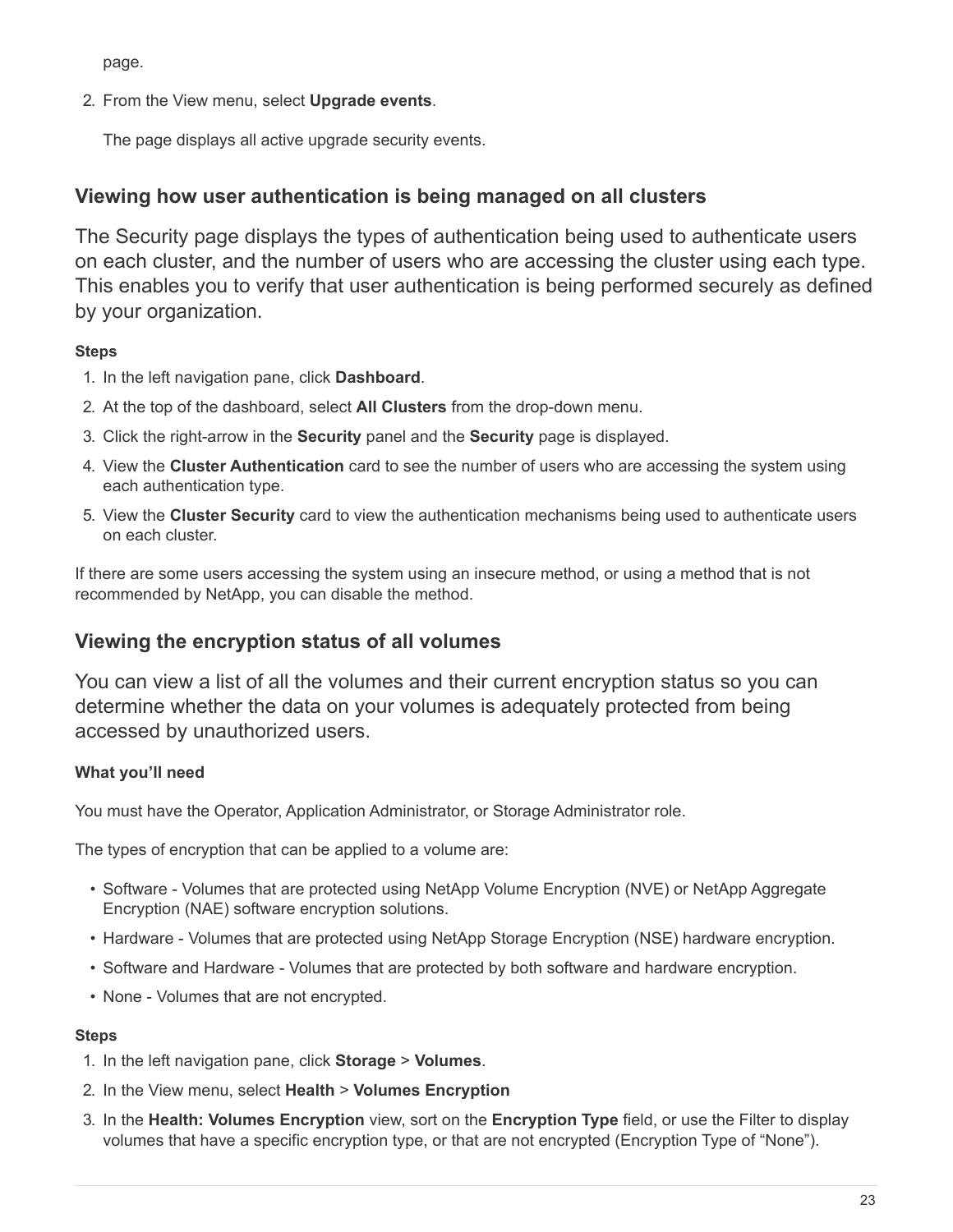page.

2. From the View menu, select **Upgrade events**.

   The page displays all active upgrade security events.

## Viewing how user authentication is being managed on all clusters

The Security page displays the types of authentication being used to authenticate users on each cluster, and the number of users who are accessing the cluster using each type. This enables you to verify that user authentication is being performed securely as defined by your organization.

**Steps**

1. In the left navigation pane, click **Dashboard**.
2. At the top of the dashboard, select **All Clusters** from the drop-down menu.
3. Click the right-arrow in the **Security** panel and the **Security** page is displayed.
4. View the **Cluster Authentication** card to see the number of users who are accessing the system using each authentication type.
5. View the **Cluster Security** card to view the authentication mechanisms being used to authenticate users on each cluster.

If there are some users accessing the system using an insecure method, or using a method that is not recommended by NetApp, you can disable the method.

## Viewing the encryption status of all volumes

You can view a list of all the volumes and their current encryption status so you can determine whether the data on your volumes is adequately protected from being accessed by unauthorized users.

**What you'll need**

You must have the Operator, Application Administrator, or Storage Administrator role.

The types of encryption that can be applied to a volume are:

- Software - Volumes that are protected using NetApp Volume Encryption (NVE) or NetApp Aggregate Encryption (NAE) software encryption solutions.
- Hardware - Volumes that are protected using NetApp Storage Encryption (NSE) hardware encryption.
- Software and Hardware - Volumes that are protected by both software and hardware encryption.
- None - Volumes that are not encrypted.

**Steps**

1. In the left navigation pane, click **Storage** > **Volumes**.
2. In the View menu, select **Health** > **Volumes Encryption**
3. In the **Health: Volumes Encryption** view, sort on the **Encryption Type** field, or use the Filter to display volumes that have a specific encryption type, or that are not encrypted (Encryption Type of "None").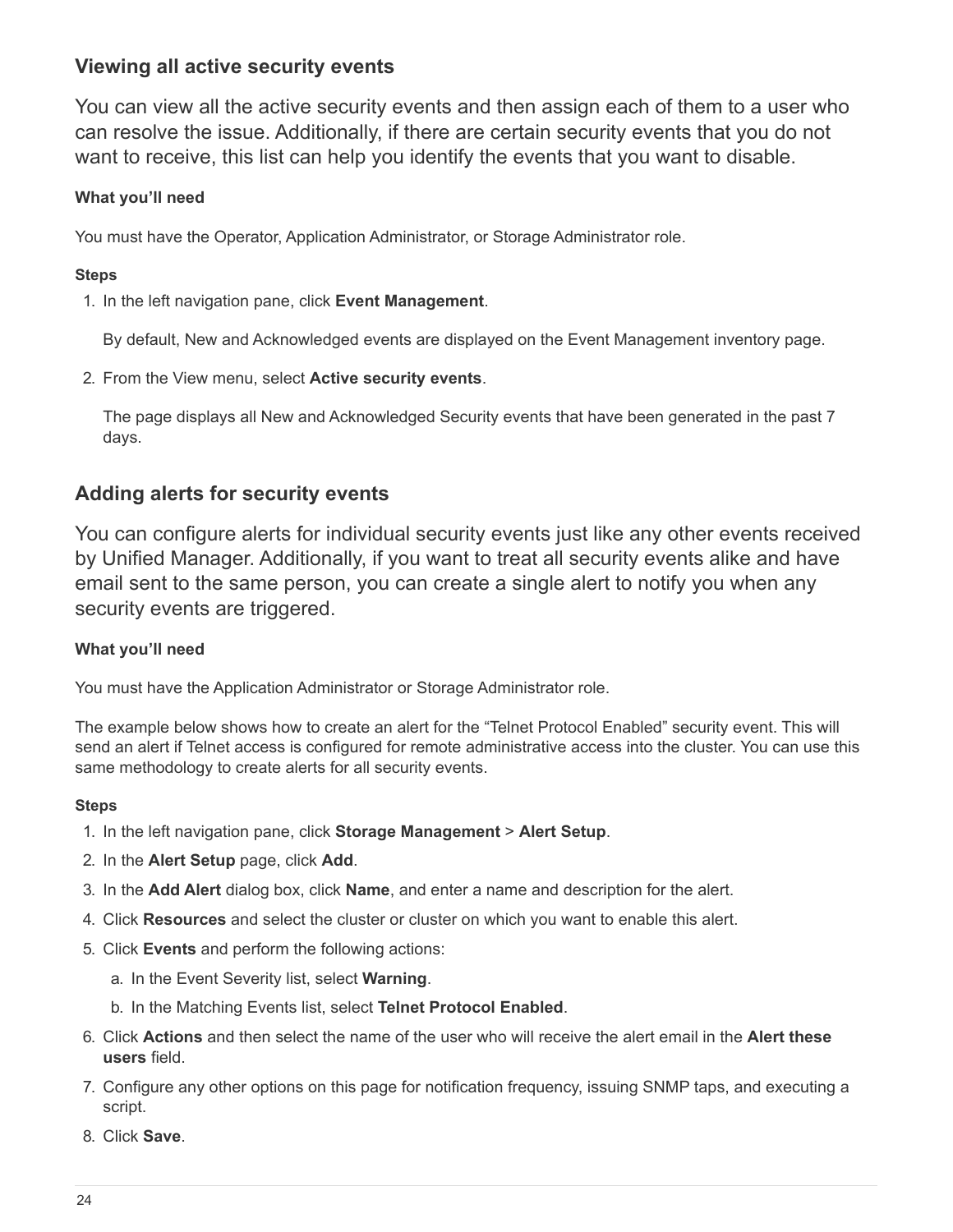### Viewing all active security events

You can view all the active security events and then assign each of them to a user who can resolve the issue. Additionally, if there are certain security events that you do not want to receive, this list can help you identify the events that you want to disable.

**What you'll need**

You must have the Operator, Application Administrator, or Storage Administrator role.

**Steps**

1. In the left navigation pane, click **Event Management**.

   By default, New and Acknowledged events are displayed on the Event Management inventory page.

2. From the View menu, select **Active security events**.

   The page displays all New and Acknowledged Security events that have been generated in the past 7 days.

### Adding alerts for security events

You can configure alerts for individual security events just like any other events received by Unified Manager. Additionally, if you want to treat all security events alike and have email sent to the same person, you can create a single alert to notify you when any security events are triggered.

**What you'll need**

You must have the Application Administrator or Storage Administrator role.

The example below shows how to create an alert for the "Telnet Protocol Enabled" security event. This will send an alert if Telnet access is configured for remote administrative access into the cluster. You can use this same methodology to create alerts for all security events.

**Steps**

1. In the left navigation pane, click **Storage Management** > **Alert Setup**.
2. In the **Alert Setup** page, click **Add**.
3. In the **Add Alert** dialog box, click **Name**, and enter a name and description for the alert.
4. Click **Resources** and select the cluster or cluster on which you want to enable this alert.
5. Click **Events** and perform the following actions:
   a. In the Event Severity list, select **Warning**.
   b. In the Matching Events list, select **Telnet Protocol Enabled**.
6. Click **Actions** and then select the name of the user who will receive the alert email in the **Alert these users** field.
7. Configure any other options on this page for notification frequency, issuing SNMP taps, and executing a script.
8. Click **Save**.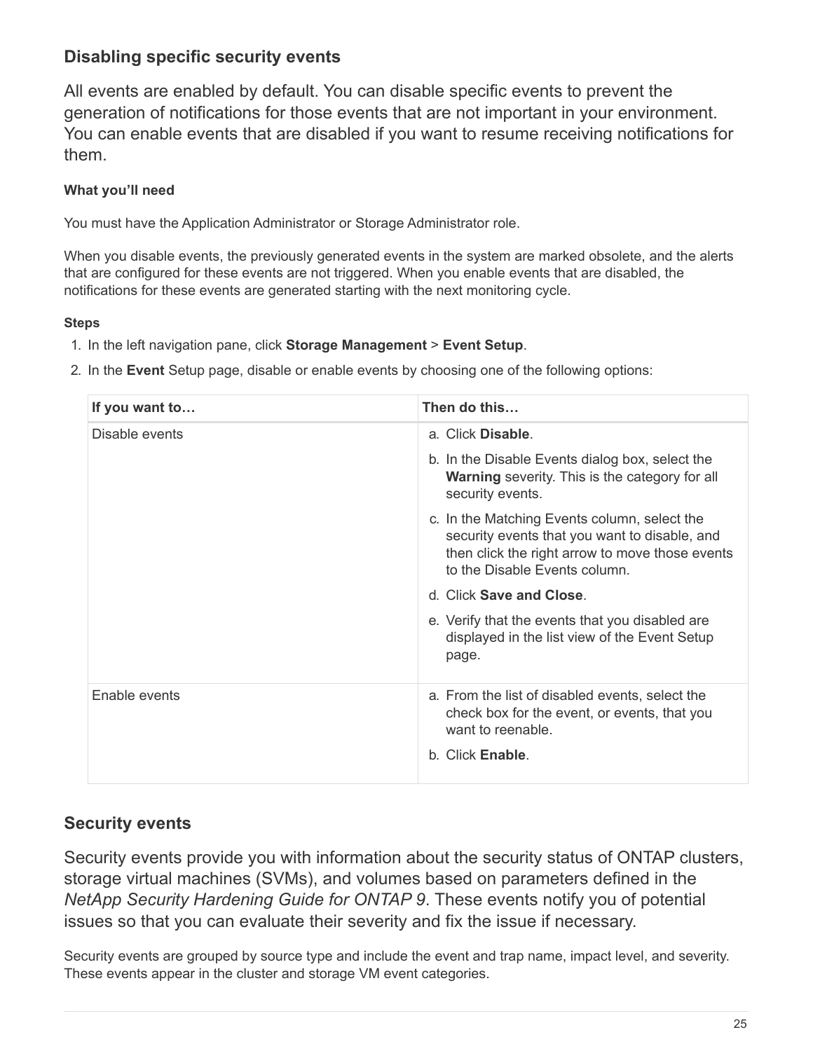## Disabling specific security events

All events are enabled by default. You can disable specific events to prevent the generation of notifications for those events that are not important in your environment. You can enable events that are disabled if you want to resume receiving notifications for them.

#### What you'll need

You must have the Application Administrator or Storage Administrator role.

When you disable events, the previously generated events in the system are marked obsolete, and the alerts that are configured for these events are not triggered. When you enable events that are disabled, the notifications for these events are generated starting with the next monitoring cycle.

#### Steps

1. In the left navigation pane, click **Storage Management** > **Event Setup**.
2. In the **Event** Setup page, disable or enable events by choosing one of the following options:

| If you want to… | Then do this… |
| --- | --- |
| Disable events | a. Click **Disable**.<br>b. In the Disable Events dialog box, select the **Warning** severity. This is the category for all security events.<br>c. In the Matching Events column, select the security events that you want to disable, and then click the right arrow to move those events to the Disable Events column.<br>d. Click **Save and Close**.<br>e. Verify that the events that you disabled are displayed in the list view of the Event Setup page. |
| Enable events | a. From the list of disabled events, select the check box for the event, or events, that you want to reenable.<br>b. Click **Enable**. |

## Security events

Security events provide you with information about the security status of ONTAP clusters, storage virtual machines (SVMs), and volumes based on parameters defined in the *NetApp Security Hardening Guide for ONTAP 9*. These events notify you of potential issues so that you can evaluate their severity and fix the issue if necessary.

Security events are grouped by source type and include the event and trap name, impact level, and severity. These events appear in the cluster and storage VM event categories.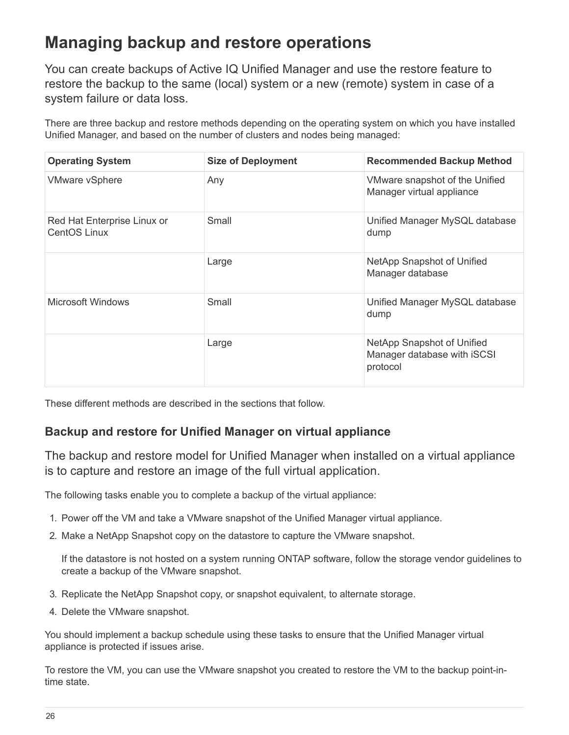# Managing backup and restore operations

You can create backups of Active IQ Unified Manager and use the restore feature to restore the backup to the same (local) system or a new (remote) system in case of a system failure or data loss.

There are three backup and restore methods depending on the operating system on which you have installed Unified Manager, and based on the number of clusters and nodes being managed:

| Operating System | Size of Deployment | Recommended Backup Method |
| --- | --- | --- |
| VMware vSphere | Any | VMware snapshot of the Unified Manager virtual appliance |
| Red Hat Enterprise Linux or CentOS Linux | Small | Unified Manager MySQL database dump |
| | Large | NetApp Snapshot of Unified Manager database |
| Microsoft Windows | Small | Unified Manager MySQL database dump |
| | Large | NetApp Snapshot of Unified Manager database with iSCSI protocol |

These different methods are described in the sections that follow.

## Backup and restore for Unified Manager on virtual appliance

The backup and restore model for Unified Manager when installed on a virtual appliance is to capture and restore an image of the full virtual application.

The following tasks enable you to complete a backup of the virtual appliance:

1. Power off the VM and take a VMware snapshot of the Unified Manager virtual appliance.
2. Make a NetApp Snapshot copy on the datastore to capture the VMware snapshot.

   If the datastore is not hosted on a system running ONTAP software, follow the storage vendor guidelines to create a backup of the VMware snapshot.

3. Replicate the NetApp Snapshot copy, or snapshot equivalent, to alternate storage.
4. Delete the VMware snapshot.

You should implement a backup schedule using these tasks to ensure that the Unified Manager virtual appliance is protected if issues arise.

To restore the VM, you can use the VMware snapshot you created to restore the VM to the backup point-in-time state.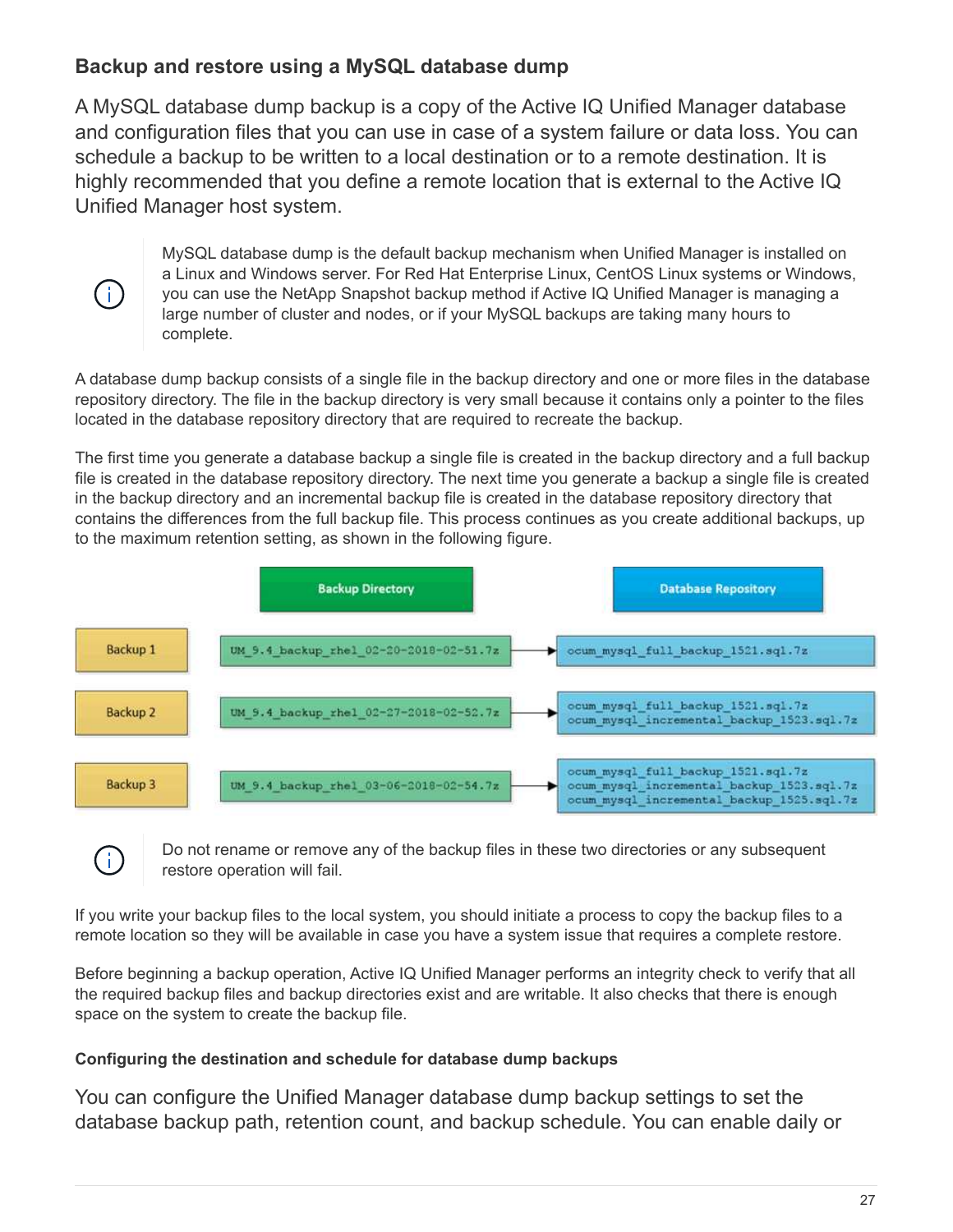### Backup and restore using a MySQL database dump

A MySQL database dump backup is a copy of the Active IQ Unified Manager database and configuration files that you can use in case of a system failure or data loss. You can schedule a backup to be written to a local destination or to a remote destination. It is highly recommended that you define a remote location that is external to the Active IQ Unified Manager host system.

> MySQL database dump is the default backup mechanism when Unified Manager is installed on a Linux and Windows server. For Red Hat Enterprise Linux, CentOS Linux systems or Windows, you can use the NetApp Snapshot backup method if Active IQ Unified Manager is managing a large number of cluster and nodes, or if your MySQL backups are taking many hours to complete.

A database dump backup consists of a single file in the backup directory and one or more files in the database repository directory. The file in the backup directory is very small because it contains only a pointer to the files located in the database repository directory that are required to recreate the backup.

The first time you generate a database backup a single file is created in the backup directory and a full backup file is created in the database repository directory. The next time you generate a backup a single file is created in the backup directory and an incremental backup file is created in the database repository directory that contains the differences from the full backup file. This process continues as you create additional backups, up to the maximum retention setting, as shown in the following figure.

| | Backup Directory | Database Repository |
|---|---|---|
| Backup 1 | UM_9.4_backup_rhel_02-20-2018-02-51.7z | ocum_mysql_full_backup_1521.sql.7z |
| Backup 2 | UM_9.4_backup_rhel_02-27-2018-02-52.7z | ocum_mysql_full_backup_1521.sql.7z<br>ocum_mysql_incremental_backup_1523.sql.7z |
| Backup 3 | UM_9.4_backup_rhel_03-06-2018-02-54.7z | ocum_mysql_full_backup_1521.sql.7z<br>ocum_mysql_incremental_backup_1523.sql.7z<br>ocum_mysql_incremental_backup_1525.sql.7z |

> Do not rename or remove any of the backup files in these two directories or any subsequent restore operation will fail.

If you write your backup files to the local system, you should initiate a process to copy the backup files to a remote location so they will be available in case you have a system issue that requires a complete restore.

Before beginning a backup operation, Active IQ Unified Manager performs an integrity check to verify that all the required backup files and backup directories exist and are writable. It also checks that there is enough space on the system to create the backup file.

#### Configuring the destination and schedule for database dump backups

You can configure the Unified Manager database dump backup settings to set the database backup path, retention count, and backup schedule. You can enable daily or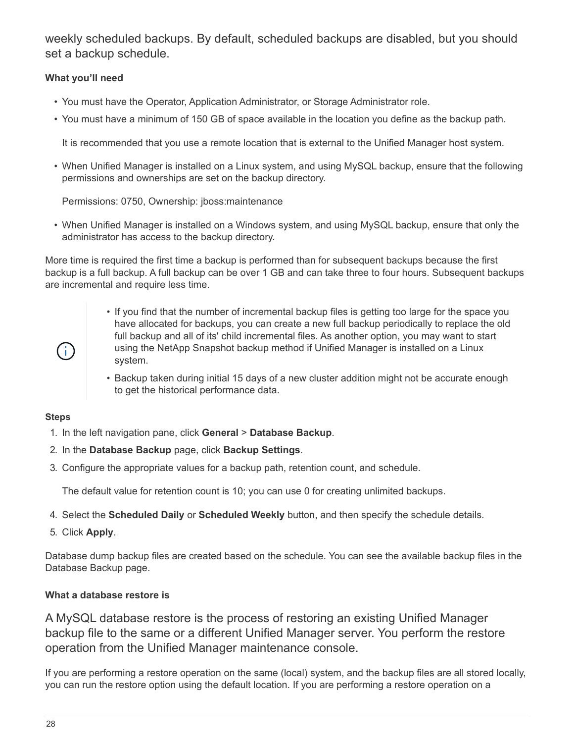weekly scheduled backups. By default, scheduled backups are disabled, but you should set a backup schedule.

**What you'll need**

- You must have the Operator, Application Administrator, or Storage Administrator role.
- You must have a minimum of 150 GB of space available in the location you define as the backup path.

  It is recommended that you use a remote location that is external to the Unified Manager host system.

- When Unified Manager is installed on a Linux system, and using MySQL backup, ensure that the following permissions and ownerships are set on the backup directory.

  Permissions: 0750, Ownership: jboss:maintenance

- When Unified Manager is installed on a Windows system, and using MySQL backup, ensure that only the administrator has access to the backup directory.

More time is required the first time a backup is performed than for subsequent backups because the first backup is a full backup. A full backup can be over 1 GB and can take three to four hours. Subsequent backups are incremental and require less time.

> - If you find that the number of incremental backup files is getting too large for the space you have allocated for backups, you can create a new full backup periodically to replace the old full backup and all of its' child incremental files. As another option, you may want to start using the NetApp Snapshot backup method if Unified Manager is installed on a Linux system.
> - Backup taken during initial 15 days of a new cluster addition might not be accurate enough to get the historical performance data.

**Steps**

1. In the left navigation pane, click **General** > **Database Backup**.
2. In the **Database Backup** page, click **Backup Settings**.
3. Configure the appropriate values for a backup path, retention count, and schedule.

   The default value for retention count is 10; you can use 0 for creating unlimited backups.

4. Select the **Scheduled Daily** or **Scheduled Weekly** button, and then specify the schedule details.
5. Click **Apply**.

Database dump backup files are created based on the schedule. You can see the available backup files in the Database Backup page.

**What a database restore is**

A MySQL database restore is the process of restoring an existing Unified Manager backup file to the same or a different Unified Manager server. You perform the restore operation from the Unified Manager maintenance console.

If you are performing a restore operation on the same (local) system, and the backup files are all stored locally, you can run the restore option using the default location. If you are performing a restore operation on a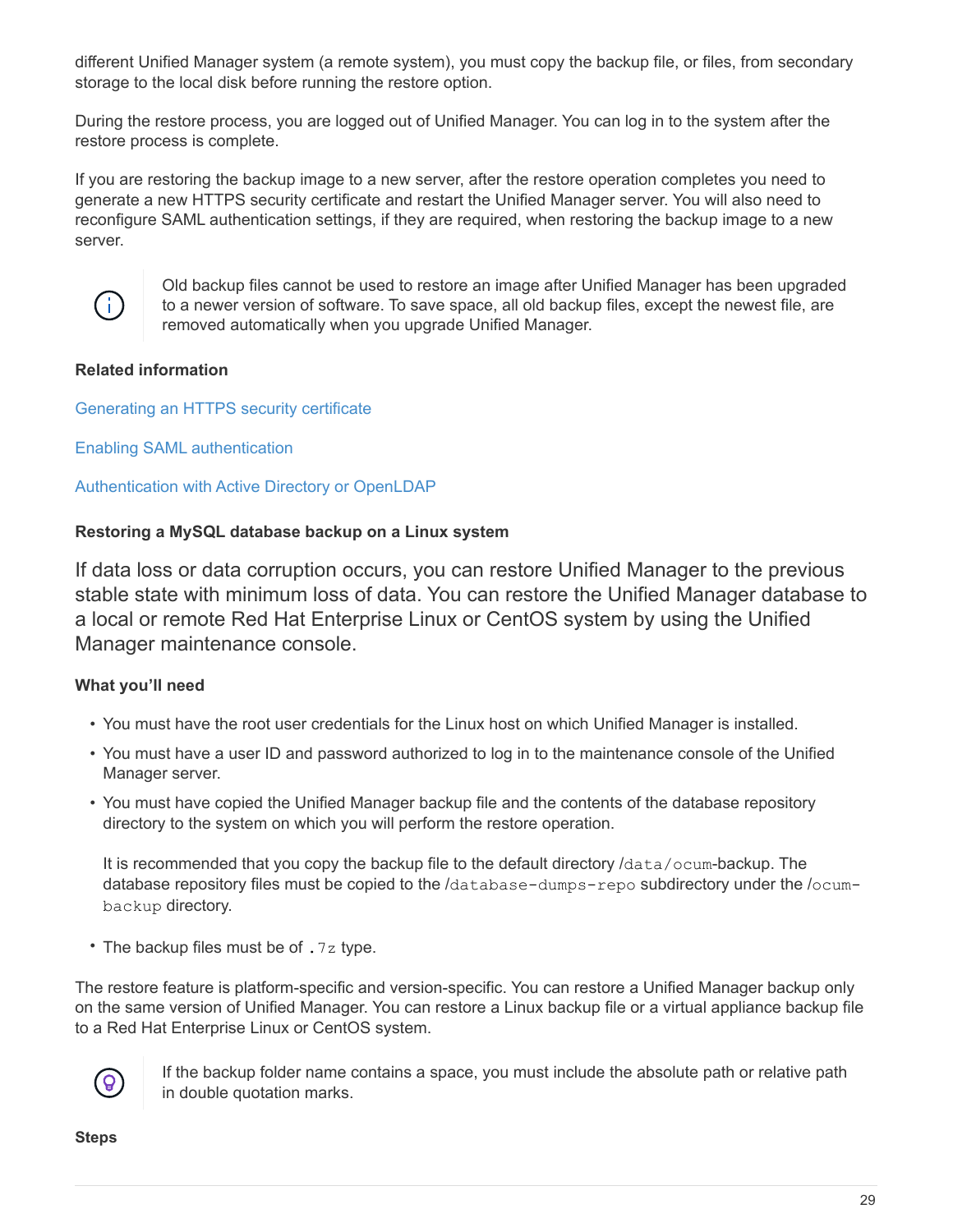different Unified Manager system (a remote system), you must copy the backup file, or files, from secondary storage to the local disk before running the restore option.

During the restore process, you are logged out of Unified Manager. You can log in to the system after the restore process is complete.

If you are restoring the backup image to a new server, after the restore operation completes you need to generate a new HTTPS security certificate and restart the Unified Manager server. You will also need to reconfigure SAML authentication settings, if they are required, when restoring the backup image to a new server.

> Old backup files cannot be used to restore an image after Unified Manager has been upgraded to a newer version of software. To save space, all old backup files, except the newest file, are removed automatically when you upgrade Unified Manager.

**Related information**

Generating an HTTPS security certificate

Enabling SAML authentication

Authentication with Active Directory or OpenLDAP

#### Restoring a MySQL database backup on a Linux system

If data loss or data corruption occurs, you can restore Unified Manager to the previous stable state with minimum loss of data. You can restore the Unified Manager database to a local or remote Red Hat Enterprise Linux or CentOS system by using the Unified Manager maintenance console.

**What you'll need**

- You must have the root user credentials for the Linux host on which Unified Manager is installed.
- You must have a user ID and password authorized to log in to the maintenance console of the Unified Manager server.
- You must have copied the Unified Manager backup file and the contents of the database repository directory to the system on which you will perform the restore operation.

  It is recommended that you copy the backup file to the default directory `/data/ocum-backup`. The database repository files must be copied to the `/database-dumps-repo` subdirectory under the `/ocum-backup` directory.
- The backup files must be of `.7z` type.

The restore feature is platform-specific and version-specific. You can restore a Unified Manager backup only on the same version of Unified Manager. You can restore a Linux backup file or a virtual appliance backup file to a Red Hat Enterprise Linux or CentOS system.

> If the backup folder name contains a space, you must include the absolute path or relative path in double quotation marks.

**Steps**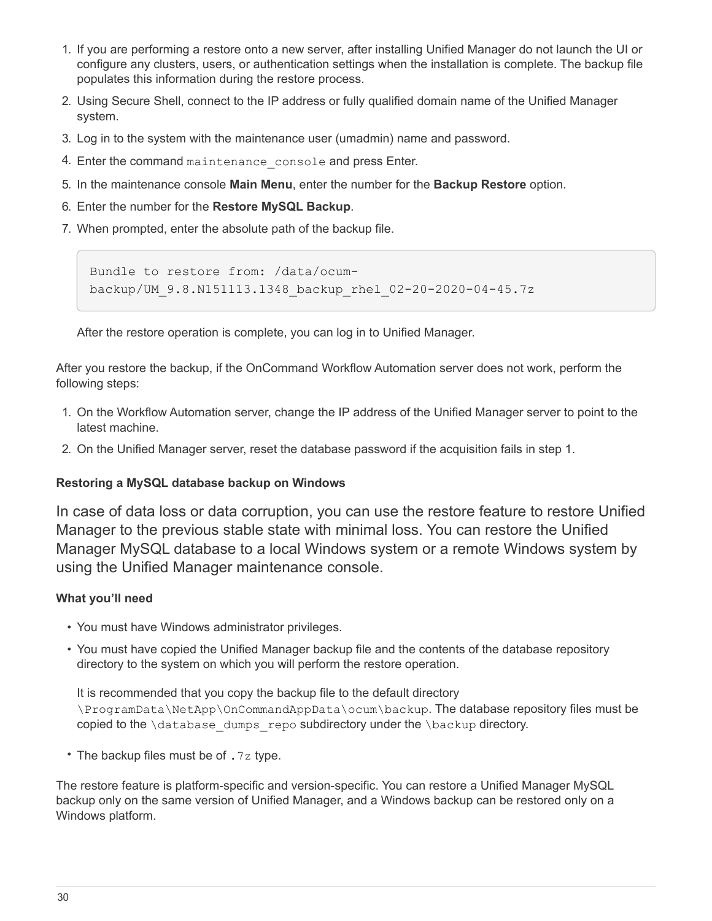1. If you are performing a restore onto a new server, after installing Unified Manager do not launch the UI or configure any clusters, users, or authentication settings when the installation is complete. The backup file populates this information during the restore process.
2. Using Secure Shell, connect to the IP address or fully qualified domain name of the Unified Manager system.
3. Log in to the system with the maintenance user (umadmin) name and password.
4. Enter the command `maintenance_console` and press Enter.
5. In the maintenance console **Main Menu**, enter the number for the **Backup Restore** option.
6. Enter the number for the **Restore MySQL Backup**.
7. When prompted, enter the absolute path of the backup file.

   ```
   Bundle to restore from: /data/ocum-
   backup/UM_9.8.N151113.1348_backup_rhel_02-20-2020-04-45.7z
   ```

   After the restore operation is complete, you can log in to Unified Manager.

After you restore the backup, if the OnCommand Workflow Automation server does not work, perform the following steps:

1. On the Workflow Automation server, change the IP address of the Unified Manager server to point to the latest machine.
2. On the Unified Manager server, reset the database password if the acquisition fails in step 1.

#### Restoring a MySQL database backup on Windows

In case of data loss or data corruption, you can use the restore feature to restore Unified Manager to the previous stable state with minimal loss. You can restore the Unified Manager MySQL database to a local Windows system or a remote Windows system by using the Unified Manager maintenance console.

**What you'll need**

- You must have Windows administrator privileges.
- You must have copied the Unified Manager backup file and the contents of the database repository directory to the system on which you will perform the restore operation.

  It is recommended that you copy the backup file to the default directory `\ProgramData\NetApp\OnCommandAppData\ocum\backup`. The database repository files must be copied to the `\database_dumps_repo` subdirectory under the `\backup` directory.
- The backup files must be of `.7z` type.

The restore feature is platform-specific and version-specific. You can restore a Unified Manager MySQL backup only on the same version of Unified Manager, and a Windows backup can be restored only on a Windows platform.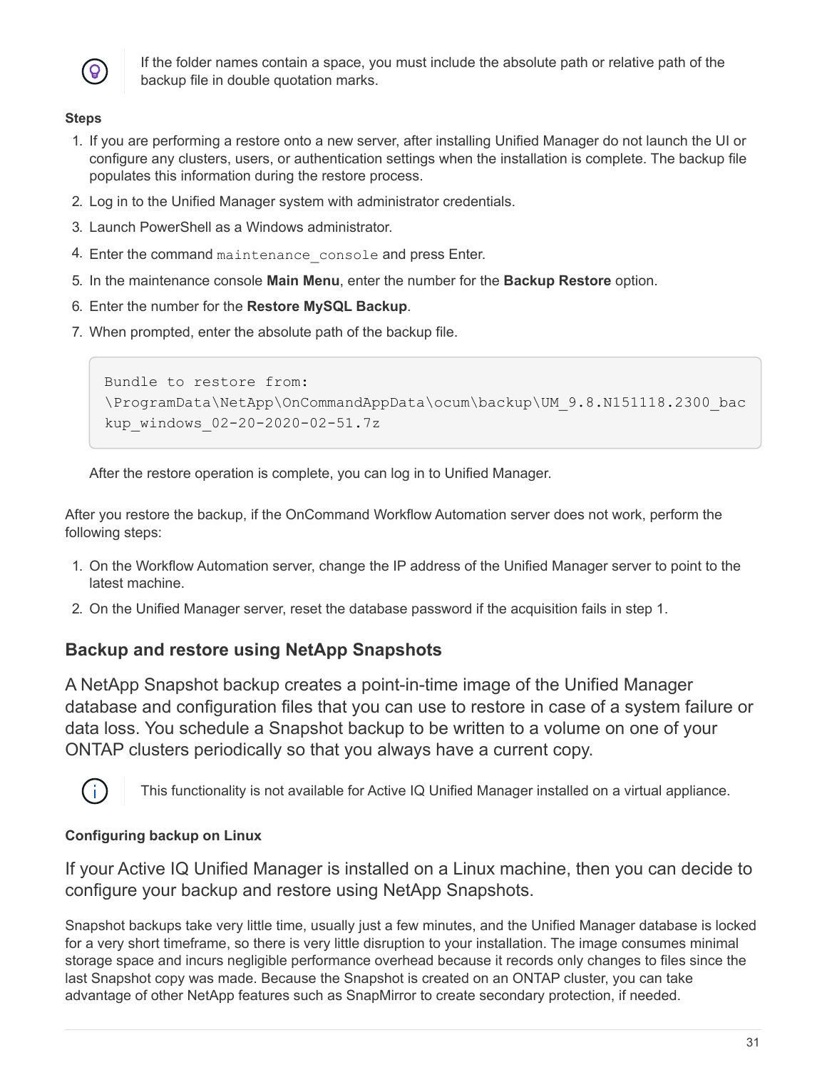> If the folder names contain a space, you must include the absolute path or relative path of the backup file in double quotation marks.

**Steps**

1. If you are performing a restore onto a new server, after installing Unified Manager do not launch the UI or configure any clusters, users, or authentication settings when the installation is complete. The backup file populates this information during the restore process.
2. Log in to the Unified Manager system with administrator credentials.
3. Launch PowerShell as a Windows administrator.
4. Enter the command `maintenance_console` and press Enter.
5. In the maintenance console **Main Menu**, enter the number for the **Backup Restore** option.
6. Enter the number for the **Restore MySQL Backup**.
7. When prompted, enter the absolute path of the backup file.

   ```
   Bundle to restore from:
   \ProgramData\NetApp\OnCommandAppData\ocum\backup\UM_9.8.N151118.2300_backup_windows_02-20-2020-02-51.7z
   ```

   After the restore operation is complete, you can log in to Unified Manager.

After you restore the backup, if the OnCommand Workflow Automation server does not work, perform the following steps:

1. On the Workflow Automation server, change the IP address of the Unified Manager server to point to the latest machine.
2. On the Unified Manager server, reset the database password if the acquisition fails in step 1.

## Backup and restore using NetApp Snapshots

A NetApp Snapshot backup creates a point-in-time image of the Unified Manager database and configuration files that you can use to restore in case of a system failure or data loss. You schedule a Snapshot backup to be written to a volume on one of your ONTAP clusters periodically so that you always have a current copy.

> This functionality is not available for Active IQ Unified Manager installed on a virtual appliance.

### Configuring backup on Linux

If your Active IQ Unified Manager is installed on a Linux machine, then you can decide to configure your backup and restore using NetApp Snapshots.

Snapshot backups take very little time, usually just a few minutes, and the Unified Manager database is locked for a very short timeframe, so there is very little disruption to your installation. The image consumes minimal storage space and incurs negligible performance overhead because it records only changes to files since the last Snapshot copy was made. Because the Snapshot is created on an ONTAP cluster, you can take advantage of other NetApp features such as SnapMirror to create secondary protection, if needed.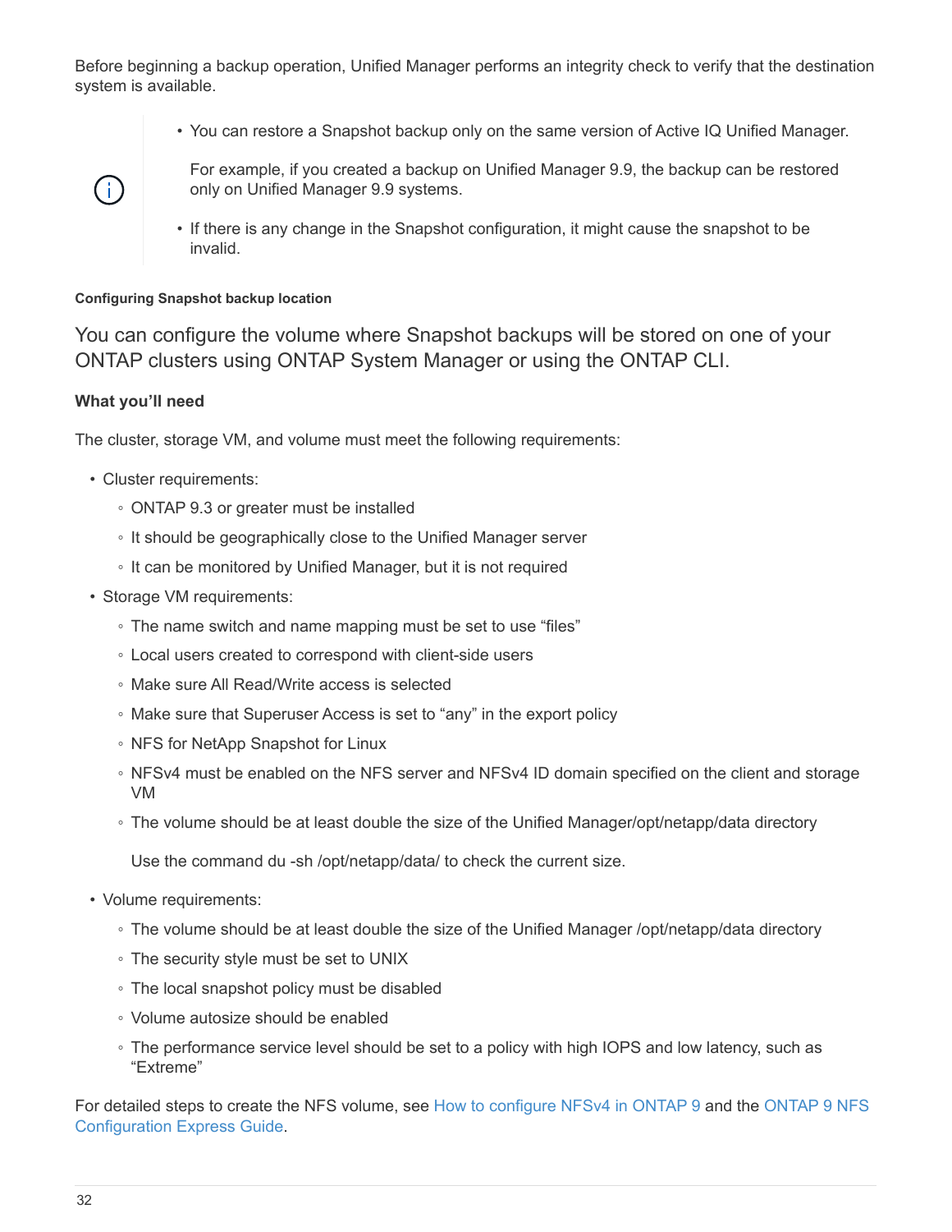Before beginning a backup operation, Unified Manager performs an integrity check to verify that the destination system is available.

> - You can restore a Snapshot backup only on the same version of Active IQ Unified Manager.
>
>   For example, if you created a backup on Unified Manager 9.9, the backup can be restored only on Unified Manager 9.9 systems.
>
> - If there is any change in the Snapshot configuration, it might cause the snapshot to be invalid.

#### Configuring Snapshot backup location

You can configure the volume where Snapshot backups will be stored on one of your ONTAP clusters using ONTAP System Manager or using the ONTAP CLI.

**What you'll need**

The cluster, storage VM, and volume must meet the following requirements:

- Cluster requirements:
  - ONTAP 9.3 or greater must be installed
  - It should be geographically close to the Unified Manager server
  - It can be monitored by Unified Manager, but it is not required
- Storage VM requirements:
  - The name switch and name mapping must be set to use "files"
  - Local users created to correspond with client-side users
  - Make sure All Read/Write access is selected
  - Make sure that Superuser Access is set to "any" in the export policy
  - NFS for NetApp Snapshot for Linux
  - NFSv4 must be enabled on the NFS server and NFSv4 ID domain specified on the client and storage VM
  - The volume should be at least double the size of the Unified Manager/opt/netapp/data directory

    Use the command du -sh /opt/netapp/data/ to check the current size.
- Volume requirements:
  - The volume should be at least double the size of the Unified Manager /opt/netapp/data directory
  - The security style must be set to UNIX
  - The local snapshot policy must be disabled
  - Volume autosize should be enabled
  - The performance service level should be set to a policy with high IOPS and low latency, such as "Extreme"

For detailed steps to create the NFS volume, see How to configure NFSv4 in ONTAP 9 and the ONTAP 9 NFS Configuration Express Guide.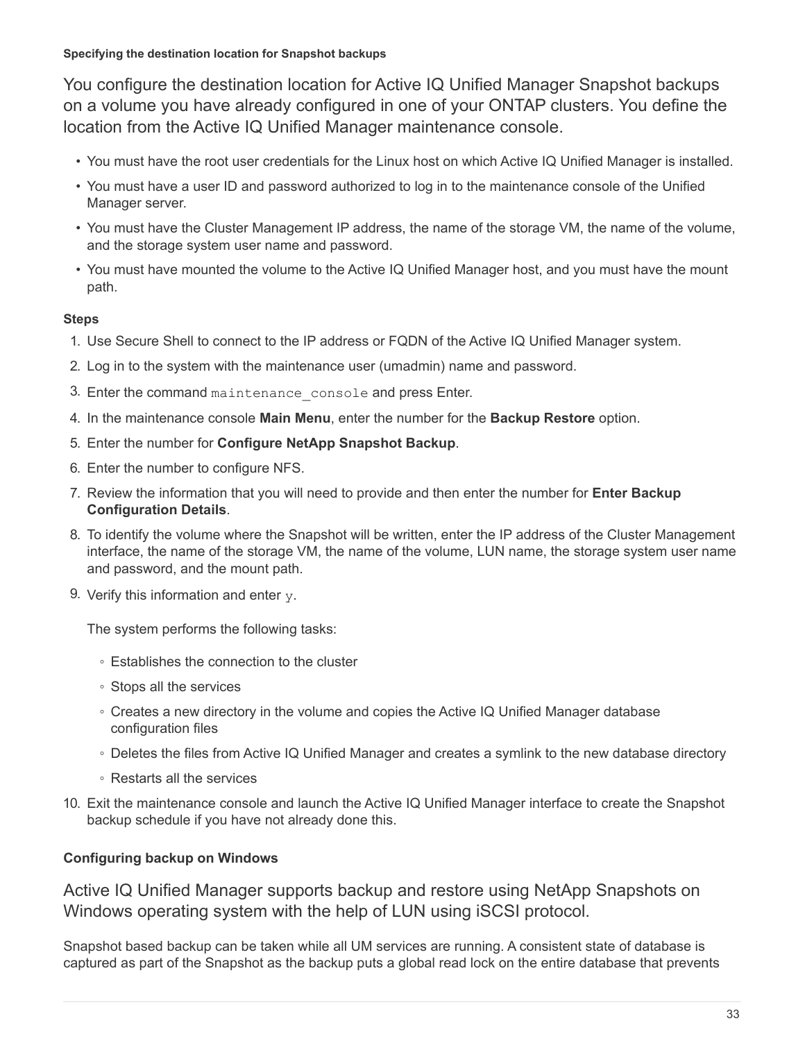#### Specifying the destination location for Snapshot backups

You configure the destination location for Active IQ Unified Manager Snapshot backups on a volume you have already configured in one of your ONTAP clusters. You define the location from the Active IQ Unified Manager maintenance console.

- You must have the root user credentials for the Linux host on which Active IQ Unified Manager is installed.
- You must have a user ID and password authorized to log in to the maintenance console of the Unified Manager server.
- You must have the Cluster Management IP address, the name of the storage VM, the name of the volume, and the storage system user name and password.
- You must have mounted the volume to the Active IQ Unified Manager host, and you must have the mount path.

**Steps**

1. Use Secure Shell to connect to the IP address or FQDN of the Active IQ Unified Manager system.
2. Log in to the system with the maintenance user (umadmin) name and password.
3. Enter the command `maintenance_console` and press Enter.
4. In the maintenance console **Main Menu**, enter the number for the **Backup Restore** option.
5. Enter the number for **Configure NetApp Snapshot Backup**.
6. Enter the number to configure NFS.
7. Review the information that you will need to provide and then enter the number for **Enter Backup Configuration Details**.
8. To identify the volume where the Snapshot will be written, enter the IP address of the Cluster Management interface, the name of the storage VM, the name of the volume, LUN name, the storage system user name and password, and the mount path.
9. Verify this information and enter `y`.

   The system performs the following tasks:

   - Establishes the connection to the cluster
   - Stops all the services
   - Creates a new directory in the volume and copies the Active IQ Unified Manager database configuration files
   - Deletes the files from Active IQ Unified Manager and creates a symlink to the new database directory
   - Restarts all the services
10. Exit the maintenance console and launch the Active IQ Unified Manager interface to create the Snapshot backup schedule if you have not already done this.

#### Configuring backup on Windows

Active IQ Unified Manager supports backup and restore using NetApp Snapshots on Windows operating system with the help of LUN using iSCSI protocol.

Snapshot based backup can be taken while all UM services are running. A consistent state of database is captured as part of the Snapshot as the backup puts a global read lock on the entire database that prevents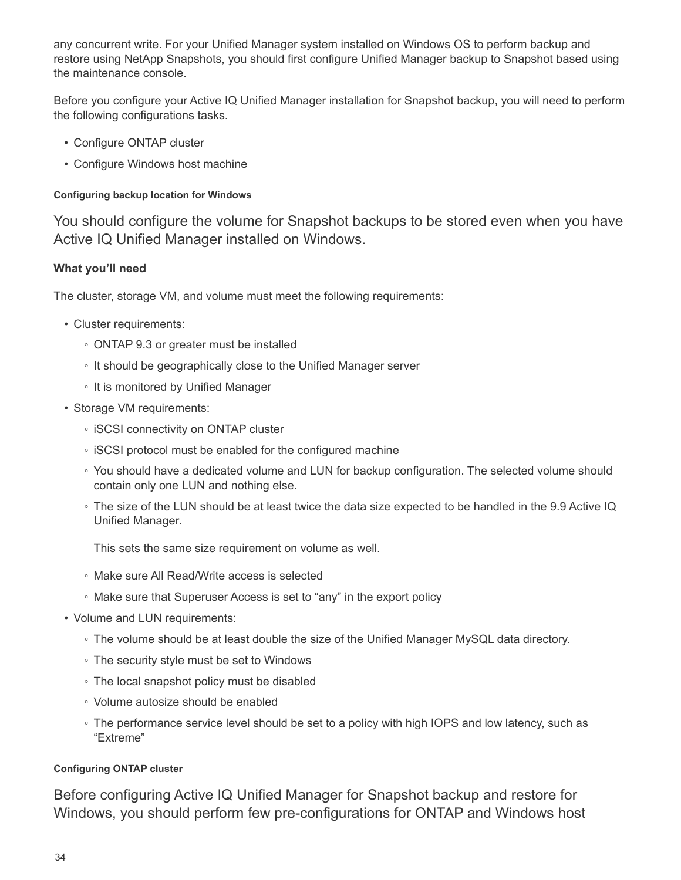any concurrent write. For your Unified Manager system installed on Windows OS to perform backup and restore using NetApp Snapshots, you should first configure Unified Manager backup to Snapshot based using the maintenance console.

Before you configure your Active IQ Unified Manager installation for Snapshot backup, you will need to perform the following configurations tasks.

- Configure ONTAP cluster
- Configure Windows host machine

#### Configuring backup location for Windows

You should configure the volume for Snapshot backups to be stored even when you have Active IQ Unified Manager installed on Windows.

**What you'll need**

The cluster, storage VM, and volume must meet the following requirements:

- Cluster requirements:
  - ONTAP 9.3 or greater must be installed
  - It should be geographically close to the Unified Manager server
  - It is monitored by Unified Manager
- Storage VM requirements:
  - iSCSI connectivity on ONTAP cluster
  - iSCSI protocol must be enabled for the configured machine
  - You should have a dedicated volume and LUN for backup configuration. The selected volume should contain only one LUN and nothing else.
  - The size of the LUN should be at least twice the data size expected to be handled in the 9.9 Active IQ Unified Manager.

    This sets the same size requirement on volume as well.
  - Make sure All Read/Write access is selected
  - Make sure that Superuser Access is set to "any" in the export policy
- Volume and LUN requirements:
  - The volume should be at least double the size of the Unified Manager MySQL data directory.
  - The security style must be set to Windows
  - The local snapshot policy must be disabled
  - Volume autosize should be enabled
  - The performance service level should be set to a policy with high IOPS and low latency, such as "Extreme"

#### Configuring ONTAP cluster

Before configuring Active IQ Unified Manager for Snapshot backup and restore for Windows, you should perform few pre-configurations for ONTAP and Windows host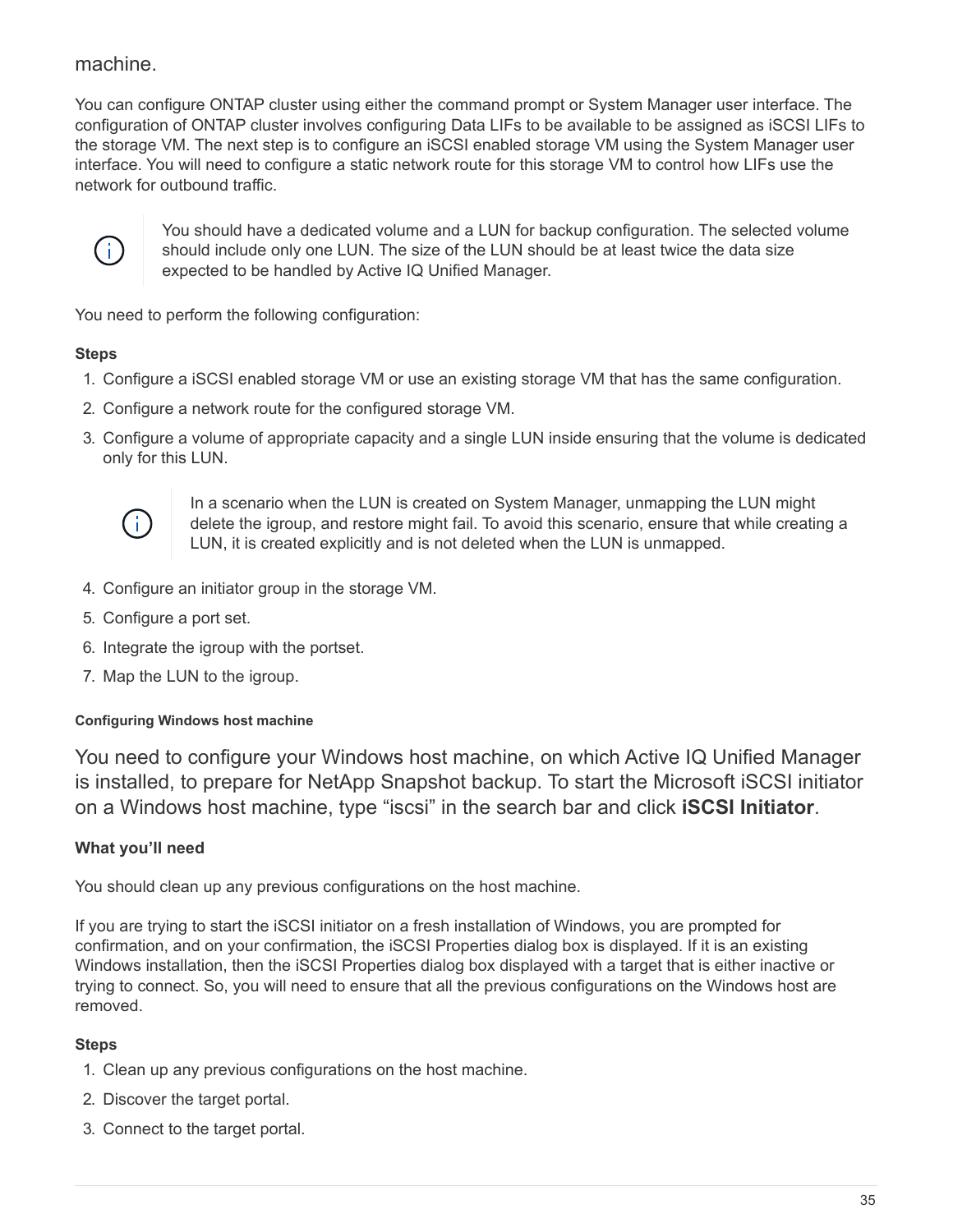machine.

You can configure ONTAP cluster using either the command prompt or System Manager user interface. The configuration of ONTAP cluster involves configuring Data LIFs to be available to be assigned as iSCSI LIFs to the storage VM. The next step is to configure an iSCSI enabled storage VM using the System Manager user interface. You will need to configure a static network route for this storage VM to control how LIFs use the network for outbound traffic.

> You should have a dedicated volume and a LUN for backup configuration. The selected volume should include only one LUN. The size of the LUN should be at least twice the data size expected to be handled by Active IQ Unified Manager.

You need to perform the following configuration:

**Steps**

1. Configure a iSCSI enabled storage VM or use an existing storage VM that has the same configuration.
2. Configure a network route for the configured storage VM.
3. Configure a volume of appropriate capacity and a single LUN inside ensuring that the volume is dedicated only for this LUN.

   > In a scenario when the LUN is created on System Manager, unmapping the LUN might delete the igroup, and restore might fail. To avoid this scenario, ensure that while creating a LUN, it is created explicitly and is not deleted when the LUN is unmapped.

4. Configure an initiator group in the storage VM.
5. Configure a port set.
6. Integrate the igroup with the portset.
7. Map the LUN to the igroup.

#### Configuring Windows host machine

You need to configure your Windows host machine, on which Active IQ Unified Manager is installed, to prepare for NetApp Snapshot backup. To start the Microsoft iSCSI initiator on a Windows host machine, type “iscsi” in the search bar and click **iSCSI Initiator**.

**What you’ll need**

You should clean up any previous configurations on the host machine.

If you are trying to start the iSCSI initiator on a fresh installation of Windows, you are prompted for confirmation, and on your confirmation, the iSCSI Properties dialog box is displayed. If it is an existing Windows installation, then the iSCSI Properties dialog box displayed with a target that is either inactive or trying to connect. So, you will need to ensure that all the previous configurations on the Windows host are removed.

**Steps**

1. Clean up any previous configurations on the host machine.
2. Discover the target portal.
3. Connect to the target portal.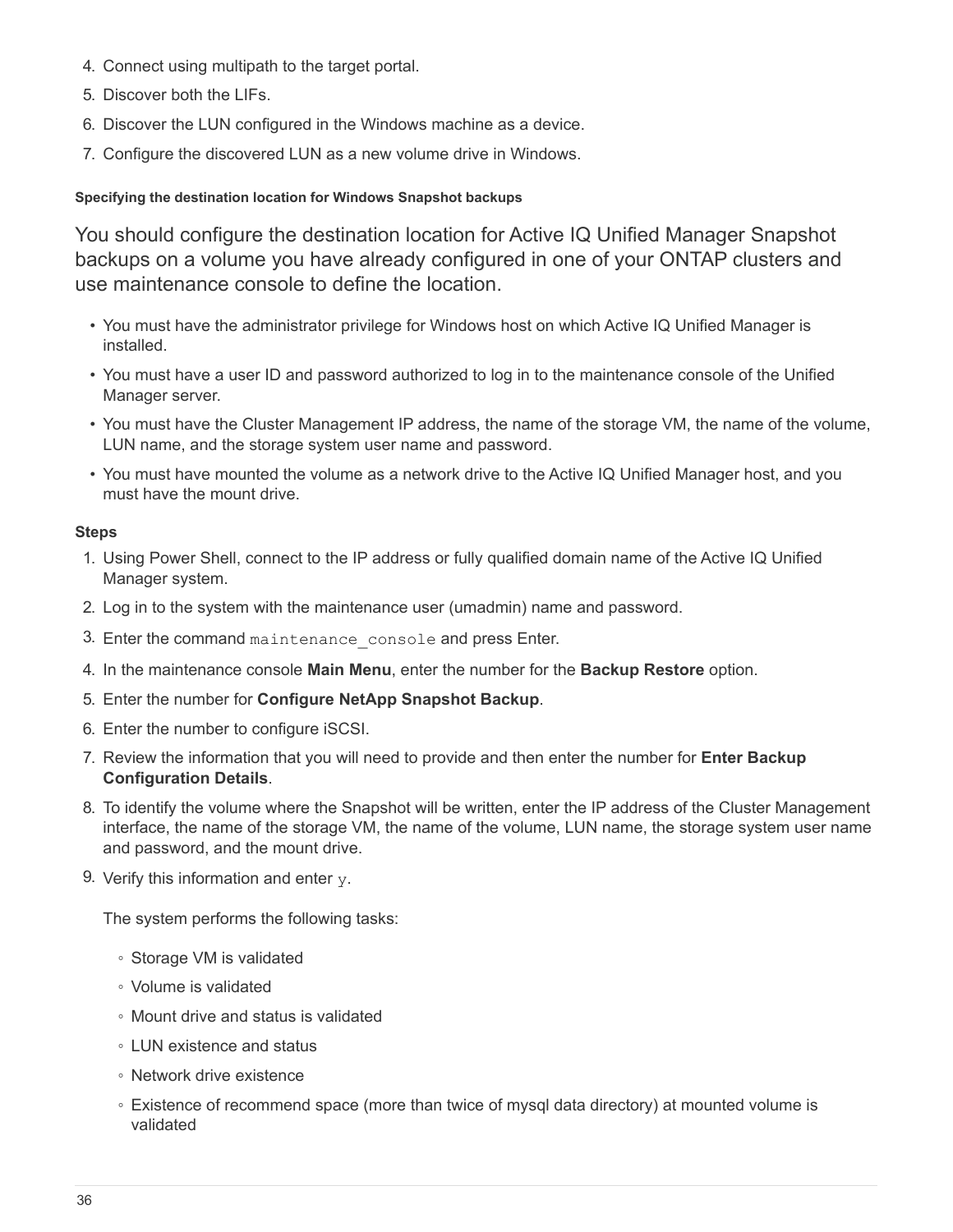4. Connect using multipath to the target portal.
5. Discover both the LIFs.
6. Discover the LUN configured in the Windows machine as a device.
7. Configure the discovered LUN as a new volume drive in Windows.

#### Specifying the destination location for Windows Snapshot backups

You should configure the destination location for Active IQ Unified Manager Snapshot backups on a volume you have already configured in one of your ONTAP clusters and use maintenance console to define the location.

- You must have the administrator privilege for Windows host on which Active IQ Unified Manager is installed.
- You must have a user ID and password authorized to log in to the maintenance console of the Unified Manager server.
- You must have the Cluster Management IP address, the name of the storage VM, the name of the volume, LUN name, and the storage system user name and password.
- You must have mounted the volume as a network drive to the Active IQ Unified Manager host, and you must have the mount drive.

**Steps**

1. Using Power Shell, connect to the IP address or fully qualified domain name of the Active IQ Unified Manager system.
2. Log in to the system with the maintenance user (umadmin) name and password.
3. Enter the command `maintenance_console` and press Enter.
4. In the maintenance console **Main Menu**, enter the number for the **Backup Restore** option.
5. Enter the number for **Configure NetApp Snapshot Backup**.
6. Enter the number to configure iSCSI.
7. Review the information that you will need to provide and then enter the number for **Enter Backup Configuration Details**.
8. To identify the volume where the Snapshot will be written, enter the IP address of the Cluster Management interface, the name of the storage VM, the name of the volume, LUN name, the storage system user name and password, and the mount drive.
9. Verify this information and enter `y`.

   The system performs the following tasks:

   - Storage VM is validated
   - Volume is validated
   - Mount drive and status is validated
   - LUN existence and status
   - Network drive existence
   - Existence of recommend space (more than twice of mysql data directory) at mounted volume is validated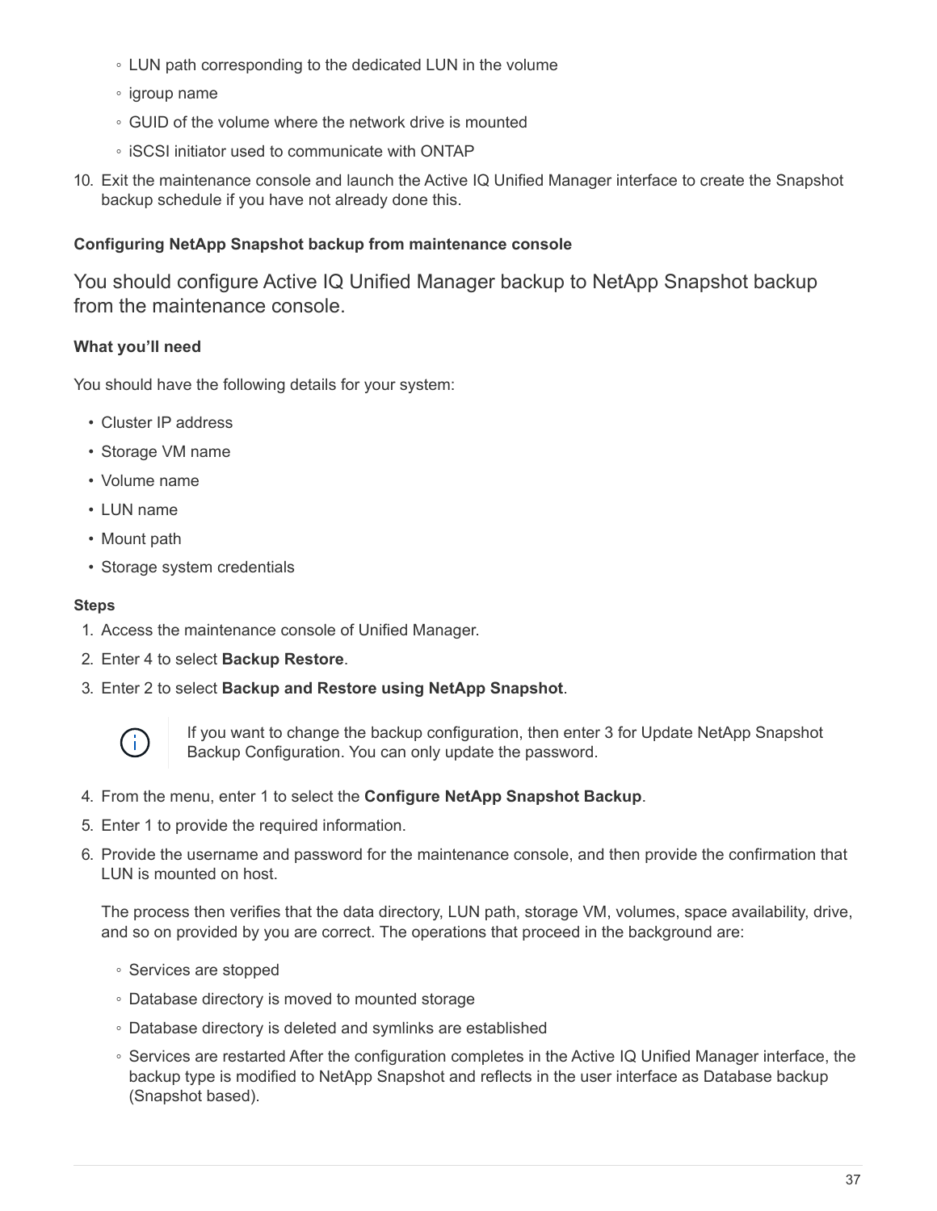- LUN path corresponding to the dedicated LUN in the volume
- igroup name
- GUID of the volume where the network drive is mounted
- iSCSI initiator used to communicate with ONTAP

10. Exit the maintenance console and launch the Active IQ Unified Manager interface to create the Snapshot backup schedule if you have not already done this.

#### Configuring NetApp Snapshot backup from maintenance console

You should configure Active IQ Unified Manager backup to NetApp Snapshot backup from the maintenance console.

**What you'll need**

You should have the following details for your system:

- Cluster IP address
- Storage VM name
- Volume name
- LUN name
- Mount path
- Storage system credentials

**Steps**

1. Access the maintenance console of Unified Manager.
2. Enter 4 to select **Backup Restore**.
3. Enter 2 to select **Backup and Restore using NetApp Snapshot**.

   > If you want to change the backup configuration, then enter 3 for Update NetApp Snapshot Backup Configuration. You can only update the password.

4. From the menu, enter 1 to select the **Configure NetApp Snapshot Backup**.
5. Enter 1 to provide the required information.
6. Provide the username and password for the maintenance console, and then provide the confirmation that LUN is mounted on host.

   The process then verifies that the data directory, LUN path, storage VM, volumes, space availability, drive, and so on provided by you are correct. The operations that proceed in the background are:

   - Services are stopped
   - Database directory is moved to mounted storage
   - Database directory is deleted and symlinks are established
   - Services are restarted After the configuration completes in the Active IQ Unified Manager interface, the backup type is modified to NetApp Snapshot and reflects in the user interface as Database backup (Snapshot based).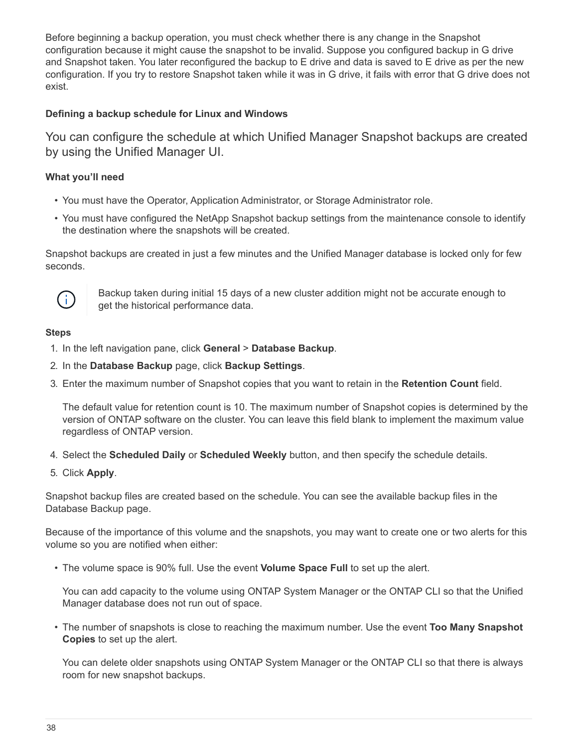Before beginning a backup operation, you must check whether there is any change in the Snapshot configuration because it might cause the snapshot to be invalid. Suppose you configured backup in G drive and Snapshot taken. You later reconfigured the backup to E drive and data is saved to E drive as per the new configuration. If you try to restore Snapshot taken while it was in G drive, it fails with error that G drive does not exist.

### Defining a backup schedule for Linux and Windows

You can configure the schedule at which Unified Manager Snapshot backups are created by using the Unified Manager UI.

#### What you'll need

- You must have the Operator, Application Administrator, or Storage Administrator role.
- You must have configured the NetApp Snapshot backup settings from the maintenance console to identify the destination where the snapshots will be created.

Snapshot backups are created in just a few minutes and the Unified Manager database is locked only for few seconds.

> Backup taken during initial 15 days of a new cluster addition might not be accurate enough to get the historical performance data.

#### Steps

1. In the left navigation pane, click **General** > **Database Backup**.
2. In the **Database Backup** page, click **Backup Settings**.
3. Enter the maximum number of Snapshot copies that you want to retain in the **Retention Count** field.

   The default value for retention count is 10. The maximum number of Snapshot copies is determined by the version of ONTAP software on the cluster. You can leave this field blank to implement the maximum value regardless of ONTAP version.

4. Select the **Scheduled Daily** or **Scheduled Weekly** button, and then specify the schedule details.
5. Click **Apply**.

Snapshot backup files are created based on the schedule. You can see the available backup files in the Database Backup page.

Because of the importance of this volume and the snapshots, you may want to create one or two alerts for this volume so you are notified when either:

- The volume space is 90% full. Use the event **Volume Space Full** to set up the alert.

  You can add capacity to the volume using ONTAP System Manager or the ONTAP CLI so that the Unified Manager database does not run out of space.

- The number of snapshots is close to reaching the maximum number. Use the event **Too Many Snapshot Copies** to set up the alert.

  You can delete older snapshots using ONTAP System Manager or the ONTAP CLI so that there is always room for new snapshot backups.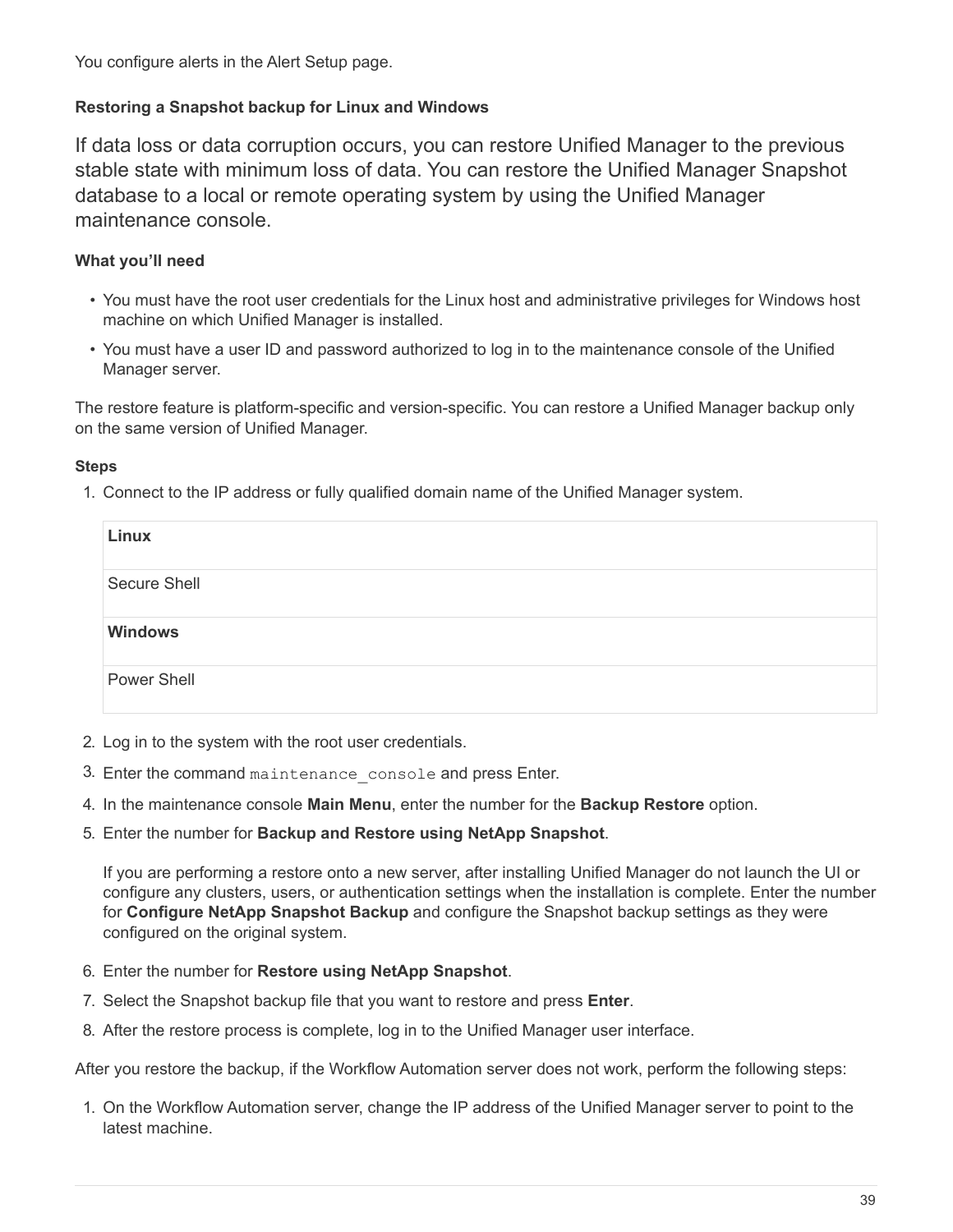You configure alerts in the Alert Setup page.

#### Restoring a Snapshot backup for Linux and Windows

If data loss or data corruption occurs, you can restore Unified Manager to the previous stable state with minimum loss of data. You can restore the Unified Manager Snapshot database to a local or remote operating system by using the Unified Manager maintenance console.

##### What you'll need

- You must have the root user credentials for the Linux host and administrative privileges for Windows host machine on which Unified Manager is installed.
- You must have a user ID and password authorized to log in to the maintenance console of the Unified Manager server.

The restore feature is platform-specific and version-specific. You can restore a Unified Manager backup only on the same version of Unified Manager.

##### Steps

1. Connect to the IP address or fully qualified domain name of the Unified Manager system.

| Linux |
| --- |
| Secure Shell |
| **Windows** |
| Power Shell |

2. Log in to the system with the root user credentials.
3. Enter the command `maintenance_console` and press Enter.
4. In the maintenance console **Main Menu**, enter the number for the **Backup Restore** option.
5. Enter the number for **Backup and Restore using NetApp Snapshot**.

   If you are performing a restore onto a new server, after installing Unified Manager do not launch the UI or configure any clusters, users, or authentication settings when the installation is complete. Enter the number for **Configure NetApp Snapshot Backup** and configure the Snapshot backup settings as they were configured on the original system.

6. Enter the number for **Restore using NetApp Snapshot**.
7. Select the Snapshot backup file that you want to restore and press **Enter**.
8. After the restore process is complete, log in to the Unified Manager user interface.

After you restore the backup, if the Workflow Automation server does not work, perform the following steps:

1. On the Workflow Automation server, change the IP address of the Unified Manager server to point to the latest machine.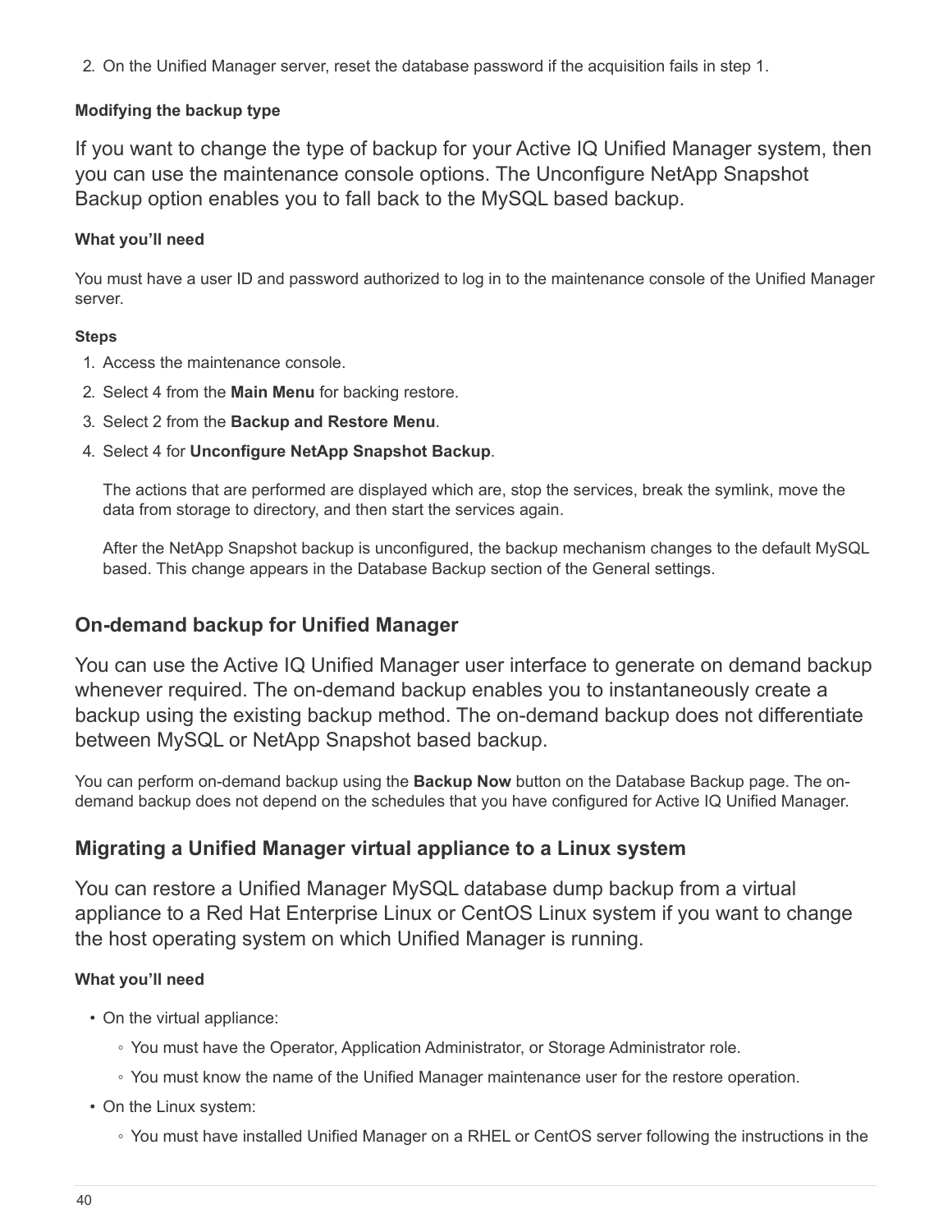2. On the Unified Manager server, reset the database password if the acquisition fails in step 1.

#### Modifying the backup type

If you want to change the type of backup for your Active IQ Unified Manager system, then you can use the maintenance console options. The Unconfigure NetApp Snapshot Backup option enables you to fall back to the MySQL based backup.

**What you'll need**

You must have a user ID and password authorized to log in to the maintenance console of the Unified Manager server.

**Steps**

1. Access the maintenance console.
2. Select 4 from the **Main Menu** for backing restore.
3. Select 2 from the **Backup and Restore Menu**.
4. Select 4 for **Unconfigure NetApp Snapshot Backup**.

   The actions that are performed are displayed which are, stop the services, break the symlink, move the data from storage to directory, and then start the services again.

   After the NetApp Snapshot backup is unconfigured, the backup mechanism changes to the default MySQL based. This change appears in the Database Backup section of the General settings.

### On-demand backup for Unified Manager

You can use the Active IQ Unified Manager user interface to generate on demand backup whenever required. The on-demand backup enables you to instantaneously create a backup using the existing backup method. The on-demand backup does not differentiate between MySQL or NetApp Snapshot based backup.

You can perform on-demand backup using the **Backup Now** button on the Database Backup page. The on-demand backup does not depend on the schedules that you have configured for Active IQ Unified Manager.

### Migrating a Unified Manager virtual appliance to a Linux system

You can restore a Unified Manager MySQL database dump backup from a virtual appliance to a Red Hat Enterprise Linux or CentOS Linux system if you want to change the host operating system on which Unified Manager is running.

**What you'll need**

- On the virtual appliance:
  - You must have the Operator, Application Administrator, or Storage Administrator role.
  - You must know the name of the Unified Manager maintenance user for the restore operation.
- On the Linux system:
  - You must have installed Unified Manager on a RHEL or CentOS server following the instructions in the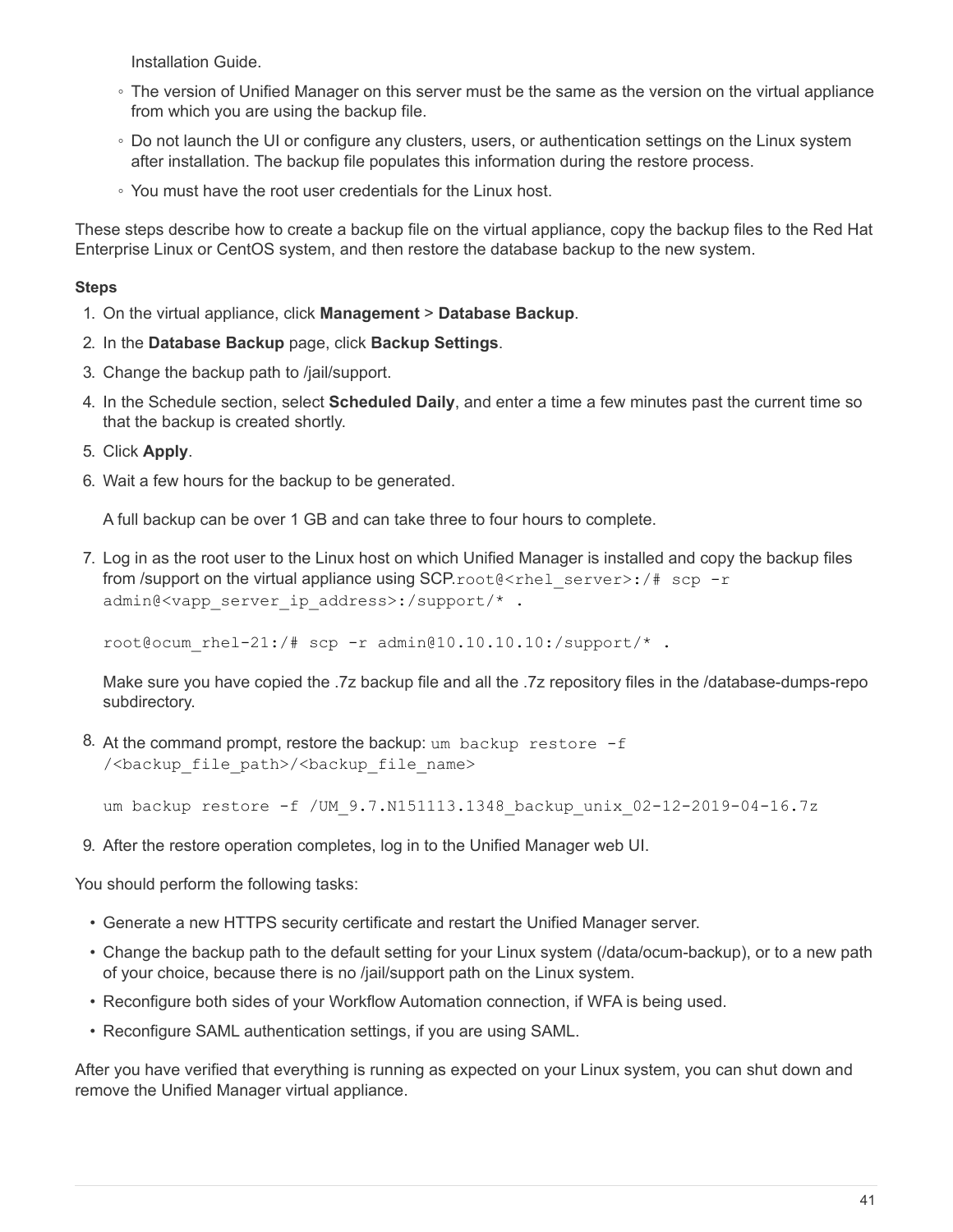Installation Guide.

  - The version of Unified Manager on this server must be the same as the version on the virtual appliance from which you are using the backup file.
  - Do not launch the UI or configure any clusters, users, or authentication settings on the Linux system after installation. The backup file populates this information during the restore process.
  - You must have the root user credentials for the Linux host.

These steps describe how to create a backup file on the virtual appliance, copy the backup files to the Red Hat Enterprise Linux or CentOS system, and then restore the database backup to the new system.

**Steps**

1. On the virtual appliance, click **Management** > **Database Backup**.
2. In the **Database Backup** page, click **Backup Settings**.
3. Change the backup path to /jail/support.
4. In the Schedule section, select **Scheduled Daily**, and enter a time a few minutes past the current time so that the backup is created shortly.
5. Click **Apply**.
6. Wait a few hours for the backup to be generated.

   A full backup can be over 1 GB and can take three to four hours to complete.

7. Log in as the root user to the Linux host on which Unified Manager is installed and copy the backup files from /support on the virtual appliance using SCP.`root@<rhel_server>:/# scp -r admin@<vapp_server_ip_address>:/support/* .`

   ```
   root@ocum_rhel-21:/# scp -r admin@10.10.10.10:/support/* .
   ```

   Make sure you have copied the .7z backup file and all the .7z repository files in the /database-dumps-repo subdirectory.

8. At the command prompt, restore the backup: `um backup restore -f /<backup_file_path>/<backup_file_name>`

   ```
   um backup restore -f /UM_9.7.N151113.1348_backup_unix_02-12-2019-04-16.7z
   ```

9. After the restore operation completes, log in to the Unified Manager web UI.

You should perform the following tasks:

- Generate a new HTTPS security certificate and restart the Unified Manager server.
- Change the backup path to the default setting for your Linux system (/data/ocum-backup), or to a new path of your choice, because there is no /jail/support path on the Linux system.
- Reconfigure both sides of your Workflow Automation connection, if WFA is being used.
- Reconfigure SAML authentication settings, if you are using SAML.

After you have verified that everything is running as expected on your Linux system, you can shut down and remove the Unified Manager virtual appliance.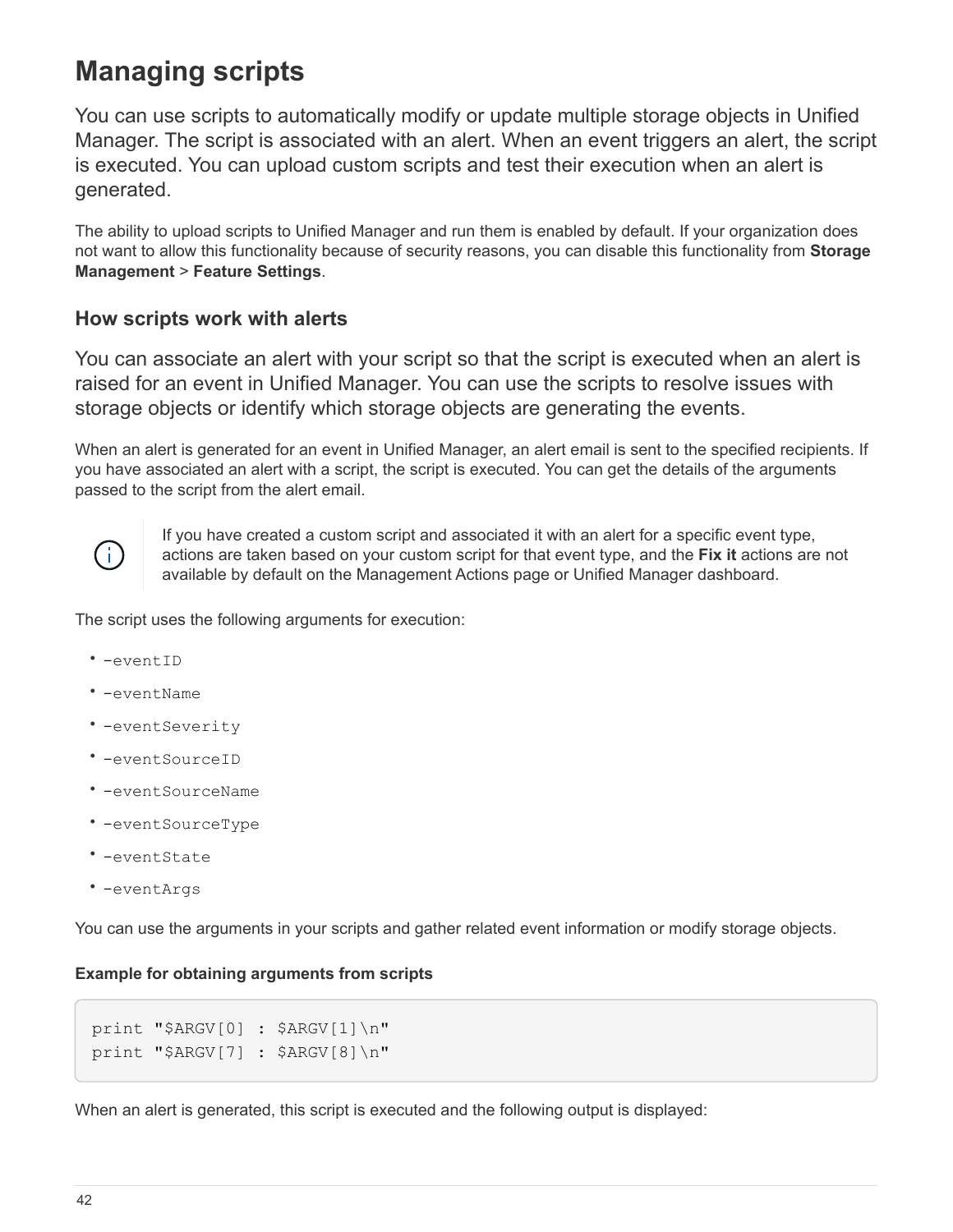# Managing scripts

You can use scripts to automatically modify or update multiple storage objects in Unified Manager. The script is associated with an alert. When an event triggers an alert, the script is executed. You can upload custom scripts and test their execution when an alert is generated.

The ability to upload scripts to Unified Manager and run them is enabled by default. If your organization does not want to allow this functionality because of security reasons, you can disable this functionality from **Storage Management** > **Feature Settings**.

## How scripts work with alerts

You can associate an alert with your script so that the script is executed when an alert is raised for an event in Unified Manager. You can use the scripts to resolve issues with storage objects or identify which storage objects are generating the events.

When an alert is generated for an event in Unified Manager, an alert email is sent to the specified recipients. If you have associated an alert with a script, the script is executed. You can get the details of the arguments passed to the script from the alert email.

> If you have created a custom script and associated it with an alert for a specific event type, actions are taken based on your custom script for that event type, and the **Fix it** actions are not available by default on the Management Actions page or Unified Manager dashboard.

The script uses the following arguments for execution:

- `-eventID`
- `-eventName`
- `-eventSeverity`
- `-eventSourceID`
- `-eventSourceName`
- `-eventSourceType`
- `-eventState`
- `-eventArgs`

You can use the arguments in your scripts and gather related event information or modify storage objects.

#### Example for obtaining arguments from scripts

```
print "$ARGV[0] : $ARGV[1]\n"
print "$ARGV[7] : $ARGV[8]\n"
```

When an alert is generated, this script is executed and the following output is displayed: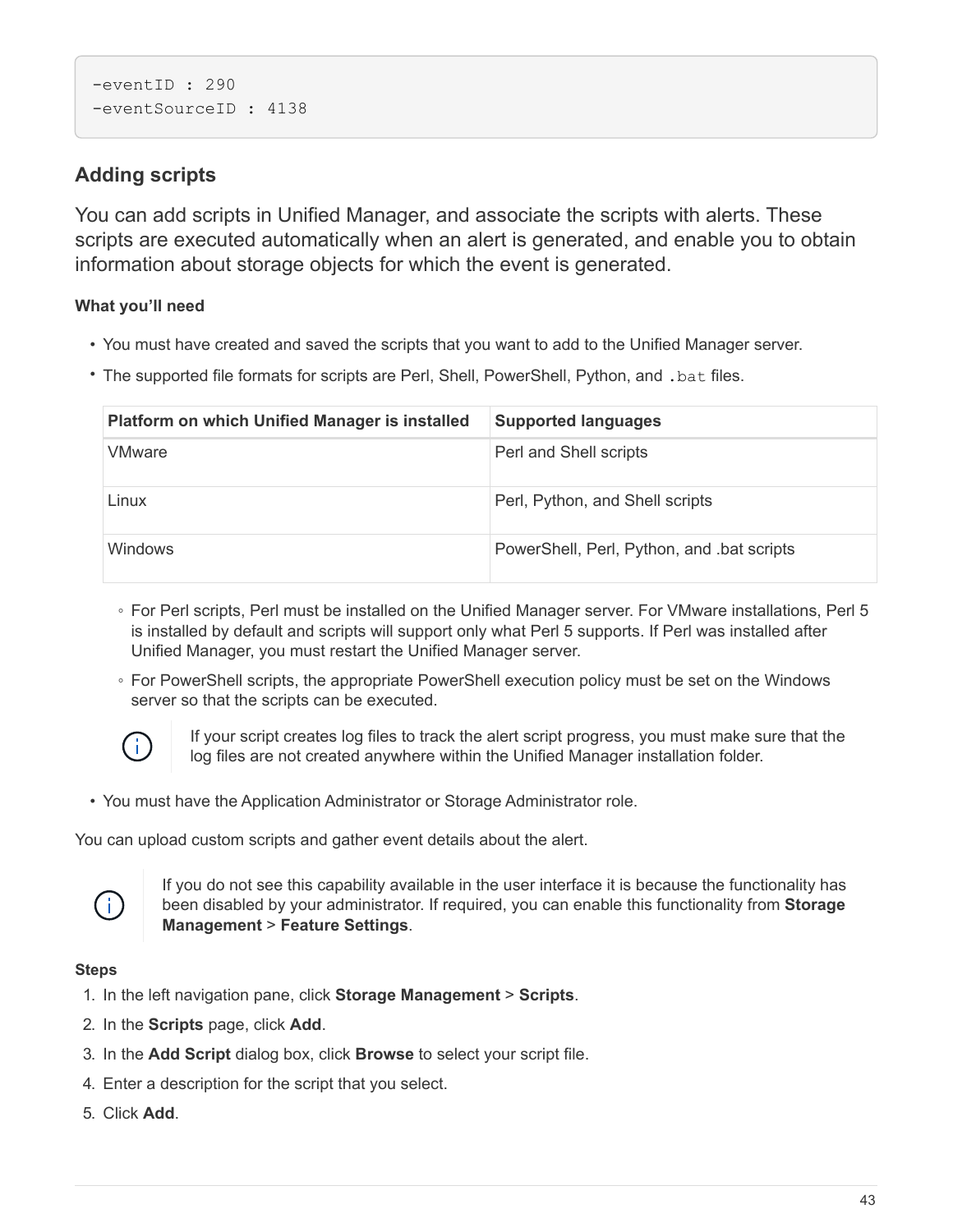```
-eventID : 290
-eventSourceID : 4138
```

## Adding scripts

You can add scripts in Unified Manager, and associate the scripts with alerts. These scripts are executed automatically when an alert is generated, and enable you to obtain information about storage objects for which the event is generated.

#### What you'll need

- You must have created and saved the scripts that you want to add to the Unified Manager server.
- The supported file formats for scripts are Perl, Shell, PowerShell, Python, and `.bat` files.

| Platform on which Unified Manager is installed | Supported languages |
|---|---|
| VMware | Perl and Shell scripts |
| Linux | Perl, Python, and Shell scripts |
| Windows | PowerShell, Perl, Python, and .bat scripts |

  - For Perl scripts, Perl must be installed on the Unified Manager server. For VMware installations, Perl 5 is installed by default and scripts will support only what Perl 5 supports. If Perl was installed after Unified Manager, you must restart the Unified Manager server.
  - For PowerShell scripts, the appropriate PowerShell execution policy must be set on the Windows server so that the scripts can be executed.

  > If your script creates log files to track the alert script progress, you must make sure that the log files are not created anywhere within the Unified Manager installation folder.

- You must have the Application Administrator or Storage Administrator role.

You can upload custom scripts and gather event details about the alert.

> If you do not see this capability available in the user interface it is because the functionality has been disabled by your administrator. If required, you can enable this functionality from **Storage Management** > **Feature Settings**.

#### Steps

1. In the left navigation pane, click **Storage Management** > **Scripts**.
2. In the **Scripts** page, click **Add**.
3. In the **Add Script** dialog box, click **Browse** to select your script file.
4. Enter a description for the script that you select.
5. Click **Add**.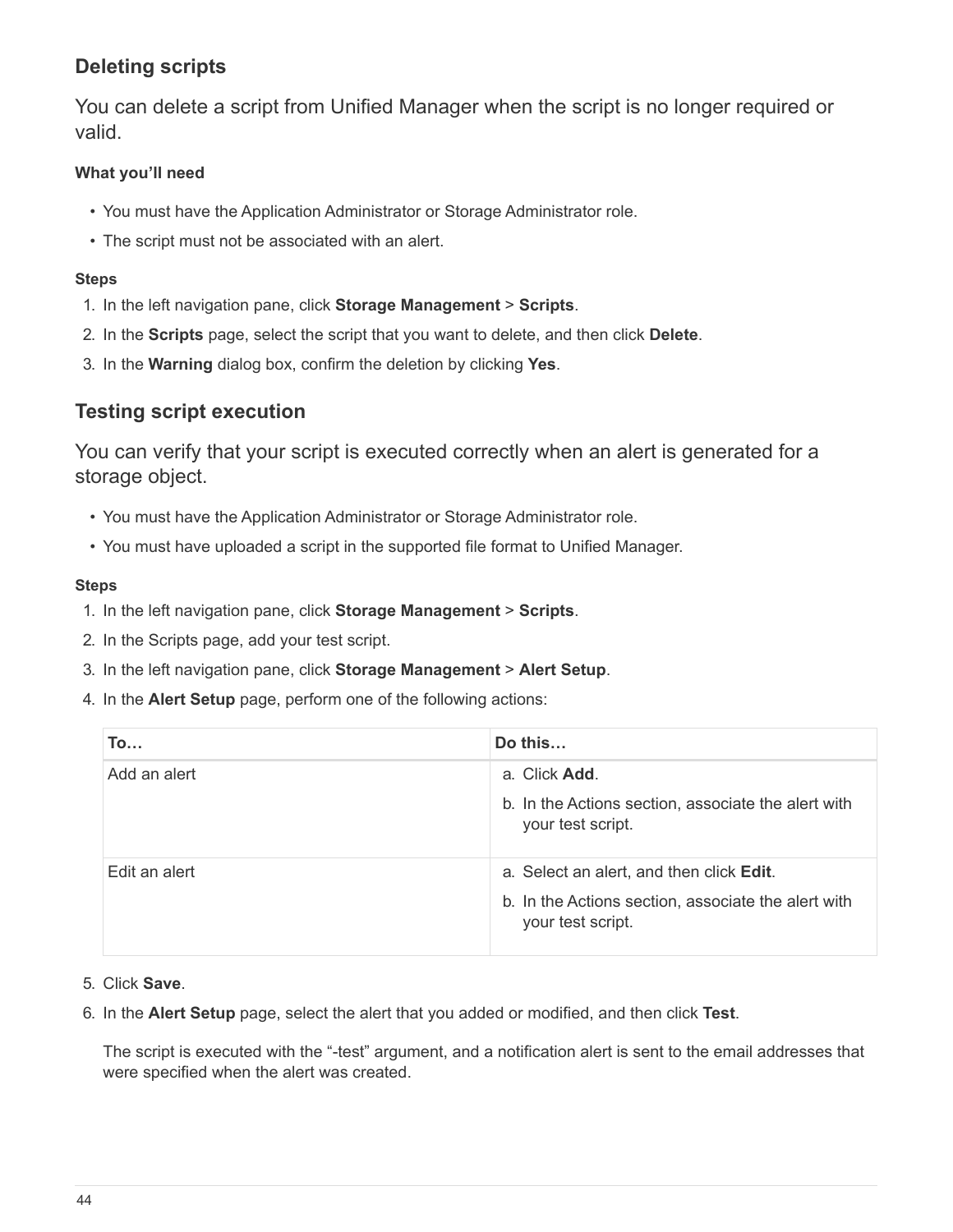### Deleting scripts

You can delete a script from Unified Manager when the script is no longer required or valid.

#### What you'll need

- You must have the Application Administrator or Storage Administrator role.
- The script must not be associated with an alert.

#### Steps

1. In the left navigation pane, click **Storage Management** > **Scripts**.
2. In the **Scripts** page, select the script that you want to delete, and then click **Delete**.
3. In the **Warning** dialog box, confirm the deletion by clicking **Yes**.

### Testing script execution

You can verify that your script is executed correctly when an alert is generated for a storage object.

- You must have the Application Administrator or Storage Administrator role.
- You must have uploaded a script in the supported file format to Unified Manager.

#### Steps

1. In the left navigation pane, click **Storage Management** > **Scripts**.
2. In the Scripts page, add your test script.
3. In the left navigation pane, click **Storage Management** > **Alert Setup**.
4. In the **Alert Setup** page, perform one of the following actions:

| To… | Do this… |
|---|---|
| Add an alert | a. Click **Add**.<br>b. In the Actions section, associate the alert with your test script. |
| Edit an alert | a. Select an alert, and then click **Edit**.<br>b. In the Actions section, associate the alert with your test script. |

5. Click **Save**.
6. In the **Alert Setup** page, select the alert that you added or modified, and then click **Test**.

   The script is executed with the "-test" argument, and a notification alert is sent to the email addresses that were specified when the alert was created.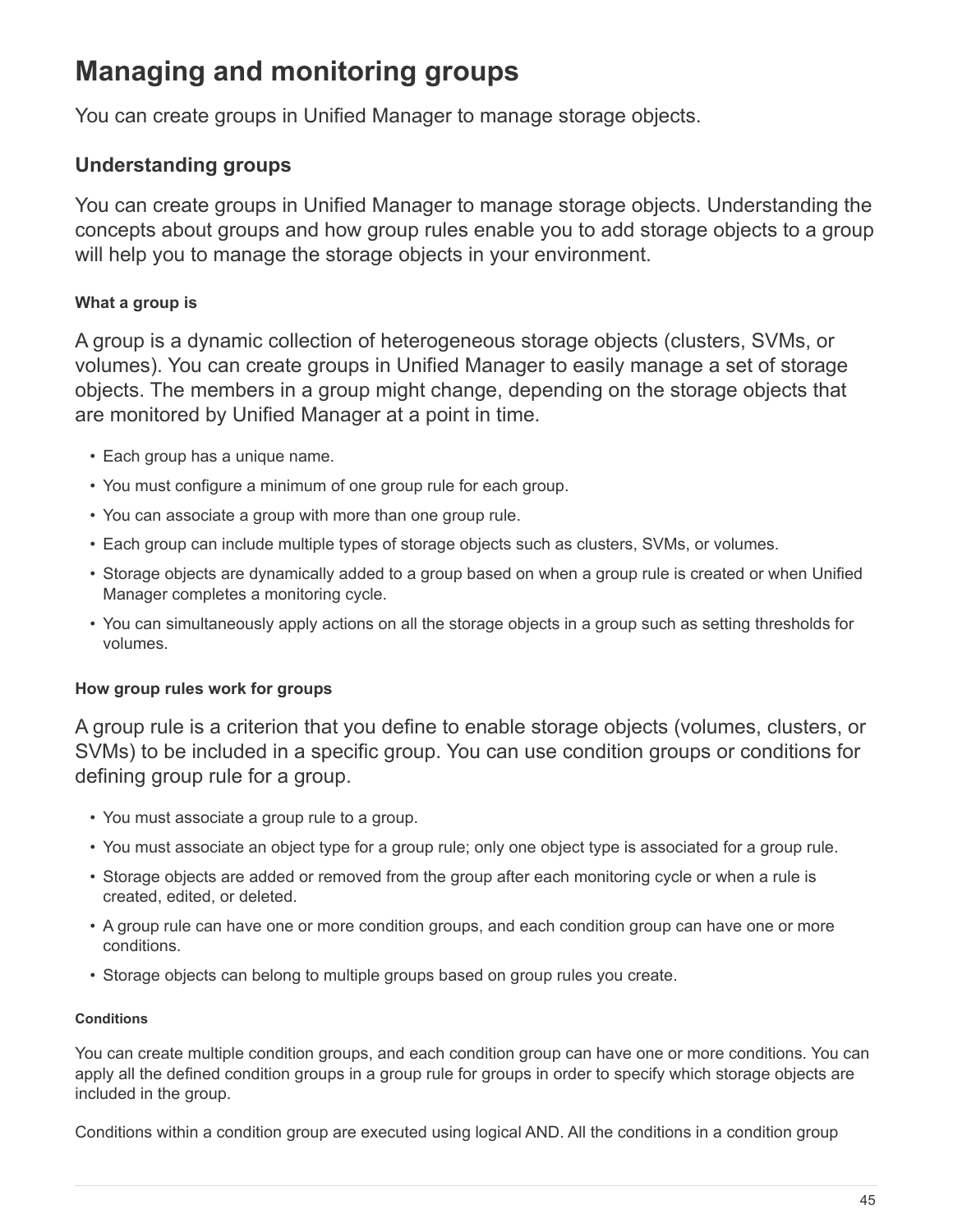# Managing and monitoring groups

You can create groups in Unified Manager to manage storage objects.

## Understanding groups

You can create groups in Unified Manager to manage storage objects. Understanding the concepts about groups and how group rules enable you to add storage objects to a group will help you to manage the storage objects in your environment.

### What a group is

A group is a dynamic collection of heterogeneous storage objects (clusters, SVMs, or volumes). You can create groups in Unified Manager to easily manage a set of storage objects. The members in a group might change, depending on the storage objects that are monitored by Unified Manager at a point in time.

- Each group has a unique name.
- You must configure a minimum of one group rule for each group.
- You can associate a group with more than one group rule.
- Each group can include multiple types of storage objects such as clusters, SVMs, or volumes.
- Storage objects are dynamically added to a group based on when a group rule is created or when Unified Manager completes a monitoring cycle.
- You can simultaneously apply actions on all the storage objects in a group such as setting thresholds for volumes.

### How group rules work for groups

A group rule is a criterion that you define to enable storage objects (volumes, clusters, or SVMs) to be included in a specific group. You can use condition groups or conditions for defining group rule for a group.

- You must associate a group rule to a group.
- You must associate an object type for a group rule; only one object type is associated for a group rule.
- Storage objects are added or removed from the group after each monitoring cycle or when a rule is created, edited, or deleted.
- A group rule can have one or more condition groups, and each condition group can have one or more conditions.
- Storage objects can belong to multiple groups based on group rules you create.

#### Conditions

You can create multiple condition groups, and each condition group can have one or more conditions. You can apply all the defined condition groups in a group rule for groups in order to specify which storage objects are included in the group.

Conditions within a condition group are executed using logical AND. All the conditions in a condition group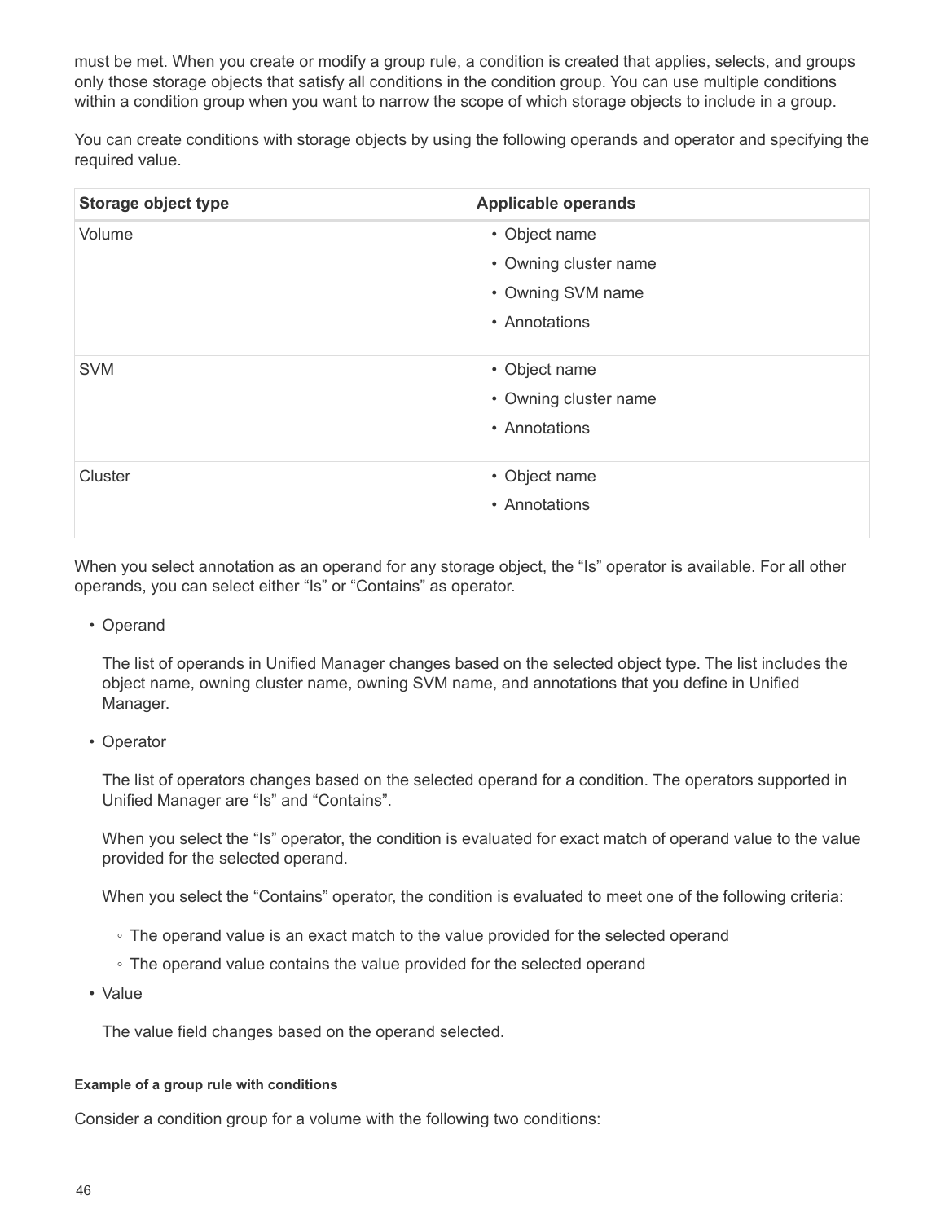must be met. When you create or modify a group rule, a condition is created that applies, selects, and groups only those storage objects that satisfy all conditions in the condition group. You can use multiple conditions within a condition group when you want to narrow the scope of which storage objects to include in a group.

You can create conditions with storage objects by using the following operands and operator and specifying the required value.

| Storage object type | Applicable operands |
| --- | --- |
| Volume | • Object name<br>• Owning cluster name<br>• Owning SVM name<br>• Annotations |
| SVM | • Object name<br>• Owning cluster name<br>• Annotations |
| Cluster | • Object name<br>• Annotations |

When you select annotation as an operand for any storage object, the “Is” operator is available. For all other operands, you can select either “Is” or “Contains” as operator.

- Operand

  The list of operands in Unified Manager changes based on the selected object type. The list includes the object name, owning cluster name, owning SVM name, and annotations that you define in Unified Manager.

- Operator

  The list of operators changes based on the selected operand for a condition. The operators supported in Unified Manager are “Is” and “Contains”.

  When you select the “Is” operator, the condition is evaluated for exact match of operand value to the value provided for the selected operand.

  When you select the “Contains” operator, the condition is evaluated to meet one of the following criteria:

  - The operand value is an exact match to the value provided for the selected operand
  - The operand value contains the value provided for the selected operand

- Value

  The value field changes based on the operand selected.

#### Example of a group rule with conditions

Consider a condition group for a volume with the following two conditions: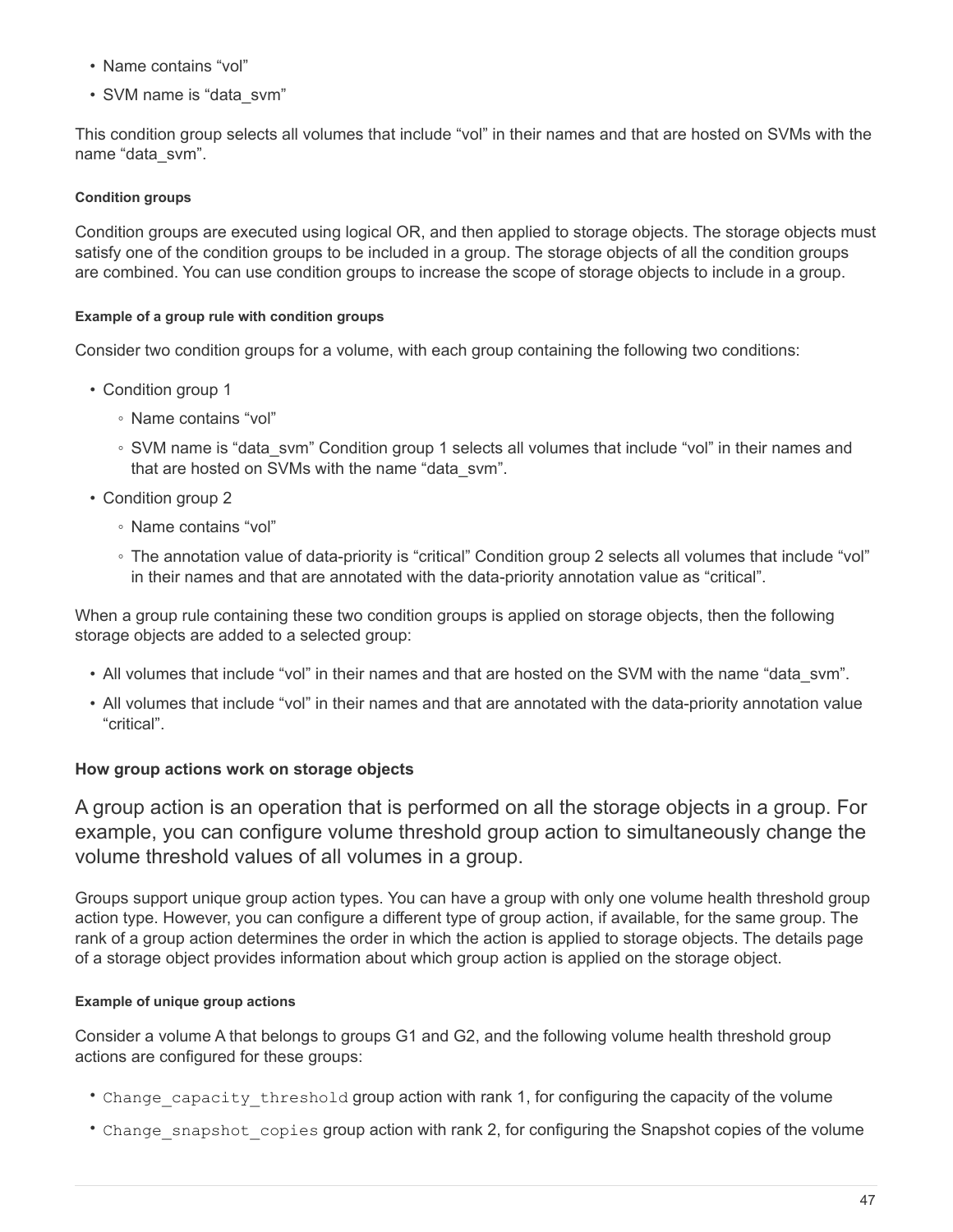- Name contains “vol”
- SVM name is “data_svm”

This condition group selects all volumes that include “vol” in their names and that are hosted on SVMs with the name “data_svm”.

##### Condition groups

Condition groups are executed using logical OR, and then applied to storage objects. The storage objects must satisfy one of the condition groups to be included in a group. The storage objects of all the condition groups are combined. You can use condition groups to increase the scope of storage objects to include in a group.

##### Example of a group rule with condition groups

Consider two condition groups for a volume, with each group containing the following two conditions:

- Condition group 1
  - Name contains “vol”
  - SVM name is “data_svm” Condition group 1 selects all volumes that include “vol” in their names and that are hosted on SVMs with the name “data_svm”.
- Condition group 2
  - Name contains “vol”
  - The annotation value of data-priority is “critical” Condition group 2 selects all volumes that include “vol” in their names and that are annotated with the data-priority annotation value as “critical”.

When a group rule containing these two condition groups is applied on storage objects, then the following storage objects are added to a selected group:

- All volumes that include “vol” in their names and that are hosted on the SVM with the name “data_svm”.
- All volumes that include “vol” in their names and that are annotated with the data-priority annotation value “critical”.

#### How group actions work on storage objects

A group action is an operation that is performed on all the storage objects in a group. For example, you can configure volume threshold group action to simultaneously change the volume threshold values of all volumes in a group.

Groups support unique group action types. You can have a group with only one volume health threshold group action type. However, you can configure a different type of group action, if available, for the same group. The rank of a group action determines the order in which the action is applied to storage objects. The details page of a storage object provides information about which group action is applied on the storage object.

##### Example of unique group actions

Consider a volume A that belongs to groups G1 and G2, and the following volume health threshold group actions are configured for these groups:

- `Change_capacity_threshold` group action with rank 1, for configuring the capacity of the volume
- `Change_snapshot_copies` group action with rank 2, for configuring the Snapshot copies of the volume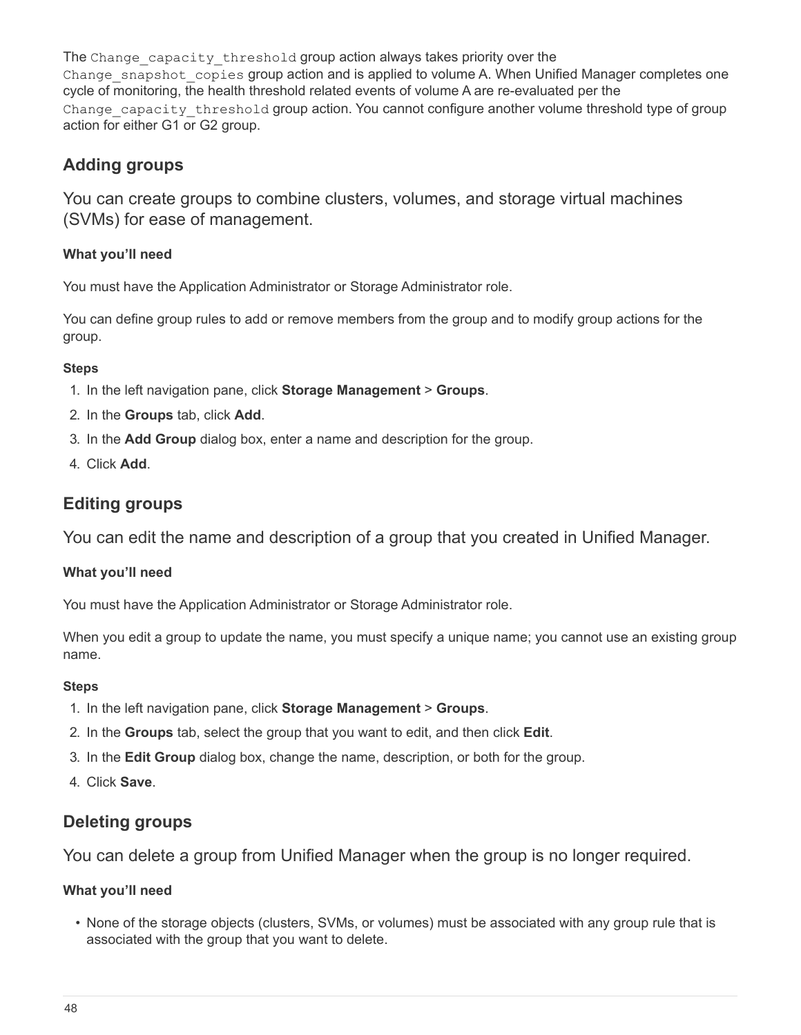The `Change_capacity_threshold` group action always takes priority over the `Change_snapshot_copies` group action and is applied to volume A. When Unified Manager completes one cycle of monitoring, the health threshold related events of volume A are re-evaluated per the `Change_capacity_threshold` group action. You cannot configure another volume threshold type of group action for either G1 or G2 group.

## Adding groups

You can create groups to combine clusters, volumes, and storage virtual machines (SVMs) for ease of management.

#### What you'll need

You must have the Application Administrator or Storage Administrator role.

You can define group rules to add or remove members from the group and to modify group actions for the group.

#### Steps

1. In the left navigation pane, click **Storage Management** > **Groups**.
2. In the **Groups** tab, click **Add**.
3. In the **Add Group** dialog box, enter a name and description for the group.
4. Click **Add**.

## Editing groups

You can edit the name and description of a group that you created in Unified Manager.

#### What you'll need

You must have the Application Administrator or Storage Administrator role.

When you edit a group to update the name, you must specify a unique name; you cannot use an existing group name.

#### Steps

1. In the left navigation pane, click **Storage Management** > **Groups**.
2. In the **Groups** tab, select the group that you want to edit, and then click **Edit**.
3. In the **Edit Group** dialog box, change the name, description, or both for the group.
4. Click **Save**.

## Deleting groups

You can delete a group from Unified Manager when the group is no longer required.

#### What you'll need

- None of the storage objects (clusters, SVMs, or volumes) must be associated with any group rule that is associated with the group that you want to delete.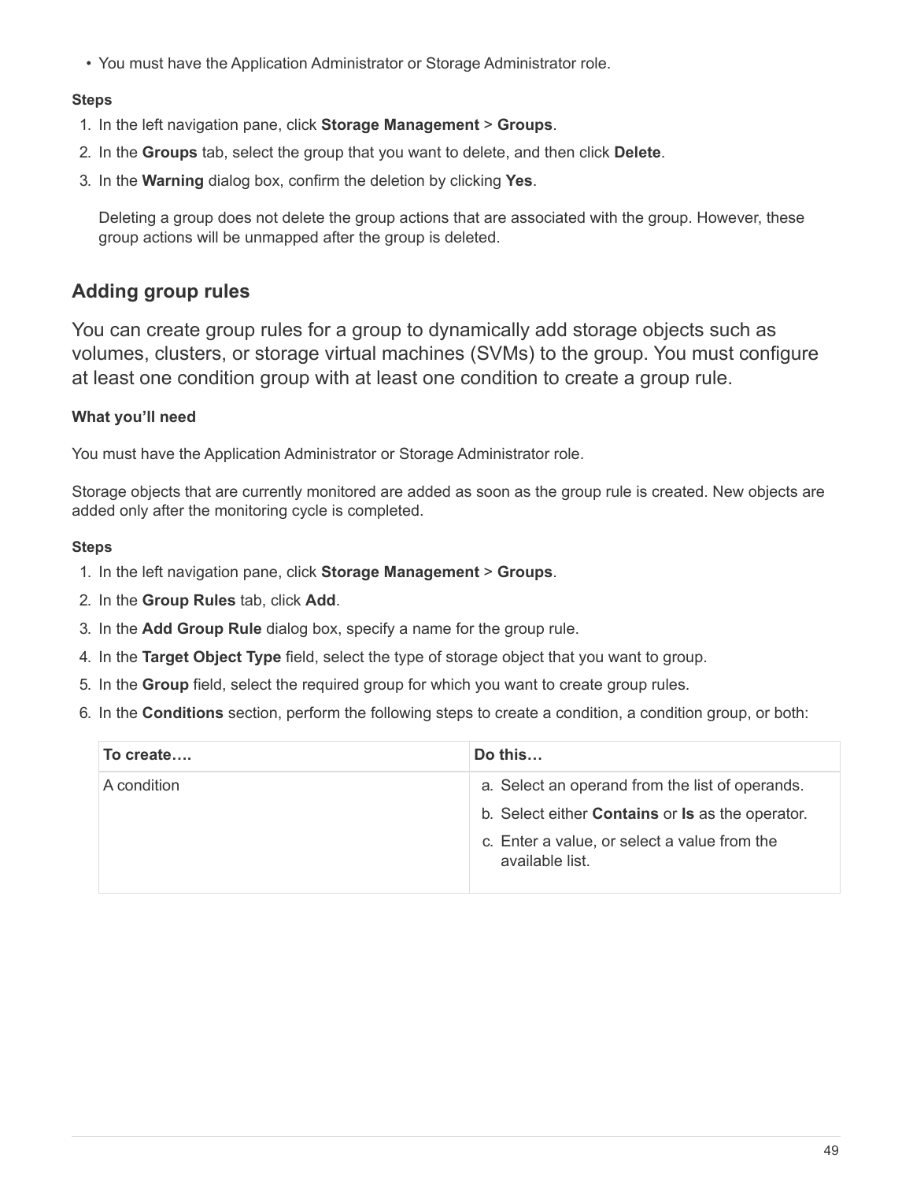- You must have the Application Administrator or Storage Administrator role.

**Steps**

1. In the left navigation pane, click **Storage Management** > **Groups**.
2. In the **Groups** tab, select the group that you want to delete, and then click **Delete**.
3. In the **Warning** dialog box, confirm the deletion by clicking **Yes**.

   Deleting a group does not delete the group actions that are associated with the group. However, these group actions will be unmapped after the group is deleted.

## Adding group rules

You can create group rules for a group to dynamically add storage objects such as volumes, clusters, or storage virtual machines (SVMs) to the group. You must configure at least one condition group with at least one condition to create a group rule.

**What you'll need**

You must have the Application Administrator or Storage Administrator role.

Storage objects that are currently monitored are added as soon as the group rule is created. New objects are added only after the monitoring cycle is completed.

**Steps**

1. In the left navigation pane, click **Storage Management** > **Groups**.
2. In the **Group Rules** tab, click **Add**.
3. In the **Add Group Rule** dialog box, specify a name for the group rule.
4. In the **Target Object Type** field, select the type of storage object that you want to group.
5. In the **Group** field, select the required group for which you want to create group rules.
6. In the **Conditions** section, perform the following steps to create a condition, a condition group, or both:

| To create…. | Do this… |
| --- | --- |
| A condition | a. Select an operand from the list of operands.<br>b. Select either **Contains** or **Is** as the operator.<br>c. Enter a value, or select a value from the available list. |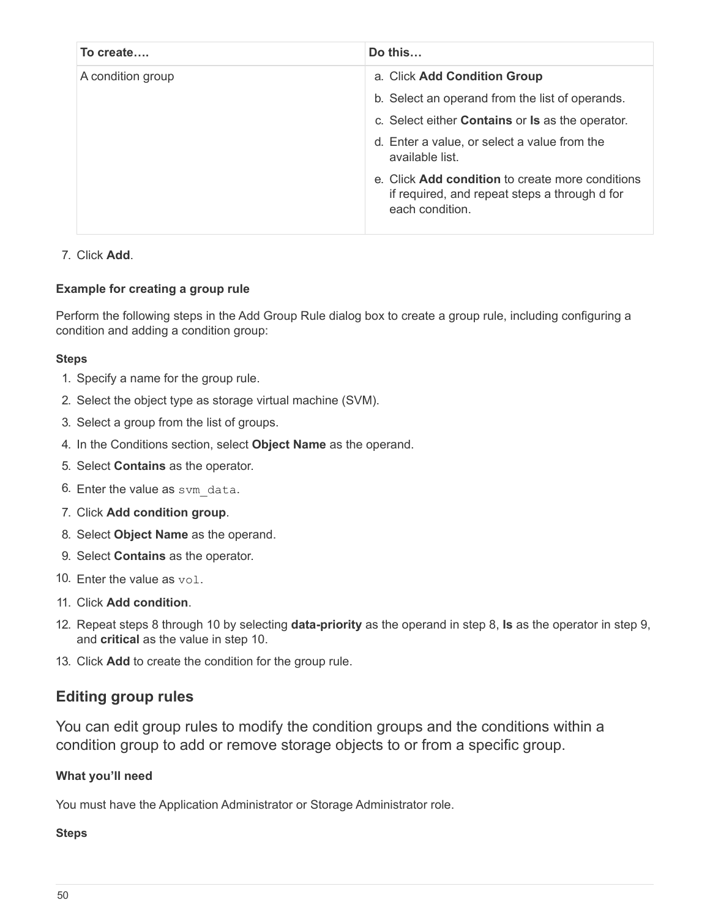| To create…. | Do this… |
| --- | --- |
| A condition group | a. Click **Add Condition Group**<br>b. Select an operand from the list of operands.<br>c. Select either **Contains** or **Is** as the operator.<br>d. Enter a value, or select a value from the available list.<br>e. Click **Add condition** to create more conditions if required, and repeat steps a through d for each condition. |

7. Click **Add**.

#### Example for creating a group rule

Perform the following steps in the Add Group Rule dialog box to create a group rule, including configuring a condition and adding a condition group:

#### Steps

1. Specify a name for the group rule.
2. Select the object type as storage virtual machine (SVM).
3. Select a group from the list of groups.
4. In the Conditions section, select **Object Name** as the operand.
5. Select **Contains** as the operator.
6. Enter the value as `svm_data`.
7. Click **Add condition group**.
8. Select **Object Name** as the operand.
9. Select **Contains** as the operator.
10. Enter the value as `vol`.
11. Click **Add condition**.
12. Repeat steps 8 through 10 by selecting **data-priority** as the operand in step 8, **Is** as the operator in step 9, and **critical** as the value in step 10.
13. Click **Add** to create the condition for the group rule.

## Editing group rules

You can edit group rules to modify the condition groups and the conditions within a condition group to add or remove storage objects to or from a specific group.

#### What you'll need

You must have the Application Administrator or Storage Administrator role.

#### Steps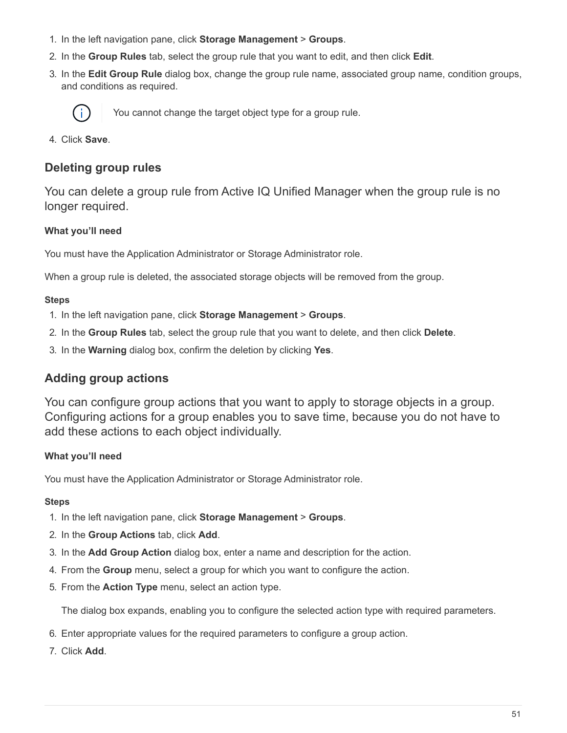1. In the left navigation pane, click **Storage Management** > **Groups**.
2. In the **Group Rules** tab, select the group rule that you want to edit, and then click **Edit**.
3. In the **Edit Group Rule** dialog box, change the group rule name, associated group name, condition groups, and conditions as required.

   > You cannot change the target object type for a group rule.

4. Click **Save**.

## Deleting group rules

You can delete a group rule from Active IQ Unified Manager when the group rule is no longer required.

**What you'll need**

You must have the Application Administrator or Storage Administrator role.

When a group rule is deleted, the associated storage objects will be removed from the group.

**Steps**

1. In the left navigation pane, click **Storage Management** > **Groups**.
2. In the **Group Rules** tab, select the group rule that you want to delete, and then click **Delete**.
3. In the **Warning** dialog box, confirm the deletion by clicking **Yes**.

## Adding group actions

You can configure group actions that you want to apply to storage objects in a group. Configuring actions for a group enables you to save time, because you do not have to add these actions to each object individually.

**What you'll need**

You must have the Application Administrator or Storage Administrator role.

**Steps**

1. In the left navigation pane, click **Storage Management** > **Groups**.
2. In the **Group Actions** tab, click **Add**.
3. In the **Add Group Action** dialog box, enter a name and description for the action.
4. From the **Group** menu, select a group for which you want to configure the action.
5. From the **Action Type** menu, select an action type.

   The dialog box expands, enabling you to configure the selected action type with required parameters.

6. Enter appropriate values for the required parameters to configure a group action.
7. Click **Add**.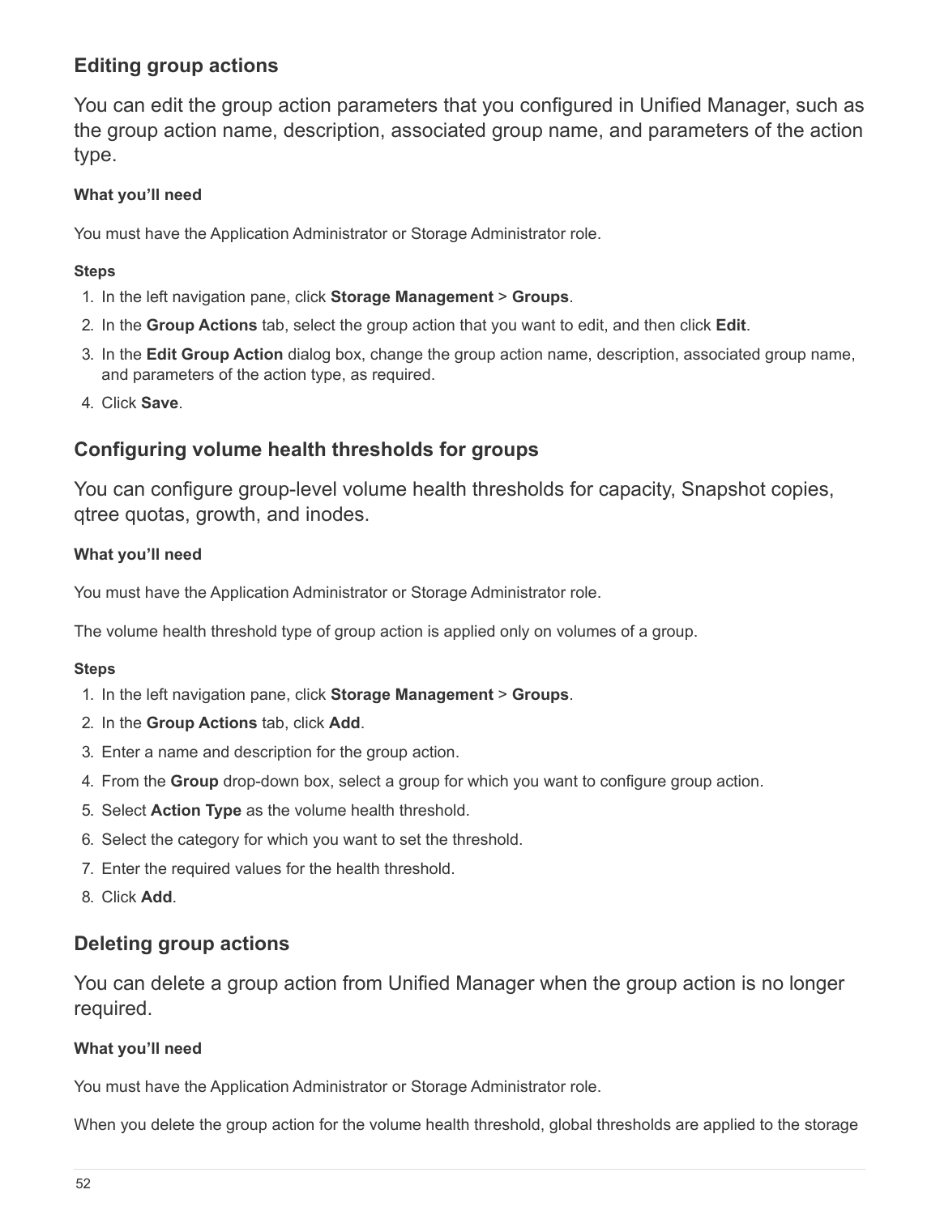## Editing group actions

You can edit the group action parameters that you configured in Unified Manager, such as the group action name, description, associated group name, and parameters of the action type.

#### What you'll need

You must have the Application Administrator or Storage Administrator role.

#### Steps

1. In the left navigation pane, click **Storage Management** > **Groups**.
2. In the **Group Actions** tab, select the group action that you want to edit, and then click **Edit**.
3. In the **Edit Group Action** dialog box, change the group action name, description, associated group name, and parameters of the action type, as required.
4. Click **Save**.

## Configuring volume health thresholds for groups

You can configure group-level volume health thresholds for capacity, Snapshot copies, qtree quotas, growth, and inodes.

#### What you'll need

You must have the Application Administrator or Storage Administrator role.

The volume health threshold type of group action is applied only on volumes of a group.

#### Steps

1. In the left navigation pane, click **Storage Management** > **Groups**.
2. In the **Group Actions** tab, click **Add**.
3. Enter a name and description for the group action.
4. From the **Group** drop-down box, select a group for which you want to configure group action.
5. Select **Action Type** as the volume health threshold.
6. Select the category for which you want to set the threshold.
7. Enter the required values for the health threshold.
8. Click **Add**.

## Deleting group actions

You can delete a group action from Unified Manager when the group action is no longer required.

#### What you'll need

You must have the Application Administrator or Storage Administrator role.

When you delete the group action for the volume health threshold, global thresholds are applied to the storage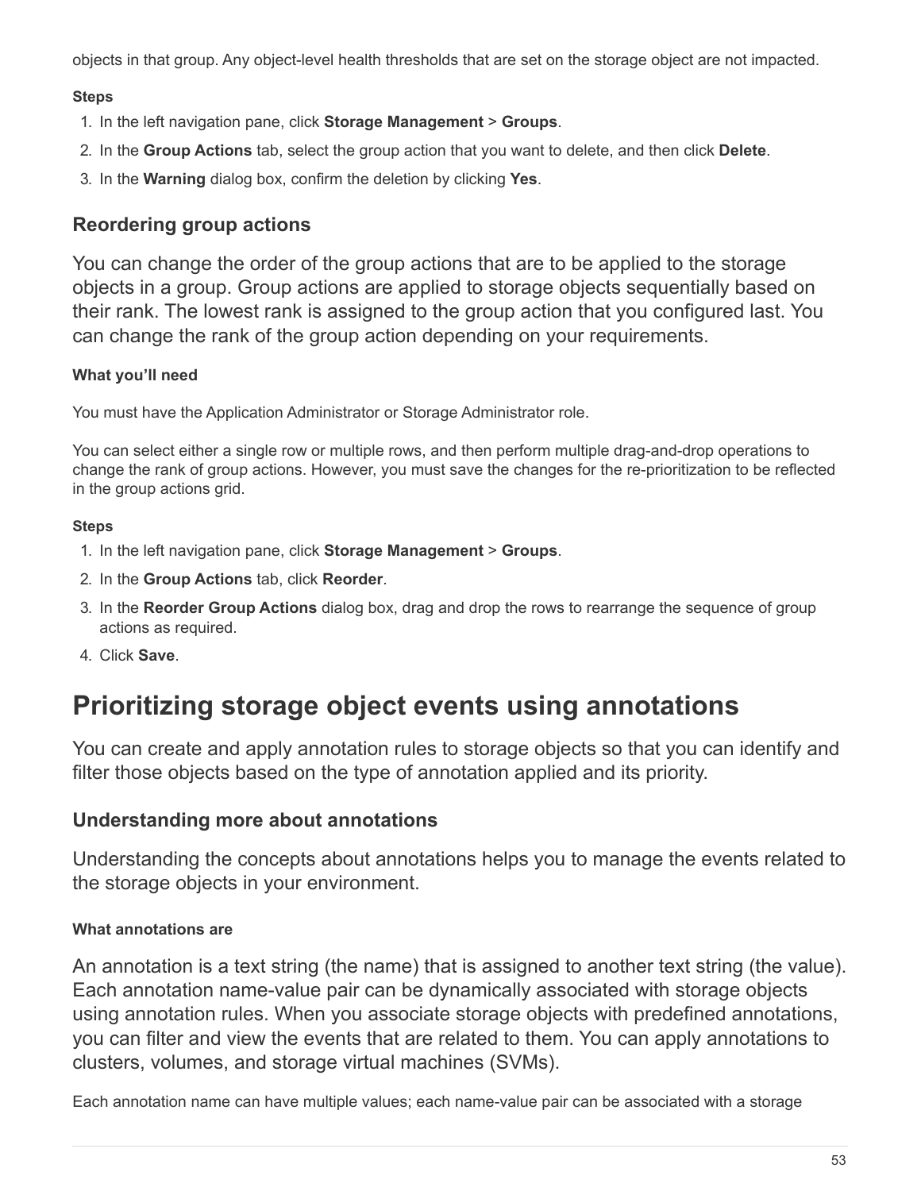objects in that group. Any object-level health thresholds that are set on the storage object are not impacted.

**Steps**

1. In the left navigation pane, click **Storage Management** > **Groups**.
2. In the **Group Actions** tab, select the group action that you want to delete, and then click **Delete**.
3. In the **Warning** dialog box, confirm the deletion by clicking **Yes**.

### Reordering group actions

You can change the order of the group actions that are to be applied to the storage objects in a group. Group actions are applied to storage objects sequentially based on their rank. The lowest rank is assigned to the group action that you configured last. You can change the rank of the group action depending on your requirements.

**What you'll need**

You must have the Application Administrator or Storage Administrator role.

You can select either a single row or multiple rows, and then perform multiple drag-and-drop operations to change the rank of group actions. However, you must save the changes for the re-prioritization to be reflected in the group actions grid.

**Steps**

1. In the left navigation pane, click **Storage Management** > **Groups**.
2. In the **Group Actions** tab, click **Reorder**.
3. In the **Reorder Group Actions** dialog box, drag and drop the rows to rearrange the sequence of group actions as required.
4. Click **Save**.

# Prioritizing storage object events using annotations

You can create and apply annotation rules to storage objects so that you can identify and filter those objects based on the type of annotation applied and its priority.

### Understanding more about annotations

Understanding the concepts about annotations helps you to manage the events related to the storage objects in your environment.

#### What annotations are

An annotation is a text string (the name) that is assigned to another text string (the value). Each annotation name-value pair can be dynamically associated with storage objects using annotation rules. When you associate storage objects with predefined annotations, you can filter and view the events that are related to them. You can apply annotations to clusters, volumes, and storage virtual machines (SVMs).

Each annotation name can have multiple values; each name-value pair can be associated with a storage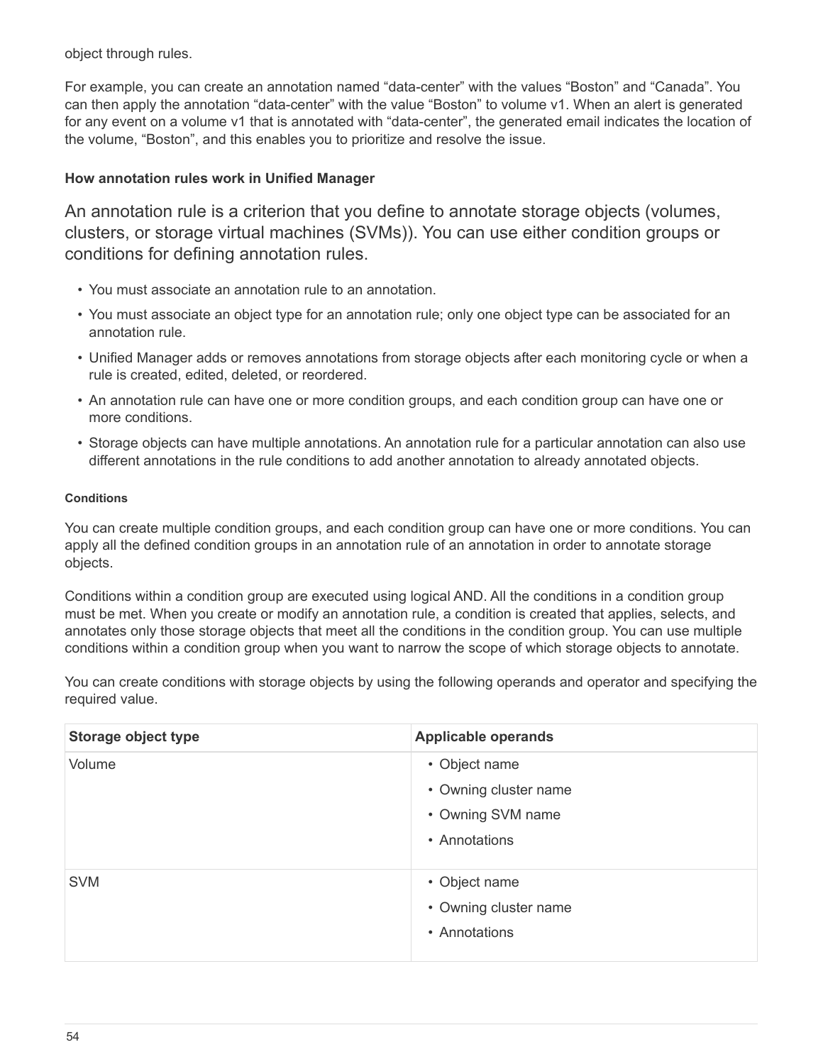object through rules.

For example, you can create an annotation named “data-center” with the values “Boston” and “Canada”. You can then apply the annotation “data-center” with the value “Boston” to volume v1. When an alert is generated for any event on a volume v1 that is annotated with “data-center”, the generated email indicates the location of the volume, “Boston”, and this enables you to prioritize and resolve the issue.

### How annotation rules work in Unified Manager

An annotation rule is a criterion that you define to annotate storage objects (volumes, clusters, or storage virtual machines (SVMs)). You can use either condition groups or conditions for defining annotation rules.

- You must associate an annotation rule to an annotation.
- You must associate an object type for an annotation rule; only one object type can be associated for an annotation rule.
- Unified Manager adds or removes annotations from storage objects after each monitoring cycle or when a rule is created, edited, deleted, or reordered.
- An annotation rule can have one or more condition groups, and each condition group can have one or more conditions.
- Storage objects can have multiple annotations. An annotation rule for a particular annotation can also use different annotations in the rule conditions to add another annotation to already annotated objects.

#### Conditions

You can create multiple condition groups, and each condition group can have one or more conditions. You can apply all the defined condition groups in an annotation rule of an annotation in order to annotate storage objects.

Conditions within a condition group are executed using logical AND. All the conditions in a condition group must be met. When you create or modify an annotation rule, a condition is created that applies, selects, and annotates only those storage objects that meet all the conditions in the condition group. You can use multiple conditions within a condition group when you want to narrow the scope of which storage objects to annotate.

You can create conditions with storage objects by using the following operands and operator and specifying the required value.

| Storage object type | Applicable operands |
|---|---|
| Volume | • Object name<br>• Owning cluster name<br>• Owning SVM name<br>• Annotations |
| SVM | • Object name<br>• Owning cluster name<br>• Annotations |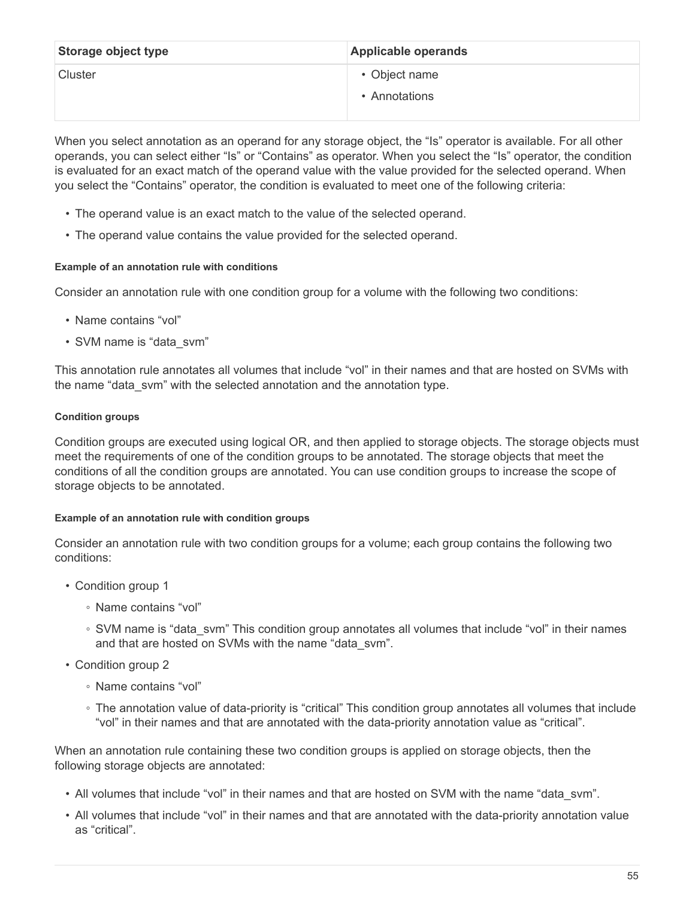| Storage object type | Applicable operands |
| --- | --- |
| Cluster | • Object name<br>• Annotations |

When you select annotation as an operand for any storage object, the “Is” operator is available. For all other operands, you can select either “Is” or “Contains” as operator. When you select the “Is” operator, the condition is evaluated for an exact match of the operand value with the value provided for the selected operand. When you select the “Contains” operator, the condition is evaluated to meet one of the following criteria:

- The operand value is an exact match to the value of the selected operand.
- The operand value contains the value provided for the selected operand.

##### Example of an annotation rule with conditions

Consider an annotation rule with one condition group for a volume with the following two conditions:

- Name contains “vol”
- SVM name is “data_svm”

This annotation rule annotates all volumes that include “vol” in their names and that are hosted on SVMs with the name “data_svm” with the selected annotation and the annotation type.

##### Condition groups

Condition groups are executed using logical OR, and then applied to storage objects. The storage objects must meet the requirements of one of the condition groups to be annotated. The storage objects that meet the conditions of all the condition groups are annotated. You can use condition groups to increase the scope of storage objects to be annotated.

##### Example of an annotation rule with condition groups

Consider an annotation rule with two condition groups for a volume; each group contains the following two conditions:

- Condition group 1
  - Name contains “vol”
  - SVM name is “data_svm” This condition group annotates all volumes that include “vol” in their names and that are hosted on SVMs with the name “data_svm”.
- Condition group 2
  - Name contains “vol”
  - The annotation value of data-priority is “critical” This condition group annotates all volumes that include “vol” in their names and that are annotated with the data-priority annotation value as “critical”.

When an annotation rule containing these two condition groups is applied on storage objects, then the following storage objects are annotated:

- All volumes that include “vol” in their names and that are hosted on SVM with the name “data_svm”.
- All volumes that include “vol” in their names and that are annotated with the data-priority annotation value as “critical”.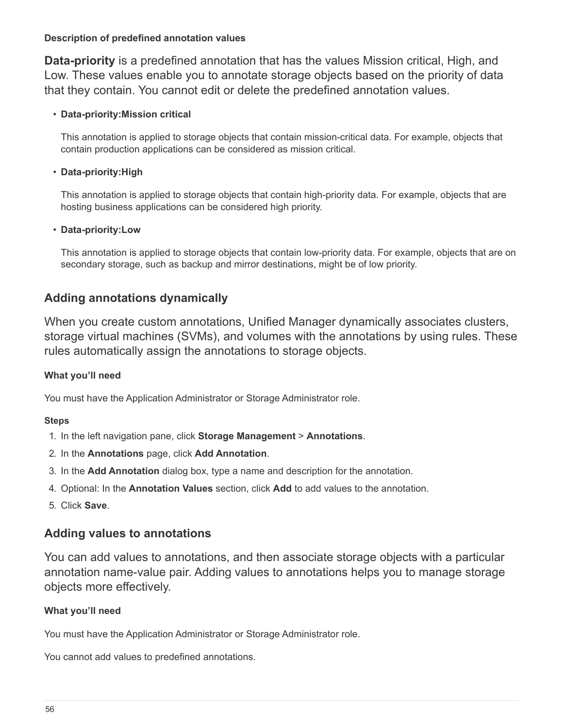#### Description of predefined annotation values

**Data-priority** is a predefined annotation that has the values Mission critical, High, and Low. These values enable you to annotate storage objects based on the priority of data that they contain. You cannot edit or delete the predefined annotation values.

- **Data-priority:Mission critical**

  This annotation is applied to storage objects that contain mission-critical data. For example, objects that contain production applications can be considered as mission critical.

- **Data-priority:High**

  This annotation is applied to storage objects that contain high-priority data. For example, objects that are hosting business applications can be considered high priority.

- **Data-priority:Low**

  This annotation is applied to storage objects that contain low-priority data. For example, objects that are on secondary storage, such as backup and mirror destinations, might be of low priority.

## Adding annotations dynamically

When you create custom annotations, Unified Manager dynamically associates clusters, storage virtual machines (SVMs), and volumes with the annotations by using rules. These rules automatically assign the annotations to storage objects.

#### What you'll need

You must have the Application Administrator or Storage Administrator role.

#### Steps

1. In the left navigation pane, click **Storage Management** > **Annotations**.
2. In the **Annotations** page, click **Add Annotation**.
3. In the **Add Annotation** dialog box, type a name and description for the annotation.
4. Optional: In the **Annotation Values** section, click **Add** to add values to the annotation.
5. Click **Save**.

## Adding values to annotations

You can add values to annotations, and then associate storage objects with a particular annotation name-value pair. Adding values to annotations helps you to manage storage objects more effectively.

#### What you'll need

You must have the Application Administrator or Storage Administrator role.

You cannot add values to predefined annotations.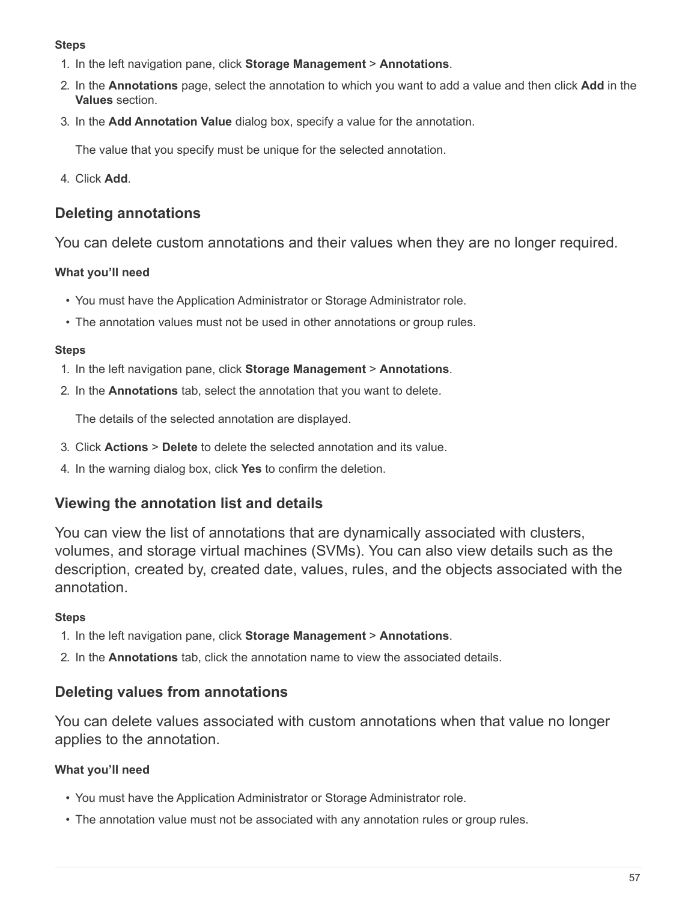**Steps**

1. In the left navigation pane, click **Storage Management** > **Annotations**.
2. In the **Annotations** page, select the annotation to which you want to add a value and then click **Add** in the **Values** section.
3. In the **Add Annotation Value** dialog box, specify a value for the annotation.

   The value that you specify must be unique for the selected annotation.

4. Click **Add**.

## Deleting annotations

You can delete custom annotations and their values when they are no longer required.

**What you'll need**

- You must have the Application Administrator or Storage Administrator role.
- The annotation values must not be used in other annotations or group rules.

**Steps**

1. In the left navigation pane, click **Storage Management** > **Annotations**.
2. In the **Annotations** tab, select the annotation that you want to delete.

   The details of the selected annotation are displayed.

3. Click **Actions** > **Delete** to delete the selected annotation and its value.
4. In the warning dialog box, click **Yes** to confirm the deletion.

## Viewing the annotation list and details

You can view the list of annotations that are dynamically associated with clusters, volumes, and storage virtual machines (SVMs). You can also view details such as the description, created by, created date, values, rules, and the objects associated with the annotation.

**Steps**

1. In the left navigation pane, click **Storage Management** > **Annotations**.
2. In the **Annotations** tab, click the annotation name to view the associated details.

## Deleting values from annotations

You can delete values associated with custom annotations when that value no longer applies to the annotation.

**What you'll need**

- You must have the Application Administrator or Storage Administrator role.
- The annotation value must not be associated with any annotation rules or group rules.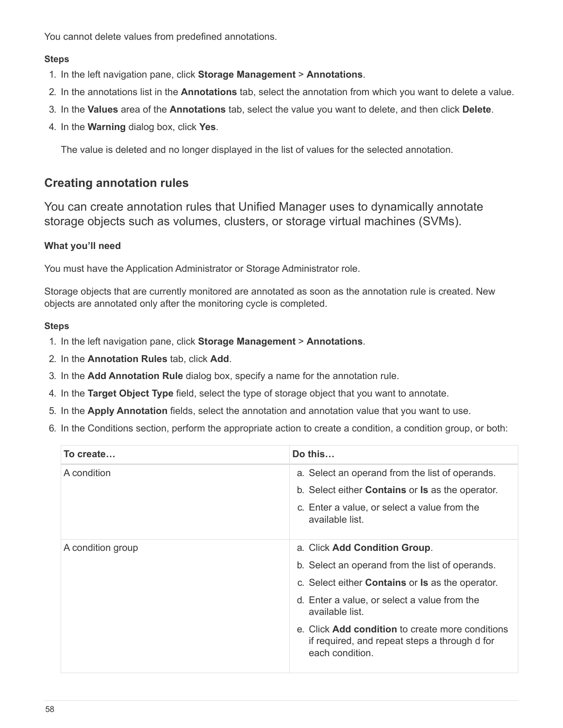You cannot delete values from predefined annotations.

**Steps**

1. In the left navigation pane, click **Storage Management** > **Annotations**.
2. In the annotations list in the **Annotations** tab, select the annotation from which you want to delete a value.
3. In the **Values** area of the **Annotations** tab, select the value you want to delete, and then click **Delete**.
4. In the **Warning** dialog box, click **Yes**.

   The value is deleted and no longer displayed in the list of values for the selected annotation.

## Creating annotation rules

You can create annotation rules that Unified Manager uses to dynamically annotate storage objects such as volumes, clusters, or storage virtual machines (SVMs).

**What you'll need**

You must have the Application Administrator or Storage Administrator role.

Storage objects that are currently monitored are annotated as soon as the annotation rule is created. New objects are annotated only after the monitoring cycle is completed.

**Steps**

1. In the left navigation pane, click **Storage Management** > **Annotations**.
2. In the **Annotation Rules** tab, click **Add**.
3. In the **Add Annotation Rule** dialog box, specify a name for the annotation rule.
4. In the **Target Object Type** field, select the type of storage object that you want to annotate.
5. In the **Apply Annotation** fields, select the annotation and annotation value that you want to use.
6. In the Conditions section, perform the appropriate action to create a condition, a condition group, or both:

| To create… | Do this… |
| --- | --- |
| A condition | a. Select an operand from the list of operands.<br>b. Select either **Contains** or **Is** as the operator.<br>c. Enter a value, or select a value from the available list. |
| A condition group | a. Click **Add Condition Group**.<br>b. Select an operand from the list of operands.<br>c. Select either **Contains** or **Is** as the operator.<br>d. Enter a value, or select a value from the available list.<br>e. Click **Add condition** to create more conditions if required, and repeat steps a through d for each condition. |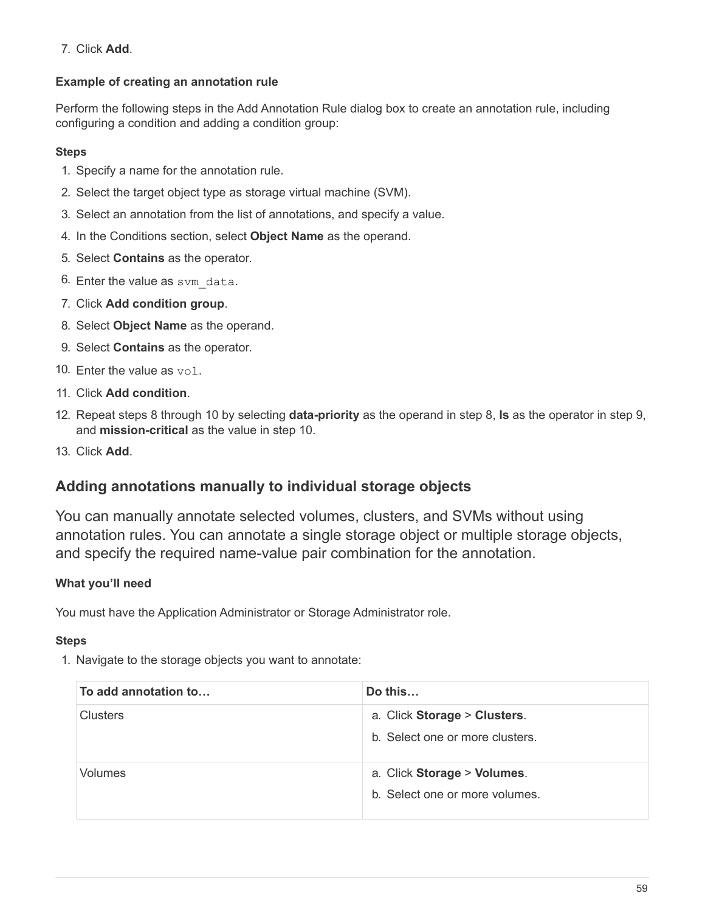7. Click **Add**.

#### Example of creating an annotation rule

Perform the following steps in the Add Annotation Rule dialog box to create an annotation rule, including configuring a condition and adding a condition group:

##### Steps

1. Specify a name for the annotation rule.
2. Select the target object type as storage virtual machine (SVM).
3. Select an annotation from the list of annotations, and specify a value.
4. In the Conditions section, select **Object Name** as the operand.
5. Select **Contains** as the operator.
6. Enter the value as `svm_data`.
7. Click **Add condition group**.
8. Select **Object Name** as the operand.
9. Select **Contains** as the operator.
10. Enter the value as `vol`.
11. Click **Add condition**.
12. Repeat steps 8 through 10 by selecting **data-priority** as the operand in step 8, **Is** as the operator in step 9, and **mission-critical** as the value in step 10.
13. Click **Add**.

## Adding annotations manually to individual storage objects

You can manually annotate selected volumes, clusters, and SVMs without using annotation rules. You can annotate a single storage object or multiple storage objects, and specify the required name-value pair combination for the annotation.

#### What you'll need

You must have the Application Administrator or Storage Administrator role.

##### Steps

1. Navigate to the storage objects you want to annotate:

| To add annotation to… | Do this… |
|---|---|
| Clusters | a. Click **Storage** > **Clusters**.<br>b. Select one or more clusters. |
| Volumes | a. Click **Storage** > **Volumes**.<br>b. Select one or more volumes. |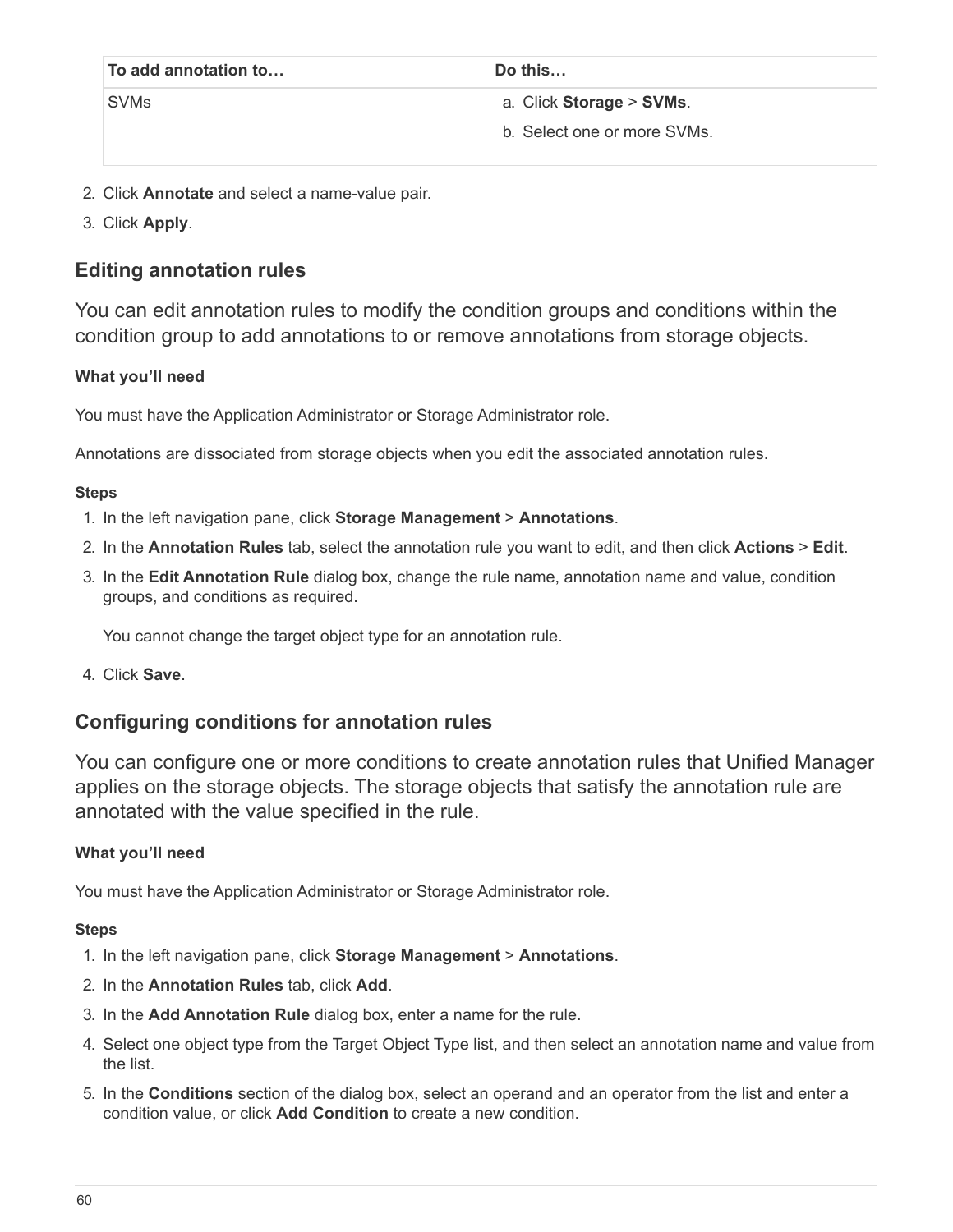| To add annotation to… | Do this… |
| --- | --- |
| SVMs | a. Click **Storage** > **SVMs**.<br>b. Select one or more SVMs. |

2. Click **Annotate** and select a name-value pair.
3. Click **Apply**.

## Editing annotation rules

You can edit annotation rules to modify the condition groups and conditions within the condition group to add annotations to or remove annotations from storage objects.

**What you'll need**

You must have the Application Administrator or Storage Administrator role.

Annotations are dissociated from storage objects when you edit the associated annotation rules.

**Steps**

1. In the left navigation pane, click **Storage Management** > **Annotations**.
2. In the **Annotation Rules** tab, select the annotation rule you want to edit, and then click **Actions** > **Edit**.
3. In the **Edit Annotation Rule** dialog box, change the rule name, annotation name and value, condition groups, and conditions as required.

   You cannot change the target object type for an annotation rule.

4. Click **Save**.

## Configuring conditions for annotation rules

You can configure one or more conditions to create annotation rules that Unified Manager applies on the storage objects. The storage objects that satisfy the annotation rule are annotated with the value specified in the rule.

**What you'll need**

You must have the Application Administrator or Storage Administrator role.

**Steps**

1. In the left navigation pane, click **Storage Management** > **Annotations**.
2. In the **Annotation Rules** tab, click **Add**.
3. In the **Add Annotation Rule** dialog box, enter a name for the rule.
4. Select one object type from the Target Object Type list, and then select an annotation name and value from the list.
5. In the **Conditions** section of the dialog box, select an operand and an operator from the list and enter a condition value, or click **Add Condition** to create a new condition.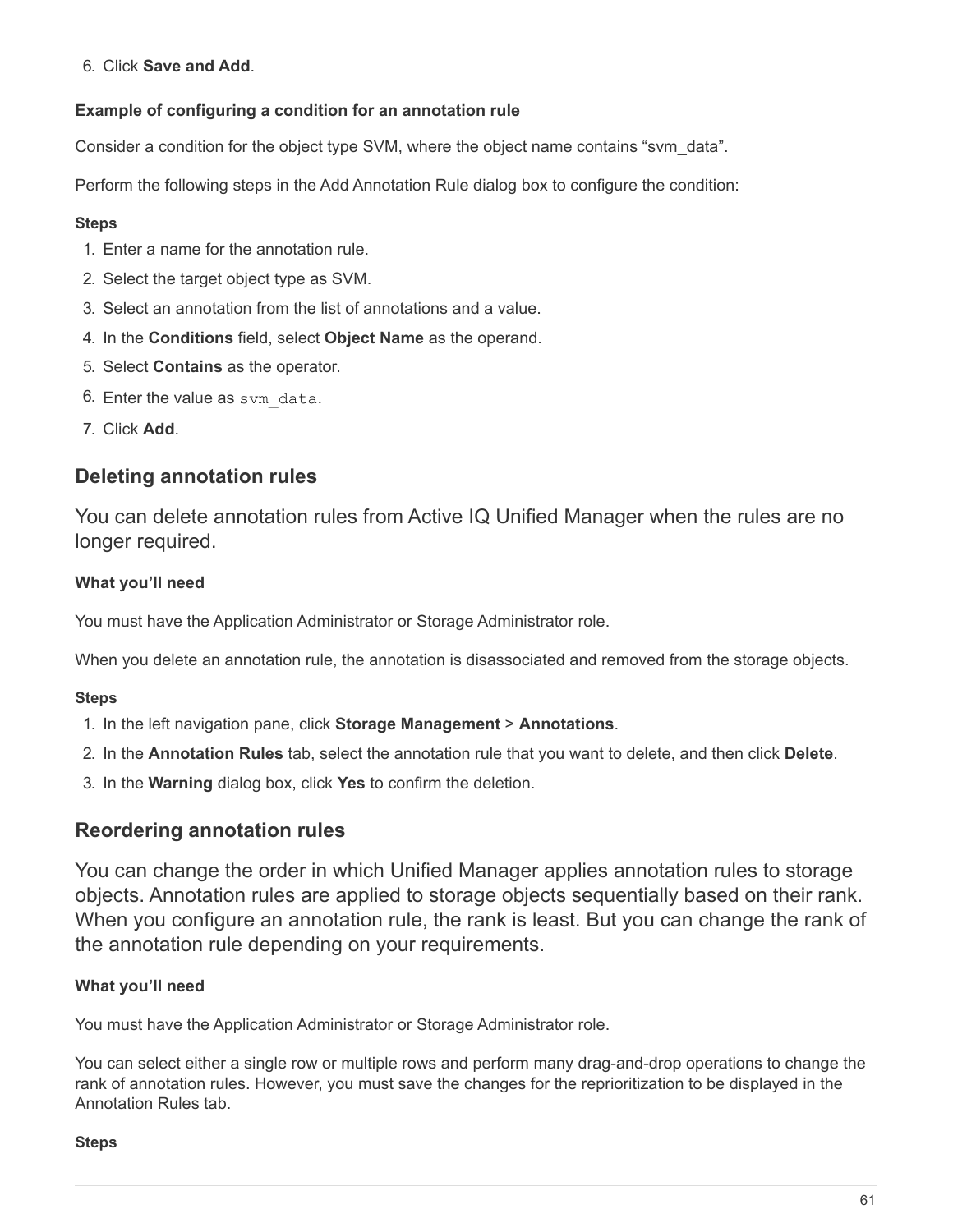6. Click **Save and Add**.

#### Example of configuring a condition for an annotation rule

Consider a condition for the object type SVM, where the object name contains “svm_data”.

Perform the following steps in the Add Annotation Rule dialog box to configure the condition:

#### Steps

1. Enter a name for the annotation rule.
2. Select the target object type as SVM.
3. Select an annotation from the list of annotations and a value.
4. In the **Conditions** field, select **Object Name** as the operand.
5. Select **Contains** as the operator.
6. Enter the value as `svm_data`.
7. Click **Add**.

## Deleting annotation rules

You can delete annotation rules from Active IQ Unified Manager when the rules are no longer required.

#### What you’ll need

You must have the Application Administrator or Storage Administrator role.

When you delete an annotation rule, the annotation is disassociated and removed from the storage objects.

#### Steps

1. In the left navigation pane, click **Storage Management** > **Annotations**.
2. In the **Annotation Rules** tab, select the annotation rule that you want to delete, and then click **Delete**.
3. In the **Warning** dialog box, click **Yes** to confirm the deletion.

## Reordering annotation rules

You can change the order in which Unified Manager applies annotation rules to storage objects. Annotation rules are applied to storage objects sequentially based on their rank. When you configure an annotation rule, the rank is least. But you can change the rank of the annotation rule depending on your requirements.

#### What you’ll need

You must have the Application Administrator or Storage Administrator role.

You can select either a single row or multiple rows and perform many drag-and-drop operations to change the rank of annotation rules. However, you must save the changes for the reprioritization to be displayed in the Annotation Rules tab.

#### Steps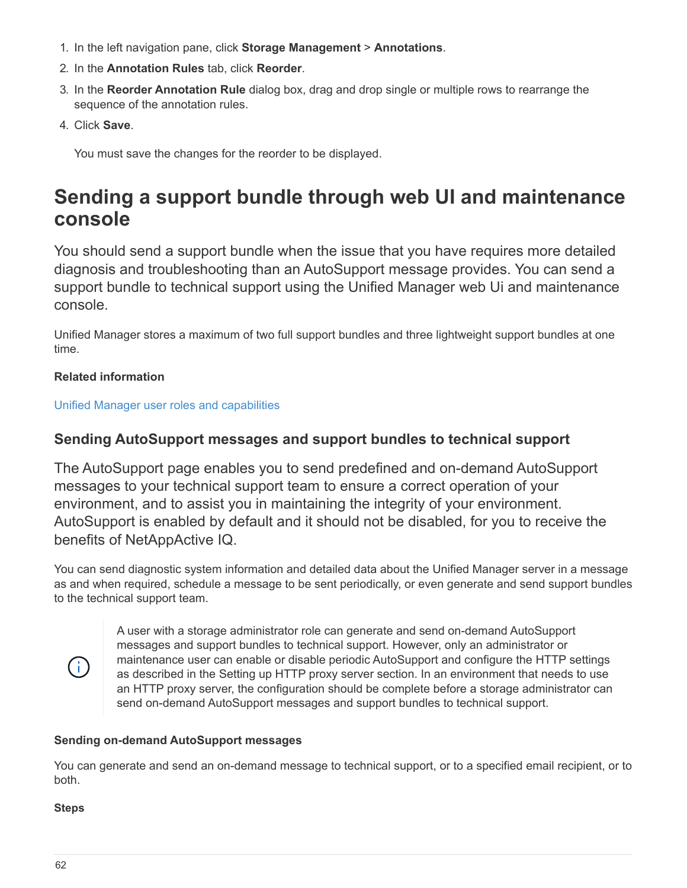1. In the left navigation pane, click **Storage Management** > **Annotations**.
2. In the **Annotation Rules** tab, click **Reorder**.
3. In the **Reorder Annotation Rule** dialog box, drag and drop single or multiple rows to rearrange the sequence of the annotation rules.
4. Click **Save**.

   You must save the changes for the reorder to be displayed.

# Sending a support bundle through web UI and maintenance console

You should send a support bundle when the issue that you have requires more detailed diagnosis and troubleshooting than an AutoSupport message provides. You can send a support bundle to technical support using the Unified Manager web Ui and maintenance console.

Unified Manager stores a maximum of two full support bundles and three lightweight support bundles at one time.

**Related information**

Unified Manager user roles and capabilities

## Sending AutoSupport messages and support bundles to technical support

The AutoSupport page enables you to send predefined and on-demand AutoSupport messages to your technical support team to ensure a correct operation of your environment, and to assist you in maintaining the integrity of your environment. AutoSupport is enabled by default and it should not be disabled, for you to receive the benefits of NetAppActive IQ.

You can send diagnostic system information and detailed data about the Unified Manager server in a message as and when required, schedule a message to be sent periodically, or even generate and send support bundles to the technical support team.

> A user with a storage administrator role can generate and send on-demand AutoSupport messages and support bundles to technical support. However, only an administrator or maintenance user can enable or disable periodic AutoSupport and configure the HTTP settings as described in the Setting up HTTP proxy server section. In an environment that needs to use an HTTP proxy server, the configuration should be complete before a storage administrator can send on-demand AutoSupport messages and support bundles to technical support.

**Sending on-demand AutoSupport messages**

You can generate and send an on-demand message to technical support, or to a specified email recipient, or to both.

**Steps**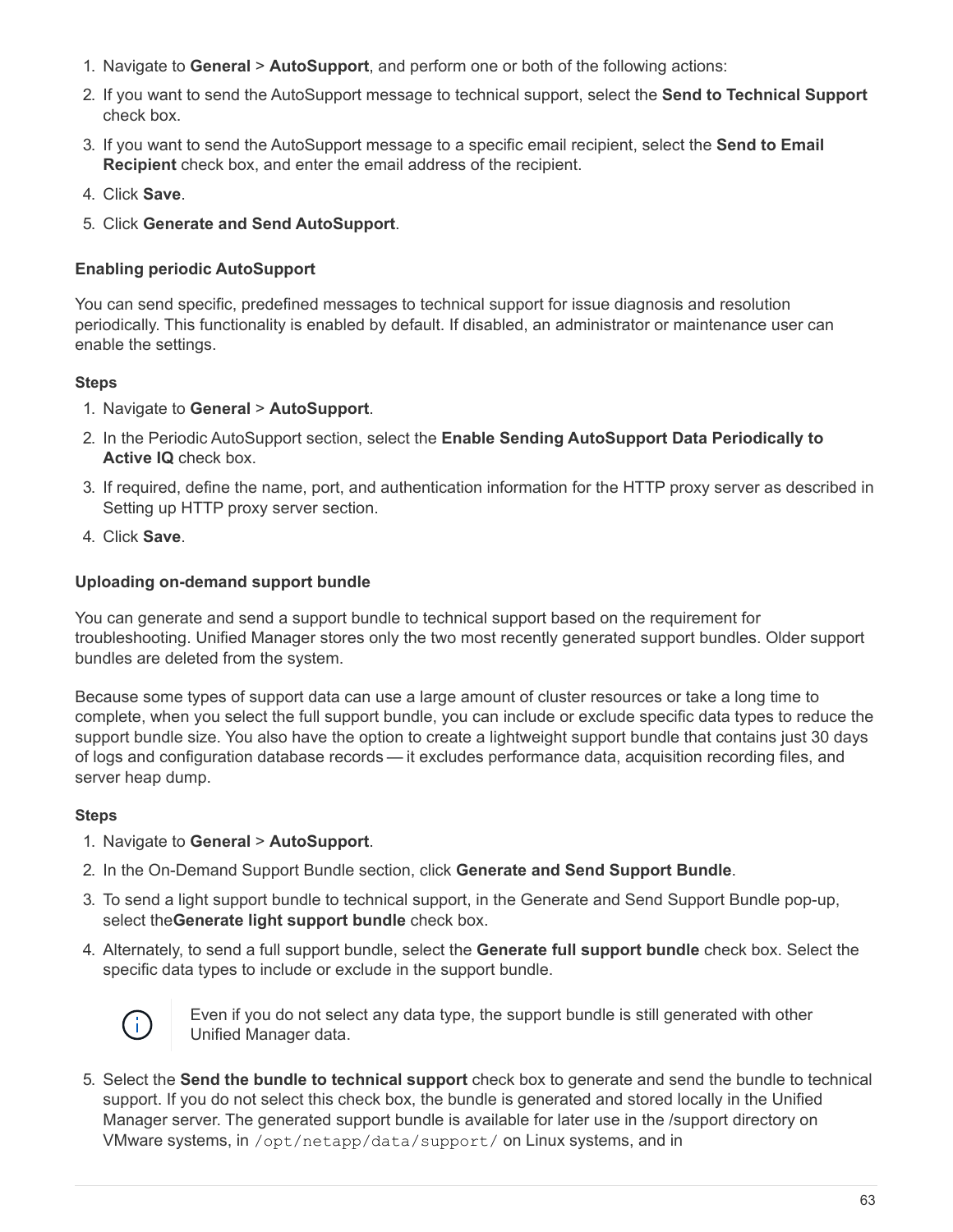1. Navigate to **General** > **AutoSupport**, and perform one or both of the following actions:
2. If you want to send the AutoSupport message to technical support, select the **Send to Technical Support** check box.
3. If you want to send the AutoSupport message to a specific email recipient, select the **Send to Email Recipient** check box, and enter the email address of the recipient.
4. Click **Save**.
5. Click **Generate and Send AutoSupport**.

#### Enabling periodic AutoSupport

You can send specific, predefined messages to technical support for issue diagnosis and resolution periodically. This functionality is enabled by default. If disabled, an administrator or maintenance user can enable the settings.

**Steps**

1. Navigate to **General** > **AutoSupport**.
2. In the Periodic AutoSupport section, select the **Enable Sending AutoSupport Data Periodically to Active IQ** check box.
3. If required, define the name, port, and authentication information for the HTTP proxy server as described in Setting up HTTP proxy server section.
4. Click **Save**.

#### Uploading on-demand support bundle

You can generate and send a support bundle to technical support based on the requirement for troubleshooting. Unified Manager stores only the two most recently generated support bundles. Older support bundles are deleted from the system.

Because some types of support data can use a large amount of cluster resources or take a long time to complete, when you select the full support bundle, you can include or exclude specific data types to reduce the support bundle size. You also have the option to create a lightweight support bundle that contains just 30 days of logs and configuration database records — it excludes performance data, acquisition recording files, and server heap dump.

**Steps**

1. Navigate to **General** > **AutoSupport**.
2. In the On-Demand Support Bundle section, click **Generate and Send Support Bundle**.
3. To send a light support bundle to technical support, in the Generate and Send Support Bundle pop-up, select the**Generate light support bundle** check box.
4. Alternately, to send a full support bundle, select the **Generate full support bundle** check box. Select the specific data types to include or exclude in the support bundle.

   > Even if you do not select any data type, the support bundle is still generated with other Unified Manager data.

5. Select the **Send the bundle to technical support** check box to generate and send the bundle to technical support. If you do not select this check box, the bundle is generated and stored locally in the Unified Manager server. The generated support bundle is available for later use in the /support directory on VMware systems, in `/opt/netapp/data/support/` on Linux systems, and in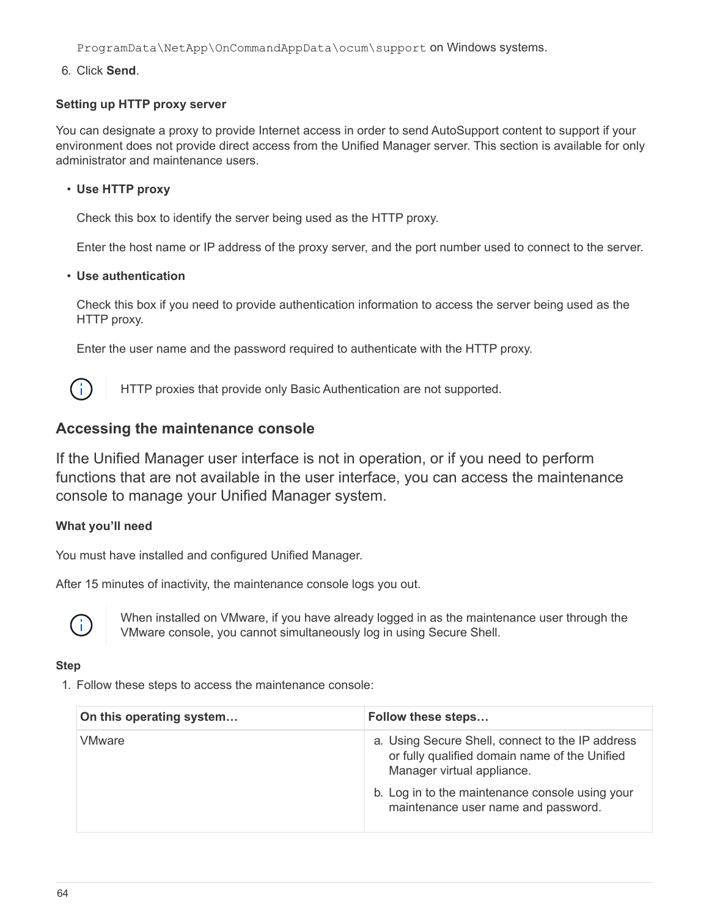`ProgramData\NetApp\OnCommandAppData\ocum\support` on Windows systems.

6. Click **Send**.

#### Setting up HTTP proxy server

You can designate a proxy to provide Internet access in order to send AutoSupport content to support if your environment does not provide direct access from the Unified Manager server. This section is available for only administrator and maintenance users.

- **Use HTTP proxy**

  Check this box to identify the server being used as the HTTP proxy.

  Enter the host name or IP address of the proxy server, and the port number used to connect to the server.

- **Use authentication**

  Check this box if you need to provide authentication information to access the server being used as the HTTP proxy.

  Enter the user name and the password required to authenticate with the HTTP proxy.

> HTTP proxies that provide only Basic Authentication are not supported.

## Accessing the maintenance console

If the Unified Manager user interface is not in operation, or if you need to perform functions that are not available in the user interface, you can access the maintenance console to manage your Unified Manager system.

#### What you'll need

You must have installed and configured Unified Manager.

After 15 minutes of inactivity, the maintenance console logs you out.

> When installed on VMware, if you have already logged in as the maintenance user through the VMware console, you cannot simultaneously log in using Secure Shell.

#### Step

1. Follow these steps to access the maintenance console:

| On this operating system… | Follow these steps… |
|---|---|
| VMware | a. Using Secure Shell, connect to the IP address or fully qualified domain name of the Unified Manager virtual appliance.<br>b. Log in to the maintenance console using your maintenance user name and password. |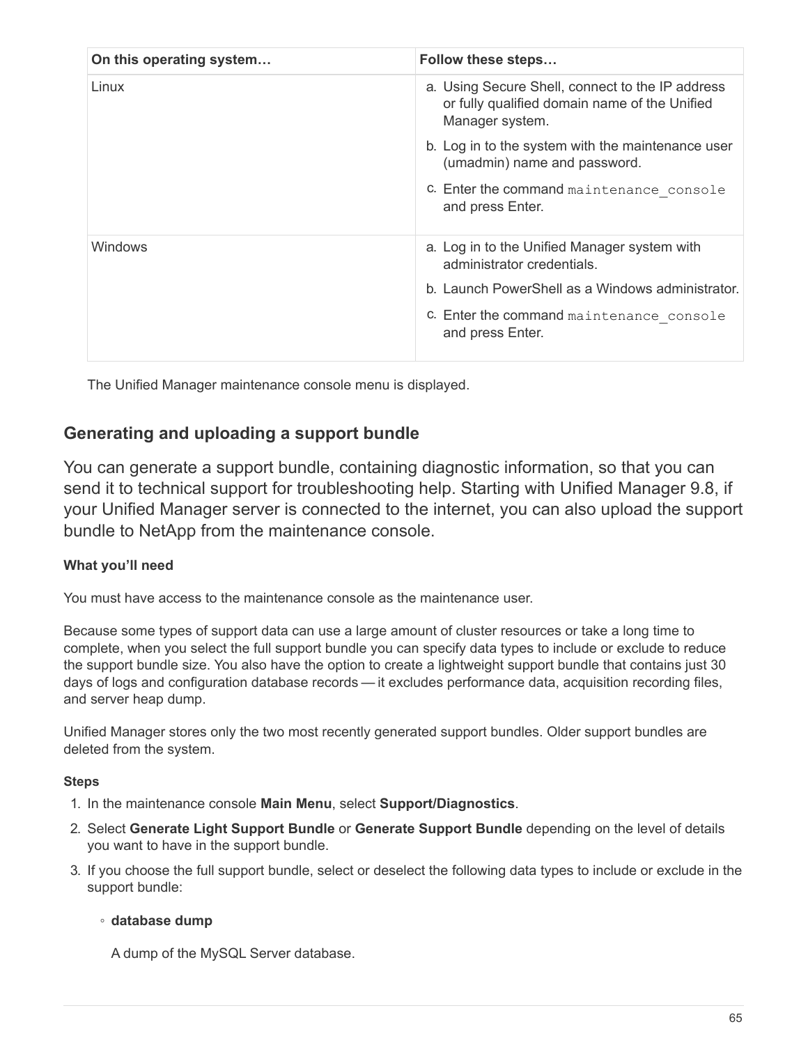| On this operating system… | Follow these steps… |
| --- | --- |
| Linux | a. Using Secure Shell, connect to the IP address or fully qualified domain name of the Unified Manager system.<br>b. Log in to the system with the maintenance user (umadmin) name and password.<br>c. Enter the command `maintenance_console` and press Enter. |
| Windows | a. Log in to the Unified Manager system with administrator credentials.<br>b. Launch PowerShell as a Windows administrator.<br>c. Enter the command `maintenance_console` and press Enter. |

The Unified Manager maintenance console menu is displayed.

## Generating and uploading a support bundle

You can generate a support bundle, containing diagnostic information, so that you can send it to technical support for troubleshooting help. Starting with Unified Manager 9.8, if your Unified Manager server is connected to the internet, you can also upload the support bundle to NetApp from the maintenance console.

#### What you'll need

You must have access to the maintenance console as the maintenance user.

Because some types of support data can use a large amount of cluster resources or take a long time to complete, when you select the full support bundle you can specify data types to include or exclude to reduce the support bundle size. You also have the option to create a lightweight support bundle that contains just 30 days of logs and configuration database records — it excludes performance data, acquisition recording files, and server heap dump.

Unified Manager stores only the two most recently generated support bundles. Older support bundles are deleted from the system.

#### Steps

1. In the maintenance console **Main Menu**, select **Support/Diagnostics**.
2. Select **Generate Light Support Bundle** or **Generate Support Bundle** depending on the level of details you want to have in the support bundle.
3. If you choose the full support bundle, select or deselect the following data types to include or exclude in the support bundle:
   - **database dump**

     A dump of the MySQL Server database.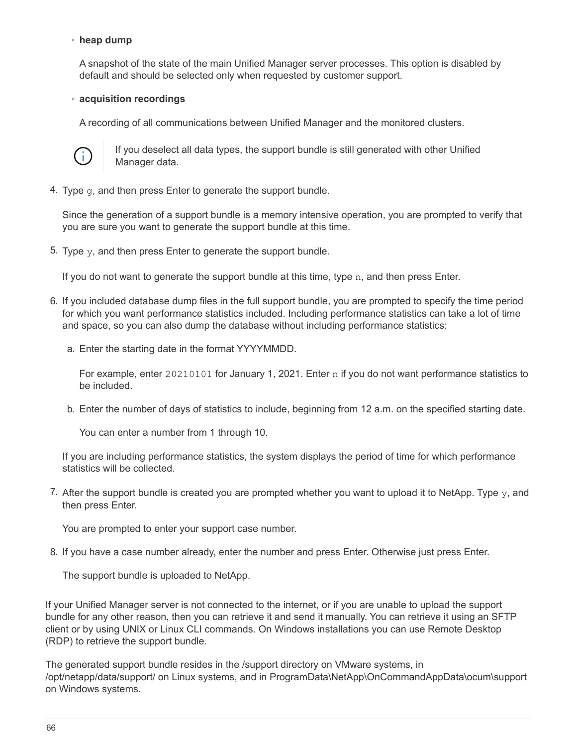- **heap dump**

     A snapshot of the state of the main Unified Manager server processes. This option is disabled by default and should be selected only when requested by customer support.

   - **acquisition recordings**

     A recording of all communications between Unified Manager and the monitored clusters.

     > ⓘ If you deselect all data types, the support bundle is still generated with other Unified Manager data.

4. Type `g`, and then press Enter to generate the support bundle.

   Since the generation of a support bundle is a memory intensive operation, you are prompted to verify that you are sure you want to generate the support bundle at this time.

5. Type `y`, and then press Enter to generate the support bundle.

   If you do not want to generate the support bundle at this time, type `n`, and then press Enter.

6. If you included database dump files in the full support bundle, you are prompted to specify the time period for which you want performance statistics included. Including performance statistics can take a lot of time and space, so you can also dump the database without including performance statistics:

   a. Enter the starting date in the format YYYYMMDD.

      For example, enter `20210101` for January 1, 2021. Enter `n` if you do not want performance statistics to be included.

   b. Enter the number of days of statistics to include, beginning from 12 a.m. on the specified starting date.

      You can enter a number from 1 through 10.

   If you are including performance statistics, the system displays the period of time for which performance statistics will be collected.

7. After the support bundle is created you are prompted whether you want to upload it to NetApp. Type `y`, and then press Enter.

   You are prompted to enter your support case number.

8. If you have a case number already, enter the number and press Enter. Otherwise just press Enter.

   The support bundle is uploaded to NetApp.

If your Unified Manager server is not connected to the internet, or if you are unable to upload the support bundle for any other reason, then you can retrieve it and send it manually. You can retrieve it using an SFTP client or by using UNIX or Linux CLI commands. On Windows installations you can use Remote Desktop (RDP) to retrieve the support bundle.

The generated support bundle resides in the /support directory on VMware systems, in /opt/netapp/data/support/ on Linux systems, and in ProgramData\NetApp\OnCommandAppData\ocum\support on Windows systems.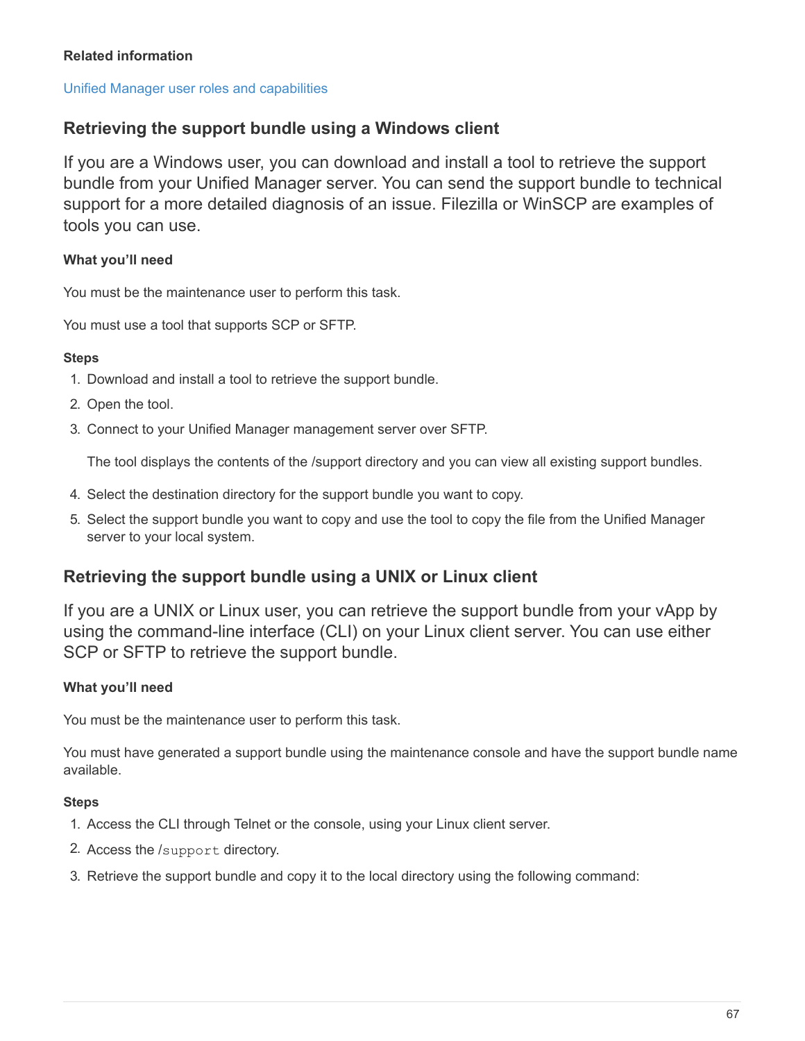**Related information**

Unified Manager user roles and capabilities

## Retrieving the support bundle using a Windows client

If you are a Windows user, you can download and install a tool to retrieve the support bundle from your Unified Manager server. You can send the support bundle to technical support for a more detailed diagnosis of an issue. Filezilla or WinSCP are examples of tools you can use.

#### What you'll need

You must be the maintenance user to perform this task.

You must use a tool that supports SCP or SFTP.

#### Steps

1. Download and install a tool to retrieve the support bundle.
2. Open the tool.
3. Connect to your Unified Manager management server over SFTP.

   The tool displays the contents of the /support directory and you can view all existing support bundles.

4. Select the destination directory for the support bundle you want to copy.
5. Select the support bundle you want to copy and use the tool to copy the file from the Unified Manager server to your local system.

## Retrieving the support bundle using a UNIX or Linux client

If you are a UNIX or Linux user, you can retrieve the support bundle from your vApp by using the command-line interface (CLI) on your Linux client server. You can use either SCP or SFTP to retrieve the support bundle.

#### What you'll need

You must be the maintenance user to perform this task.

You must have generated a support bundle using the maintenance console and have the support bundle name available.

#### Steps

1. Access the CLI through Telnet or the console, using your Linux client server.
2. Access the `/support` directory.
3. Retrieve the support bundle and copy it to the local directory using the following command: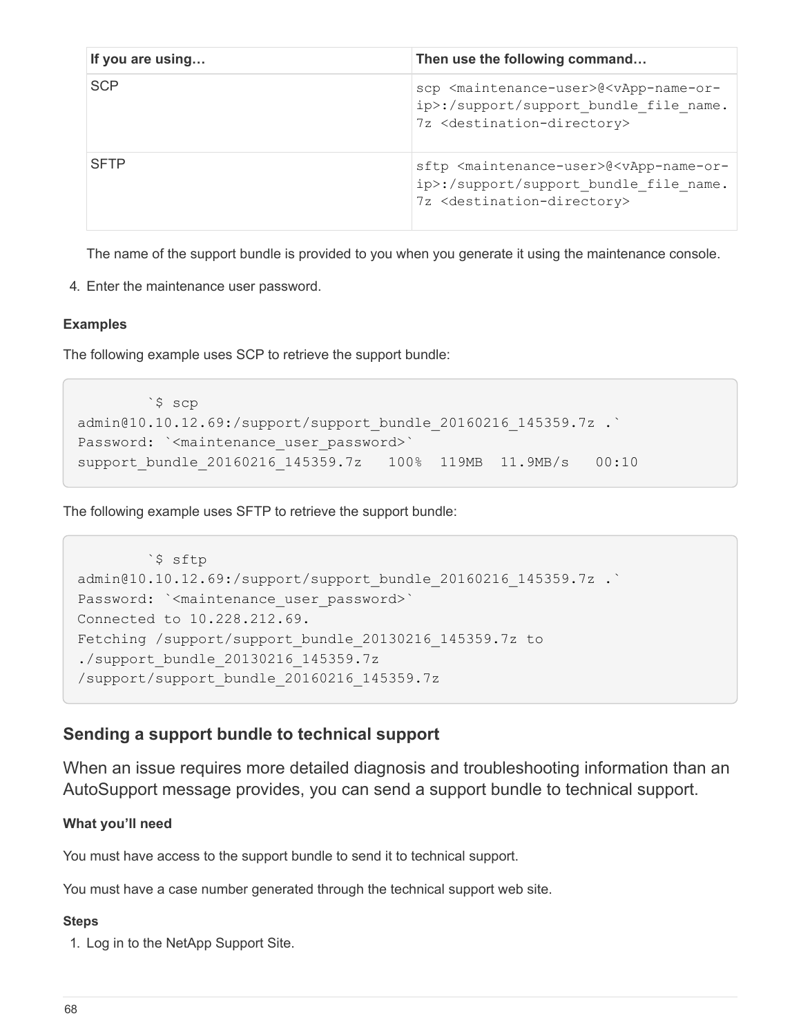| If you are using… | Then use the following command… |
| --- | --- |
| SCP | `scp <maintenance-user>@<vApp-name-or-ip>:/support/support_bundle_file_name.7z <destination-directory>` |
| SFTP | `sftp <maintenance-user>@<vApp-name-or-ip>:/support/support_bundle_file_name.7z <destination-directory>` |

The name of the support bundle is provided to you when you generate it using the maintenance console.

4. Enter the maintenance user password.

**Examples**

The following example uses SCP to retrieve the support bundle:

```
        `$ scp
admin@10.10.12.69:/support/support_bundle_20160216_145359.7z .`
Password: `<maintenance_user_password>`
support_bundle_20160216_145359.7z   100%  119MB  11.9MB/s   00:10
```

The following example uses SFTP to retrieve the support bundle:

```
        `$ sftp
admin@10.10.12.69:/support/support_bundle_20160216_145359.7z .`
Password: `<maintenance_user_password>`
Connected to 10.228.212.69.
Fetching /support/support_bundle_20130216_145359.7z to
./support_bundle_20130216_145359.7z
/support/support_bundle_20160216_145359.7z
```

## Sending a support bundle to technical support

When an issue requires more detailed diagnosis and troubleshooting information than an AutoSupport message provides, you can send a support bundle to technical support.

**What you'll need**

You must have access to the support bundle to send it to technical support.

You must have a case number generated through the technical support web site.

**Steps**

1. Log in to the NetApp Support Site.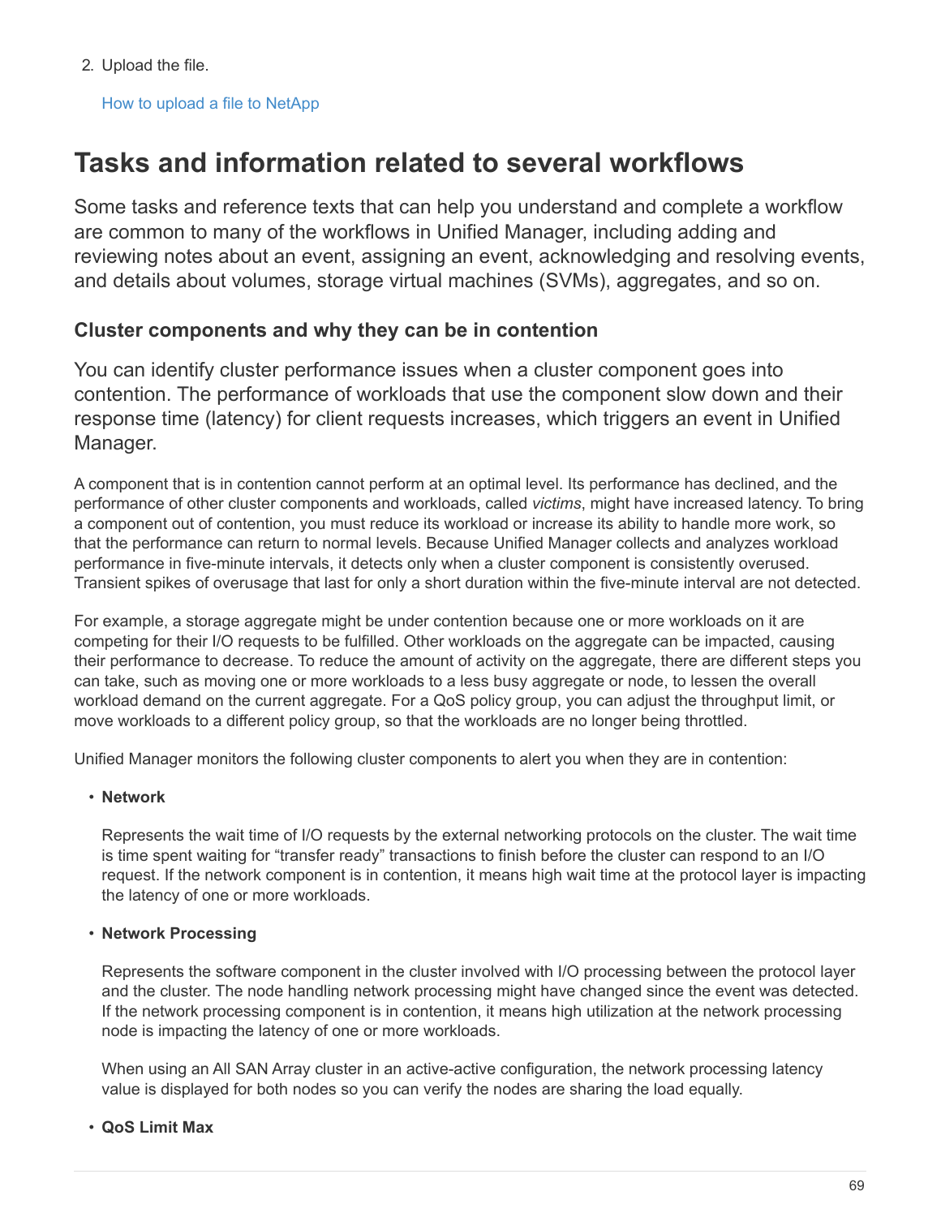2. Upload the file.

   How to upload a file to NetApp

## Tasks and information related to several workflows

Some tasks and reference texts that can help you understand and complete a workflow are common to many of the workflows in Unified Manager, including adding and reviewing notes about an event, assigning an event, acknowledging and resolving events, and details about volumes, storage virtual machines (SVMs), aggregates, and so on.

### Cluster components and why they can be in contention

You can identify cluster performance issues when a cluster component goes into contention. The performance of workloads that use the component slow down and their response time (latency) for client requests increases, which triggers an event in Unified Manager.

A component that is in contention cannot perform at an optimal level. Its performance has declined, and the performance of other cluster components and workloads, called *victims*, might have increased latency. To bring a component out of contention, you must reduce its workload or increase its ability to handle more work, so that the performance can return to normal levels. Because Unified Manager collects and analyzes workload performance in five-minute intervals, it detects only when a cluster component is consistently overused. Transient spikes of overusage that last for only a short duration within the five-minute interval are not detected.

For example, a storage aggregate might be under contention because one or more workloads on it are competing for their I/O requests to be fulfilled. Other workloads on the aggregate can be impacted, causing their performance to decrease. To reduce the amount of activity on the aggregate, there are different steps you can take, such as moving one or more workloads to a less busy aggregate or node, to lessen the overall workload demand on the current aggregate. For a QoS policy group, you can adjust the throughput limit, or move workloads to a different policy group, so that the workloads are no longer being throttled.

Unified Manager monitors the following cluster components to alert you when they are in contention:

- **Network**

  Represents the wait time of I/O requests by the external networking protocols on the cluster. The wait time is time spent waiting for “transfer ready” transactions to finish before the cluster can respond to an I/O request. If the network component is in contention, it means high wait time at the protocol layer is impacting the latency of one or more workloads.

- **Network Processing**

  Represents the software component in the cluster involved with I/O processing between the protocol layer and the cluster. The node handling network processing might have changed since the event was detected. If the network processing component is in contention, it means high utilization at the network processing node is impacting the latency of one or more workloads.

  When using an All SAN Array cluster in an active-active configuration, the network processing latency value is displayed for both nodes so you can verify the nodes are sharing the load equally.

- **QoS Limit Max**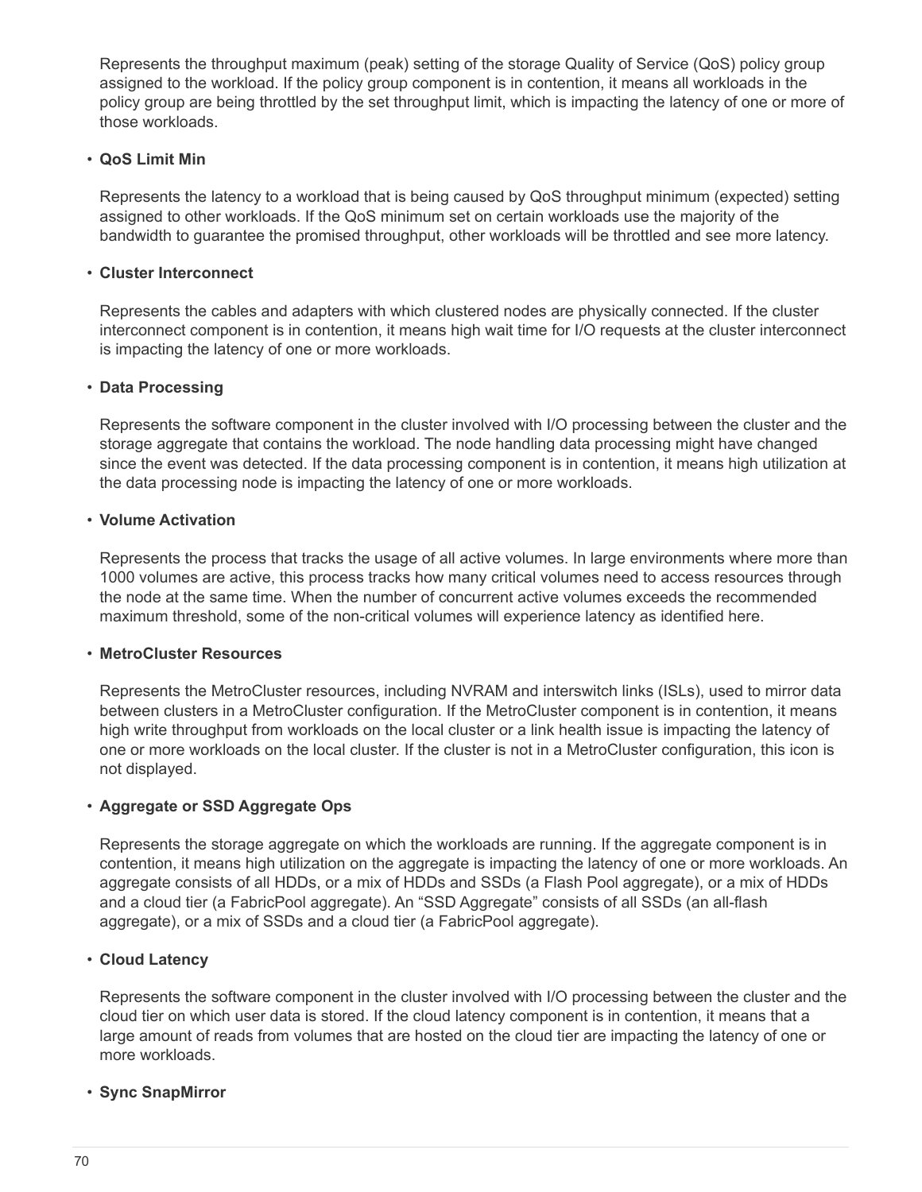Represents the throughput maximum (peak) setting of the storage Quality of Service (QoS) policy group assigned to the workload. If the policy group component is in contention, it means all workloads in the policy group are being throttled by the set throughput limit, which is impacting the latency of one or more of those workloads.

- **QoS Limit Min**

  Represents the latency to a workload that is being caused by QoS throughput minimum (expected) setting assigned to other workloads. If the QoS minimum set on certain workloads use the majority of the bandwidth to guarantee the promised throughput, other workloads will be throttled and see more latency.

- **Cluster Interconnect**

  Represents the cables and adapters with which clustered nodes are physically connected. If the cluster interconnect component is in contention, it means high wait time for I/O requests at the cluster interconnect is impacting the latency of one or more workloads.

- **Data Processing**

  Represents the software component in the cluster involved with I/O processing between the cluster and the storage aggregate that contains the workload. The node handling data processing might have changed since the event was detected. If the data processing component is in contention, it means high utilization at the data processing node is impacting the latency of one or more workloads.

- **Volume Activation**

  Represents the process that tracks the usage of all active volumes. In large environments where more than 1000 volumes are active, this process tracks how many critical volumes need to access resources through the node at the same time. When the number of concurrent active volumes exceeds the recommended maximum threshold, some of the non-critical volumes will experience latency as identified here.

- **MetroCluster Resources**

  Represents the MetroCluster resources, including NVRAM and interswitch links (ISLs), used to mirror data between clusters in a MetroCluster configuration. If the MetroCluster component is in contention, it means high write throughput from workloads on the local cluster or a link health issue is impacting the latency of one or more workloads on the local cluster. If the cluster is not in a MetroCluster configuration, this icon is not displayed.

- **Aggregate or SSD Aggregate Ops**

  Represents the storage aggregate on which the workloads are running. If the aggregate component is in contention, it means high utilization on the aggregate is impacting the latency of one or more workloads. An aggregate consists of all HDDs, or a mix of HDDs and SSDs (a Flash Pool aggregate), or a mix of HDDs and a cloud tier (a FabricPool aggregate). An "SSD Aggregate" consists of all SSDs (an all-flash aggregate), or a mix of SSDs and a cloud tier (a FabricPool aggregate).

- **Cloud Latency**

  Represents the software component in the cluster involved with I/O processing between the cluster and the cloud tier on which user data is stored. If the cloud latency component is in contention, it means that a large amount of reads from volumes that are hosted on the cloud tier are impacting the latency of one or more workloads.

- **Sync SnapMirror**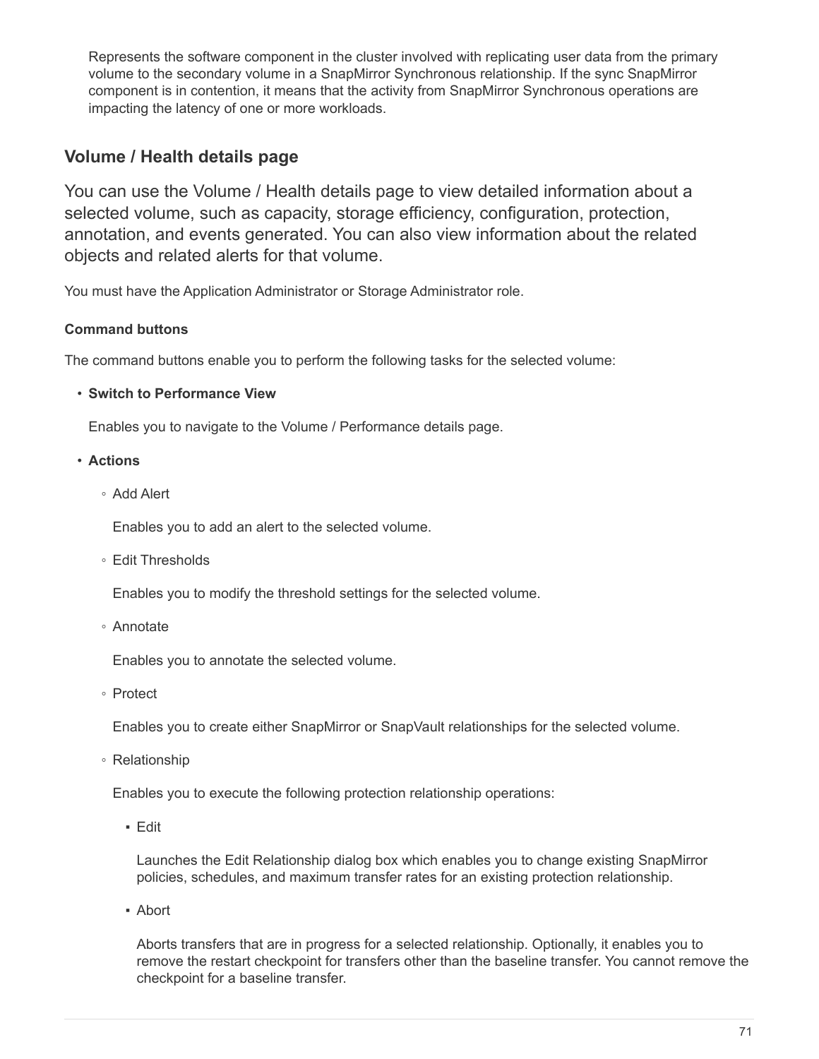Represents the software component in the cluster involved with replicating user data from the primary volume to the secondary volume in a SnapMirror Synchronous relationship. If the sync SnapMirror component is in contention, it means that the activity from SnapMirror Synchronous operations are impacting the latency of one or more workloads.

## Volume / Health details page

You can use the Volume / Health details page to view detailed information about a selected volume, such as capacity, storage efficiency, configuration, protection, annotation, and events generated. You can also view information about the related objects and related alerts for that volume.

You must have the Application Administrator or Storage Administrator role.

### Command buttons

The command buttons enable you to perform the following tasks for the selected volume:

- **Switch to Performance View**

  Enables you to navigate to the Volume / Performance details page.

- **Actions**
  - Add Alert

    Enables you to add an alert to the selected volume.

  - Edit Thresholds

    Enables you to modify the threshold settings for the selected volume.

  - Annotate

    Enables you to annotate the selected volume.

  - Protect

    Enables you to create either SnapMirror or SnapVault relationships for the selected volume.

  - Relationship

    Enables you to execute the following protection relationship operations:

    - Edit

      Launches the Edit Relationship dialog box which enables you to change existing SnapMirror policies, schedules, and maximum transfer rates for an existing protection relationship.

    - Abort

      Aborts transfers that are in progress for a selected relationship. Optionally, it enables you to remove the restart checkpoint for transfers other than the baseline transfer. You cannot remove the checkpoint for a baseline transfer.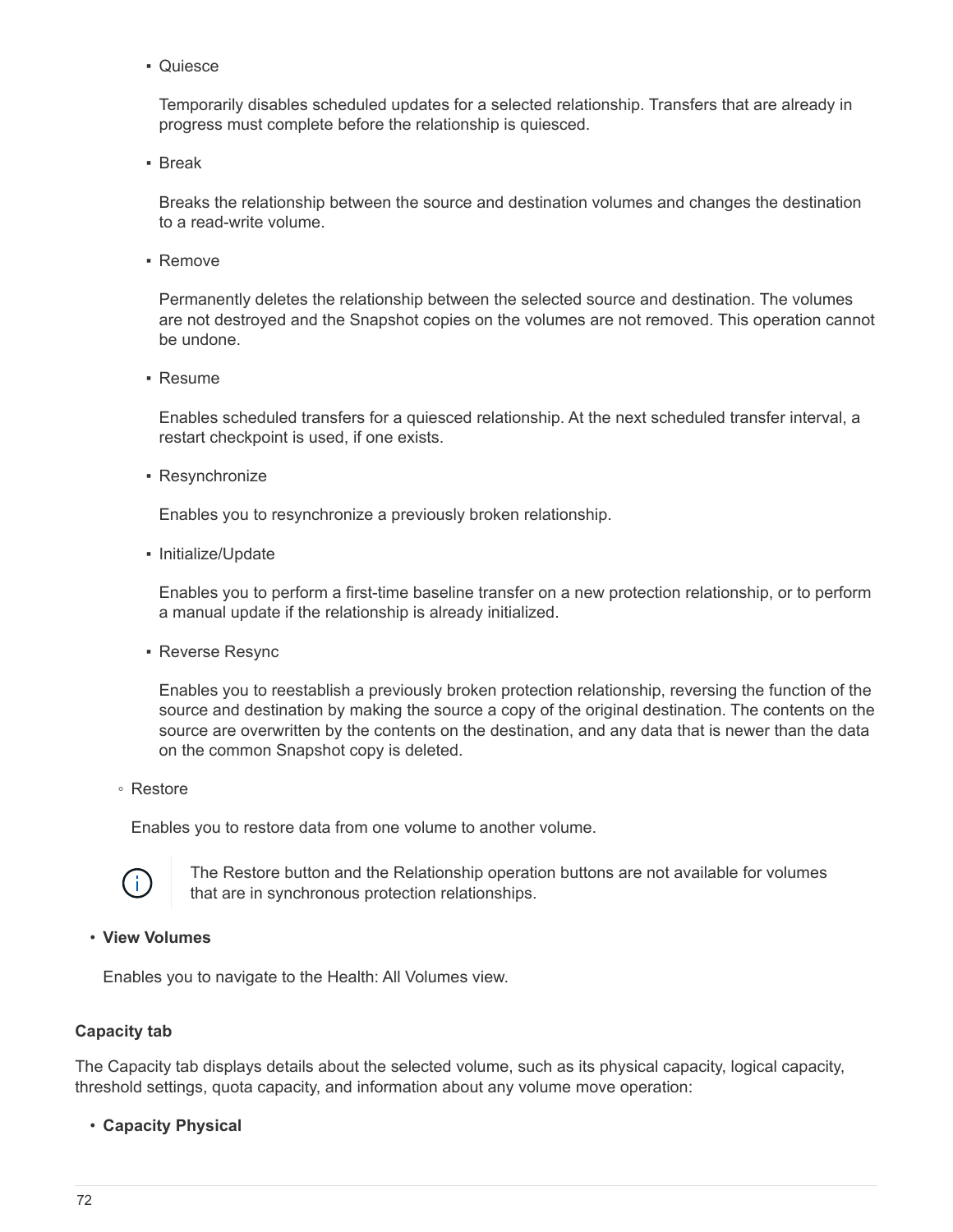- Quiesce

          Temporarily disables scheduled updates for a selected relationship. Transfers that are already in progress must complete before the relationship is quiesced.

        - Break

          Breaks the relationship between the source and destination volumes and changes the destination to a read-write volume.

        - Remove

          Permanently deletes the relationship between the selected source and destination. The volumes are not destroyed and the Snapshot copies on the volumes are not removed. This operation cannot be undone.

        - Resume

          Enables scheduled transfers for a quiesced relationship. At the next scheduled transfer interval, a restart checkpoint is used, if one exists.

        - Resynchronize

          Enables you to resynchronize a previously broken relationship.

        - Initialize/Update

          Enables you to perform a first-time baseline transfer on a new protection relationship, or to perform a manual update if the relationship is already initialized.

        - Reverse Resync

          Enables you to reestablish a previously broken protection relationship, reversing the function of the source and destination by making the source a copy of the original destination. The contents on the source are overwritten by the contents on the destination, and any data that is newer than the data on the common Snapshot copy is deleted.

    - Restore

      Enables you to restore data from one volume to another volume.

      > The Restore button and the Relationship operation buttons are not available for volumes that are in synchronous protection relationships.

- **View Volumes**

  Enables you to navigate to the Health: All Volumes view.

**Capacity tab**

The Capacity tab displays details about the selected volume, such as its physical capacity, logical capacity, threshold settings, quota capacity, and information about any volume move operation:

- **Capacity Physical**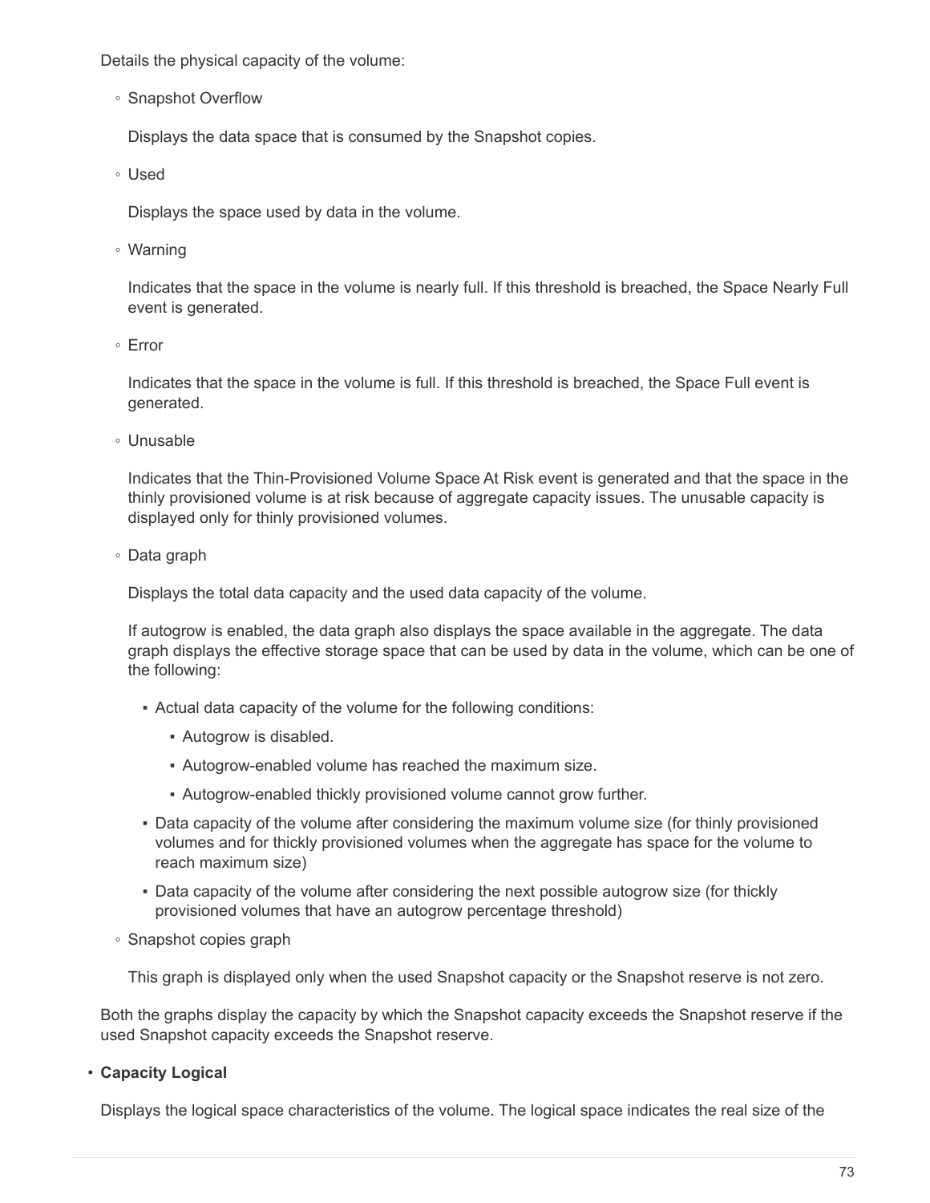Details the physical capacity of the volume:

- Snapshot Overflow

  Displays the data space that is consumed by the Snapshot copies.

- Used

  Displays the space used by data in the volume.

- Warning

  Indicates that the space in the volume is nearly full. If this threshold is breached, the Space Nearly Full event is generated.

- Error

  Indicates that the space in the volume is full. If this threshold is breached, the Space Full event is generated.

- Unusable

  Indicates that the Thin-Provisioned Volume Space At Risk event is generated and that the space in the thinly provisioned volume is at risk because of aggregate capacity issues. The unusable capacity is displayed only for thinly provisioned volumes.

- Data graph

  Displays the total data capacity and the used data capacity of the volume.

  If autogrow is enabled, the data graph also displays the space available in the aggregate. The data graph displays the effective storage space that can be used by data in the volume, which can be one of the following:

  - Actual data capacity of the volume for the following conditions:
    - Autogrow is disabled.
    - Autogrow-enabled volume has reached the maximum size.
    - Autogrow-enabled thickly provisioned volume cannot grow further.
  - Data capacity of the volume after considering the maximum volume size (for thinly provisioned volumes and for thickly provisioned volumes when the aggregate has space for the volume to reach maximum size)
  - Data capacity of the volume after considering the next possible autogrow size (for thickly provisioned volumes that have an autogrow percentage threshold)

- Snapshot copies graph

  This graph is displayed only when the used Snapshot capacity or the Snapshot reserve is not zero.

Both the graphs display the capacity by which the Snapshot capacity exceeds the Snapshot reserve if the used Snapshot capacity exceeds the Snapshot reserve.

- **Capacity Logical**

  Displays the logical space characteristics of the volume. The logical space indicates the real size of the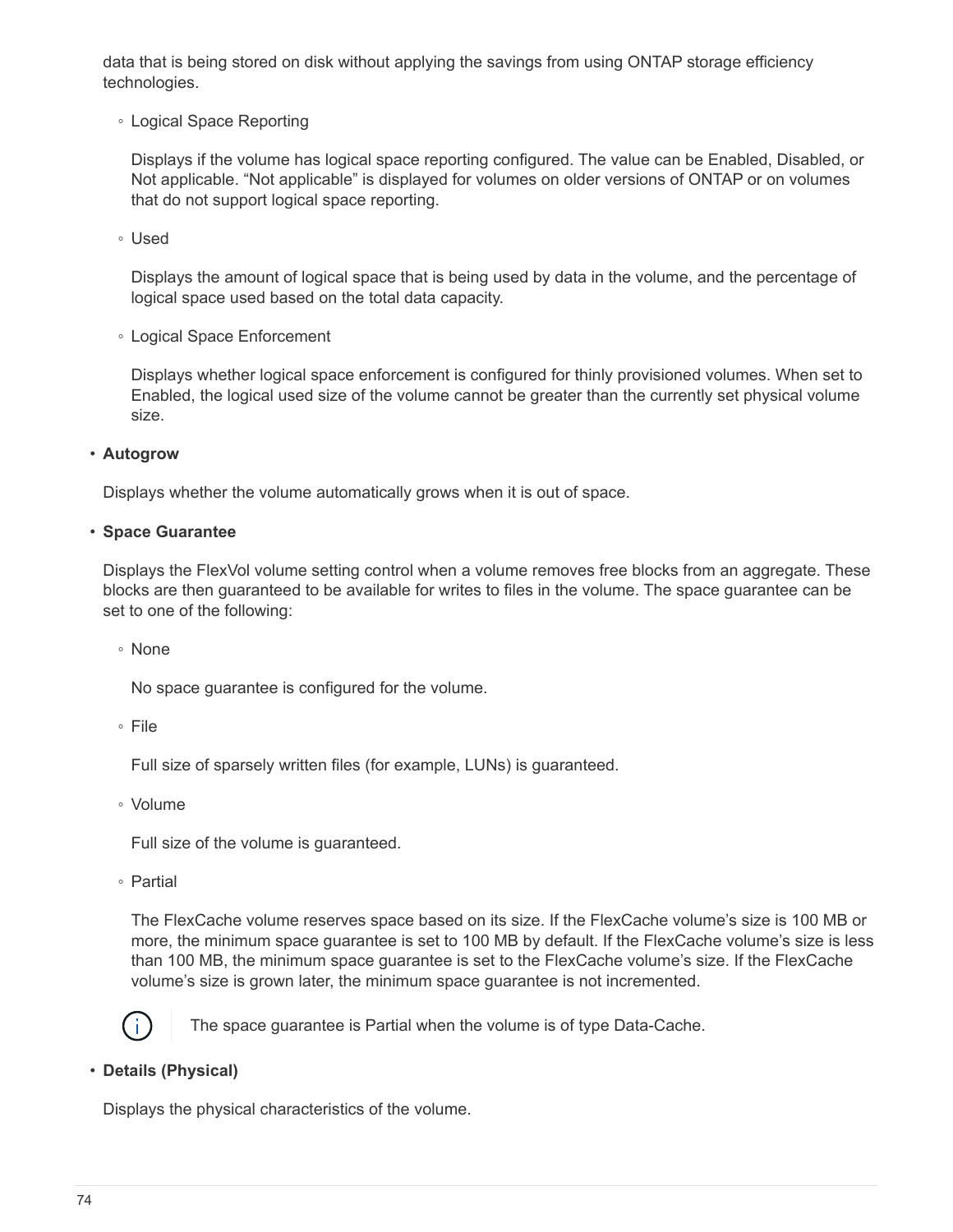data that is being stored on disk without applying the savings from using ONTAP storage efficiency technologies.

  - Logical Space Reporting

    Displays if the volume has logical space reporting configured. The value can be Enabled, Disabled, or Not applicable. “Not applicable” is displayed for volumes on older versions of ONTAP or on volumes that do not support logical space reporting.

  - Used

    Displays the amount of logical space that is being used by data in the volume, and the percentage of logical space used based on the total data capacity.

  - Logical Space Enforcement

    Displays whether logical space enforcement is configured for thinly provisioned volumes. When set to Enabled, the logical used size of the volume cannot be greater than the currently set physical volume size.

- **Autogrow**

  Displays whether the volume automatically grows when it is out of space.

- **Space Guarantee**

  Displays the FlexVol volume setting control when a volume removes free blocks from an aggregate. These blocks are then guaranteed to be available for writes to files in the volume. The space guarantee can be set to one of the following:

  - None

    No space guarantee is configured for the volume.

  - File

    Full size of sparsely written files (for example, LUNs) is guaranteed.

  - Volume

    Full size of the volume is guaranteed.

  - Partial

    The FlexCache volume reserves space based on its size. If the FlexCache volume’s size is 100 MB or more, the minimum space guarantee is set to 100 MB by default. If the FlexCache volume’s size is less than 100 MB, the minimum space guarantee is set to the FlexCache volume’s size. If the FlexCache volume’s size is grown later, the minimum space guarantee is not incremented.

    The space guarantee is Partial when the volume is of type Data-Cache.

- **Details (Physical)**

  Displays the physical characteristics of the volume.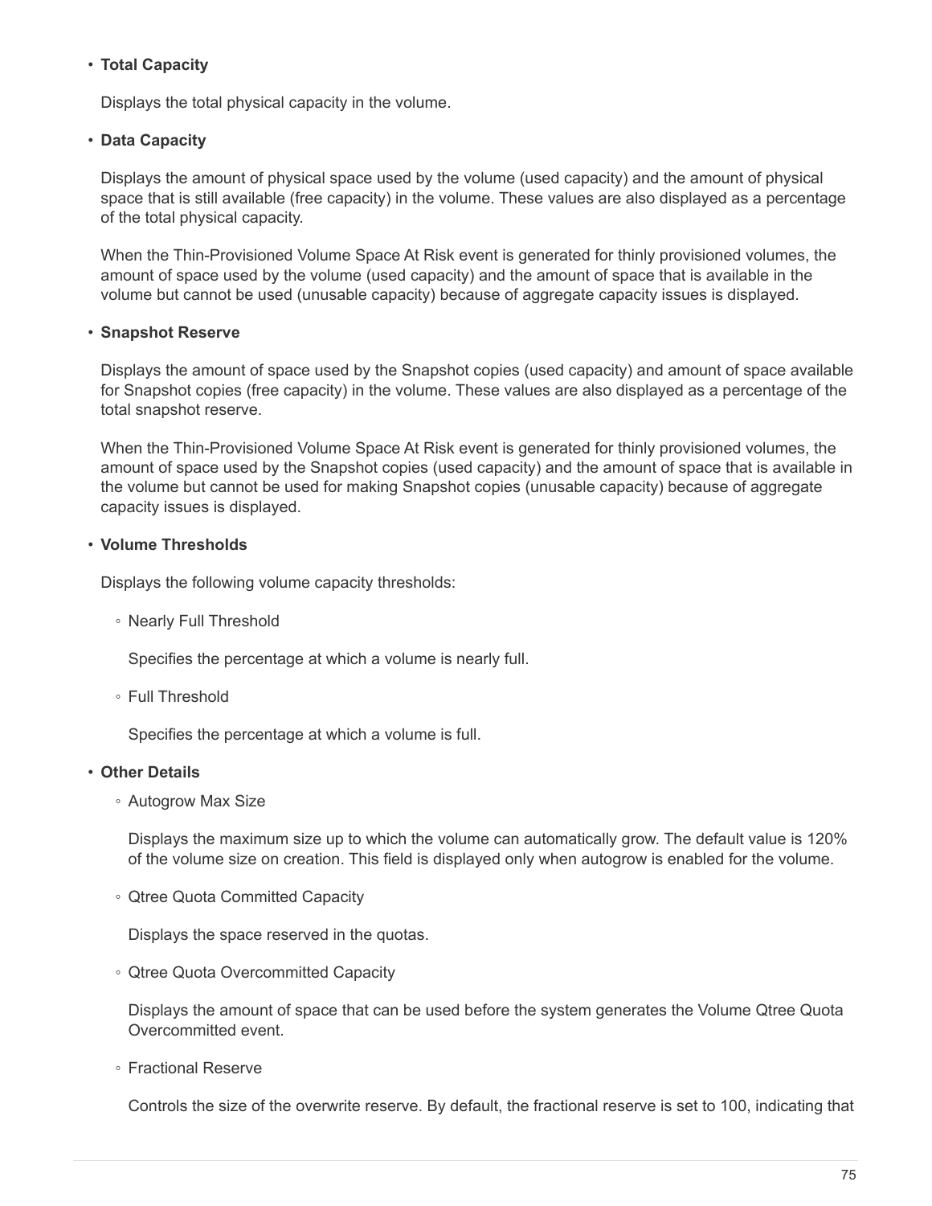- **Total Capacity**

  Displays the total physical capacity in the volume.

- **Data Capacity**

  Displays the amount of physical space used by the volume (used capacity) and the amount of physical space that is still available (free capacity) in the volume. These values are also displayed as a percentage of the total physical capacity.

  When the Thin-Provisioned Volume Space At Risk event is generated for thinly provisioned volumes, the amount of space used by the volume (used capacity) and the amount of space that is available in the volume but cannot be used (unusable capacity) because of aggregate capacity issues is displayed.

- **Snapshot Reserve**

  Displays the amount of space used by the Snapshot copies (used capacity) and amount of space available for Snapshot copies (free capacity) in the volume. These values are also displayed as a percentage of the total snapshot reserve.

  When the Thin-Provisioned Volume Space At Risk event is generated for thinly provisioned volumes, the amount of space used by the Snapshot copies (used capacity) and the amount of space that is available in the volume but cannot be used for making Snapshot copies (unusable capacity) because of aggregate capacity issues is displayed.

- **Volume Thresholds**

  Displays the following volume capacity thresholds:

  - Nearly Full Threshold

    Specifies the percentage at which a volume is nearly full.

  - Full Threshold

    Specifies the percentage at which a volume is full.

- **Other Details**

  - Autogrow Max Size

    Displays the maximum size up to which the volume can automatically grow. The default value is 120% of the volume size on creation. This field is displayed only when autogrow is enabled for the volume.

  - Qtree Quota Committed Capacity

    Displays the space reserved in the quotas.

  - Qtree Quota Overcommitted Capacity

    Displays the amount of space that can be used before the system generates the Volume Qtree Quota Overcommitted event.

  - Fractional Reserve

    Controls the size of the overwrite reserve. By default, the fractional reserve is set to 100, indicating that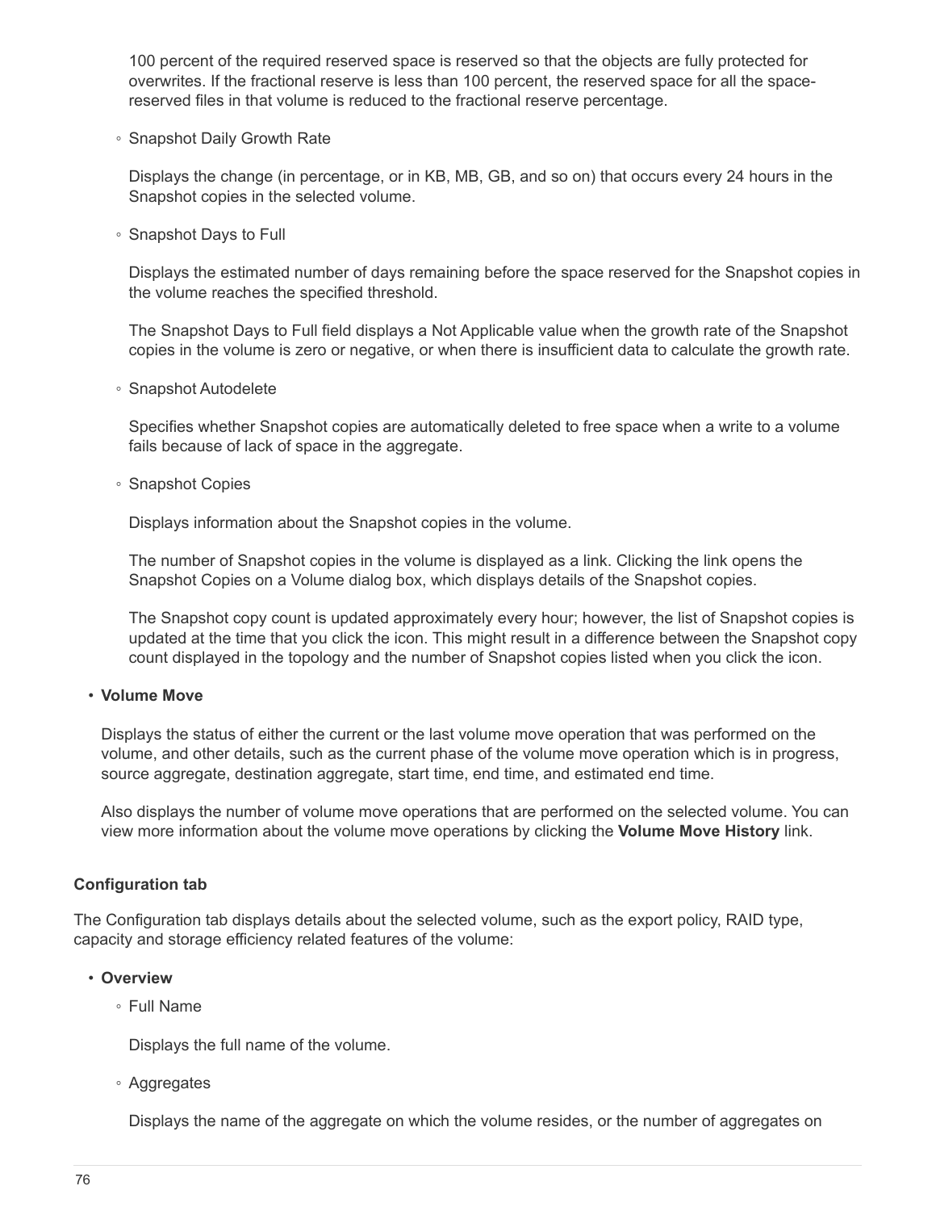100 percent of the required reserved space is reserved so that the objects are fully protected for overwrites. If the fractional reserve is less than 100 percent, the reserved space for all the space-reserved files in that volume is reduced to the fractional reserve percentage.

    - Snapshot Daily Growth Rate

      Displays the change (in percentage, or in KB, MB, GB, and so on) that occurs every 24 hours in the Snapshot copies in the selected volume.

    - Snapshot Days to Full

      Displays the estimated number of days remaining before the space reserved for the Snapshot copies in the volume reaches the specified threshold.

      The Snapshot Days to Full field displays a Not Applicable value when the growth rate of the Snapshot copies in the volume is zero or negative, or when there is insufficient data to calculate the growth rate.

    - Snapshot Autodelete

      Specifies whether Snapshot copies are automatically deleted to free space when a write to a volume fails because of lack of space in the aggregate.

    - Snapshot Copies

      Displays information about the Snapshot copies in the volume.

      The number of Snapshot copies in the volume is displayed as a link. Clicking the link opens the Snapshot Copies on a Volume dialog box, which displays details of the Snapshot copies.

      The Snapshot copy count is updated approximately every hour; however, the list of Snapshot copies is updated at the time that you click the icon. This might result in a difference between the Snapshot copy count displayed in the topology and the number of Snapshot copies listed when you click the icon.

- **Volume Move**

  Displays the status of either the current or the last volume move operation that was performed on the volume, and other details, such as the current phase of the volume move operation which is in progress, source aggregate, destination aggregate, start time, end time, and estimated end time.

  Also displays the number of volume move operations that are performed on the selected volume. You can view more information about the volume move operations by clicking the **Volume Move History** link.

**Configuration tab**

The Configuration tab displays details about the selected volume, such as the export policy, RAID type, capacity and storage efficiency related features of the volume:

- **Overview**
    - Full Name

      Displays the full name of the volume.

    - Aggregates

      Displays the name of the aggregate on which the volume resides, or the number of aggregates on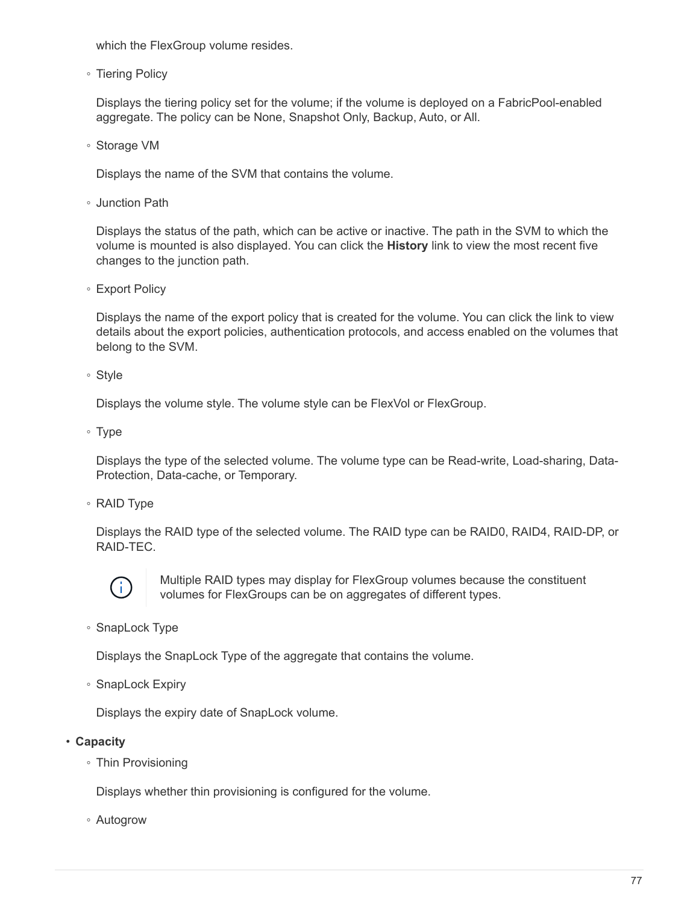which the FlexGroup volume resides.

- Tiering Policy

  Displays the tiering policy set for the volume; if the volume is deployed on a FabricPool-enabled aggregate. The policy can be None, Snapshot Only, Backup, Auto, or All.

- Storage VM

  Displays the name of the SVM that contains the volume.

- Junction Path

  Displays the status of the path, which can be active or inactive. The path in the SVM to which the volume is mounted is also displayed. You can click the **History** link to view the most recent five changes to the junction path.

- Export Policy

  Displays the name of the export policy that is created for the volume. You can click the link to view details about the export policies, authentication protocols, and access enabled on the volumes that belong to the SVM.

- Style

  Displays the volume style. The volume style can be FlexVol or FlexGroup.

- Type

  Displays the type of the selected volume. The volume type can be Read-write, Load-sharing, Data-Protection, Data-cache, or Temporary.

- RAID Type

  Displays the RAID type of the selected volume. The RAID type can be RAID0, RAID4, RAID-DP, or RAID-TEC.

  > Multiple RAID types may display for FlexGroup volumes because the constituent volumes for FlexGroups can be on aggregates of different types.

- SnapLock Type

  Displays the SnapLock Type of the aggregate that contains the volume.

- SnapLock Expiry

  Displays the expiry date of SnapLock volume.

- **Capacity**
  - Thin Provisioning

    Displays whether thin provisioning is configured for the volume.

  - Autogrow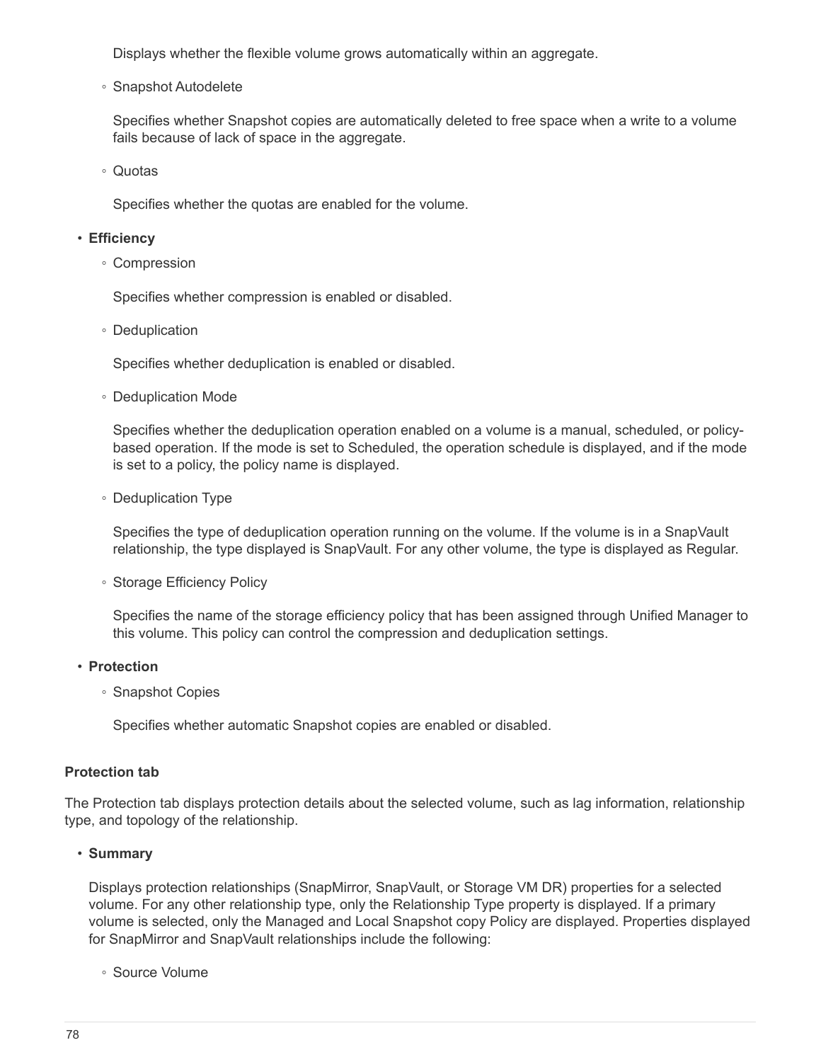Displays whether the flexible volume grows automatically within an aggregate.

- Snapshot Autodelete

  Specifies whether Snapshot copies are automatically deleted to free space when a write to a volume fails because of lack of space in the aggregate.

- Quotas

  Specifies whether the quotas are enabled for the volume.

- **Efficiency**
  - Compression

    Specifies whether compression is enabled or disabled.

  - Deduplication

    Specifies whether deduplication is enabled or disabled.

  - Deduplication Mode

    Specifies whether the deduplication operation enabled on a volume is a manual, scheduled, or policy-based operation. If the mode is set to Scheduled, the operation schedule is displayed, and if the mode is set to a policy, the policy name is displayed.

  - Deduplication Type

    Specifies the type of deduplication operation running on the volume. If the volume is in a SnapVault relationship, the type displayed is SnapVault. For any other volume, the type is displayed as Regular.

  - Storage Efficiency Policy

    Specifies the name of the storage efficiency policy that has been assigned through Unified Manager to this volume. This policy can control the compression and deduplication settings.

- **Protection**
  - Snapshot Copies

    Specifies whether automatic Snapshot copies are enabled or disabled.

#### Protection tab

The Protection tab displays protection details about the selected volume, such as lag information, relationship type, and topology of the relationship.

- **Summary**

  Displays protection relationships (SnapMirror, SnapVault, or Storage VM DR) properties for a selected volume. For any other relationship type, only the Relationship Type property is displayed. If a primary volume is selected, only the Managed and Local Snapshot copy Policy are displayed. Properties displayed for SnapMirror and SnapVault relationships include the following:

  - Source Volume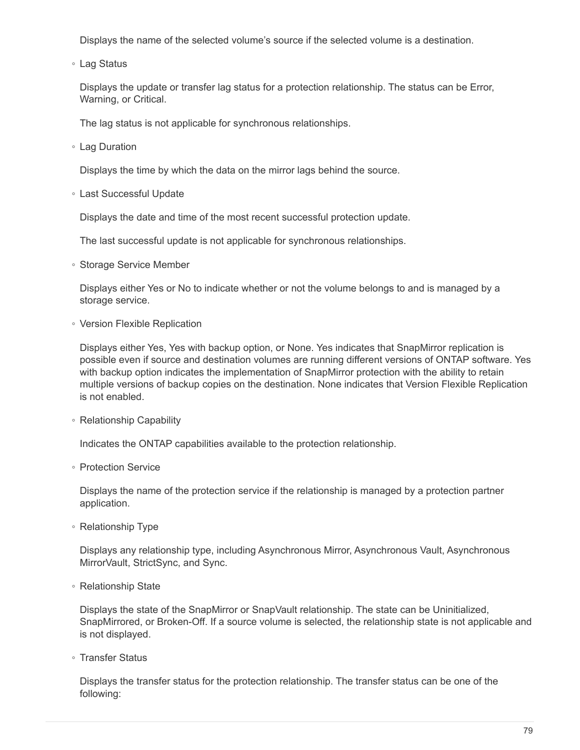Displays the name of the selected volume's source if the selected volume is a destination.

- Lag Status

  Displays the update or transfer lag status for a protection relationship. The status can be Error, Warning, or Critical.

  The lag status is not applicable for synchronous relationships.

- Lag Duration

  Displays the time by which the data on the mirror lags behind the source.

- Last Successful Update

  Displays the date and time of the most recent successful protection update.

  The last successful update is not applicable for synchronous relationships.

- Storage Service Member

  Displays either Yes or No to indicate whether or not the volume belongs to and is managed by a storage service.

- Version Flexible Replication

  Displays either Yes, Yes with backup option, or None. Yes indicates that SnapMirror replication is possible even if source and destination volumes are running different versions of ONTAP software. Yes with backup option indicates the implementation of SnapMirror protection with the ability to retain multiple versions of backup copies on the destination. None indicates that Version Flexible Replication is not enabled.

- Relationship Capability

  Indicates the ONTAP capabilities available to the protection relationship.

- Protection Service

  Displays the name of the protection service if the relationship is managed by a protection partner application.

- Relationship Type

  Displays any relationship type, including Asynchronous Mirror, Asynchronous Vault, Asynchronous MirrorVault, StrictSync, and Sync.

- Relationship State

  Displays the state of the SnapMirror or SnapVault relationship. The state can be Uninitialized, SnapMirrored, or Broken-Off. If a source volume is selected, the relationship state is not applicable and is not displayed.

- Transfer Status

  Displays the transfer status for the protection relationship. The transfer status can be one of the following: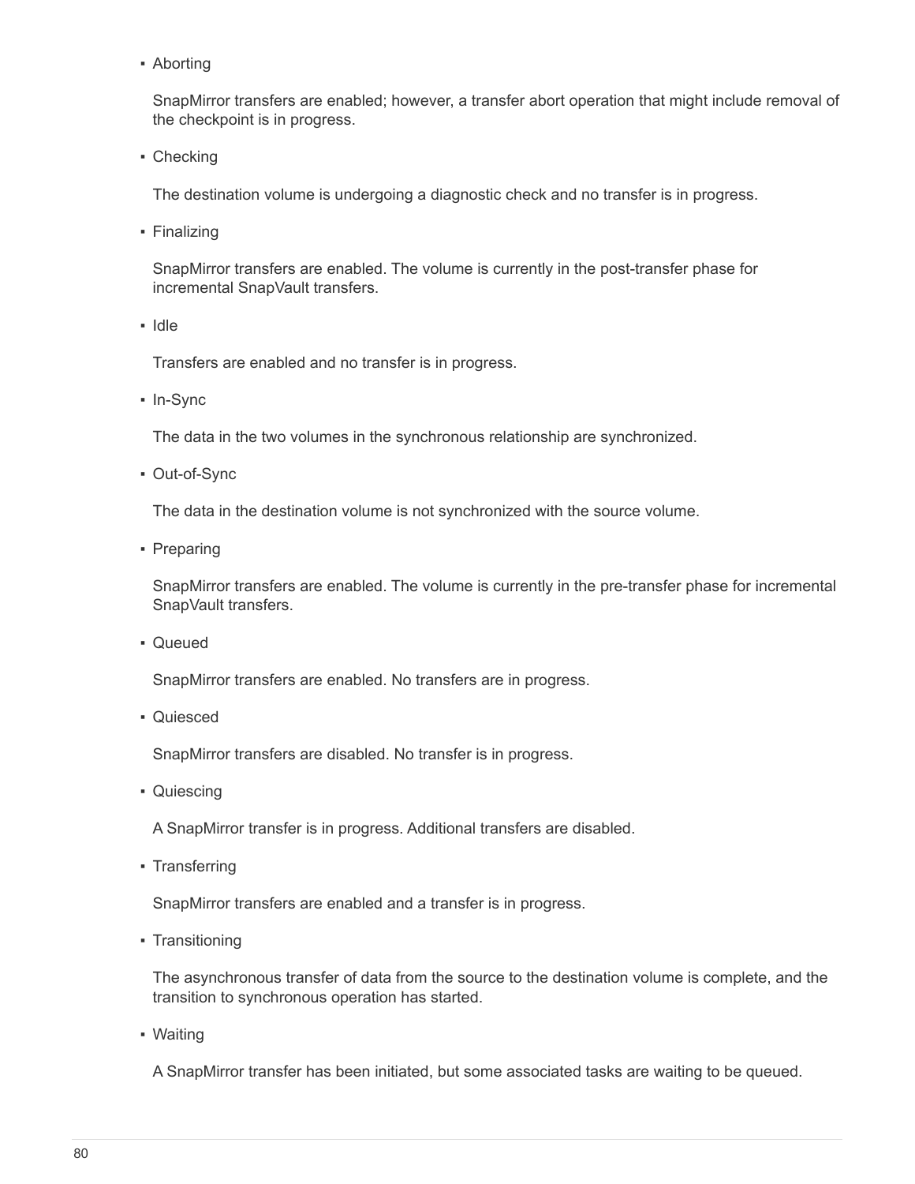- Aborting

  SnapMirror transfers are enabled; however, a transfer abort operation that might include removal of the checkpoint is in progress.

- Checking

  The destination volume is undergoing a diagnostic check and no transfer is in progress.

- Finalizing

  SnapMirror transfers are enabled. The volume is currently in the post-transfer phase for incremental SnapVault transfers.

- Idle

  Transfers are enabled and no transfer is in progress.

- In-Sync

  The data in the two volumes in the synchronous relationship are synchronized.

- Out-of-Sync

  The data in the destination volume is not synchronized with the source volume.

- Preparing

  SnapMirror transfers are enabled. The volume is currently in the pre-transfer phase for incremental SnapVault transfers.

- Queued

  SnapMirror transfers are enabled. No transfers are in progress.

- Quiesced

  SnapMirror transfers are disabled. No transfer is in progress.

- Quiescing

  A SnapMirror transfer is in progress. Additional transfers are disabled.

- Transferring

  SnapMirror transfers are enabled and a transfer is in progress.

- Transitioning

  The asynchronous transfer of data from the source to the destination volume is complete, and the transition to synchronous operation has started.

- Waiting

  A SnapMirror transfer has been initiated, but some associated tasks are waiting to be queued.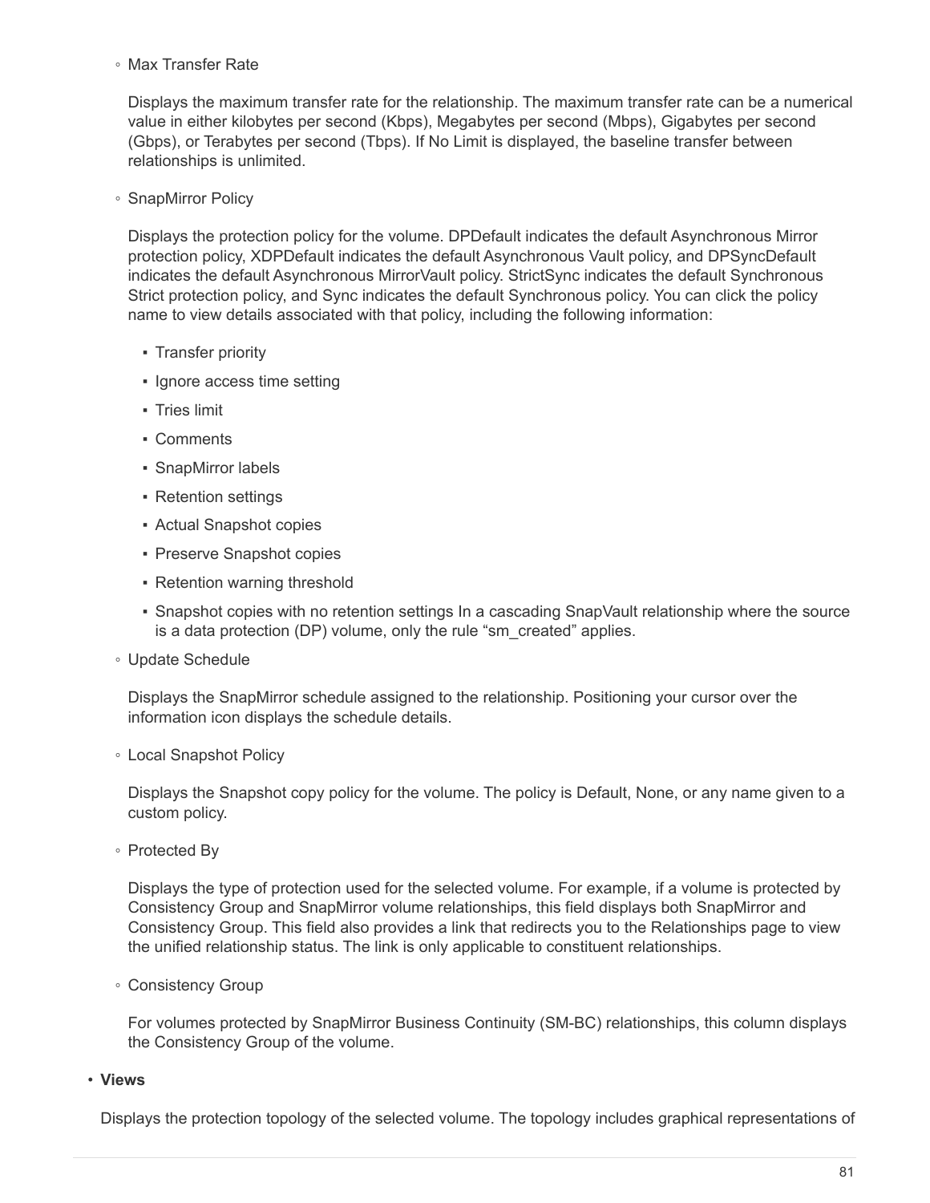- Max Transfer Rate

  Displays the maximum transfer rate for the relationship. The maximum transfer rate can be a numerical value in either kilobytes per second (Kbps), Megabytes per second (Mbps), Gigabytes per second (Gbps), or Terabytes per second (Tbps). If No Limit is displayed, the baseline transfer between relationships is unlimited.

- SnapMirror Policy

  Displays the protection policy for the volume. DPDefault indicates the default Asynchronous Mirror protection policy, XDPDefault indicates the default Asynchronous Vault policy, and DPSyncDefault indicates the default Asynchronous MirrorVault policy. StrictSync indicates the default Synchronous Strict protection policy, and Sync indicates the default Synchronous policy. You can click the policy name to view details associated with that policy, including the following information:

  - Transfer priority
  - Ignore access time setting
  - Tries limit
  - Comments
  - SnapMirror labels
  - Retention settings
  - Actual Snapshot copies
  - Preserve Snapshot copies
  - Retention warning threshold
  - Snapshot copies with no retention settings In a cascading SnapVault relationship where the source is a data protection (DP) volume, only the rule "sm_created" applies.

- Update Schedule

  Displays the SnapMirror schedule assigned to the relationship. Positioning your cursor over the information icon displays the schedule details.

- Local Snapshot Policy

  Displays the Snapshot copy policy for the volume. The policy is Default, None, or any name given to a custom policy.

- Protected By

  Displays the type of protection used for the selected volume. For example, if a volume is protected by Consistency Group and SnapMirror volume relationships, this field displays both SnapMirror and Consistency Group. This field also provides a link that redirects you to the Relationships page to view the unified relationship status. The link is only applicable to constituent relationships.

- Consistency Group

  For volumes protected by SnapMirror Business Continuity (SM-BC) relationships, this column displays the Consistency Group of the volume.

- **Views**

  Displays the protection topology of the selected volume. The topology includes graphical representations of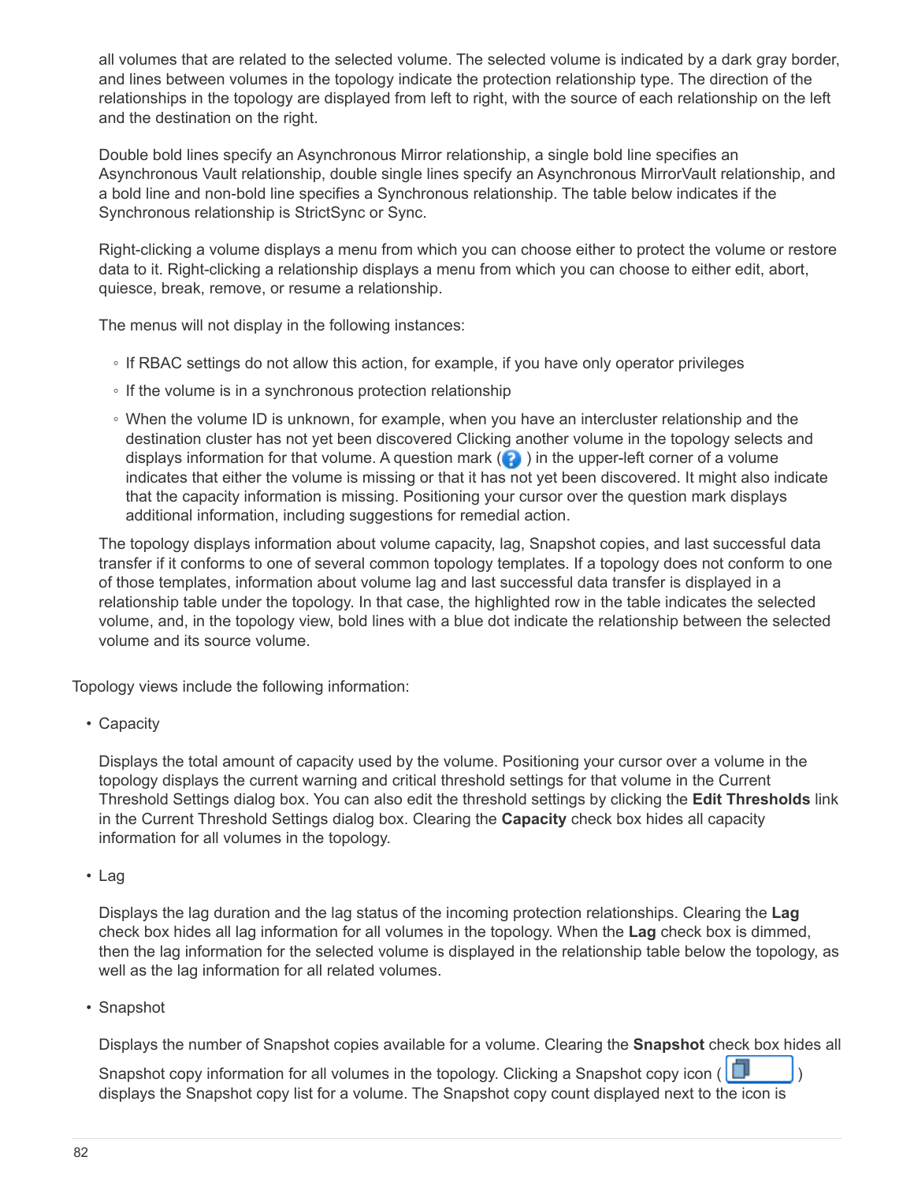all volumes that are related to the selected volume. The selected volume is indicated by a dark gray border, and lines between volumes in the topology indicate the protection relationship type. The direction of the relationships in the topology are displayed from left to right, with the source of each relationship on the left and the destination on the right.

Double bold lines specify an Asynchronous Mirror relationship, a single bold line specifies an Asynchronous Vault relationship, double single lines specify an Asynchronous MirrorVault relationship, and a bold line and non-bold line specifies a Synchronous relationship. The table below indicates if the Synchronous relationship is StrictSync or Sync.

Right-clicking a volume displays a menu from which you can choose either to protect the volume or restore data to it. Right-clicking a relationship displays a menu from which you can choose to either edit, abort, quiesce, break, remove, or resume a relationship.

The menus will not display in the following instances:

- If RBAC settings do not allow this action, for example, if you have only operator privileges
- If the volume is in a synchronous protection relationship
- When the volume ID is unknown, for example, when you have an intercluster relationship and the destination cluster has not yet been discovered Clicking another volume in the topology selects and displays information for that volume. A question mark ( ? ) in the upper-left corner of a volume indicates that either the volume is missing or that it has not yet been discovered. It might also indicate that the capacity information is missing. Positioning your cursor over the question mark displays additional information, including suggestions for remedial action.

The topology displays information about volume capacity, lag, Snapshot copies, and last successful data transfer if it conforms to one of several common topology templates. If a topology does not conform to one of those templates, information about volume lag and last successful data transfer is displayed in a relationship table under the topology. In that case, the highlighted row in the table indicates the selected volume, and, in the topology view, bold lines with a blue dot indicate the relationship between the selected volume and its source volume.

Topology views include the following information:

- Capacity

  Displays the total amount of capacity used by the volume. Positioning your cursor over a volume in the topology displays the current warning and critical threshold settings for that volume in the Current Threshold Settings dialog box. You can also edit the threshold settings by clicking the **Edit Thresholds** link in the Current Threshold Settings dialog box. Clearing the **Capacity** check box hides all capacity information for all volumes in the topology.

- Lag

  Displays the lag duration and the lag status of the incoming protection relationships. Clearing the **Lag** check box hides all lag information for all volumes in the topology. When the **Lag** check box is dimmed, then the lag information for the selected volume is displayed in the relationship table below the topology, as well as the lag information for all related volumes.

- Snapshot

  Displays the number of Snapshot copies available for a volume. Clearing the **Snapshot** check box hides all Snapshot copy information for all volumes in the topology. Clicking a Snapshot copy icon ( ) displays the Snapshot copy list for a volume. The Snapshot copy count displayed next to the icon is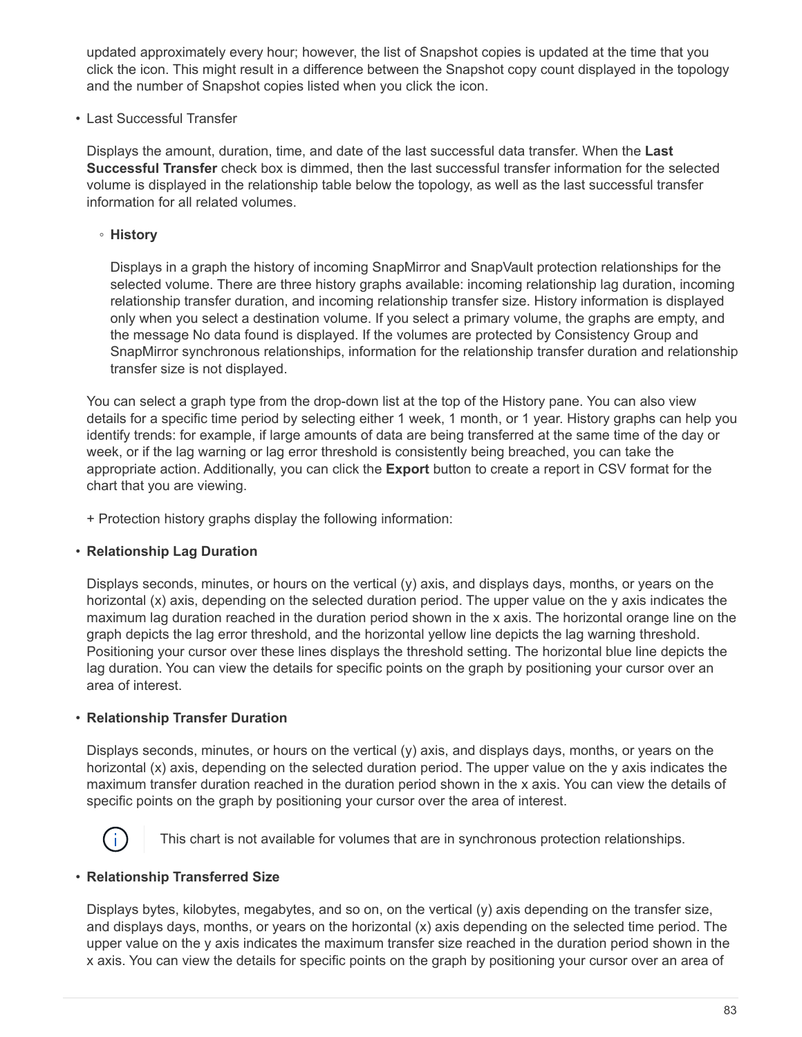updated approximately every hour; however, the list of Snapshot copies is updated at the time that you click the icon. This might result in a difference between the Snapshot copy count displayed in the topology and the number of Snapshot copies listed when you click the icon.

- Last Successful Transfer

  Displays the amount, duration, time, and date of the last successful data transfer. When the **Last Successful Transfer** check box is dimmed, then the last successful transfer information for the selected volume is displayed in the relationship table below the topology, as well as the last successful transfer information for all related volumes.

  - **History**

    Displays in a graph the history of incoming SnapMirror and SnapVault protection relationships for the selected volume. There are three history graphs available: incoming relationship lag duration, incoming relationship transfer duration, and incoming relationship transfer size. History information is displayed only when you select a destination volume. If you select a primary volume, the graphs are empty, and the message No data found is displayed. If the volumes are protected by Consistency Group and SnapMirror synchronous relationships, information for the relationship transfer duration and relationship transfer size is not displayed.

  You can select a graph type from the drop-down list at the top of the History pane. You can also view details for a specific time period by selecting either 1 week, 1 month, or 1 year. History graphs can help you identify trends: for example, if large amounts of data are being transferred at the same time of the day or week, or if the lag warning or lag error threshold is consistently being breached, you can take the appropriate action. Additionally, you can click the **Export** button to create a report in CSV format for the chart that you are viewing.

  + Protection history graphs display the following information:

- **Relationship Lag Duration**

  Displays seconds, minutes, or hours on the vertical (y) axis, and displays days, months, or years on the horizontal (x) axis, depending on the selected duration period. The upper value on the y axis indicates the maximum lag duration reached in the duration period shown in the x axis. The horizontal orange line on the graph depicts the lag error threshold, and the horizontal yellow line depicts the lag warning threshold. Positioning your cursor over these lines displays the threshold setting. The horizontal blue line depicts the lag duration. You can view the details for specific points on the graph by positioning your cursor over an area of interest.

- **Relationship Transfer Duration**

  Displays seconds, minutes, or hours on the vertical (y) axis, and displays days, months, or years on the horizontal (x) axis, depending on the selected duration period. The upper value on the y axis indicates the maximum transfer duration reached in the duration period shown in the x axis. You can view the details of specific points on the graph by positioning your cursor over the area of interest.

  > This chart is not available for volumes that are in synchronous protection relationships.

- **Relationship Transferred Size**

  Displays bytes, kilobytes, megabytes, and so on, on the vertical (y) axis depending on the transfer size, and displays days, months, or years on the horizontal (x) axis depending on the selected time period. The upper value on the y axis indicates the maximum transfer size reached in the duration period shown in the x axis. You can view the details for specific points on the graph by positioning your cursor over an area of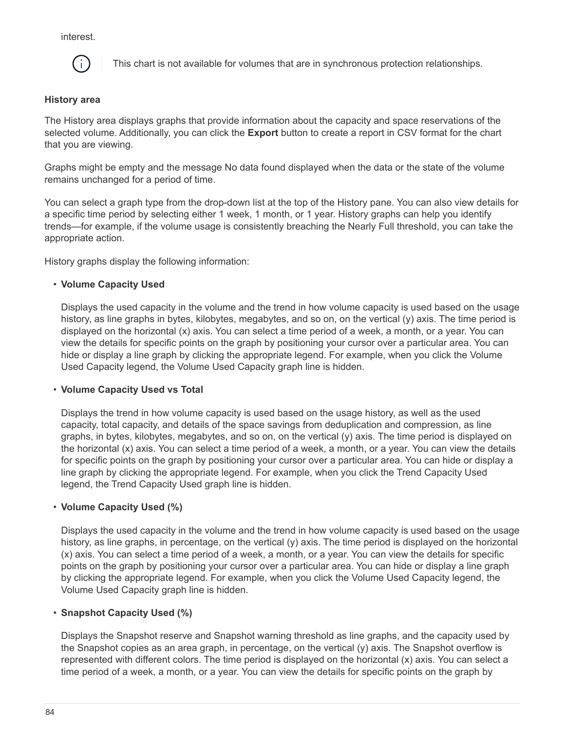interest.

> This chart is not available for volumes that are in synchronous protection relationships.

**History area**

The History area displays graphs that provide information about the capacity and space reservations of the selected volume. Additionally, you can click the **Export** button to create a report in CSV format for the chart that you are viewing.

Graphs might be empty and the message No data found displayed when the data or the state of the volume remains unchanged for a period of time.

You can select a graph type from the drop-down list at the top of the History pane. You can also view details for a specific time period by selecting either 1 week, 1 month, or 1 year. History graphs can help you identify trends—for example, if the volume usage is consistently breaching the Nearly Full threshold, you can take the appropriate action.

History graphs display the following information:

- **Volume Capacity Used**

  Displays the used capacity in the volume and the trend in how volume capacity is used based on the usage history, as line graphs in bytes, kilobytes, megabytes, and so on, on the vertical (y) axis. The time period is displayed on the horizontal (x) axis. You can select a time period of a week, a month, or a year. You can view the details for specific points on the graph by positioning your cursor over a particular area. You can hide or display a line graph by clicking the appropriate legend. For example, when you click the Volume Used Capacity legend, the Volume Used Capacity graph line is hidden.

- **Volume Capacity Used vs Total**

  Displays the trend in how volume capacity is used based on the usage history, as well as the used capacity, total capacity, and details of the space savings from deduplication and compression, as line graphs, in bytes, kilobytes, megabytes, and so on, on the vertical (y) axis. The time period is displayed on the horizontal (x) axis. You can select a time period of a week, a month, or a year. You can view the details for specific points on the graph by positioning your cursor over a particular area. You can hide or display a line graph by clicking the appropriate legend. For example, when you click the Trend Capacity Used legend, the Trend Capacity Used graph line is hidden.

- **Volume Capacity Used (%)**

  Displays the used capacity in the volume and the trend in how volume capacity is used based on the usage history, as line graphs, in percentage, on the vertical (y) axis. The time period is displayed on the horizontal (x) axis. You can select a time period of a week, a month, or a year. You can view the details for specific points on the graph by positioning your cursor over a particular area. You can hide or display a line graph by clicking the appropriate legend. For example, when you click the Volume Used Capacity legend, the Volume Used Capacity graph line is hidden.

- **Snapshot Capacity Used (%)**

  Displays the Snapshot reserve and Snapshot warning threshold as line graphs, and the capacity used by the Snapshot copies as an area graph, in percentage, on the vertical (y) axis. The Snapshot overflow is represented with different colors. The time period is displayed on the horizontal (x) axis. You can select a time period of a week, a month, or a year. You can view the details for specific points on the graph by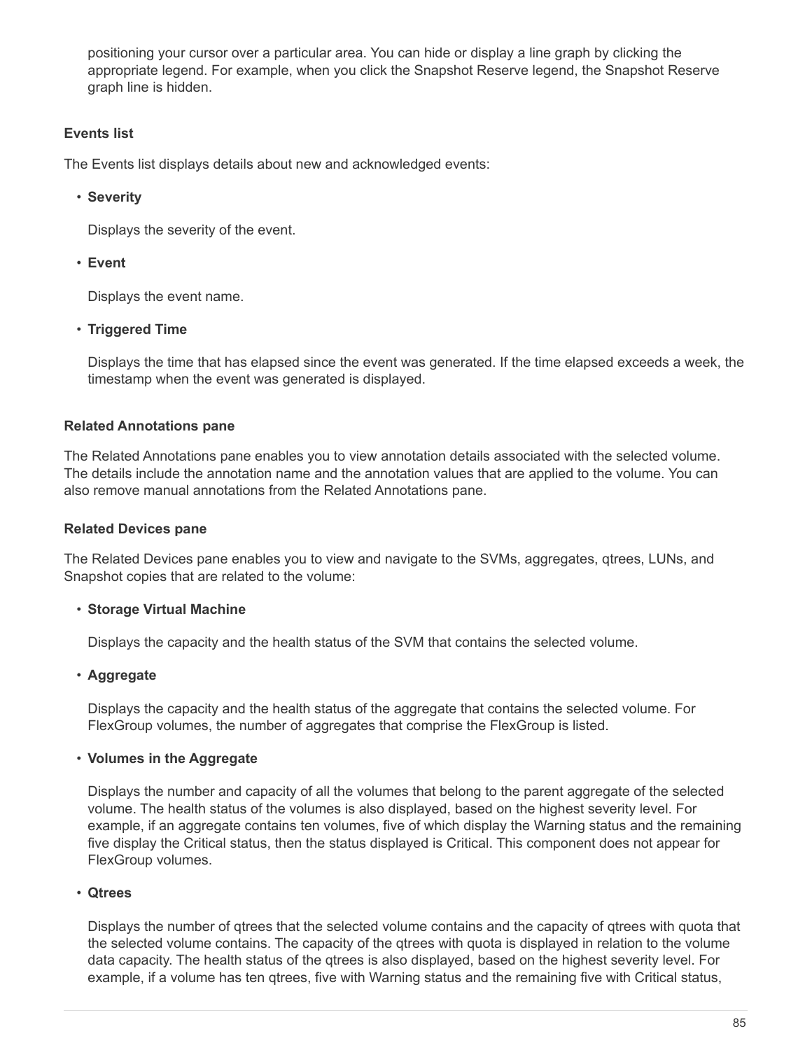positioning your cursor over a particular area. You can hide or display a line graph by clicking the appropriate legend. For example, when you click the Snapshot Reserve legend, the Snapshot Reserve graph line is hidden.

#### Events list

The Events list displays details about new and acknowledged events:

- **Severity**

  Displays the severity of the event.

- **Event**

  Displays the event name.

- **Triggered Time**

  Displays the time that has elapsed since the event was generated. If the time elapsed exceeds a week, the timestamp when the event was generated is displayed.

#### Related Annotations pane

The Related Annotations pane enables you to view annotation details associated with the selected volume. The details include the annotation name and the annotation values that are applied to the volume. You can also remove manual annotations from the Related Annotations pane.

#### Related Devices pane

The Related Devices pane enables you to view and navigate to the SVMs, aggregates, qtrees, LUNs, and Snapshot copies that are related to the volume:

- **Storage Virtual Machine**

  Displays the capacity and the health status of the SVM that contains the selected volume.

- **Aggregate**

  Displays the capacity and the health status of the aggregate that contains the selected volume. For FlexGroup volumes, the number of aggregates that comprise the FlexGroup is listed.

- **Volumes in the Aggregate**

  Displays the number and capacity of all the volumes that belong to the parent aggregate of the selected volume. The health status of the volumes is also displayed, based on the highest severity level. For example, if an aggregate contains ten volumes, five of which display the Warning status and the remaining five display the Critical status, then the status displayed is Critical. This component does not appear for FlexGroup volumes.

- **Qtrees**

  Displays the number of qtrees that the selected volume contains and the capacity of qtrees with quota that the selected volume contains. The capacity of the qtrees with quota is displayed in relation to the volume data capacity. The health status of the qtrees is also displayed, based on the highest severity level. For example, if a volume has ten qtrees, five with Warning status and the remaining five with Critical status,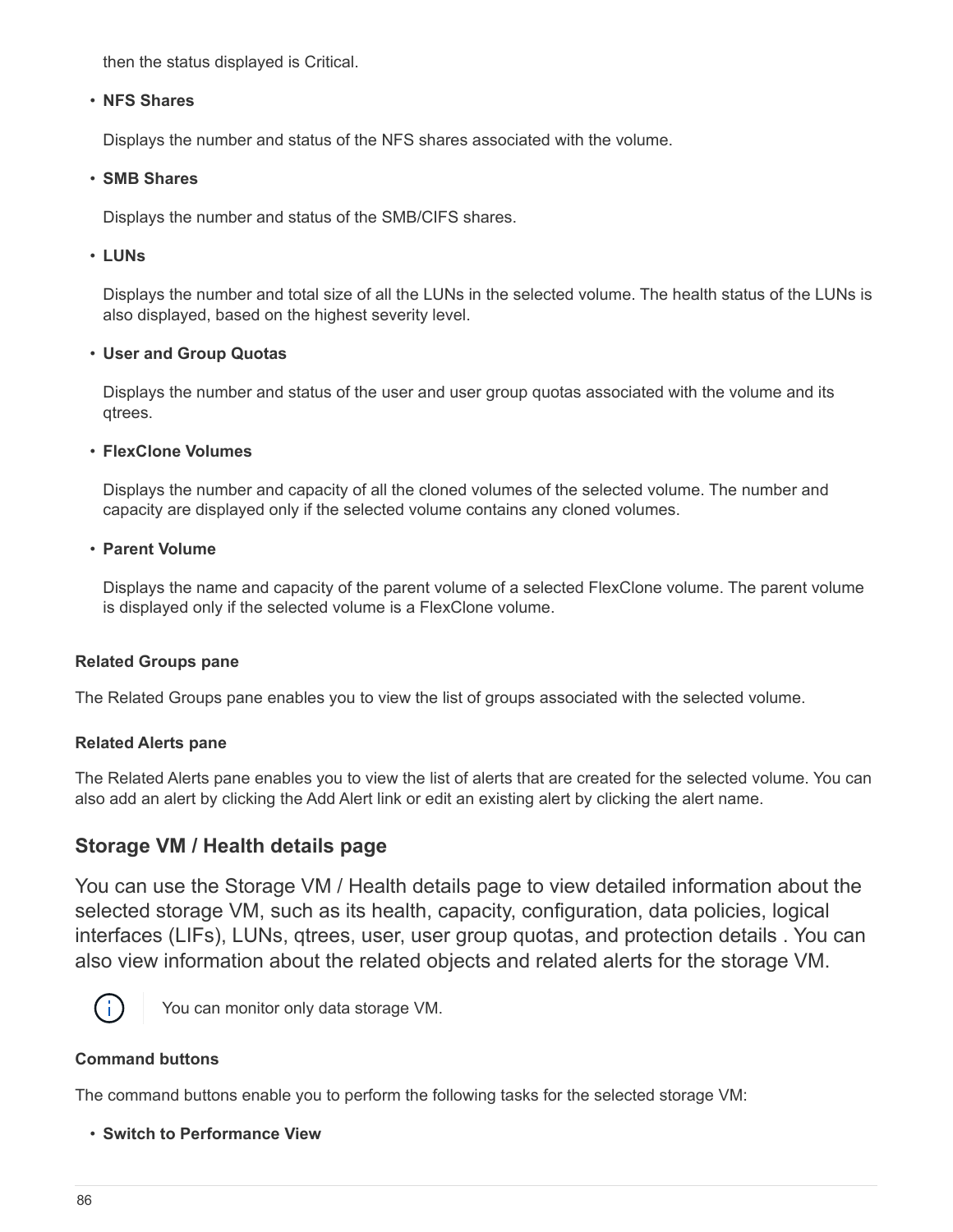then the status displayed is Critical.

- **NFS Shares**

  Displays the number and status of the NFS shares associated with the volume.

- **SMB Shares**

  Displays the number and status of the SMB/CIFS shares.

- **LUNs**

  Displays the number and total size of all the LUNs in the selected volume. The health status of the LUNs is also displayed, based on the highest severity level.

- **User and Group Quotas**

  Displays the number and status of the user and user group quotas associated with the volume and its qtrees.

- **FlexClone Volumes**

  Displays the number and capacity of all the cloned volumes of the selected volume. The number and capacity are displayed only if the selected volume contains any cloned volumes.

- **Parent Volume**

  Displays the name and capacity of the parent volume of a selected FlexClone volume. The parent volume is displayed only if the selected volume is a FlexClone volume.

#### Related Groups pane

The Related Groups pane enables you to view the list of groups associated with the selected volume.

#### Related Alerts pane

The Related Alerts pane enables you to view the list of alerts that are created for the selected volume. You can also add an alert by clicking the Add Alert link or edit an existing alert by clicking the alert name.

## Storage VM / Health details page

You can use the Storage VM / Health details page to view detailed information about the selected storage VM, such as its health, capacity, configuration, data policies, logical interfaces (LIFs), LUNs, qtrees, user, user group quotas, and protection details . You can also view information about the related objects and related alerts for the storage VM.

> You can monitor only data storage VM.

#### Command buttons

The command buttons enable you to perform the following tasks for the selected storage VM:

- **Switch to Performance View**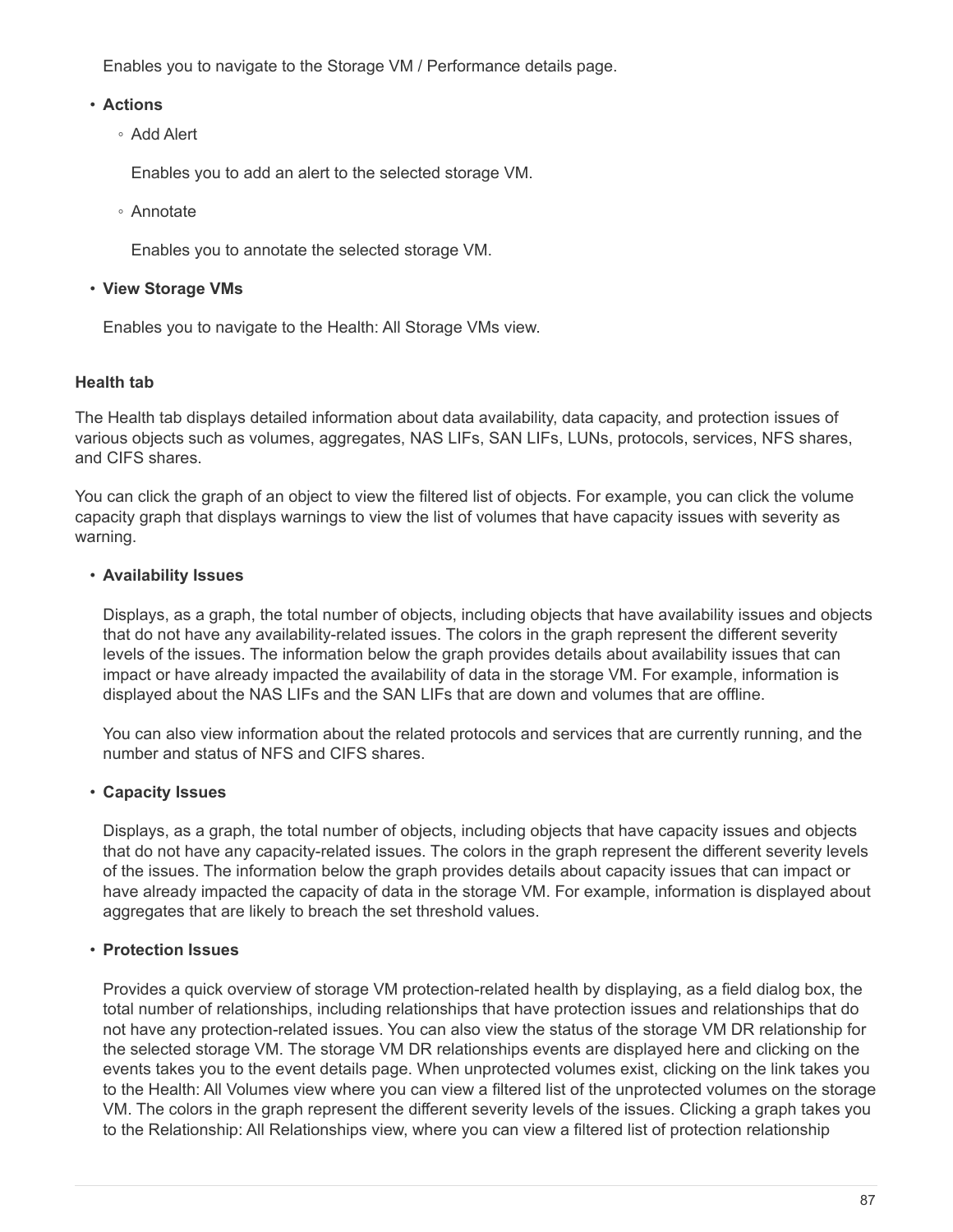Enables you to navigate to the Storage VM / Performance details page.

- **Actions**
  - Add Alert

    Enables you to add an alert to the selected storage VM.

  - Annotate

    Enables you to annotate the selected storage VM.

- **View Storage VMs**

  Enables you to navigate to the Health: All Storage VMs view.

#### Health tab

The Health tab displays detailed information about data availability, data capacity, and protection issues of various objects such as volumes, aggregates, NAS LIFs, SAN LIFs, LUNs, protocols, services, NFS shares, and CIFS shares.

You can click the graph of an object to view the filtered list of objects. For example, you can click the volume capacity graph that displays warnings to view the list of volumes that have capacity issues with severity as warning.

- **Availability Issues**

  Displays, as a graph, the total number of objects, including objects that have availability issues and objects that do not have any availability-related issues. The colors in the graph represent the different severity levels of the issues. The information below the graph provides details about availability issues that can impact or have already impacted the availability of data in the storage VM. For example, information is displayed about the NAS LIFs and the SAN LIFs that are down and volumes that are offline.

  You can also view information about the related protocols and services that are currently running, and the number and status of NFS and CIFS shares.

- **Capacity Issues**

  Displays, as a graph, the total number of objects, including objects that have capacity issues and objects that do not have any capacity-related issues. The colors in the graph represent the different severity levels of the issues. The information below the graph provides details about capacity issues that can impact or have already impacted the capacity of data in the storage VM. For example, information is displayed about aggregates that are likely to breach the set threshold values.

- **Protection Issues**

  Provides a quick overview of storage VM protection-related health by displaying, as a field dialog box, the total number of relationships, including relationships that have protection issues and relationships that do not have any protection-related issues. You can also view the status of the storage VM DR relationship for the selected storage VM. The storage VM DR relationships events are displayed here and clicking on the events takes you to the event details page. When unprotected volumes exist, clicking on the link takes you to the Health: All Volumes view where you can view a filtered list of the unprotected volumes on the storage VM. The colors in the graph represent the different severity levels of the issues. Clicking a graph takes you to the Relationship: All Relationships view, where you can view a filtered list of protection relationship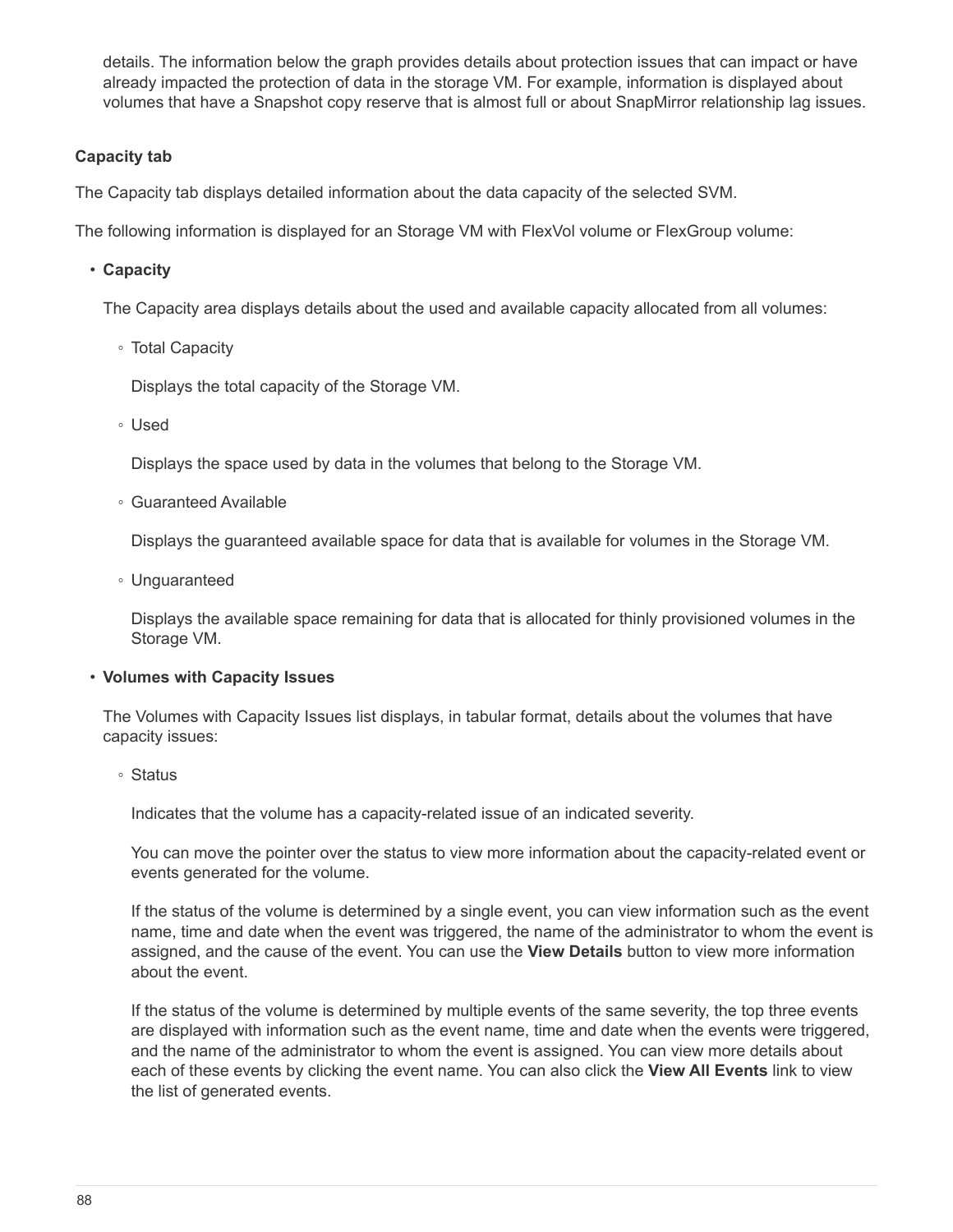details. The information below the graph provides details about protection issues that can impact or have already impacted the protection of data in the storage VM. For example, information is displayed about volumes that have a Snapshot copy reserve that is almost full or about SnapMirror relationship lag issues.

#### Capacity tab

The Capacity tab displays detailed information about the data capacity of the selected SVM.

The following information is displayed for an Storage VM with FlexVol volume or FlexGroup volume:

- **Capacity**

  The Capacity area displays details about the used and available capacity allocated from all volumes:

  - Total Capacity

    Displays the total capacity of the Storage VM.

  - Used

    Displays the space used by data in the volumes that belong to the Storage VM.

  - Guaranteed Available

    Displays the guaranteed available space for data that is available for volumes in the Storage VM.

  - Unguaranteed

    Displays the available space remaining for data that is allocated for thinly provisioned volumes in the Storage VM.

- **Volumes with Capacity Issues**

  The Volumes with Capacity Issues list displays, in tabular format, details about the volumes that have capacity issues:

  - Status

    Indicates that the volume has a capacity-related issue of an indicated severity.

    You can move the pointer over the status to view more information about the capacity-related event or events generated for the volume.

    If the status of the volume is determined by a single event, you can view information such as the event name, time and date when the event was triggered, the name of the administrator to whom the event is assigned, and the cause of the event. You can use the **View Details** button to view more information about the event.

    If the status of the volume is determined by multiple events of the same severity, the top three events are displayed with information such as the event name, time and date when the events were triggered, and the name of the administrator to whom the event is assigned. You can view more details about each of these events by clicking the event name. You can also click the **View All Events** link to view the list of generated events.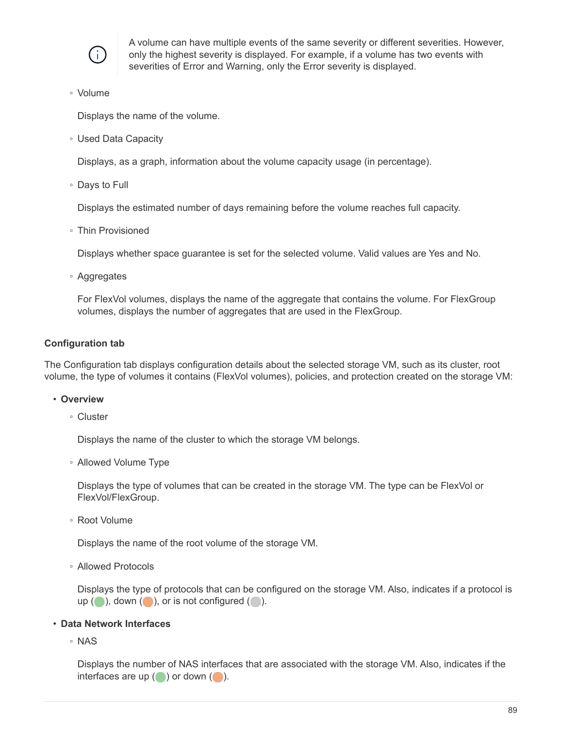> A volume can have multiple events of the same severity or different severities. However, only the highest severity is displayed. For example, if a volume has two events with severities of Error and Warning, only the Error severity is displayed.

- Volume

  Displays the name of the volume.

- Used Data Capacity

  Displays, as a graph, information about the volume capacity usage (in percentage).

- Days to Full

  Displays the estimated number of days remaining before the volume reaches full capacity.

- Thin Provisioned

  Displays whether space guarantee is set for the selected volume. Valid values are Yes and No.

- Aggregates

  For FlexVol volumes, displays the name of the aggregate that contains the volume. For FlexGroup volumes, displays the number of aggregates that are used in the FlexGroup.

#### Configuration tab

The Configuration tab displays configuration details about the selected storage VM, such as its cluster, root volume, the type of volumes it contains (FlexVol volumes), policies, and protection created on the storage VM:

- **Overview**
  - Cluster

    Displays the name of the cluster to which the storage VM belongs.

  - Allowed Volume Type

    Displays the type of volumes that can be created in the storage VM. The type can be FlexVol or FlexVol/FlexGroup.

  - Root Volume

    Displays the name of the root volume of the storage VM.

  - Allowed Protocols

    Displays the type of protocols that can be configured on the storage VM. Also, indicates if a protocol is up ( ), down ( ), or is not configured ( ).

- **Data Network Interfaces**
  - NAS

    Displays the number of NAS interfaces that are associated with the storage VM. Also, indicates if the interfaces are up ( ) or down ( ).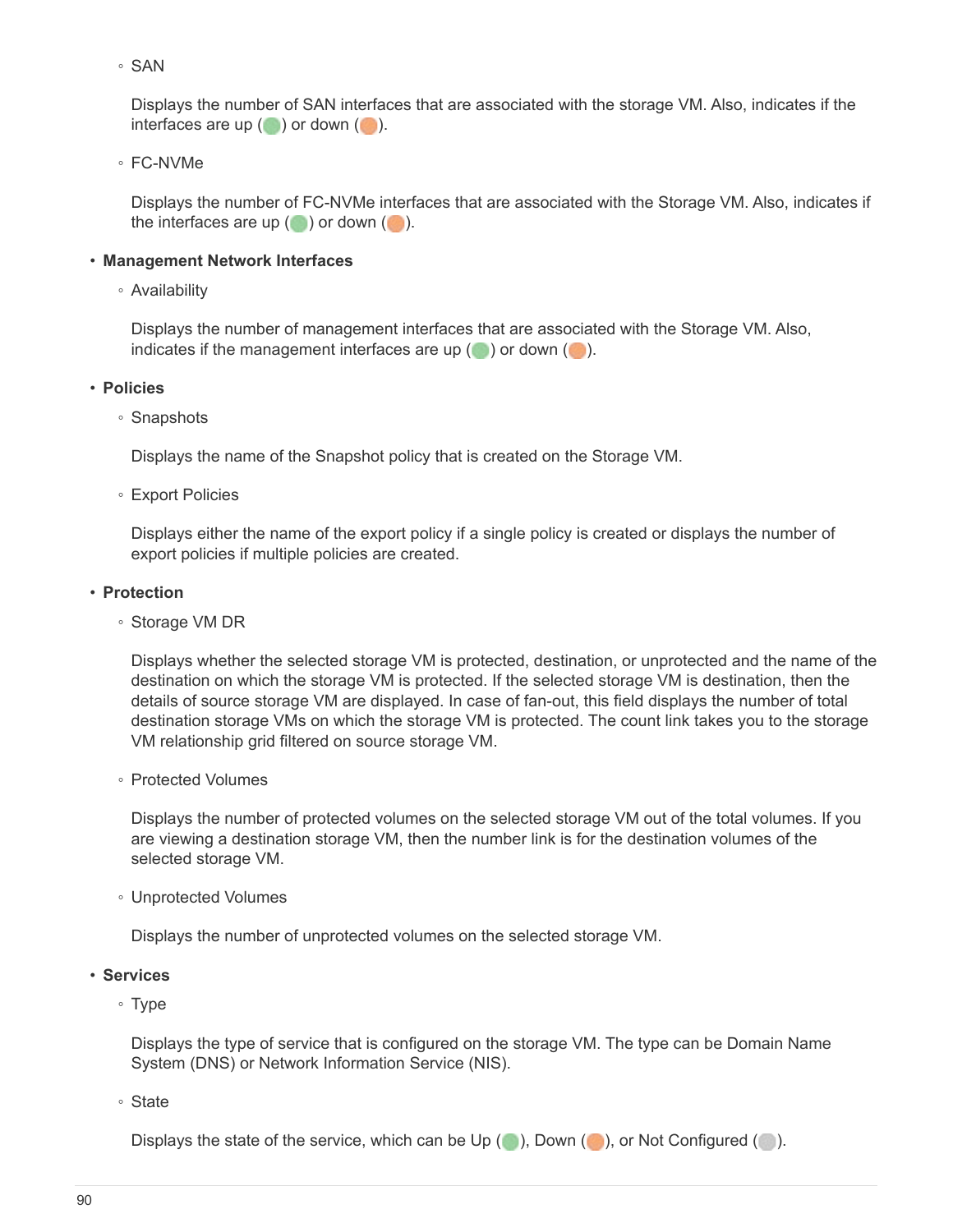- SAN

  Displays the number of SAN interfaces that are associated with the storage VM. Also, indicates if the interfaces are up ( ) or down ( ).

- FC-NVMe

  Displays the number of FC-NVMe interfaces that are associated with the Storage VM. Also, indicates if the interfaces are up ( ) or down ( ).

- **Management Network Interfaces**
  - Availability

    Displays the number of management interfaces that are associated with the Storage VM. Also, indicates if the management interfaces are up ( ) or down ( ).

- **Policies**
  - Snapshots

    Displays the name of the Snapshot policy that is created on the Storage VM.

  - Export Policies

    Displays either the name of the export policy if a single policy is created or displays the number of export policies if multiple policies are created.

- **Protection**
  - Storage VM DR

    Displays whether the selected storage VM is protected, destination, or unprotected and the name of the destination on which the storage VM is protected. If the selected storage VM is destination, then the details of source storage VM are displayed. In case of fan-out, this field displays the number of total destination storage VMs on which the storage VM is protected. The count link takes you to the storage VM relationship grid filtered on source storage VM.

  - Protected Volumes

    Displays the number of protected volumes on the selected storage VM out of the total volumes. If you are viewing a destination storage VM, then the number link is for the destination volumes of the selected storage VM.

  - Unprotected Volumes

    Displays the number of unprotected volumes on the selected storage VM.

- **Services**
  - Type

    Displays the type of service that is configured on the storage VM. The type can be Domain Name System (DNS) or Network Information Service (NIS).

  - State

    Displays the state of the service, which can be Up ( ), Down ( ), or Not Configured ( ).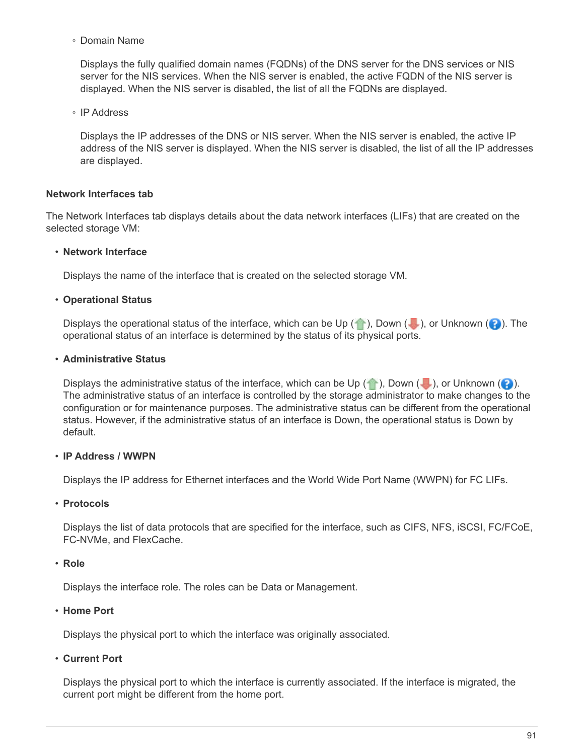- Domain Name

  Displays the fully qualified domain names (FQDNs) of the DNS server for the DNS services or NIS server for the NIS services. When the NIS server is enabled, the active FQDN of the NIS server is displayed. When the NIS server is disabled, the list of all the FQDNs are displayed.

- IP Address

  Displays the IP addresses of the DNS or NIS server. When the NIS server is enabled, the active IP address of the NIS server is displayed. When the NIS server is disabled, the list of all the IP addresses are displayed.

#### Network Interfaces tab

The Network Interfaces tab displays details about the data network interfaces (LIFs) that are created on the selected storage VM:

- **Network Interface**

  Displays the name of the interface that is created on the selected storage VM.

- **Operational Status**

  Displays the operational status of the interface, which can be Up ( ), Down ( ), or Unknown ( ). The operational status of an interface is determined by the status of its physical ports.

- **Administrative Status**

  Displays the administrative status of the interface, which can be Up ( ), Down ( ), or Unknown ( ). The administrative status of an interface is controlled by the storage administrator to make changes to the configuration or for maintenance purposes. The administrative status can be different from the operational status. However, if the administrative status of an interface is Down, the operational status is Down by default.

- **IP Address / WWPN**

  Displays the IP address for Ethernet interfaces and the World Wide Port Name (WWPN) for FC LIFs.

- **Protocols**

  Displays the list of data protocols that are specified for the interface, such as CIFS, NFS, iSCSI, FC/FCoE, FC-NVMe, and FlexCache.

- **Role**

  Displays the interface role. The roles can be Data or Management.

- **Home Port**

  Displays the physical port to which the interface was originally associated.

- **Current Port**

  Displays the physical port to which the interface is currently associated. If the interface is migrated, the current port might be different from the home port.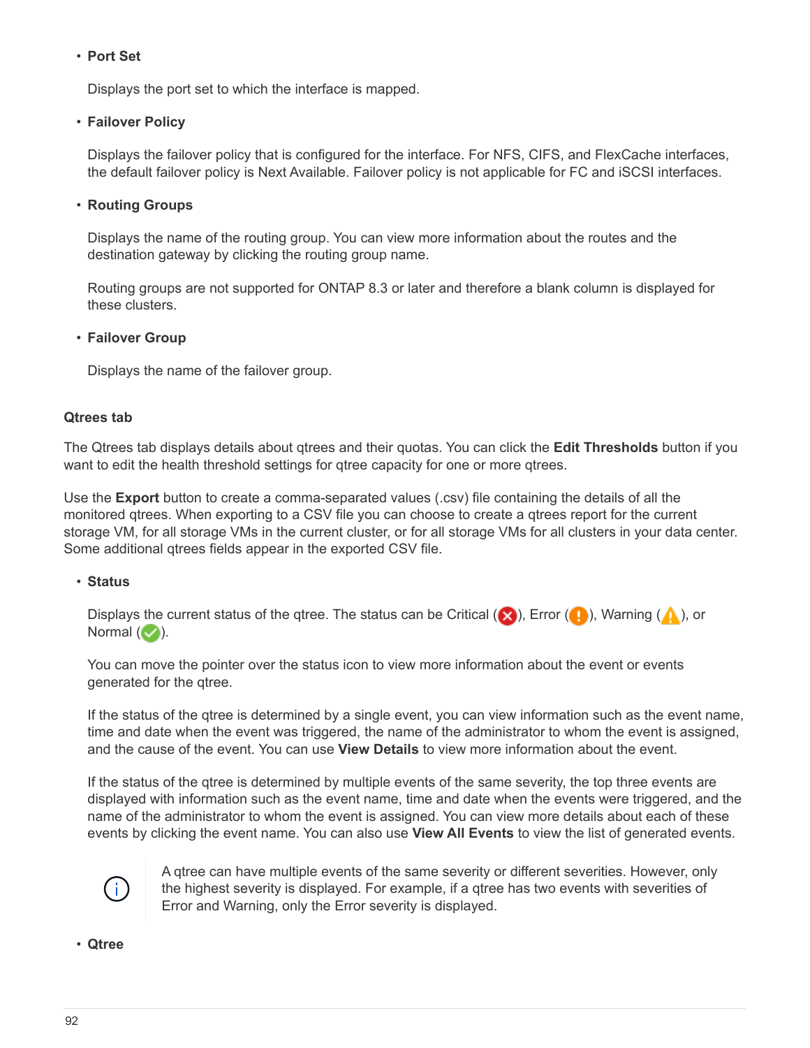- **Port Set**

  Displays the port set to which the interface is mapped.

- **Failover Policy**

  Displays the failover policy that is configured for the interface. For NFS, CIFS, and FlexCache interfaces, the default failover policy is Next Available. Failover policy is not applicable for FC and iSCSI interfaces.

- **Routing Groups**

  Displays the name of the routing group. You can view more information about the routes and the destination gateway by clicking the routing group name.

  Routing groups are not supported for ONTAP 8.3 or later and therefore a blank column is displayed for these clusters.

- **Failover Group**

  Displays the name of the failover group.

#### Qtrees tab

The Qtrees tab displays details about qtrees and their quotas. You can click the **Edit Thresholds** button if you want to edit the health threshold settings for qtree capacity for one or more qtrees.

Use the **Export** button to create a comma-separated values (.csv) file containing the details of all the monitored qtrees. When exporting to a CSV file you can choose to create a qtrees report for the current storage VM, for all storage VMs in the current cluster, or for all storage VMs for all clusters in your data center. Some additional qtrees fields appear in the exported CSV file.

- **Status**

  Displays the current status of the qtree. The status can be Critical (), Error (), Warning (), or Normal ().

  You can move the pointer over the status icon to view more information about the event or events generated for the qtree.

  If the status of the qtree is determined by a single event, you can view information such as the event name, time and date when the event was triggered, the name of the administrator to whom the event is assigned, and the cause of the event. You can use **View Details** to view more information about the event.

  If the status of the qtree is determined by multiple events of the same severity, the top three events are displayed with information such as the event name, time and date when the events were triggered, and the name of the administrator to whom the event is assigned. You can view more details about each of these events by clicking the event name. You can also use **View All Events** to view the list of generated events.

  > A qtree can have multiple events of the same severity or different severities. However, only the highest severity is displayed. For example, if a qtree has two events with severities of Error and Warning, only the Error severity is displayed.

- **Qtree**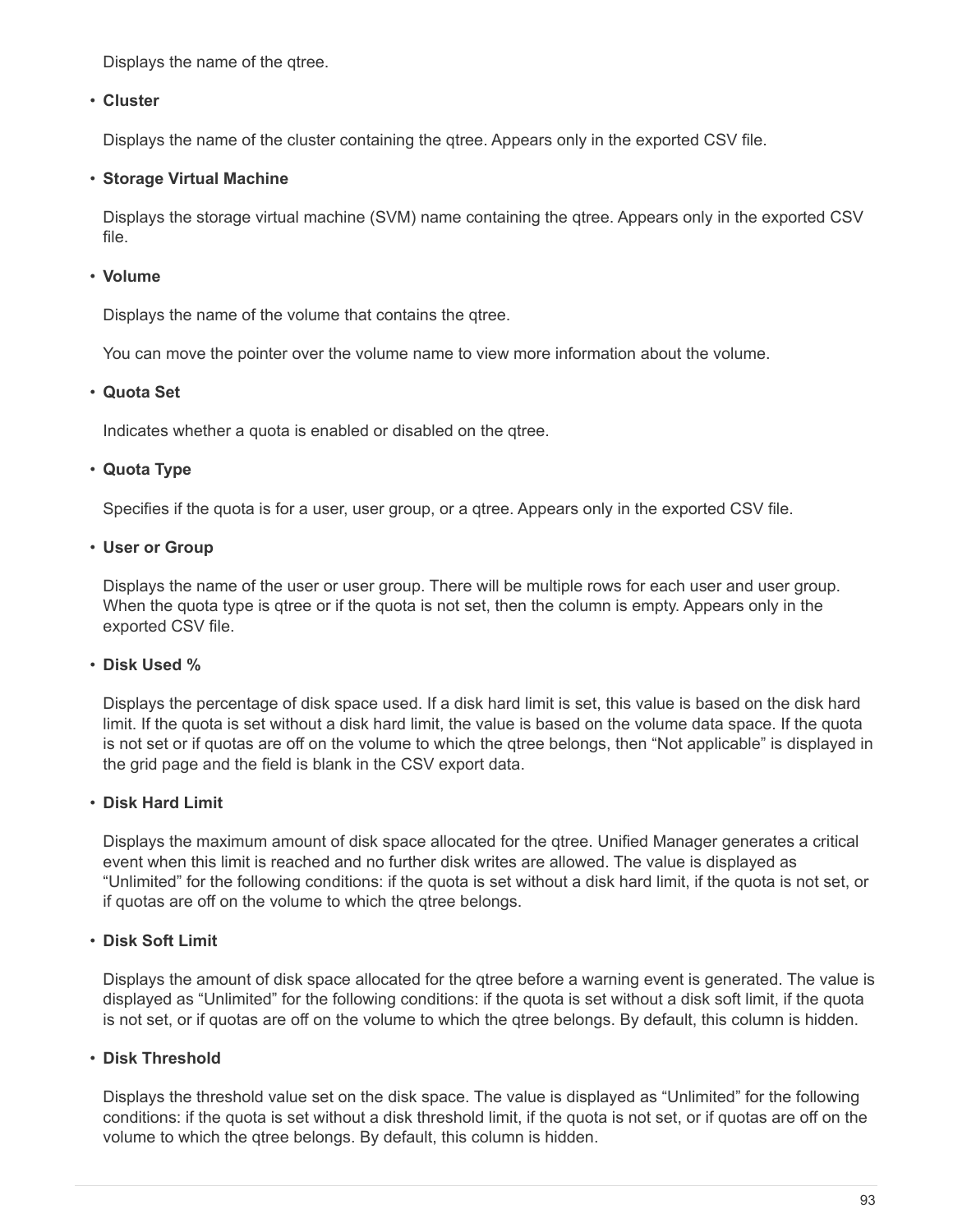Displays the name of the qtree.

- **Cluster**

  Displays the name of the cluster containing the qtree. Appears only in the exported CSV file.

- **Storage Virtual Machine**

  Displays the storage virtual machine (SVM) name containing the qtree. Appears only in the exported CSV file.

- **Volume**

  Displays the name of the volume that contains the qtree.

  You can move the pointer over the volume name to view more information about the volume.

- **Quota Set**

  Indicates whether a quota is enabled or disabled on the qtree.

- **Quota Type**

  Specifies if the quota is for a user, user group, or a qtree. Appears only in the exported CSV file.

- **User or Group**

  Displays the name of the user or user group. There will be multiple rows for each user and user group. When the quota type is qtree or if the quota is not set, then the column is empty. Appears only in the exported CSV file.

- **Disk Used %**

  Displays the percentage of disk space used. If a disk hard limit is set, this value is based on the disk hard limit. If the quota is set without a disk hard limit, the value is based on the volume data space. If the quota is not set or if quotas are off on the volume to which the qtree belongs, then “Not applicable” is displayed in the grid page and the field is blank in the CSV export data.

- **Disk Hard Limit**

  Displays the maximum amount of disk space allocated for the qtree. Unified Manager generates a critical event when this limit is reached and no further disk writes are allowed. The value is displayed as “Unlimited” for the following conditions: if the quota is set without a disk hard limit, if the quota is not set, or if quotas are off on the volume to which the qtree belongs.

- **Disk Soft Limit**

  Displays the amount of disk space allocated for the qtree before a warning event is generated. The value is displayed as “Unlimited” for the following conditions: if the quota is set without a disk soft limit, if the quota is not set, or if quotas are off on the volume to which the qtree belongs. By default, this column is hidden.

- **Disk Threshold**

  Displays the threshold value set on the disk space. The value is displayed as “Unlimited” for the following conditions: if the quota is set without a disk threshold limit, if the quota is not set, or if quotas are off on the volume to which the qtree belongs. By default, this column is hidden.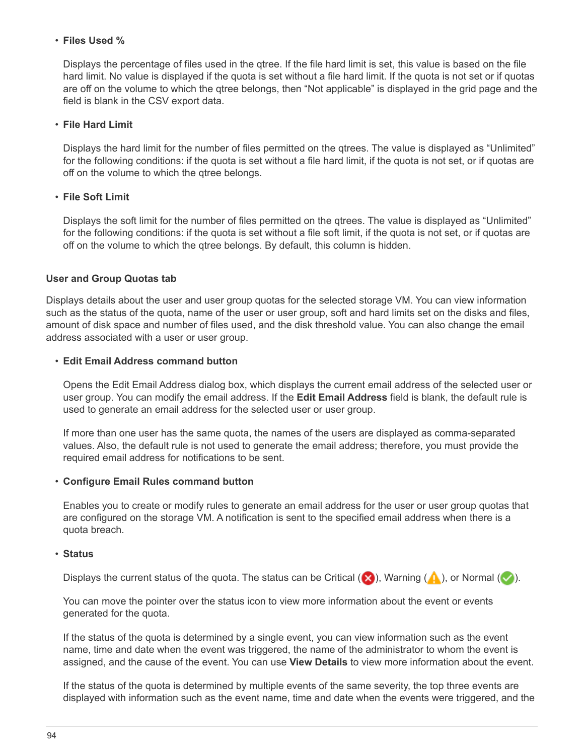- **Files Used %**

  Displays the percentage of files used in the qtree. If the file hard limit is set, this value is based on the file hard limit. No value is displayed if the quota is set without a file hard limit. If the quota is not set or if quotas are off on the volume to which the qtree belongs, then “Not applicable” is displayed in the grid page and the field is blank in the CSV export data.

- **File Hard Limit**

  Displays the hard limit for the number of files permitted on the qtrees. The value is displayed as “Unlimited” for the following conditions: if the quota is set without a file hard limit, if the quota is not set, or if quotas are off on the volume to which the qtree belongs.

- **File Soft Limit**

  Displays the soft limit for the number of files permitted on the qtrees. The value is displayed as “Unlimited” for the following conditions: if the quota is set without a file soft limit, if the quota is not set, or if quotas are off on the volume to which the qtree belongs. By default, this column is hidden.

#### User and Group Quotas tab

Displays details about the user and user group quotas for the selected storage VM. You can view information such as the status of the quota, name of the user or user group, soft and hard limits set on the disks and files, amount of disk space and number of files used, and the disk threshold value. You can also change the email address associated with a user or user group.

- **Edit Email Address command button**

  Opens the Edit Email Address dialog box, which displays the current email address of the selected user or user group. You can modify the email address. If the **Edit Email Address** field is blank, the default rule is used to generate an email address for the selected user or user group.

  If more than one user has the same quota, the names of the users are displayed as comma-separated values. Also, the default rule is not used to generate the email address; therefore, you must provide the required email address for notifications to be sent.

- **Configure Email Rules command button**

  Enables you to create or modify rules to generate an email address for the user or user group quotas that are configured on the storage VM. A notification is sent to the specified email address when there is a quota breach.

- **Status**

  Displays the current status of the quota. The status can be Critical (❌), Warning (⚠), or Normal (✅).

  You can move the pointer over the status icon to view more information about the event or events generated for the quota.

  If the status of the quota is determined by a single event, you can view information such as the event name, time and date when the event was triggered, the name of the administrator to whom the event is assigned, and the cause of the event. You can use **View Details** to view more information about the event.

  If the status of the quota is determined by multiple events of the same severity, the top three events are displayed with information such as the event name, time and date when the events were triggered, and the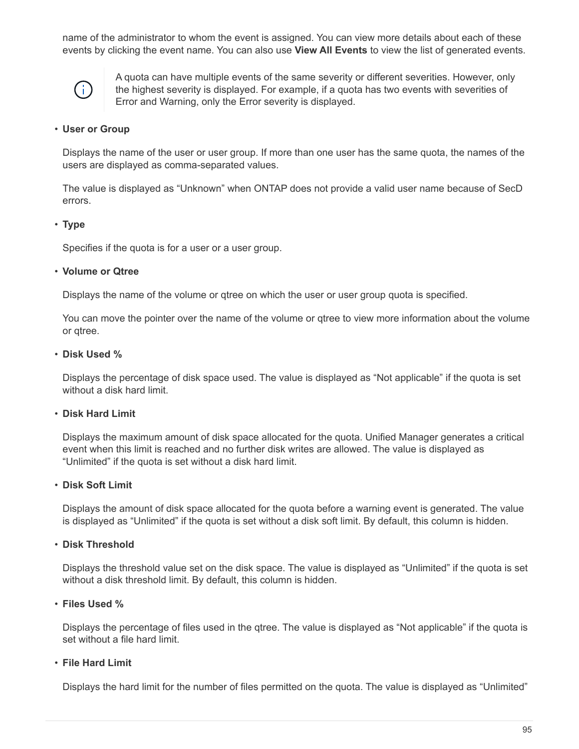name of the administrator to whom the event is assigned. You can view more details about each of these events by clicking the event name. You can also use **View All Events** to view the list of generated events.

> A quota can have multiple events of the same severity or different severities. However, only the highest severity is displayed. For example, if a quota has two events with severities of Error and Warning, only the Error severity is displayed.

- **User or Group**

  Displays the name of the user or user group. If more than one user has the same quota, the names of the users are displayed as comma-separated values.

  The value is displayed as “Unknown” when ONTAP does not provide a valid user name because of SecD errors.

- **Type**

  Specifies if the quota is for a user or a user group.

- **Volume or Qtree**

  Displays the name of the volume or qtree on which the user or user group quota is specified.

  You can move the pointer over the name of the volume or qtree to view more information about the volume or qtree.

- **Disk Used %**

  Displays the percentage of disk space used. The value is displayed as “Not applicable” if the quota is set without a disk hard limit.

- **Disk Hard Limit**

  Displays the maximum amount of disk space allocated for the quota. Unified Manager generates a critical event when this limit is reached and no further disk writes are allowed. The value is displayed as “Unlimited” if the quota is set without a disk hard limit.

- **Disk Soft Limit**

  Displays the amount of disk space allocated for the quota before a warning event is generated. The value is displayed as “Unlimited” if the quota is set without a disk soft limit. By default, this column is hidden.

- **Disk Threshold**

  Displays the threshold value set on the disk space. The value is displayed as “Unlimited” if the quota is set without a disk threshold limit. By default, this column is hidden.

- **Files Used %**

  Displays the percentage of files used in the qtree. The value is displayed as “Not applicable” if the quota is set without a file hard limit.

- **File Hard Limit**

  Displays the hard limit for the number of files permitted on the quota. The value is displayed as “Unlimited”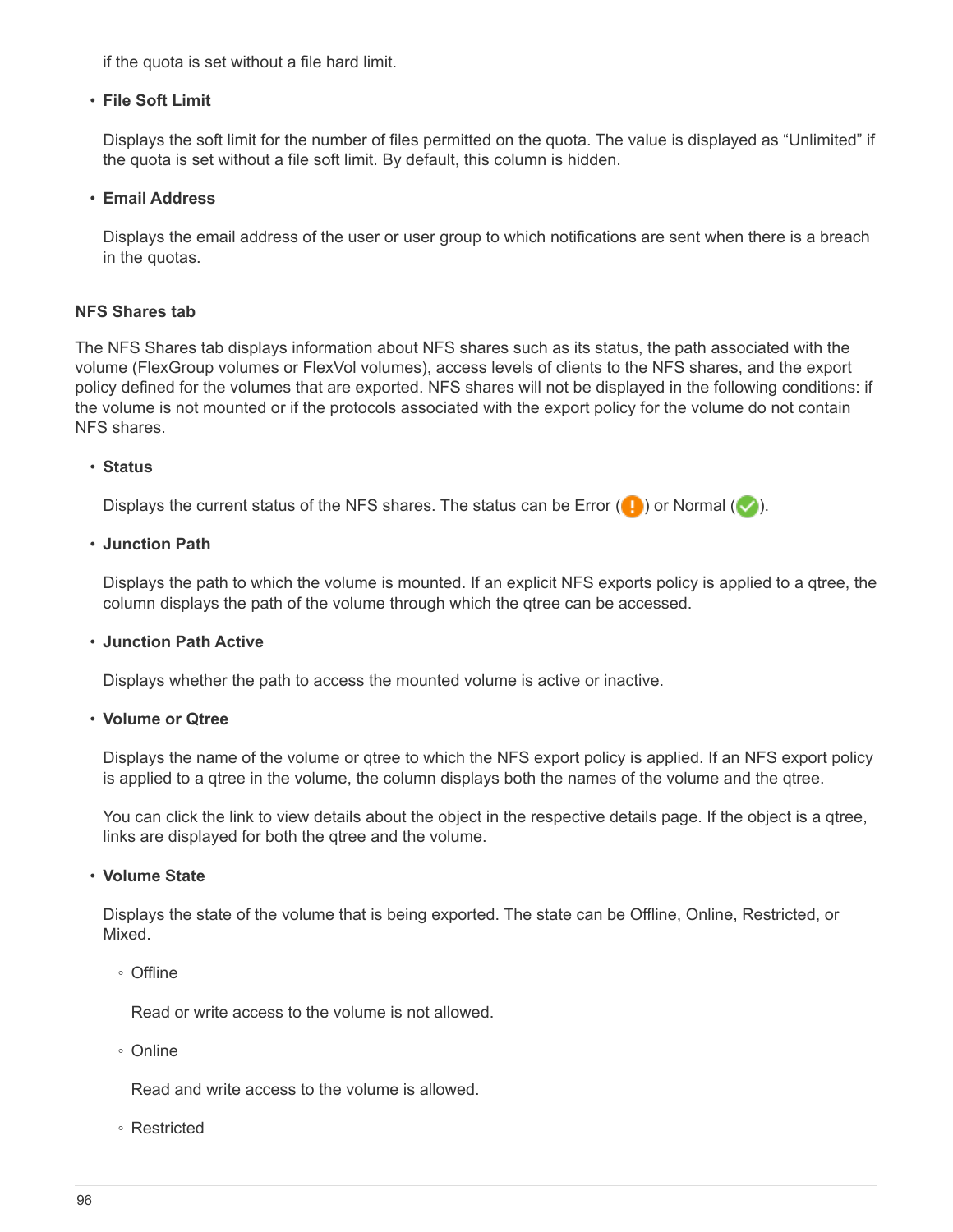if the quota is set without a file hard limit.

- **File Soft Limit**

  Displays the soft limit for the number of files permitted on the quota. The value is displayed as "Unlimited" if the quota is set without a file soft limit. By default, this column is hidden.

- **Email Address**

  Displays the email address of the user or user group to which notifications are sent when there is a breach in the quotas.

#### NFS Shares tab

The NFS Shares tab displays information about NFS shares such as its status, the path associated with the volume (FlexGroup volumes or FlexVol volumes), access levels of clients to the NFS shares, and the export policy defined for the volumes that are exported. NFS shares will not be displayed in the following conditions: if the volume is not mounted or if the protocols associated with the export policy for the volume do not contain NFS shares.

- **Status**

  Displays the current status of the NFS shares. The status can be Error (!) or Normal (✓).

- **Junction Path**

  Displays the path to which the volume is mounted. If an explicit NFS exports policy is applied to a qtree, the column displays the path of the volume through which the qtree can be accessed.

- **Junction Path Active**

  Displays whether the path to access the mounted volume is active or inactive.

- **Volume or Qtree**

  Displays the name of the volume or qtree to which the NFS export policy is applied. If an NFS export policy is applied to a qtree in the volume, the column displays both the names of the volume and the qtree.

  You can click the link to view details about the object in the respective details page. If the object is a qtree, links are displayed for both the qtree and the volume.

- **Volume State**

  Displays the state of the volume that is being exported. The state can be Offline, Online, Restricted, or Mixed.

  - Offline

    Read or write access to the volume is not allowed.

  - Online

    Read and write access to the volume is allowed.

  - Restricted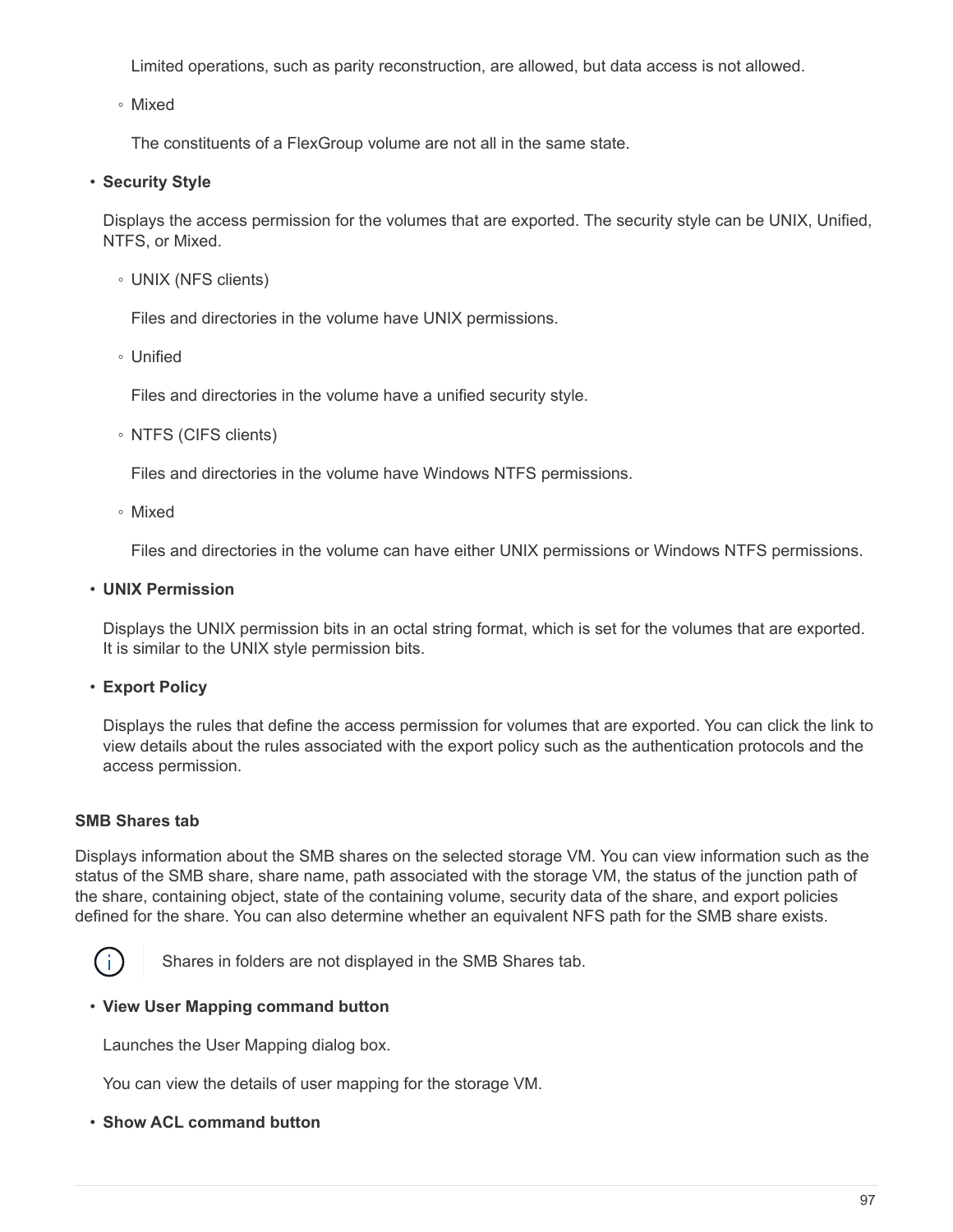Limited operations, such as parity reconstruction, are allowed, but data access is not allowed.

  - Mixed

    The constituents of a FlexGroup volume are not all in the same state.

- **Security Style**

  Displays the access permission for the volumes that are exported. The security style can be UNIX, Unified, NTFS, or Mixed.

  - UNIX (NFS clients)

    Files and directories in the volume have UNIX permissions.

  - Unified

    Files and directories in the volume have a unified security style.

  - NTFS (CIFS clients)

    Files and directories in the volume have Windows NTFS permissions.

  - Mixed

    Files and directories in the volume can have either UNIX permissions or Windows NTFS permissions.

- **UNIX Permission**

  Displays the UNIX permission bits in an octal string format, which is set for the volumes that are exported. It is similar to the UNIX style permission bits.

- **Export Policy**

  Displays the rules that define the access permission for volumes that are exported. You can click the link to view details about the rules associated with the export policy such as the authentication protocols and the access permission.

#### SMB Shares tab

Displays information about the SMB shares on the selected storage VM. You can view information such as the status of the SMB share, share name, path associated with the storage VM, the status of the junction path of the share, containing object, state of the containing volume, security data of the share, and export policies defined for the share. You can also determine whether an equivalent NFS path for the SMB share exists.

> Shares in folders are not displayed in the SMB Shares tab.

- **View User Mapping command button**

  Launches the User Mapping dialog box.

  You can view the details of user mapping for the storage VM.

- **Show ACL command button**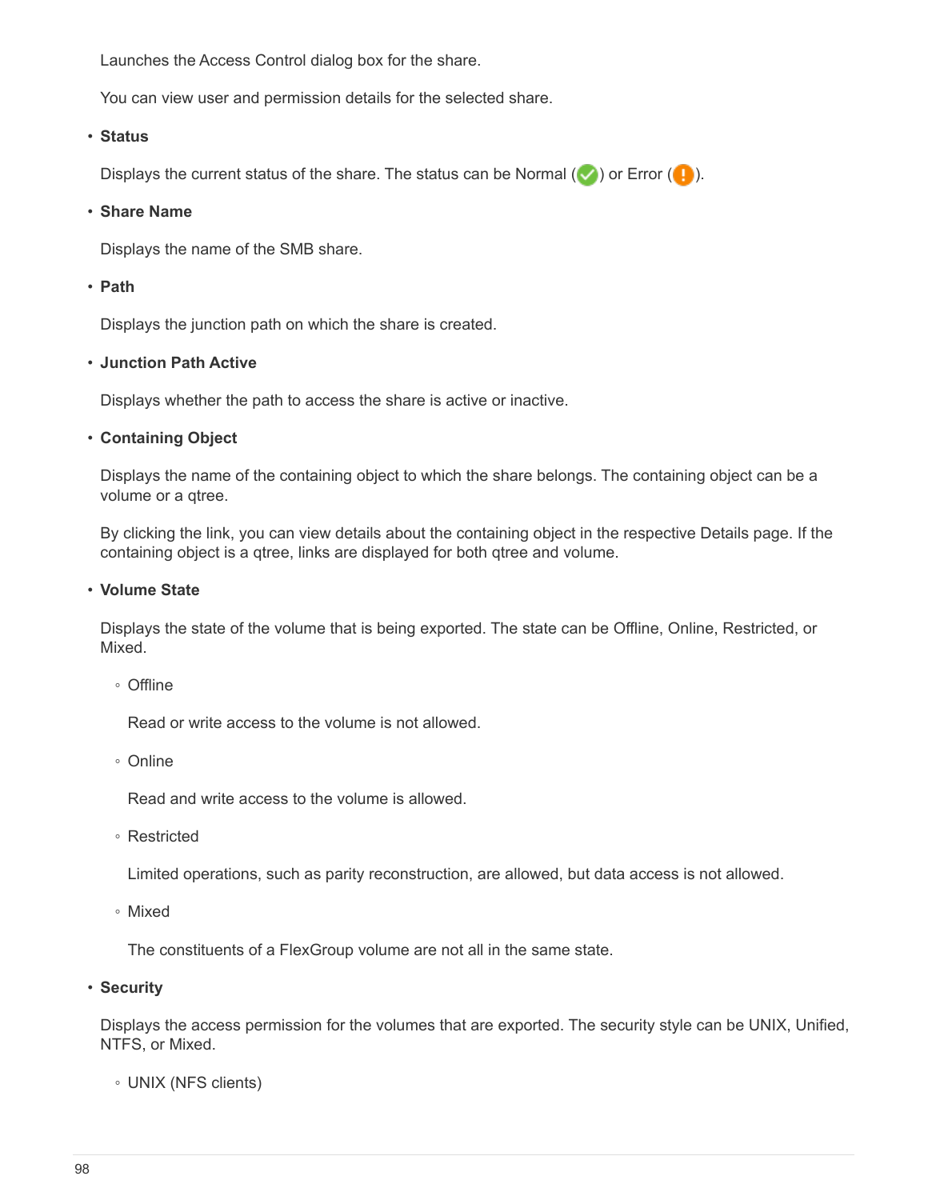Launches the Access Control dialog box for the share.

You can view user and permission details for the selected share.

- **Status**

  Displays the current status of the share. The status can be Normal (✅) or Error (❗).

- **Share Name**

  Displays the name of the SMB share.

- **Path**

  Displays the junction path on which the share is created.

- **Junction Path Active**

  Displays whether the path to access the share is active or inactive.

- **Containing Object**

  Displays the name of the containing object to which the share belongs. The containing object can be a volume or a qtree.

  By clicking the link, you can view details about the containing object in the respective Details page. If the containing object is a qtree, links are displayed for both qtree and volume.

- **Volume State**

  Displays the state of the volume that is being exported. The state can be Offline, Online, Restricted, or Mixed.

  - Offline

    Read or write access to the volume is not allowed.

  - Online

    Read and write access to the volume is allowed.

  - Restricted

    Limited operations, such as parity reconstruction, are allowed, but data access is not allowed.

  - Mixed

    The constituents of a FlexGroup volume are not all in the same state.

- **Security**

  Displays the access permission for the volumes that are exported. The security style can be UNIX, Unified, NTFS, or Mixed.

  - UNIX (NFS clients)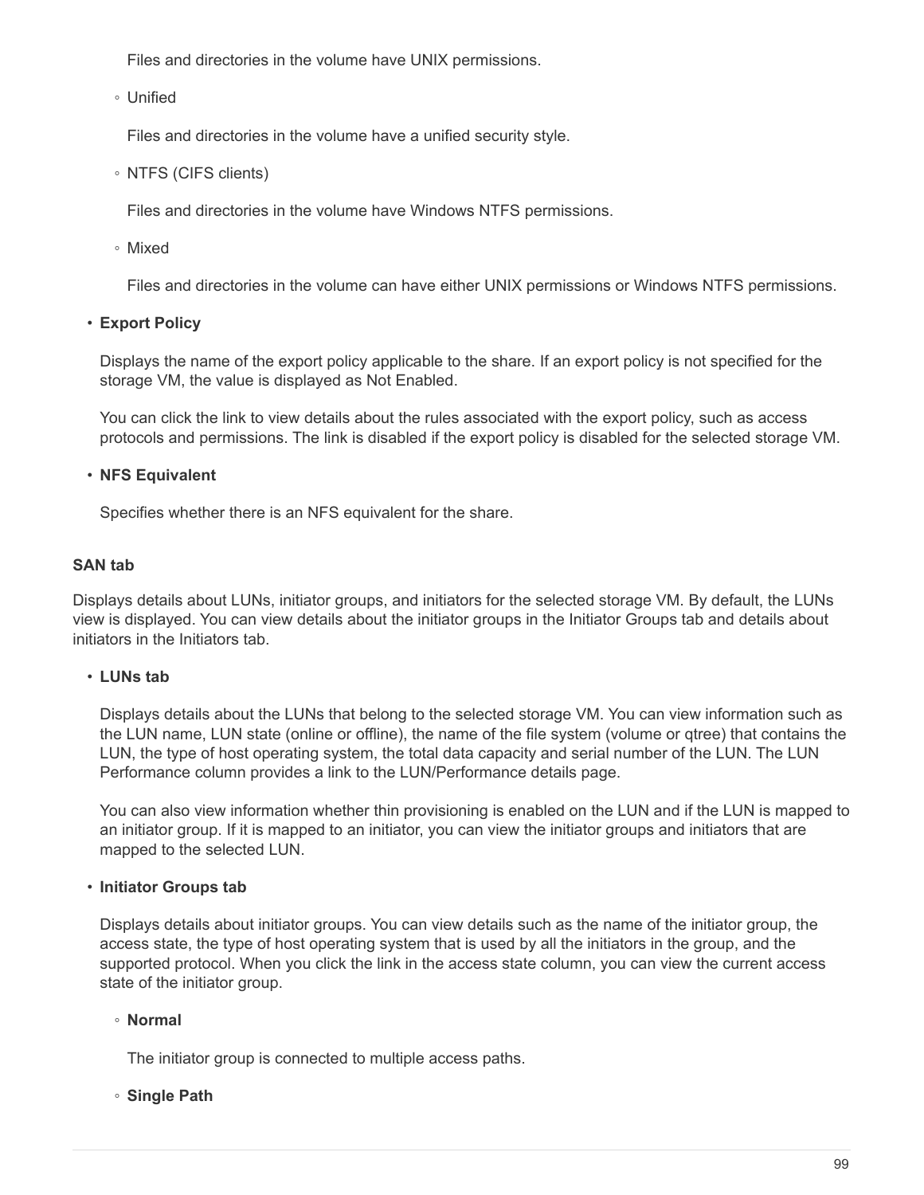Files and directories in the volume have UNIX permissions.

    - Unified

      Files and directories in the volume have a unified security style.

    - NTFS (CIFS clients)

      Files and directories in the volume have Windows NTFS permissions.

    - Mixed

      Files and directories in the volume can have either UNIX permissions or Windows NTFS permissions.

- **Export Policy**

  Displays the name of the export policy applicable to the share. If an export policy is not specified for the storage VM, the value is displayed as Not Enabled.

  You can click the link to view details about the rules associated with the export policy, such as access protocols and permissions. The link is disabled if the export policy is disabled for the selected storage VM.

- **NFS Equivalent**

  Specifies whether there is an NFS equivalent for the share.

**SAN tab**

Displays details about LUNs, initiator groups, and initiators for the selected storage VM. By default, the LUNs view is displayed. You can view details about the initiator groups in the Initiator Groups tab and details about initiators in the Initiators tab.

- **LUNs tab**

  Displays details about the LUNs that belong to the selected storage VM. You can view information such as the LUN name, LUN state (online or offline), the name of the file system (volume or qtree) that contains the LUN, the type of host operating system, the total data capacity and serial number of the LUN. The LUN Performance column provides a link to the LUN/Performance details page.

  You can also view information whether thin provisioning is enabled on the LUN and if the LUN is mapped to an initiator group. If it is mapped to an initiator, you can view the initiator groups and initiators that are mapped to the selected LUN.

- **Initiator Groups tab**

  Displays details about initiator groups. You can view details such as the name of the initiator group, the access state, the type of host operating system that is used by all the initiators in the group, and the supported protocol. When you click the link in the access state column, you can view the current access state of the initiator group.

    - **Normal**

      The initiator group is connected to multiple access paths.

    - **Single Path**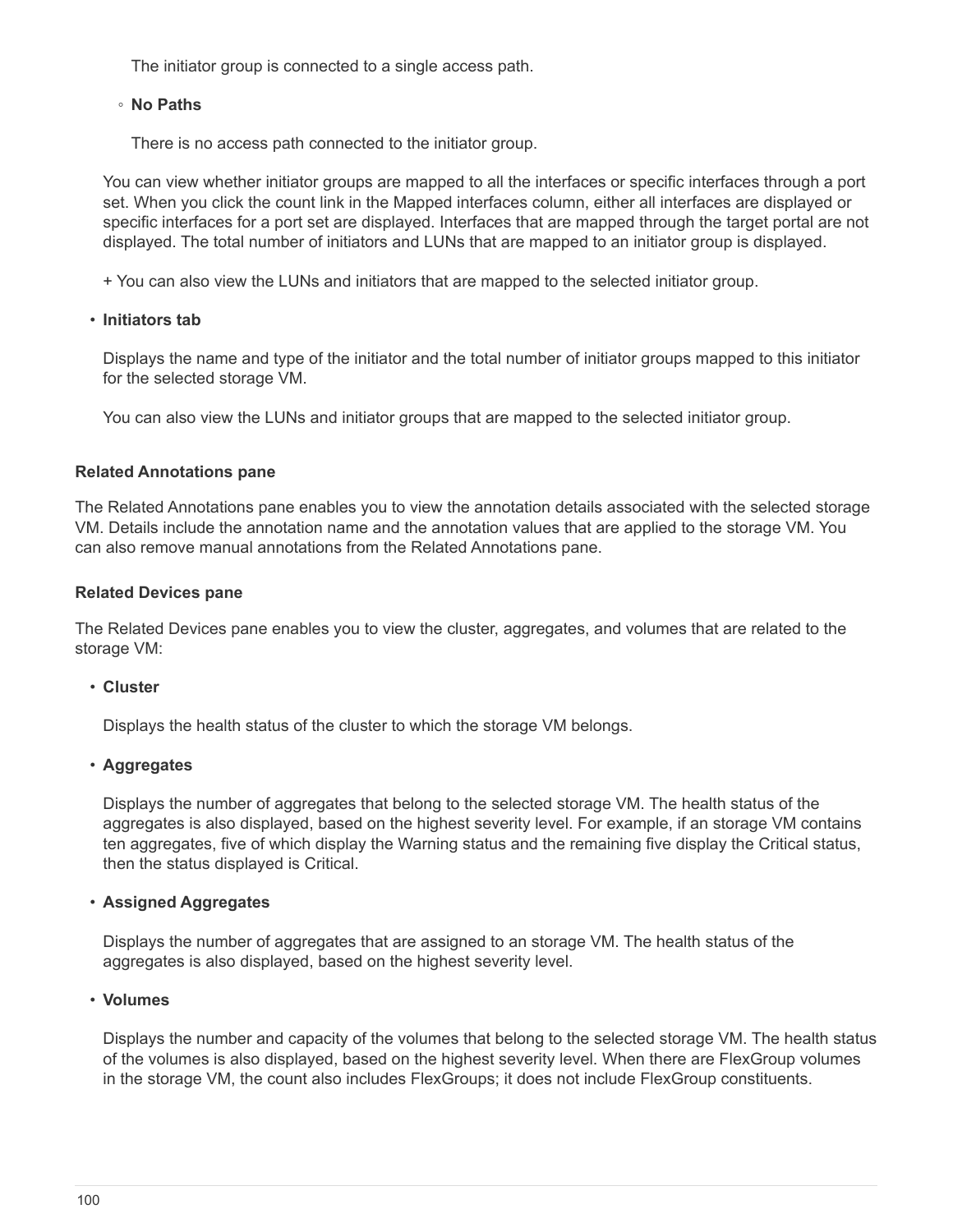The initiator group is connected to a single access path.

◦ **No Paths**

There is no access path connected to the initiator group.

You can view whether initiator groups are mapped to all the interfaces or specific interfaces through a port set. When you click the count link in the Mapped interfaces column, either all interfaces are displayed or specific interfaces for a port set are displayed. Interfaces that are mapped through the target portal are not displayed. The total number of initiators and LUNs that are mapped to an initiator group is displayed.

+ You can also view the LUNs and initiators that are mapped to the selected initiator group.

- **Initiators tab**

  Displays the name and type of the initiator and the total number of initiator groups mapped to this initiator for the selected storage VM.

  You can also view the LUNs and initiator groups that are mapped to the selected initiator group.

#### Related Annotations pane

The Related Annotations pane enables you to view the annotation details associated with the selected storage VM. Details include the annotation name and the annotation values that are applied to the storage VM. You can also remove manual annotations from the Related Annotations pane.

#### Related Devices pane

The Related Devices pane enables you to view the cluster, aggregates, and volumes that are related to the storage VM:

- **Cluster**

  Displays the health status of the cluster to which the storage VM belongs.

- **Aggregates**

  Displays the number of aggregates that belong to the selected storage VM. The health status of the aggregates is also displayed, based on the highest severity level. For example, if an storage VM contains ten aggregates, five of which display the Warning status and the remaining five display the Critical status, then the status displayed is Critical.

- **Assigned Aggregates**

  Displays the number of aggregates that are assigned to an storage VM. The health status of the aggregates is also displayed, based on the highest severity level.

- **Volumes**

  Displays the number and capacity of the volumes that belong to the selected storage VM. The health status of the volumes is also displayed, based on the highest severity level. When there are FlexGroup volumes in the storage VM, the count also includes FlexGroups; it does not include FlexGroup constituents.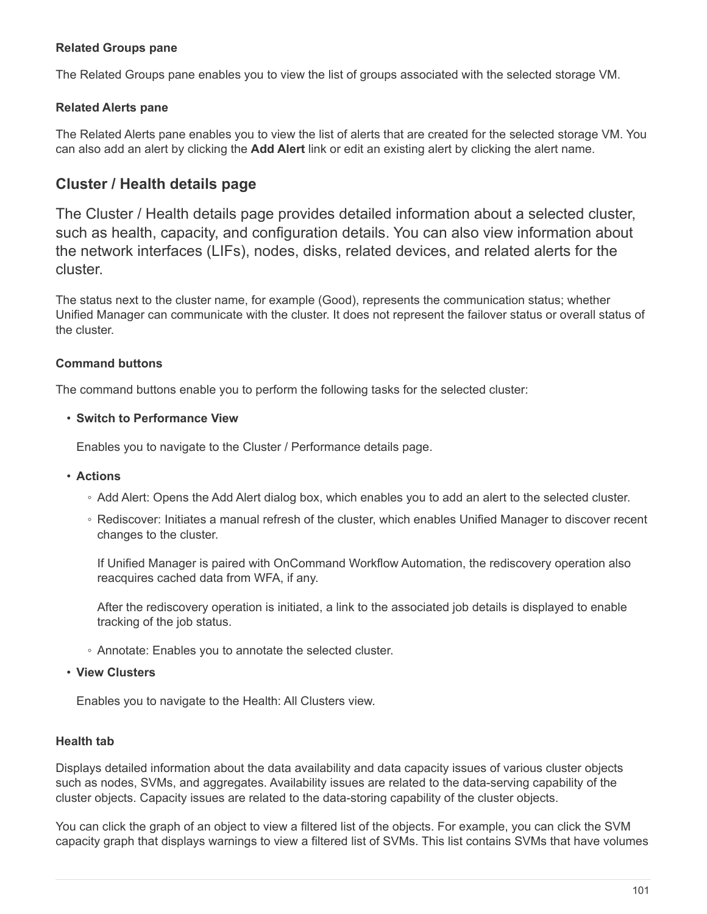#### Related Groups pane

The Related Groups pane enables you to view the list of groups associated with the selected storage VM.

#### Related Alerts pane

The Related Alerts pane enables you to view the list of alerts that are created for the selected storage VM. You can also add an alert by clicking the **Add Alert** link or edit an existing alert by clicking the alert name.

## Cluster / Health details page

The Cluster / Health details page provides detailed information about a selected cluster, such as health, capacity, and configuration details. You can also view information about the network interfaces (LIFs), nodes, disks, related devices, and related alerts for the cluster.

The status next to the cluster name, for example (Good), represents the communication status; whether Unified Manager can communicate with the cluster. It does not represent the failover status or overall status of the cluster.

#### Command buttons

The command buttons enable you to perform the following tasks for the selected cluster:

- **Switch to Performance View**

  Enables you to navigate to the Cluster / Performance details page.

- **Actions**
  - Add Alert: Opens the Add Alert dialog box, which enables you to add an alert to the selected cluster.
  - Rediscover: Initiates a manual refresh of the cluster, which enables Unified Manager to discover recent changes to the cluster.

    If Unified Manager is paired with OnCommand Workflow Automation, the rediscovery operation also reacquires cached data from WFA, if any.

    After the rediscovery operation is initiated, a link to the associated job details is displayed to enable tracking of the job status.

  - Annotate: Enables you to annotate the selected cluster.

- **View Clusters**

  Enables you to navigate to the Health: All Clusters view.

#### Health tab

Displays detailed information about the data availability and data capacity issues of various cluster objects such as nodes, SVMs, and aggregates. Availability issues are related to the data-serving capability of the cluster objects. Capacity issues are related to the data-storing capability of the cluster objects.

You can click the graph of an object to view a filtered list of the objects. For example, you can click the SVM capacity graph that displays warnings to view a filtered list of SVMs. This list contains SVMs that have volumes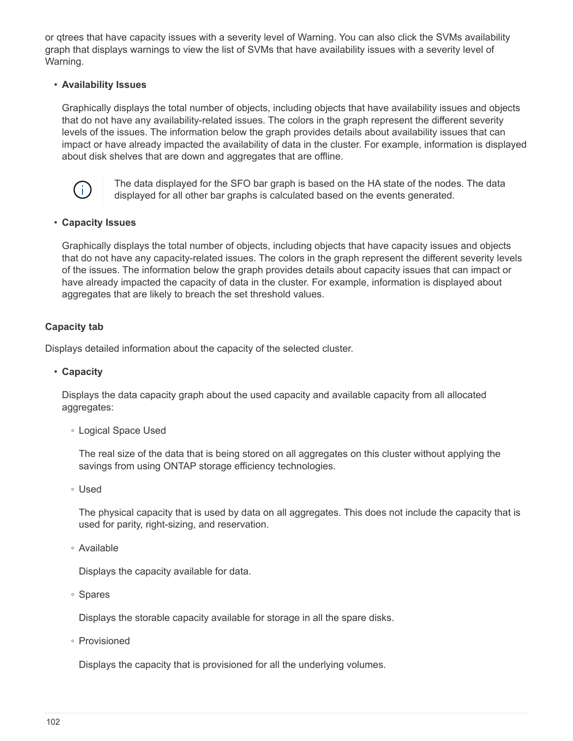or qtrees that have capacity issues with a severity level of Warning. You can also click the SVMs availability graph that displays warnings to view the list of SVMs that have availability issues with a severity level of Warning.

- **Availability Issues**

  Graphically displays the total number of objects, including objects that have availability issues and objects that do not have any availability-related issues. The colors in the graph represent the different severity levels of the issues. The information below the graph provides details about availability issues that can impact or have already impacted the availability of data in the cluster. For example, information is displayed about disk shelves that are down and aggregates that are offline.

  > The data displayed for the SFO bar graph is based on the HA state of the nodes. The data displayed for all other bar graphs is calculated based on the events generated.

- **Capacity Issues**

  Graphically displays the total number of objects, including objects that have capacity issues and objects that do not have any capacity-related issues. The colors in the graph represent the different severity levels of the issues. The information below the graph provides details about capacity issues that can impact or have already impacted the capacity of data in the cluster. For example, information is displayed about aggregates that are likely to breach the set threshold values.

#### Capacity tab

Displays detailed information about the capacity of the selected cluster.

- **Capacity**

  Displays the data capacity graph about the used capacity and available capacity from all allocated aggregates:

  - Logical Space Used

    The real size of the data that is being stored on all aggregates on this cluster without applying the savings from using ONTAP storage efficiency technologies.

  - Used

    The physical capacity that is used by data on all aggregates. This does not include the capacity that is used for parity, right-sizing, and reservation.

  - Available

    Displays the capacity available for data.

  - Spares

    Displays the storable capacity available for storage in all the spare disks.

  - Provisioned

    Displays the capacity that is provisioned for all the underlying volumes.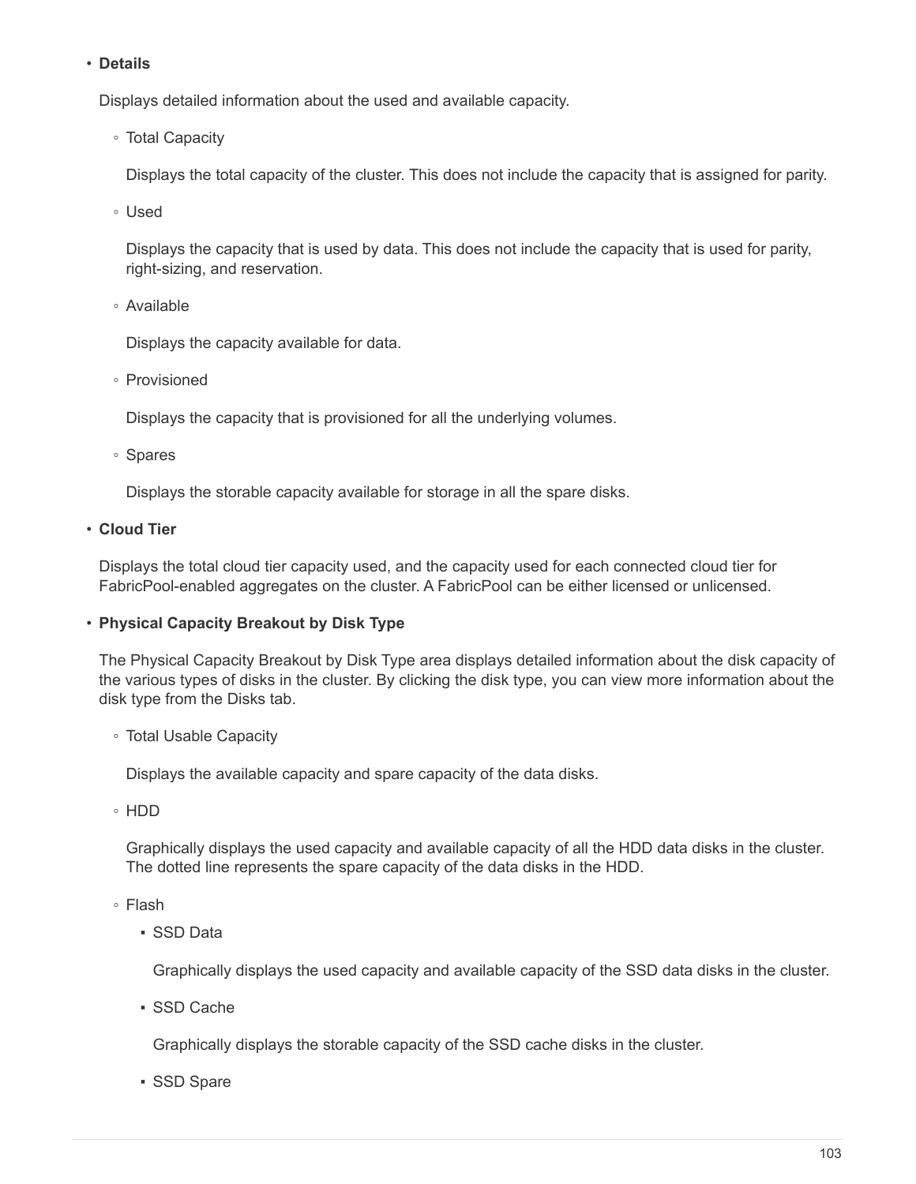- **Details**

  Displays detailed information about the used and available capacity.

  - Total Capacity

    Displays the total capacity of the cluster. This does not include the capacity that is assigned for parity.

  - Used

    Displays the capacity that is used by data. This does not include the capacity that is used for parity, right-sizing, and reservation.

  - Available

    Displays the capacity available for data.

  - Provisioned

    Displays the capacity that is provisioned for all the underlying volumes.

  - Spares

    Displays the storable capacity available for storage in all the spare disks.

- **Cloud Tier**

  Displays the total cloud tier capacity used, and the capacity used for each connected cloud tier for FabricPool-enabled aggregates on the cluster. A FabricPool can be either licensed or unlicensed.

- **Physical Capacity Breakout by Disk Type**

  The Physical Capacity Breakout by Disk Type area displays detailed information about the disk capacity of the various types of disks in the cluster. By clicking the disk type, you can view more information about the disk type from the Disks tab.

  - Total Usable Capacity

    Displays the available capacity and spare capacity of the data disks.

  - HDD

    Graphically displays the used capacity and available capacity of all the HDD data disks in the cluster. The dotted line represents the spare capacity of the data disks in the HDD.

  - Flash

    - SSD Data

      Graphically displays the used capacity and available capacity of the SSD data disks in the cluster.

    - SSD Cache

      Graphically displays the storable capacity of the SSD cache disks in the cluster.

    - SSD Spare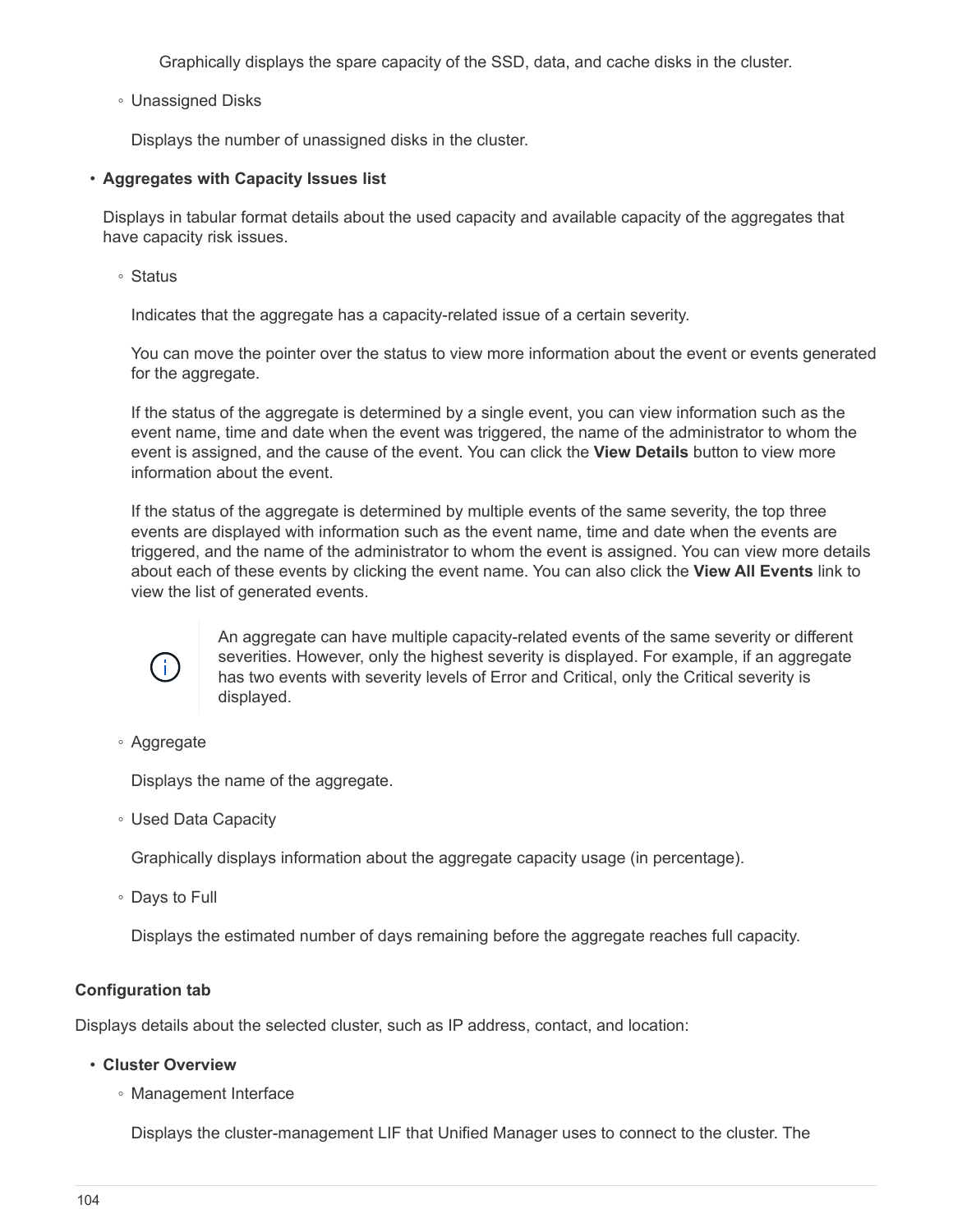Graphically displays the spare capacity of the SSD, data, and cache disks in the cluster.

- Unassigned Disks

  Displays the number of unassigned disks in the cluster.

- **Aggregates with Capacity Issues list**

  Displays in tabular format details about the used capacity and available capacity of the aggregates that have capacity risk issues.

  - Status

    Indicates that the aggregate has a capacity-related issue of a certain severity.

    You can move the pointer over the status to view more information about the event or events generated for the aggregate.

    If the status of the aggregate is determined by a single event, you can view information such as the event name, time and date when the event was triggered, the name of the administrator to whom the event is assigned, and the cause of the event. You can click the **View Details** button to view more information about the event.

    If the status of the aggregate is determined by multiple events of the same severity, the top three events are displayed with information such as the event name, time and date when the events are triggered, and the name of the administrator to whom the event is assigned. You can view more details about each of these events by clicking the event name. You can also click the **View All Events** link to view the list of generated events.

    > An aggregate can have multiple capacity-related events of the same severity or different severities. However, only the highest severity is displayed. For example, if an aggregate has two events with severity levels of Error and Critical, only the Critical severity is displayed.

  - Aggregate

    Displays the name of the aggregate.

  - Used Data Capacity

    Graphically displays information about the aggregate capacity usage (in percentage).

  - Days to Full

    Displays the estimated number of days remaining before the aggregate reaches full capacity.

**Configuration tab**

Displays details about the selected cluster, such as IP address, contact, and location:

- **Cluster Overview**
  - Management Interface

    Displays the cluster-management LIF that Unified Manager uses to connect to the cluster. The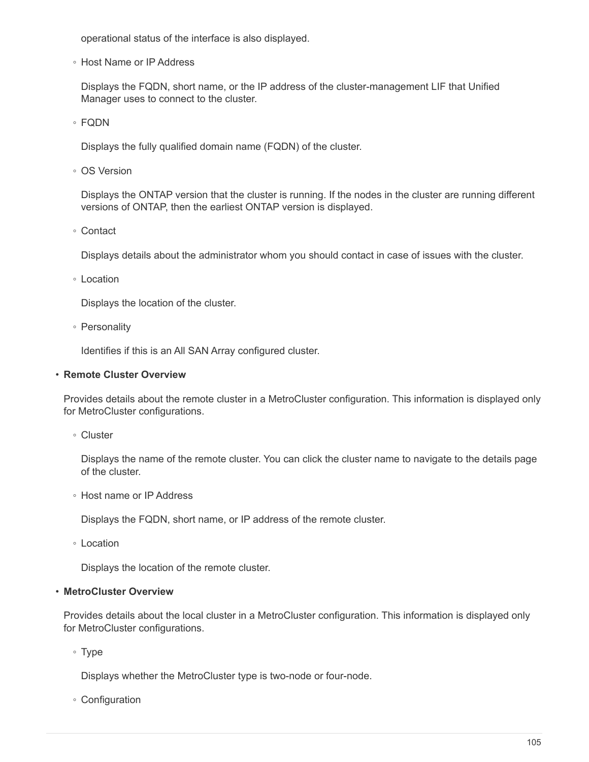operational status of the interface is also displayed.

- Host Name or IP Address

  Displays the FQDN, short name, or the IP address of the cluster-management LIF that Unified Manager uses to connect to the cluster.

- FQDN

  Displays the fully qualified domain name (FQDN) of the cluster.

- OS Version

  Displays the ONTAP version that the cluster is running. If the nodes in the cluster are running different versions of ONTAP, then the earliest ONTAP version is displayed.

- Contact

  Displays details about the administrator whom you should contact in case of issues with the cluster.

- Location

  Displays the location of the cluster.

- Personality

  Identifies if this is an All SAN Array configured cluster.

- **Remote Cluster Overview**

  Provides details about the remote cluster in a MetroCluster configuration. This information is displayed only for MetroCluster configurations.

  - Cluster

    Displays the name of the remote cluster. You can click the cluster name to navigate to the details page of the cluster.

  - Host name or IP Address

    Displays the FQDN, short name, or IP address of the remote cluster.

  - Location

    Displays the location of the remote cluster.

- **MetroCluster Overview**

  Provides details about the local cluster in a MetroCluster configuration. This information is displayed only for MetroCluster configurations.

  - Type

    Displays whether the MetroCluster type is two-node or four-node.

  - Configuration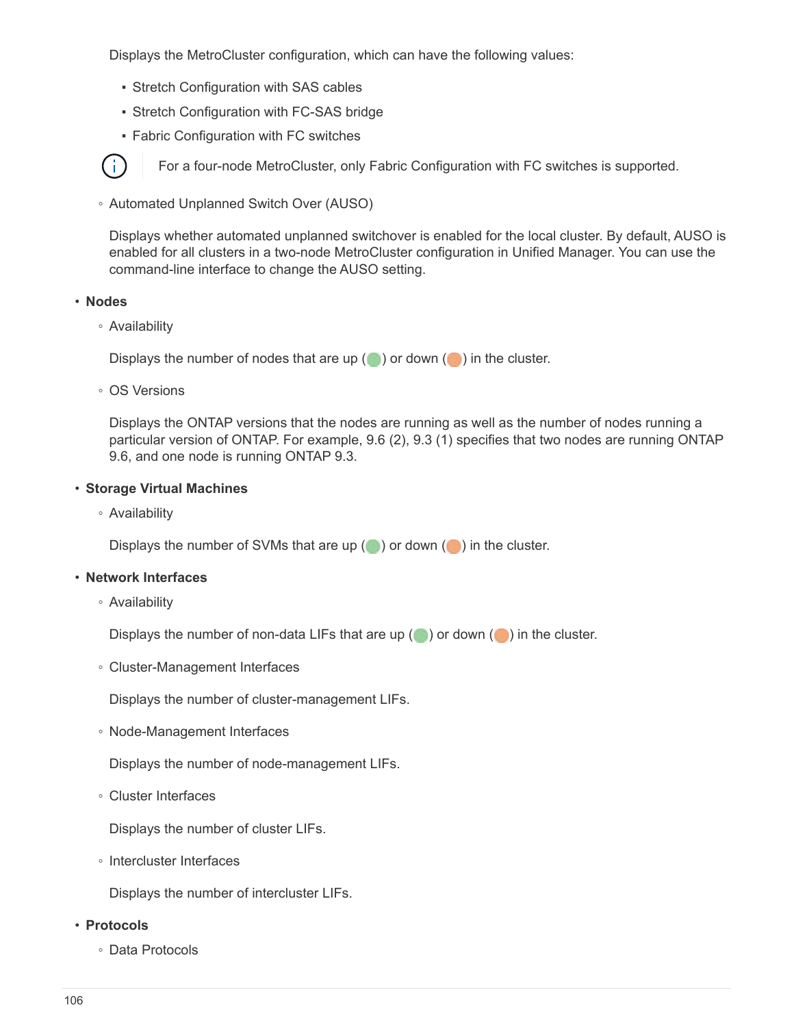Displays the MetroCluster configuration, which can have the following values:

- Stretch Configuration with SAS cables
- Stretch Configuration with FC-SAS bridge
- Fabric Configuration with FC switches

> For a four-node MetroCluster, only Fabric Configuration with FC switches is supported.

- Automated Unplanned Switch Over (AUSO)

  Displays whether automated unplanned switchover is enabled for the local cluster. By default, AUSO is enabled for all clusters in a two-node MetroCluster configuration in Unified Manager. You can use the command-line interface to change the AUSO setting.

- **Nodes**
  - Availability

    Displays the number of nodes that are up (green) or down (orange) in the cluster.

  - OS Versions

    Displays the ONTAP versions that the nodes are running as well as the number of nodes running a particular version of ONTAP. For example, 9.6 (2), 9.3 (1) specifies that two nodes are running ONTAP 9.6, and one node is running ONTAP 9.3.

- **Storage Virtual Machines**
  - Availability

    Displays the number of SVMs that are up (green) or down (orange) in the cluster.

- **Network Interfaces**
  - Availability

    Displays the number of non-data LIFs that are up (green) or down (orange) in the cluster.

  - Cluster-Management Interfaces

    Displays the number of cluster-management LIFs.

  - Node-Management Interfaces

    Displays the number of node-management LIFs.

  - Cluster Interfaces

    Displays the number of cluster LIFs.

  - Intercluster Interfaces

    Displays the number of intercluster LIFs.

- **Protocols**
  - Data Protocols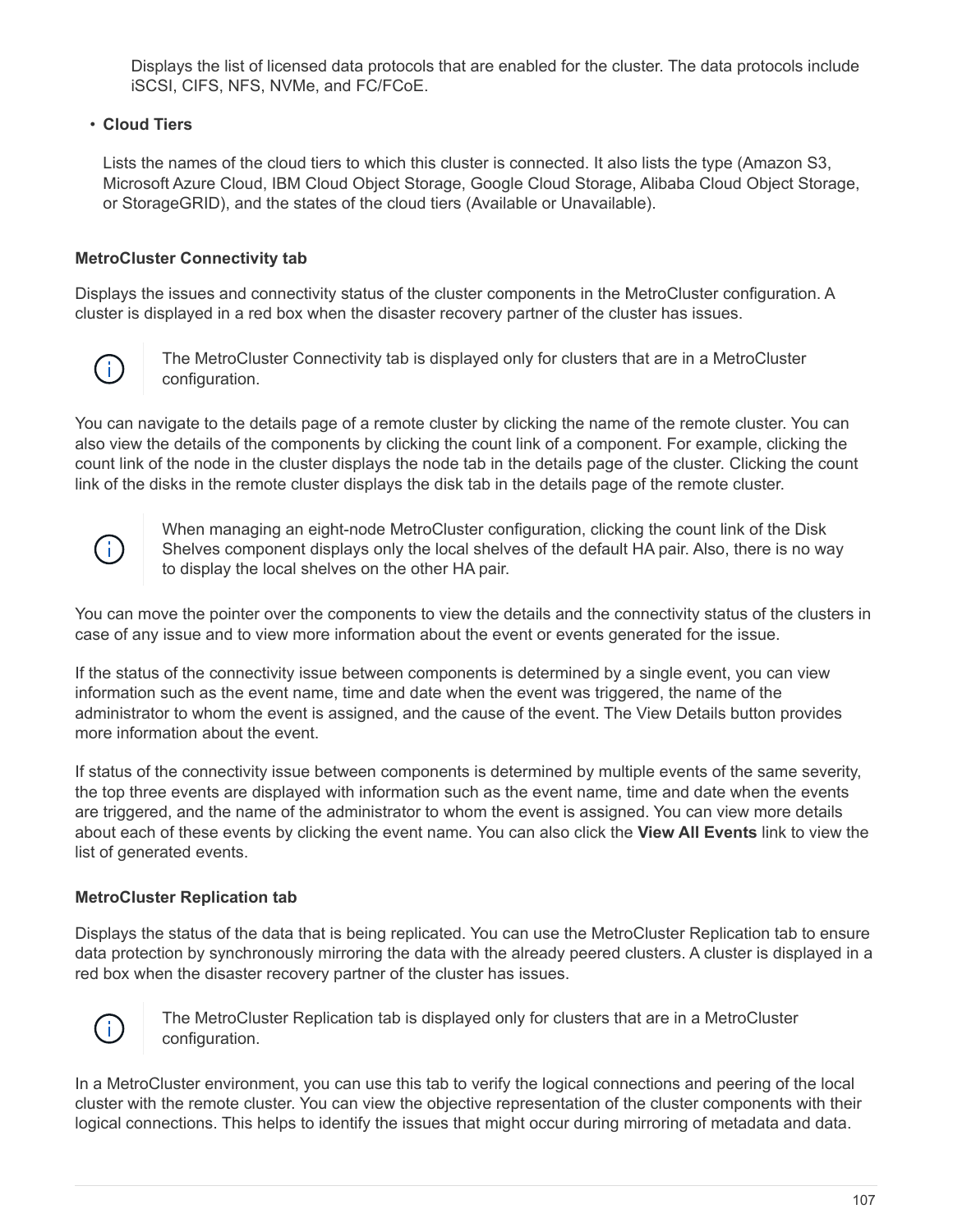Displays the list of licensed data protocols that are enabled for the cluster. The data protocols include iSCSI, CIFS, NFS, NVMe, and FC/FCoE.

- **Cloud Tiers**

  Lists the names of the cloud tiers to which this cluster is connected. It also lists the type (Amazon S3, Microsoft Azure Cloud, IBM Cloud Object Storage, Google Cloud Storage, Alibaba Cloud Object Storage, or StorageGRID), and the states of the cloud tiers (Available or Unavailable).

#### MetroCluster Connectivity tab

Displays the issues and connectivity status of the cluster components in the MetroCluster configuration. A cluster is displayed in a red box when the disaster recovery partner of the cluster has issues.

> The MetroCluster Connectivity tab is displayed only for clusters that are in a MetroCluster configuration.

You can navigate to the details page of a remote cluster by clicking the name of the remote cluster. You can also view the details of the components by clicking the count link of a component. For example, clicking the count link of the node in the cluster displays the node tab in the details page of the cluster. Clicking the count link of the disks in the remote cluster displays the disk tab in the details page of the remote cluster.

> When managing an eight-node MetroCluster configuration, clicking the count link of the Disk Shelves component displays only the local shelves of the default HA pair. Also, there is no way to display the local shelves on the other HA pair.

You can move the pointer over the components to view the details and the connectivity status of the clusters in case of any issue and to view more information about the event or events generated for the issue.

If the status of the connectivity issue between components is determined by a single event, you can view information such as the event name, time and date when the event was triggered, the name of the administrator to whom the event is assigned, and the cause of the event. The View Details button provides more information about the event.

If status of the connectivity issue between components is determined by multiple events of the same severity, the top three events are displayed with information such as the event name, time and date when the events are triggered, and the name of the administrator to whom the event is assigned. You can view more details about each of these events by clicking the event name. You can also click the **View All Events** link to view the list of generated events.

#### MetroCluster Replication tab

Displays the status of the data that is being replicated. You can use the MetroCluster Replication tab to ensure data protection by synchronously mirroring the data with the already peered clusters. A cluster is displayed in a red box when the disaster recovery partner of the cluster has issues.

> The MetroCluster Replication tab is displayed only for clusters that are in a MetroCluster configuration.

In a MetroCluster environment, you can use this tab to verify the logical connections and peering of the local cluster with the remote cluster. You can view the objective representation of the cluster components with their logical connections. This helps to identify the issues that might occur during mirroring of metadata and data.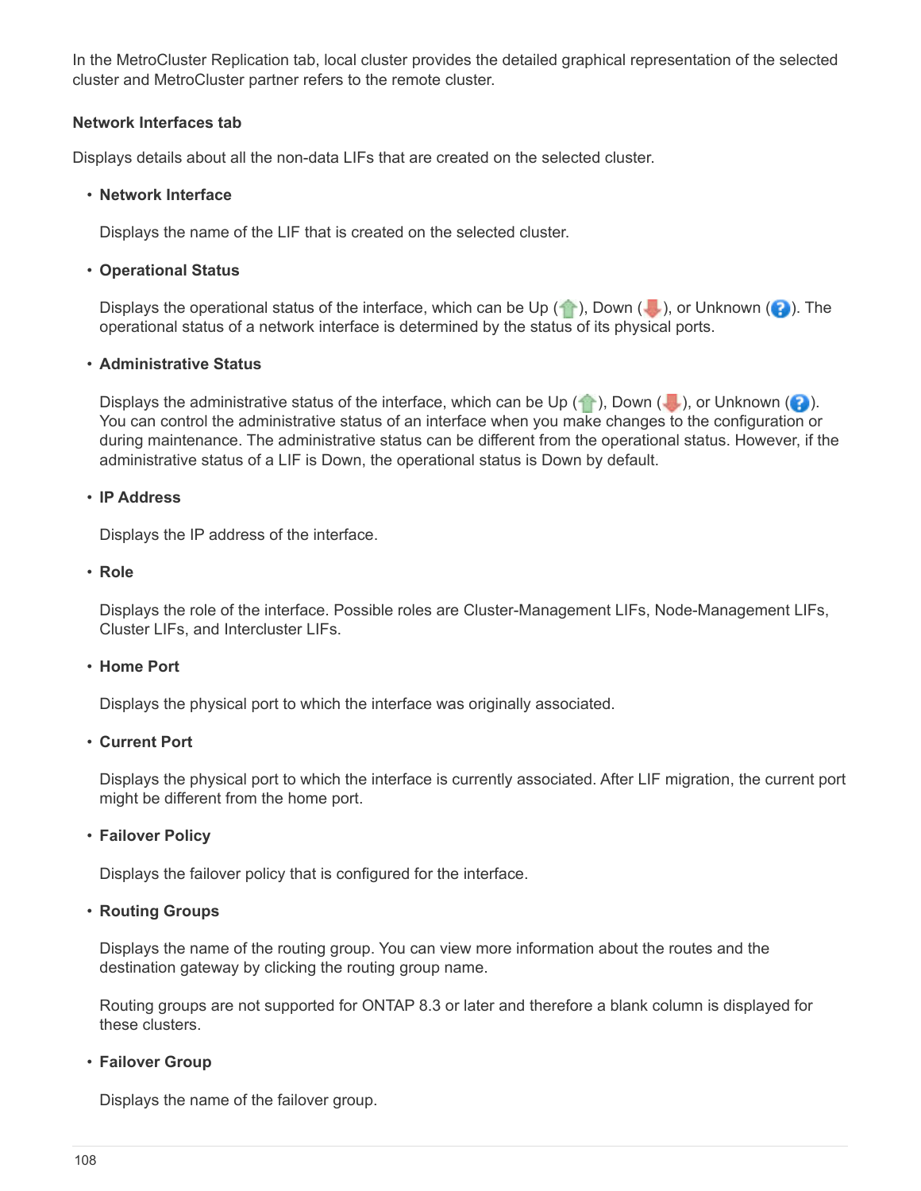In the MetroCluster Replication tab, local cluster provides the detailed graphical representation of the selected cluster and MetroCluster partner refers to the remote cluster.

#### Network Interfaces tab

Displays details about all the non-data LIFs that are created on the selected cluster.

- **Network Interface**

  Displays the name of the LIF that is created on the selected cluster.

- **Operational Status**

  Displays the operational status of the interface, which can be Up (), Down (), or Unknown (). The operational status of a network interface is determined by the status of its physical ports.

- **Administrative Status**

  Displays the administrative status of the interface, which can be Up (), Down (), or Unknown (). You can control the administrative status of an interface when you make changes to the configuration or during maintenance. The administrative status can be different from the operational status. However, if the administrative status of a LIF is Down, the operational status is Down by default.

- **IP Address**

  Displays the IP address of the interface.

- **Role**

  Displays the role of the interface. Possible roles are Cluster-Management LIFs, Node-Management LIFs, Cluster LIFs, and Intercluster LIFs.

- **Home Port**

  Displays the physical port to which the interface was originally associated.

- **Current Port**

  Displays the physical port to which the interface is currently associated. After LIF migration, the current port might be different from the home port.

- **Failover Policy**

  Displays the failover policy that is configured for the interface.

- **Routing Groups**

  Displays the name of the routing group. You can view more information about the routes and the destination gateway by clicking the routing group name.

  Routing groups are not supported for ONTAP 8.3 or later and therefore a blank column is displayed for these clusters.

- **Failover Group**

  Displays the name of the failover group.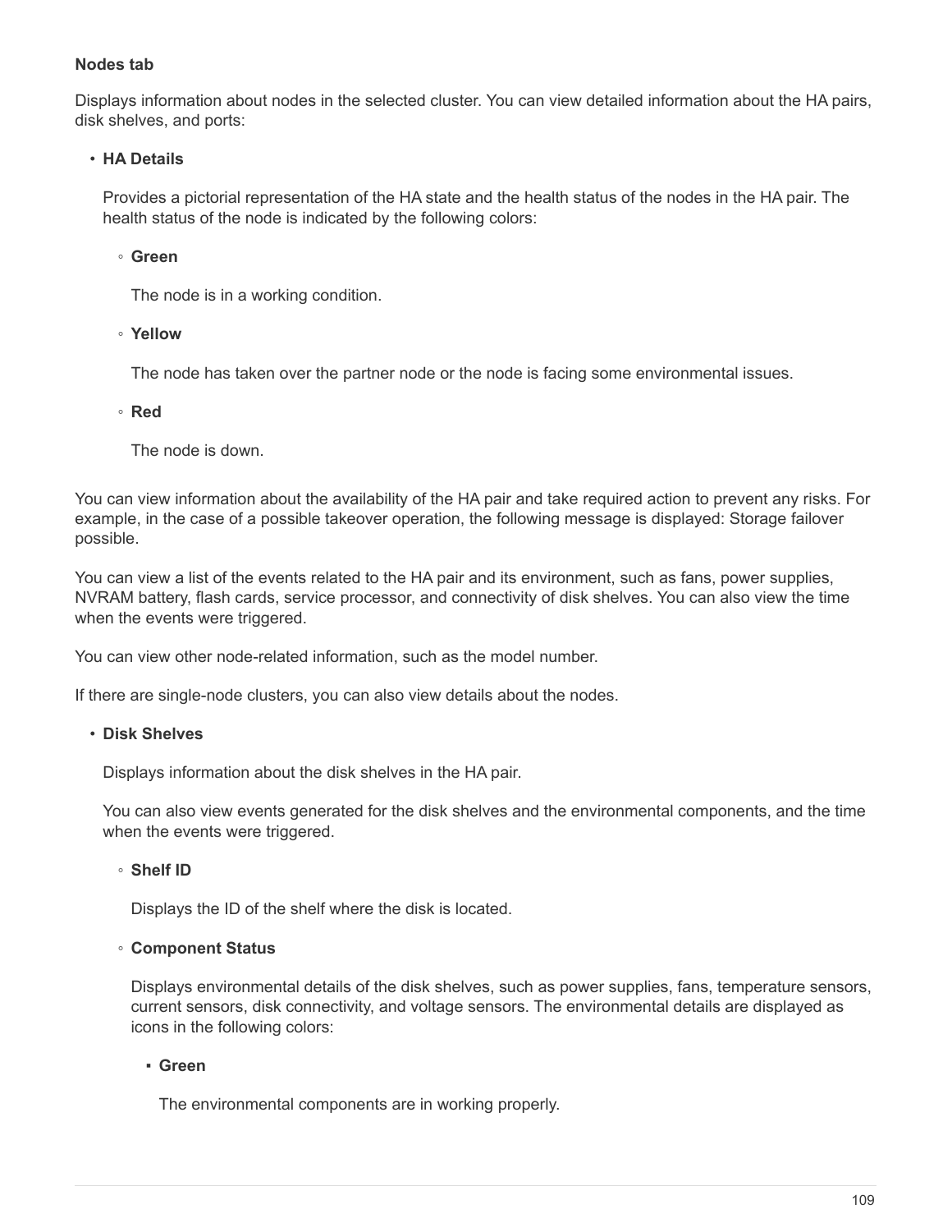**Nodes tab**

Displays information about nodes in the selected cluster. You can view detailed information about the HA pairs, disk shelves, and ports:

- **HA Details**

  Provides a pictorial representation of the HA state and the health status of the nodes in the HA pair. The health status of the node is indicated by the following colors:

  - **Green**

    The node is in a working condition.

  - **Yellow**

    The node has taken over the partner node or the node is facing some environmental issues.

  - **Red**

    The node is down.

You can view information about the availability of the HA pair and take required action to prevent any risks. For example, in the case of a possible takeover operation, the following message is displayed: Storage failover possible.

You can view a list of the events related to the HA pair and its environment, such as fans, power supplies, NVRAM battery, flash cards, service processor, and connectivity of disk shelves. You can also view the time when the events were triggered.

You can view other node-related information, such as the model number.

If there are single-node clusters, you can also view details about the nodes.

- **Disk Shelves**

  Displays information about the disk shelves in the HA pair.

  You can also view events generated for the disk shelves and the environmental components, and the time when the events were triggered.

  - **Shelf ID**

    Displays the ID of the shelf where the disk is located.

  - **Component Status**

    Displays environmental details of the disk shelves, such as power supplies, fans, temperature sensors, current sensors, disk connectivity, and voltage sensors. The environmental details are displayed as icons in the following colors:

    - **Green**

      The environmental components are in working properly.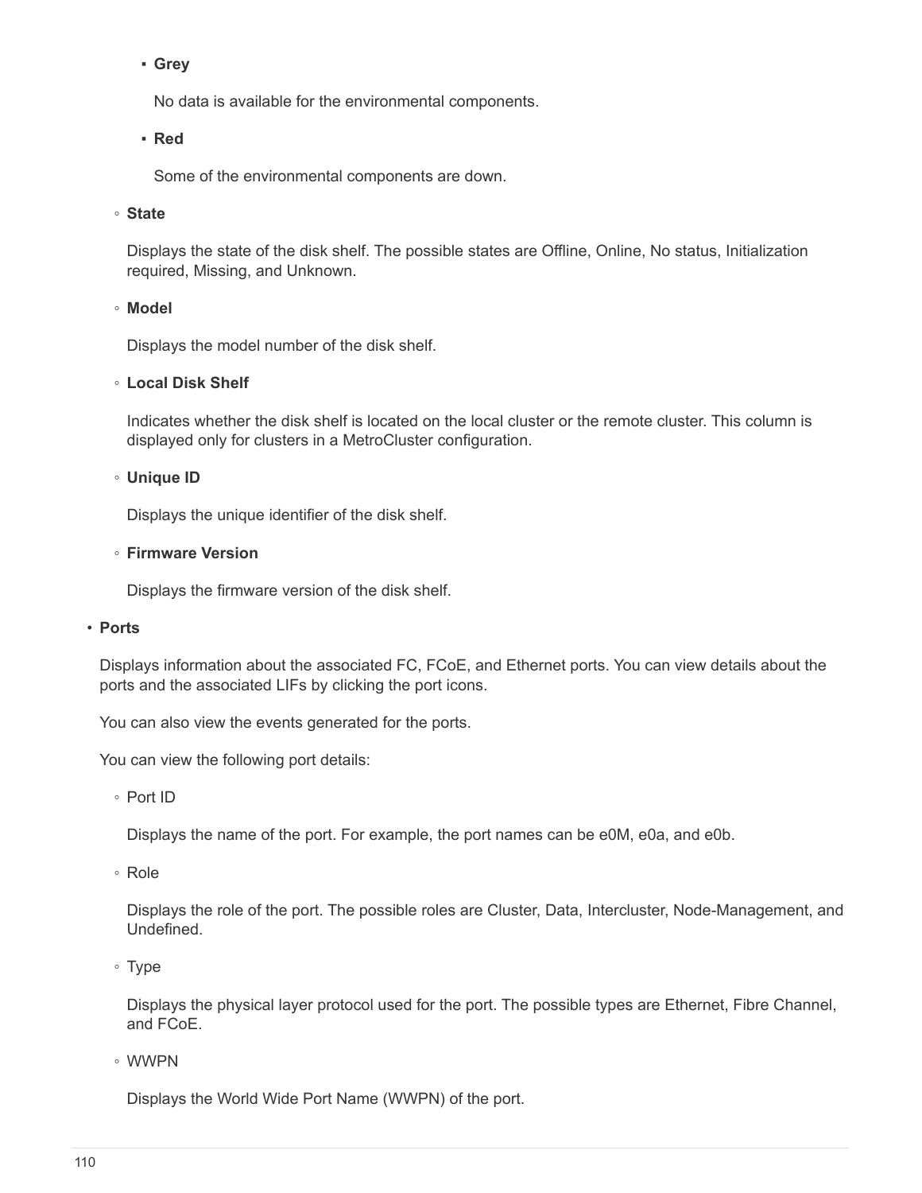- **Grey**

              No data is available for the environmental components.

            - **Red**

              Some of the environmental components are down.

        - **State**

          Displays the state of the disk shelf. The possible states are Offline, Online, No status, Initialization required, Missing, and Unknown.

        - **Model**

          Displays the model number of the disk shelf.

        - **Local Disk Shelf**

          Indicates whether the disk shelf is located on the local cluster or the remote cluster. This column is displayed only for clusters in a MetroCluster configuration.

        - **Unique ID**

          Displays the unique identifier of the disk shelf.

        - **Firmware Version**

          Displays the firmware version of the disk shelf.

- **Ports**

  Displays information about the associated FC, FCoE, and Ethernet ports. You can view details about the ports and the associated LIFs by clicking the port icons.

  You can also view the events generated for the ports.

  You can view the following port details:

    - Port ID

      Displays the name of the port. For example, the port names can be e0M, e0a, and e0b.

    - Role

      Displays the role of the port. The possible roles are Cluster, Data, Intercluster, Node-Management, and Undefined.

    - Type

      Displays the physical layer protocol used for the port. The possible types are Ethernet, Fibre Channel, and FCoE.

    - WWPN

      Displays the World Wide Port Name (WWPN) of the port.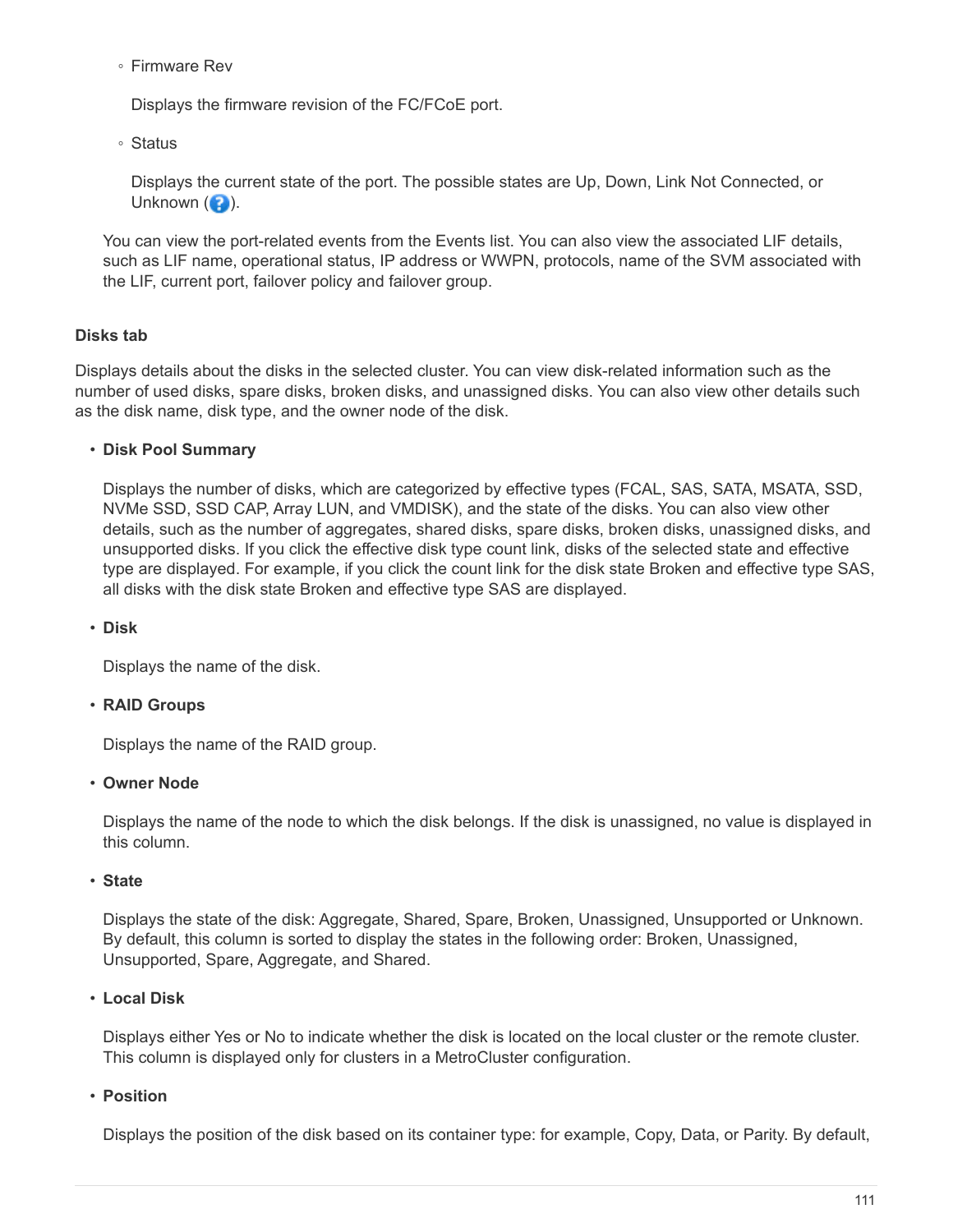- Firmware Rev

  Displays the firmware revision of the FC/FCoE port.

- Status

  Displays the current state of the port. The possible states are Up, Down, Link Not Connected, or Unknown ( ? ).

You can view the port-related events from the Events list. You can also view the associated LIF details, such as LIF name, operational status, IP address or WWPN, protocols, name of the SVM associated with the LIF, current port, failover policy and failover group.

**Disks tab**

Displays details about the disks in the selected cluster. You can view disk-related information such as the number of used disks, spare disks, broken disks, and unassigned disks. You can also view other details such as the disk name, disk type, and the owner node of the disk.

- **Disk Pool Summary**

  Displays the number of disks, which are categorized by effective types (FCAL, SAS, SATA, MSATA, SSD, NVMe SSD, SSD CAP, Array LUN, and VMDISK), and the state of the disks. You can also view other details, such as the number of aggregates, shared disks, spare disks, broken disks, unassigned disks, and unsupported disks. If you click the effective disk type count link, disks of the selected state and effective type are displayed. For example, if you click the count link for the disk state Broken and effective type SAS, all disks with the disk state Broken and effective type SAS are displayed.

- **Disk**

  Displays the name of the disk.

- **RAID Groups**

  Displays the name of the RAID group.

- **Owner Node**

  Displays the name of the node to which the disk belongs. If the disk is unassigned, no value is displayed in this column.

- **State**

  Displays the state of the disk: Aggregate, Shared, Spare, Broken, Unassigned, Unsupported or Unknown. By default, this column is sorted to display the states in the following order: Broken, Unassigned, Unsupported, Spare, Aggregate, and Shared.

- **Local Disk**

  Displays either Yes or No to indicate whether the disk is located on the local cluster or the remote cluster. This column is displayed only for clusters in a MetroCluster configuration.

- **Position**

  Displays the position of the disk based on its container type: for example, Copy, Data, or Parity. By default,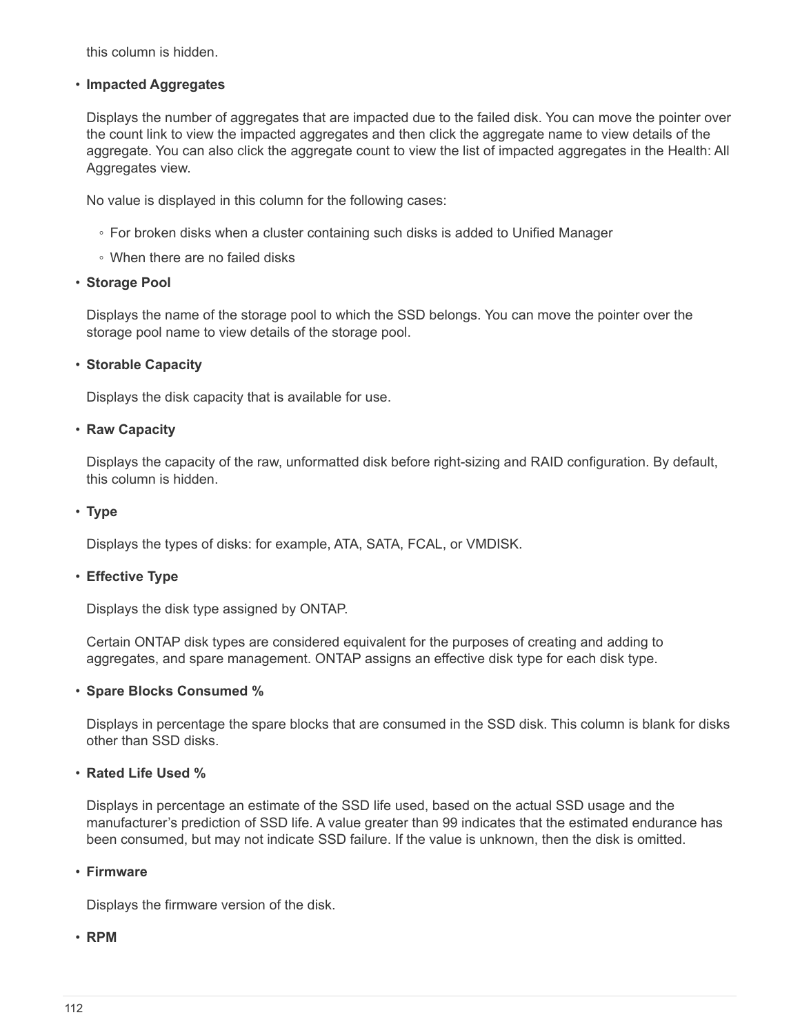this column is hidden.

- **Impacted Aggregates**

  Displays the number of aggregates that are impacted due to the failed disk. You can move the pointer over the count link to view the impacted aggregates and then click the aggregate name to view details of the aggregate. You can also click the aggregate count to view the list of impacted aggregates in the Health: All Aggregates view.

  No value is displayed in this column for the following cases:

  - For broken disks when a cluster containing such disks is added to Unified Manager
  - When there are no failed disks

- **Storage Pool**

  Displays the name of the storage pool to which the SSD belongs. You can move the pointer over the storage pool name to view details of the storage pool.

- **Storable Capacity**

  Displays the disk capacity that is available for use.

- **Raw Capacity**

  Displays the capacity of the raw, unformatted disk before right-sizing and RAID configuration. By default, this column is hidden.

- **Type**

  Displays the types of disks: for example, ATA, SATA, FCAL, or VMDISK.

- **Effective Type**

  Displays the disk type assigned by ONTAP.

  Certain ONTAP disk types are considered equivalent for the purposes of creating and adding to aggregates, and spare management. ONTAP assigns an effective disk type for each disk type.

- **Spare Blocks Consumed %**

  Displays in percentage the spare blocks that are consumed in the SSD disk. This column is blank for disks other than SSD disks.

- **Rated Life Used %**

  Displays in percentage an estimate of the SSD life used, based on the actual SSD usage and the manufacturer's prediction of SSD life. A value greater than 99 indicates that the estimated endurance has been consumed, but may not indicate SSD failure. If the value is unknown, then the disk is omitted.

- **Firmware**

  Displays the firmware version of the disk.

- **RPM**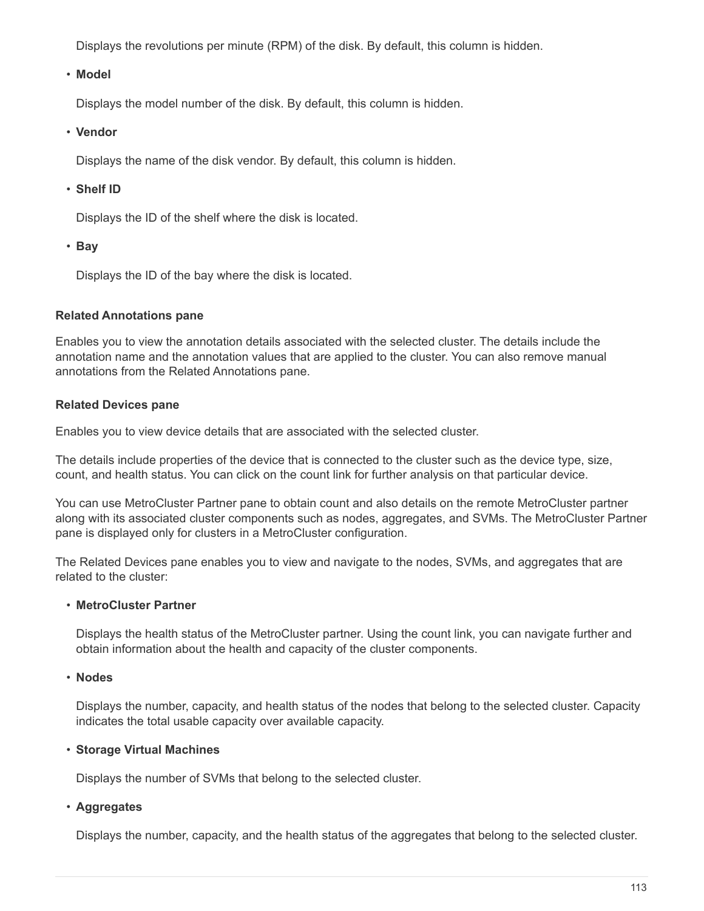Displays the revolutions per minute (RPM) of the disk. By default, this column is hidden.

- **Model**

  Displays the model number of the disk. By default, this column is hidden.

- **Vendor**

  Displays the name of the disk vendor. By default, this column is hidden.

- **Shelf ID**

  Displays the ID of the shelf where the disk is located.

- **Bay**

  Displays the ID of the bay where the disk is located.

#### Related Annotations pane

Enables you to view the annotation details associated with the selected cluster. The details include the annotation name and the annotation values that are applied to the cluster. You can also remove manual annotations from the Related Annotations pane.

#### Related Devices pane

Enables you to view device details that are associated with the selected cluster.

The details include properties of the device that is connected to the cluster such as the device type, size, count, and health status. You can click on the count link for further analysis on that particular device.

You can use MetroCluster Partner pane to obtain count and also details on the remote MetroCluster partner along with its associated cluster components such as nodes, aggregates, and SVMs. The MetroCluster Partner pane is displayed only for clusters in a MetroCluster configuration.

The Related Devices pane enables you to view and navigate to the nodes, SVMs, and aggregates that are related to the cluster:

- **MetroCluster Partner**

  Displays the health status of the MetroCluster partner. Using the count link, you can navigate further and obtain information about the health and capacity of the cluster components.

- **Nodes**

  Displays the number, capacity, and health status of the nodes that belong to the selected cluster. Capacity indicates the total usable capacity over available capacity.

- **Storage Virtual Machines**

  Displays the number of SVMs that belong to the selected cluster.

- **Aggregates**

  Displays the number, capacity, and the health status of the aggregates that belong to the selected cluster.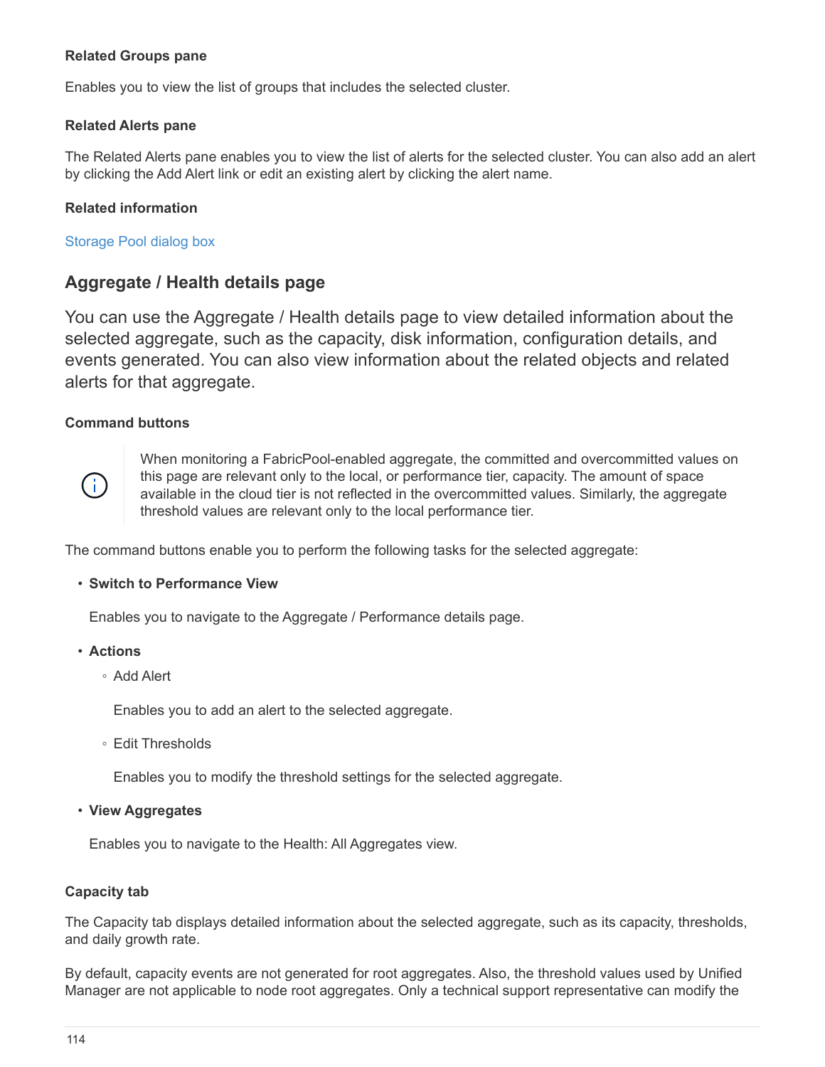#### Related Groups pane

Enables you to view the list of groups that includes the selected cluster.

#### Related Alerts pane

The Related Alerts pane enables you to view the list of alerts for the selected cluster. You can also add an alert by clicking the Add Alert link or edit an existing alert by clicking the alert name.

#### Related information

Storage Pool dialog box

### Aggregate / Health details page

You can use the Aggregate / Health details page to view detailed information about the selected aggregate, such as the capacity, disk information, configuration details, and events generated. You can also view information about the related objects and related alerts for that aggregate.

#### Command buttons

> When monitoring a FabricPool-enabled aggregate, the committed and overcommitted values on this page are relevant only to the local, or performance tier, capacity. The amount of space available in the cloud tier is not reflected in the overcommitted values. Similarly, the aggregate threshold values are relevant only to the local performance tier.

The command buttons enable you to perform the following tasks for the selected aggregate:

- **Switch to Performance View**

  Enables you to navigate to the Aggregate / Performance details page.

- **Actions**
  - Add Alert

    Enables you to add an alert to the selected aggregate.

  - Edit Thresholds

    Enables you to modify the threshold settings for the selected aggregate.

- **View Aggregates**

  Enables you to navigate to the Health: All Aggregates view.

#### Capacity tab

The Capacity tab displays detailed information about the selected aggregate, such as its capacity, thresholds, and daily growth rate.

By default, capacity events are not generated for root aggregates. Also, the threshold values used by Unified Manager are not applicable to node root aggregates. Only a technical support representative can modify the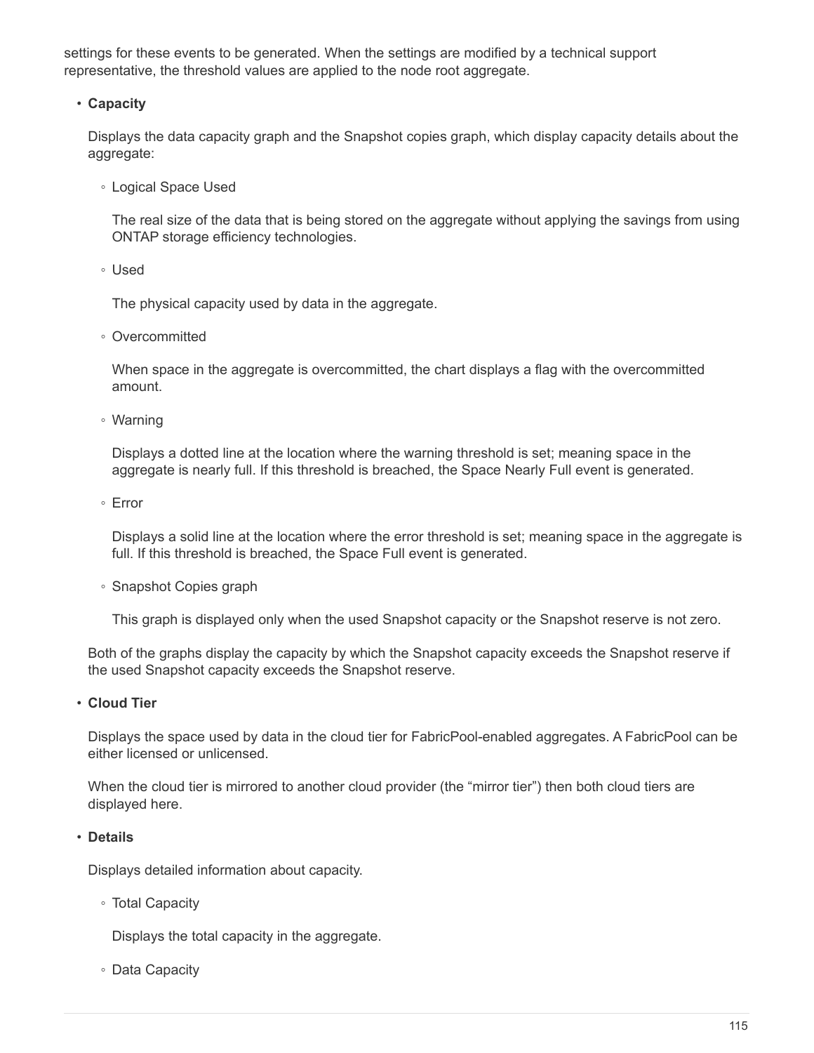settings for these events to be generated. When the settings are modified by a technical support representative, the threshold values are applied to the node root aggregate.

- **Capacity**

  Displays the data capacity graph and the Snapshot copies graph, which display capacity details about the aggregate:

  - Logical Space Used

    The real size of the data that is being stored on the aggregate without applying the savings from using ONTAP storage efficiency technologies.

  - Used

    The physical capacity used by data in the aggregate.

  - Overcommitted

    When space in the aggregate is overcommitted, the chart displays a flag with the overcommitted amount.

  - Warning

    Displays a dotted line at the location where the warning threshold is set; meaning space in the aggregate is nearly full. If this threshold is breached, the Space Nearly Full event is generated.

  - Error

    Displays a solid line at the location where the error threshold is set; meaning space in the aggregate is full. If this threshold is breached, the Space Full event is generated.

  - Snapshot Copies graph

    This graph is displayed only when the used Snapshot capacity or the Snapshot reserve is not zero.

  Both of the graphs display the capacity by which the Snapshot capacity exceeds the Snapshot reserve if the used Snapshot capacity exceeds the Snapshot reserve.

- **Cloud Tier**

  Displays the space used by data in the cloud tier for FabricPool-enabled aggregates. A FabricPool can be either licensed or unlicensed.

  When the cloud tier is mirrored to another cloud provider (the “mirror tier”) then both cloud tiers are displayed here.

- **Details**

  Displays detailed information about capacity.

  - Total Capacity

    Displays the total capacity in the aggregate.

  - Data Capacity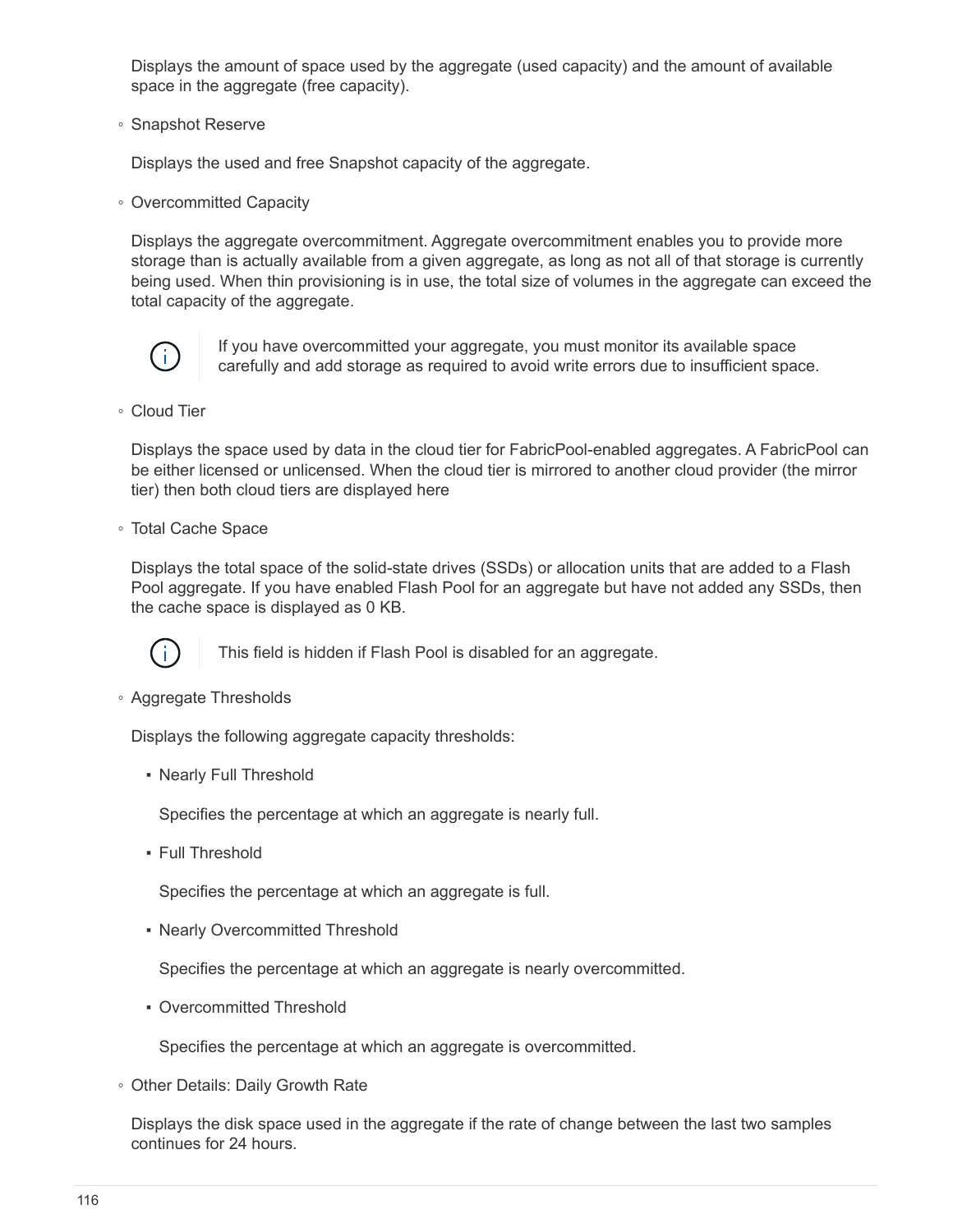Displays the amount of space used by the aggregate (used capacity) and the amount of available space in the aggregate (free capacity).

- Snapshot Reserve

  Displays the used and free Snapshot capacity of the aggregate.

- Overcommitted Capacity

  Displays the aggregate overcommitment. Aggregate overcommitment enables you to provide more storage than is actually available from a given aggregate, as long as not all of that storage is currently being used. When thin provisioning is in use, the total size of volumes in the aggregate can exceed the total capacity of the aggregate.

  > If you have overcommitted your aggregate, you must monitor its available space carefully and add storage as required to avoid write errors due to insufficient space.

- Cloud Tier

  Displays the space used by data in the cloud tier for FabricPool-enabled aggregates. A FabricPool can be either licensed or unlicensed. When the cloud tier is mirrored to another cloud provider (the mirror tier) then both cloud tiers are displayed here

- Total Cache Space

  Displays the total space of the solid-state drives (SSDs) or allocation units that are added to a Flash Pool aggregate. If you have enabled Flash Pool for an aggregate but have not added any SSDs, then the cache space is displayed as 0 KB.

  > This field is hidden if Flash Pool is disabled for an aggregate.

- Aggregate Thresholds

  Displays the following aggregate capacity thresholds:

  - Nearly Full Threshold

    Specifies the percentage at which an aggregate is nearly full.

  - Full Threshold

    Specifies the percentage at which an aggregate is full.

  - Nearly Overcommitted Threshold

    Specifies the percentage at which an aggregate is nearly overcommitted.

  - Overcommitted Threshold

    Specifies the percentage at which an aggregate is overcommitted.

- Other Details: Daily Growth Rate

  Displays the disk space used in the aggregate if the rate of change between the last two samples continues for 24 hours.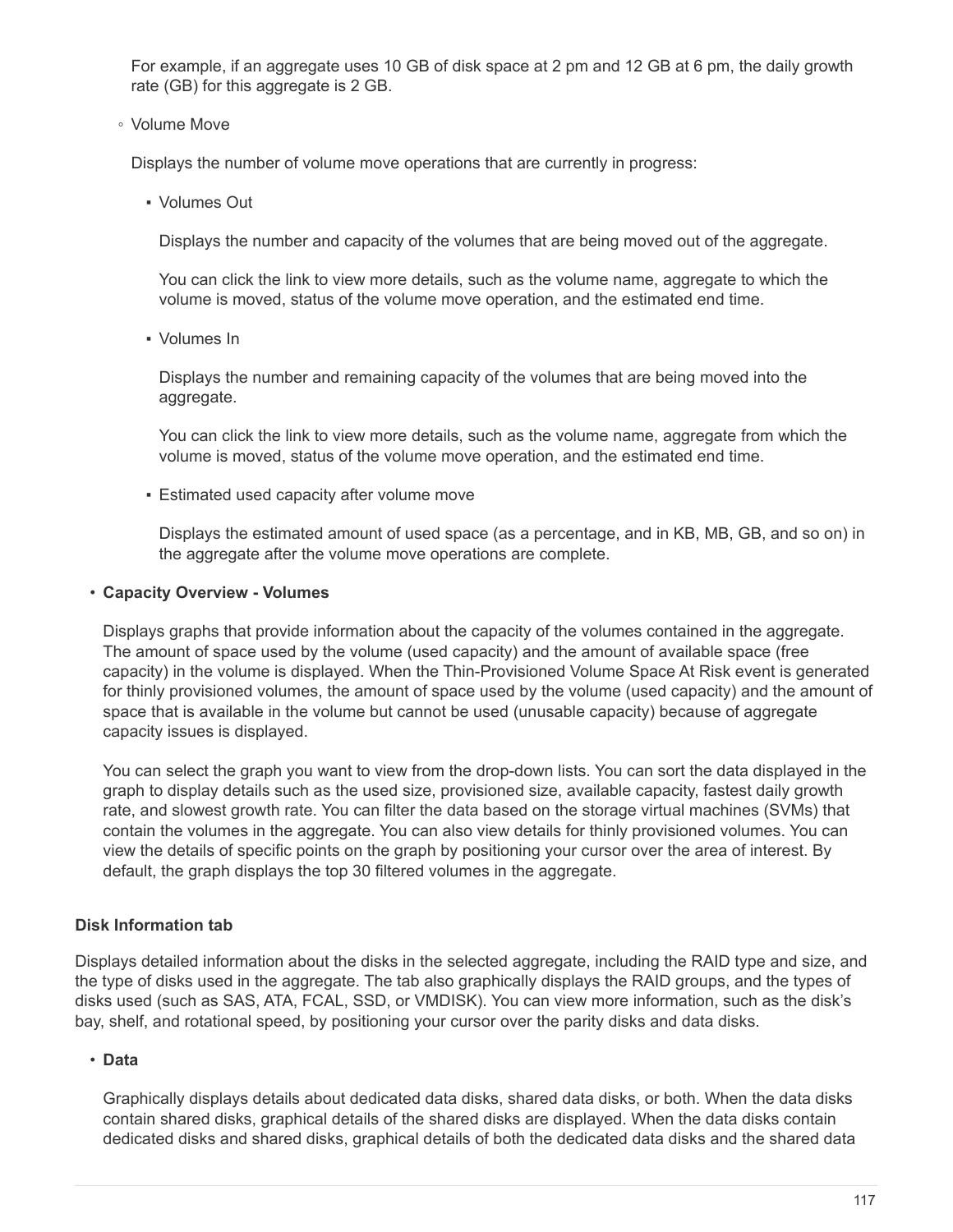For example, if an aggregate uses 10 GB of disk space at 2 pm and 12 GB at 6 pm, the daily growth rate (GB) for this aggregate is 2 GB.

- Volume Move

  Displays the number of volume move operations that are currently in progress:

  - Volumes Out

    Displays the number and capacity of the volumes that are being moved out of the aggregate.

    You can click the link to view more details, such as the volume name, aggregate to which the volume is moved, status of the volume move operation, and the estimated end time.

  - Volumes In

    Displays the number and remaining capacity of the volumes that are being moved into the aggregate.

    You can click the link to view more details, such as the volume name, aggregate from which the volume is moved, status of the volume move operation, and the estimated end time.

  - Estimated used capacity after volume move

    Displays the estimated amount of used space (as a percentage, and in KB, MB, GB, and so on) in the aggregate after the volume move operations are complete.

- **Capacity Overview - Volumes**

  Displays graphs that provide information about the capacity of the volumes contained in the aggregate. The amount of space used by the volume (used capacity) and the amount of available space (free capacity) in the volume is displayed. When the Thin-Provisioned Volume Space At Risk event is generated for thinly provisioned volumes, the amount of space used by the volume (used capacity) and the amount of space that is available in the volume but cannot be used (unusable capacity) because of aggregate capacity issues is displayed.

  You can select the graph you want to view from the drop-down lists. You can sort the data displayed in the graph to display details such as the used size, provisioned size, available capacity, fastest daily growth rate, and slowest growth rate. You can filter the data based on the storage virtual machines (SVMs) that contain the volumes in the aggregate. You can also view details for thinly provisioned volumes. You can view the details of specific points on the graph by positioning your cursor over the area of interest. By default, the graph displays the top 30 filtered volumes in the aggregate.

**Disk Information tab**

Displays detailed information about the disks in the selected aggregate, including the RAID type and size, and the type of disks used in the aggregate. The tab also graphically displays the RAID groups, and the types of disks used (such as SAS, ATA, FCAL, SSD, or VMDISK). You can view more information, such as the disk's bay, shelf, and rotational speed, by positioning your cursor over the parity disks and data disks.

- **Data**

  Graphically displays details about dedicated data disks, shared data disks, or both. When the data disks contain shared disks, graphical details of the shared disks are displayed. When the data disks contain dedicated disks and shared disks, graphical details of both the dedicated data disks and the shared data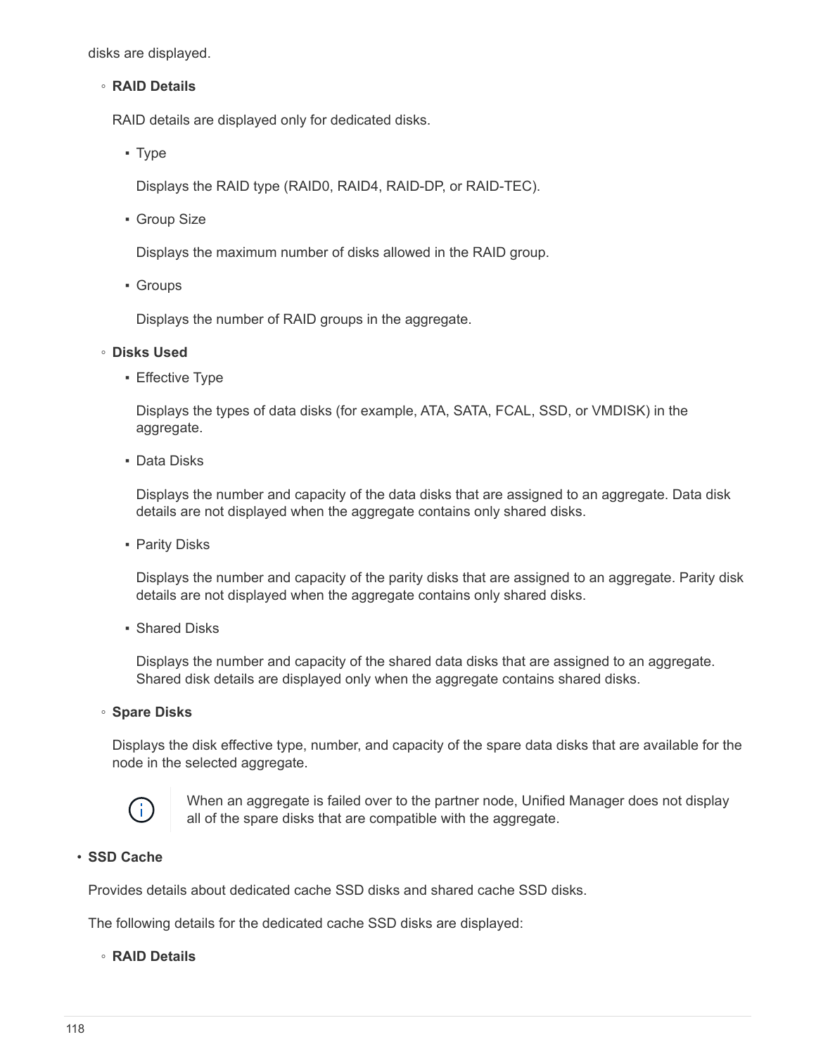disks are displayed.

- **RAID Details**

  RAID details are displayed only for dedicated disks.

  - Type

    Displays the RAID type (RAID0, RAID4, RAID-DP, or RAID-TEC).

  - Group Size

    Displays the maximum number of disks allowed in the RAID group.

  - Groups

    Displays the number of RAID groups in the aggregate.

- **Disks Used**

  - Effective Type

    Displays the types of data disks (for example, ATA, SATA, FCAL, SSD, or VMDISK) in the aggregate.

  - Data Disks

    Displays the number and capacity of the data disks that are assigned to an aggregate. Data disk details are not displayed when the aggregate contains only shared disks.

  - Parity Disks

    Displays the number and capacity of the parity disks that are assigned to an aggregate. Parity disk details are not displayed when the aggregate contains only shared disks.

  - Shared Disks

    Displays the number and capacity of the shared data disks that are assigned to an aggregate. Shared disk details are displayed only when the aggregate contains shared disks.

- **Spare Disks**

  Displays the disk effective type, number, and capacity of the spare data disks that are available for the node in the selected aggregate.

  When an aggregate is failed over to the partner node, Unified Manager does not display all of the spare disks that are compatible with the aggregate.

- **SSD Cache**

  Provides details about dedicated cache SSD disks and shared cache SSD disks.

  The following details for the dedicated cache SSD disks are displayed:

  - **RAID Details**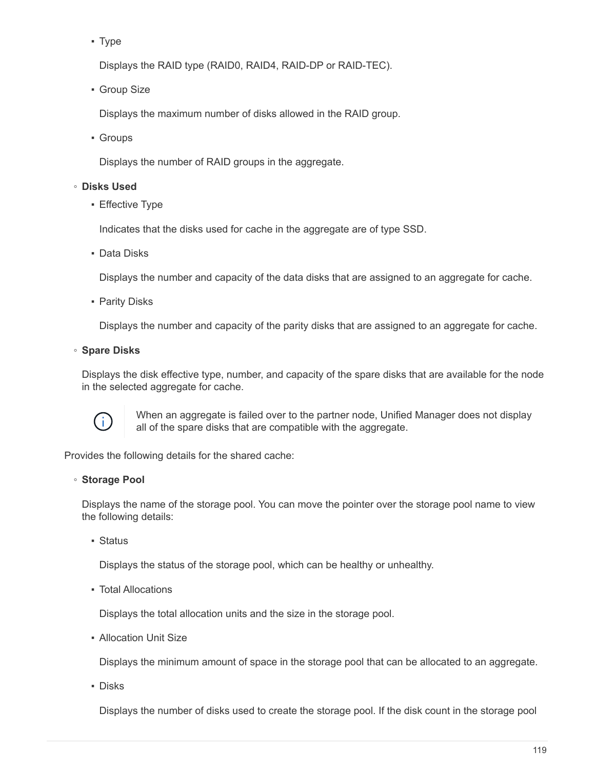- Type

      Displays the RAID type (RAID0, RAID4, RAID-DP or RAID-TEC).

    - Group Size

      Displays the maximum number of disks allowed in the RAID group.

    - Groups

      Displays the number of RAID groups in the aggregate.

  - **Disks Used**
    - Effective Type

      Indicates that the disks used for cache in the aggregate are of type SSD.

    - Data Disks

      Displays the number and capacity of the data disks that are assigned to an aggregate for cache.

    - Parity Disks

      Displays the number and capacity of the parity disks that are assigned to an aggregate for cache.

  - **Spare Disks**

    Displays the disk effective type, number, and capacity of the spare disks that are available for the node in the selected aggregate for cache.

    > When an aggregate is failed over to the partner node, Unified Manager does not display all of the spare disks that are compatible with the aggregate.

Provides the following details for the shared cache:

  - **Storage Pool**

    Displays the name of the storage pool. You can move the pointer over the storage pool name to view the following details:

    - Status

      Displays the status of the storage pool, which can be healthy or unhealthy.

    - Total Allocations

      Displays the total allocation units and the size in the storage pool.

    - Allocation Unit Size

      Displays the minimum amount of space in the storage pool that can be allocated to an aggregate.

    - Disks

      Displays the number of disks used to create the storage pool. If the disk count in the storage pool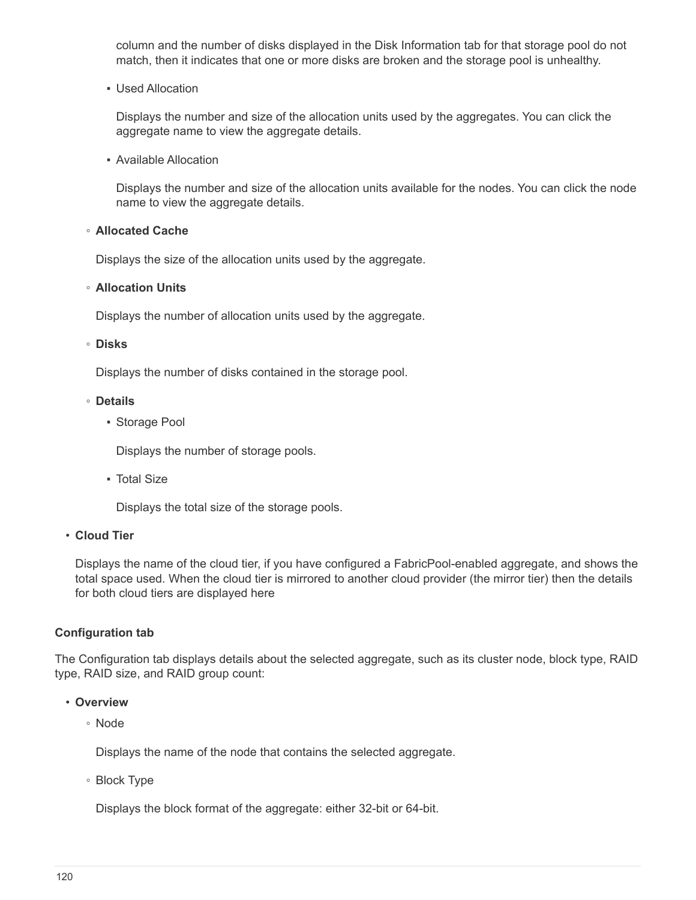column and the number of disks displayed in the Disk Information tab for that storage pool do not match, then it indicates that one or more disks are broken and the storage pool is unhealthy.

    - Used Allocation

      Displays the number and size of the allocation units used by the aggregates. You can click the aggregate name to view the aggregate details.

    - Available Allocation

      Displays the number and size of the allocation units available for the nodes. You can click the node name to view the aggregate details.

  - **Allocated Cache**

    Displays the size of the allocation units used by the aggregate.

  - **Allocation Units**

    Displays the number of allocation units used by the aggregate.

  - **Disks**

    Displays the number of disks contained in the storage pool.

  - **Details**

    - Storage Pool

      Displays the number of storage pools.

    - Total Size

      Displays the total size of the storage pools.

- **Cloud Tier**

  Displays the name of the cloud tier, if you have configured a FabricPool-enabled aggregate, and shows the total space used. When the cloud tier is mirrored to another cloud provider (the mirror tier) then the details for both cloud tiers are displayed here

#### Configuration tab

The Configuration tab displays details about the selected aggregate, such as its cluster node, block type, RAID type, RAID size, and RAID group count:

- **Overview**

  - Node

    Displays the name of the node that contains the selected aggregate.

  - Block Type

    Displays the block format of the aggregate: either 32-bit or 64-bit.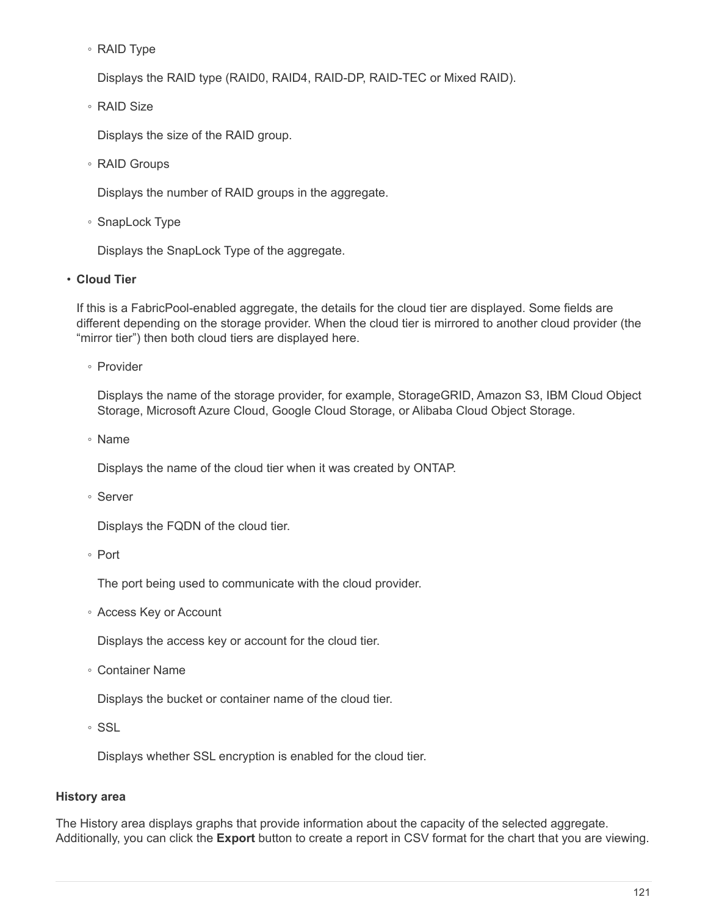- RAID Type

  Displays the RAID type (RAID0, RAID4, RAID-DP, RAID-TEC or Mixed RAID).

- RAID Size

  Displays the size of the RAID group.

- RAID Groups

  Displays the number of RAID groups in the aggregate.

- SnapLock Type

  Displays the SnapLock Type of the aggregate.

- **Cloud Tier**

  If this is a FabricPool-enabled aggregate, the details for the cloud tier are displayed. Some fields are different depending on the storage provider. When the cloud tier is mirrored to another cloud provider (the "mirror tier") then both cloud tiers are displayed here.

  - Provider

    Displays the name of the storage provider, for example, StorageGRID, Amazon S3, IBM Cloud Object Storage, Microsoft Azure Cloud, Google Cloud Storage, or Alibaba Cloud Object Storage.

  - Name

    Displays the name of the cloud tier when it was created by ONTAP.

  - Server

    Displays the FQDN of the cloud tier.

  - Port

    The port being used to communicate with the cloud provider.

  - Access Key or Account

    Displays the access key or account for the cloud tier.

  - Container Name

    Displays the bucket or container name of the cloud tier.

  - SSL

    Displays whether SSL encryption is enabled for the cloud tier.

#### History area

The History area displays graphs that provide information about the capacity of the selected aggregate. Additionally, you can click the **Export** button to create a report in CSV format for the chart that you are viewing.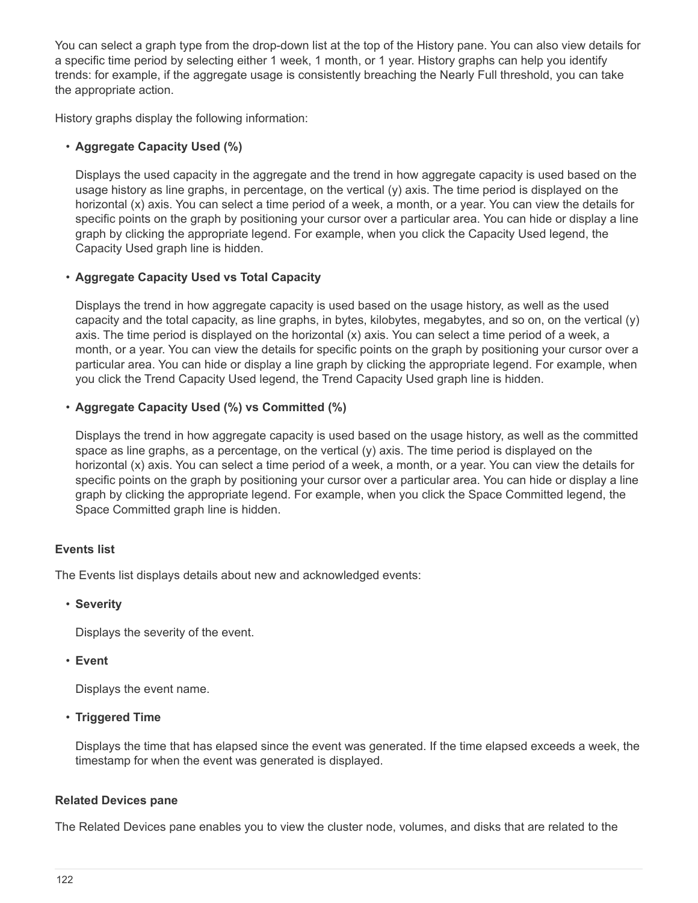You can select a graph type from the drop-down list at the top of the History pane. You can also view details for a specific time period by selecting either 1 week, 1 month, or 1 year. History graphs can help you identify trends: for example, if the aggregate usage is consistently breaching the Nearly Full threshold, you can take the appropriate action.

History graphs display the following information:

- **Aggregate Capacity Used (%)**

  Displays the used capacity in the aggregate and the trend in how aggregate capacity is used based on the usage history as line graphs, in percentage, on the vertical (y) axis. The time period is displayed on the horizontal (x) axis. You can select a time period of a week, a month, or a year. You can view the details for specific points on the graph by positioning your cursor over a particular area. You can hide or display a line graph by clicking the appropriate legend. For example, when you click the Capacity Used legend, the Capacity Used graph line is hidden.

- **Aggregate Capacity Used vs Total Capacity**

  Displays the trend in how aggregate capacity is used based on the usage history, as well as the used capacity and the total capacity, as line graphs, in bytes, kilobytes, megabytes, and so on, on the vertical (y) axis. The time period is displayed on the horizontal (x) axis. You can select a time period of a week, a month, or a year. You can view the details for specific points on the graph by positioning your cursor over a particular area. You can hide or display a line graph by clicking the appropriate legend. For example, when you click the Trend Capacity Used legend, the Trend Capacity Used graph line is hidden.

- **Aggregate Capacity Used (%) vs Committed (%)**

  Displays the trend in how aggregate capacity is used based on the usage history, as well as the committed space as line graphs, as a percentage, on the vertical (y) axis. The time period is displayed on the horizontal (x) axis. You can select a time period of a week, a month, or a year. You can view the details for specific points on the graph by positioning your cursor over a particular area. You can hide or display a line graph by clicking the appropriate legend. For example, when you click the Space Committed legend, the Space Committed graph line is hidden.

#### Events list

The Events list displays details about new and acknowledged events:

- **Severity**

  Displays the severity of the event.

- **Event**

  Displays the event name.

- **Triggered Time**

  Displays the time that has elapsed since the event was generated. If the time elapsed exceeds a week, the timestamp for when the event was generated is displayed.

#### Related Devices pane

The Related Devices pane enables you to view the cluster node, volumes, and disks that are related to the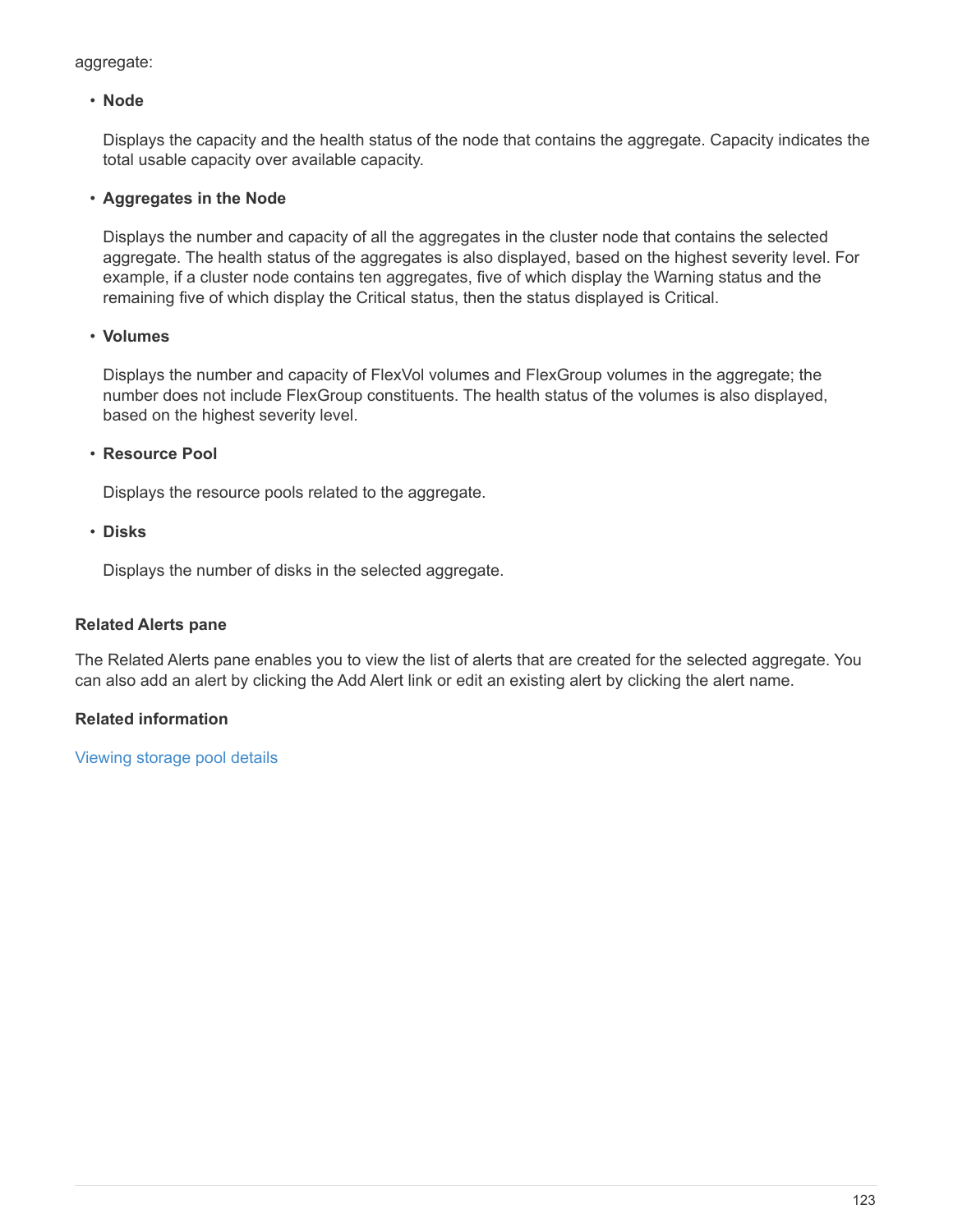aggregate:

- **Node**

  Displays the capacity and the health status of the node that contains the aggregate. Capacity indicates the total usable capacity over available capacity.

- **Aggregates in the Node**

  Displays the number and capacity of all the aggregates in the cluster node that contains the selected aggregate. The health status of the aggregates is also displayed, based on the highest severity level. For example, if a cluster node contains ten aggregates, five of which display the Warning status and the remaining five of which display the Critical status, then the status displayed is Critical.

- **Volumes**

  Displays the number and capacity of FlexVol volumes and FlexGroup volumes in the aggregate; the number does not include FlexGroup constituents. The health status of the volumes is also displayed, based on the highest severity level.

- **Resource Pool**

  Displays the resource pools related to the aggregate.

- **Disks**

  Displays the number of disks in the selected aggregate.

#### Related Alerts pane

The Related Alerts pane enables you to view the list of alerts that are created for the selected aggregate. You can also add an alert by clicking the Add Alert link or edit an existing alert by clicking the alert name.

#### Related information

Viewing storage pool details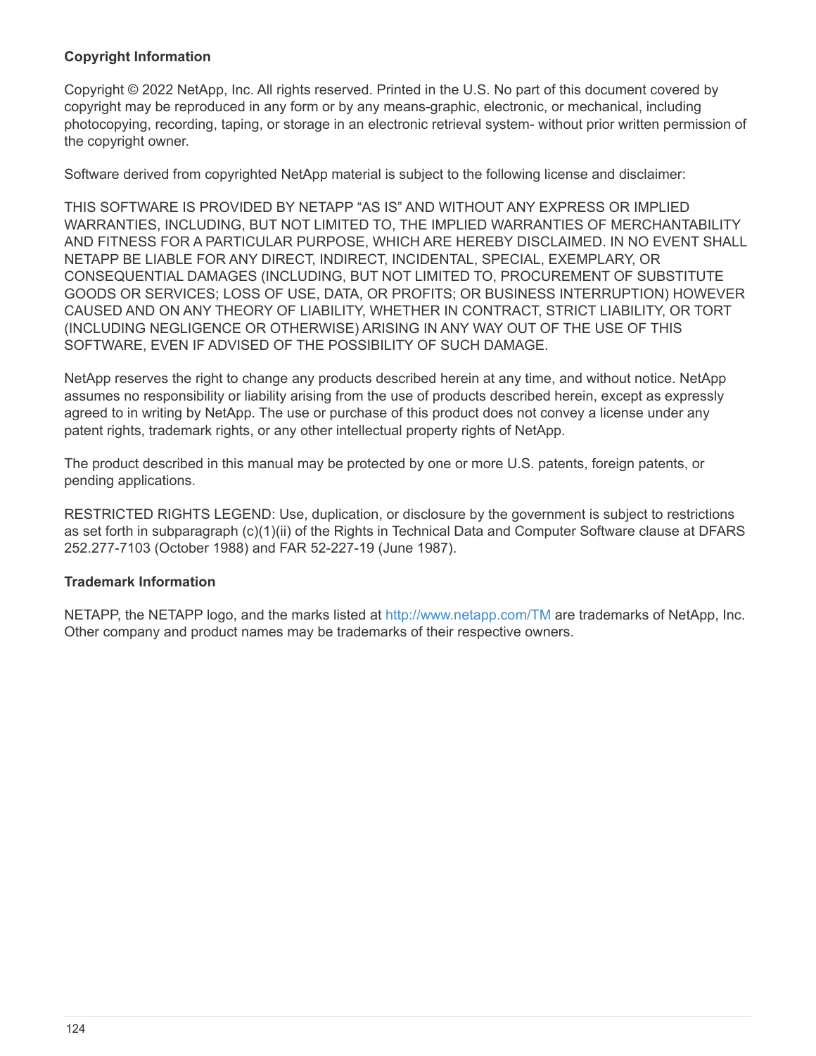**Copyright Information**

Copyright © 2022 NetApp, Inc. All rights reserved. Printed in the U.S. No part of this document covered by copyright may be reproduced in any form or by any means-graphic, electronic, or mechanical, including photocopying, recording, taping, or storage in an electronic retrieval system- without prior written permission of the copyright owner.

Software derived from copyrighted NetApp material is subject to the following license and disclaimer:

THIS SOFTWARE IS PROVIDED BY NETAPP "AS IS" AND WITHOUT ANY EXPRESS OR IMPLIED WARRANTIES, INCLUDING, BUT NOT LIMITED TO, THE IMPLIED WARRANTIES OF MERCHANTABILITY AND FITNESS FOR A PARTICULAR PURPOSE, WHICH ARE HEREBY DISCLAIMED. IN NO EVENT SHALL NETAPP BE LIABLE FOR ANY DIRECT, INDIRECT, INCIDENTAL, SPECIAL, EXEMPLARY, OR CONSEQUENTIAL DAMAGES (INCLUDING, BUT NOT LIMITED TO, PROCUREMENT OF SUBSTITUTE GOODS OR SERVICES; LOSS OF USE, DATA, OR PROFITS; OR BUSINESS INTERRUPTION) HOWEVER CAUSED AND ON ANY THEORY OF LIABILITY, WHETHER IN CONTRACT, STRICT LIABILITY, OR TORT (INCLUDING NEGLIGENCE OR OTHERWISE) ARISING IN ANY WAY OUT OF THE USE OF THIS SOFTWARE, EVEN IF ADVISED OF THE POSSIBILITY OF SUCH DAMAGE.

NetApp reserves the right to change any products described herein at any time, and without notice. NetApp assumes no responsibility or liability arising from the use of products described herein, except as expressly agreed to in writing by NetApp. The use or purchase of this product does not convey a license under any patent rights, trademark rights, or any other intellectual property rights of NetApp.

The product described in this manual may be protected by one or more U.S. patents, foreign patents, or pending applications.

RESTRICTED RIGHTS LEGEND: Use, duplication, or disclosure by the government is subject to restrictions as set forth in subparagraph (c)(1)(ii) of the Rights in Technical Data and Computer Software clause at DFARS 252.277-7103 (October 1988) and FAR 52-227-19 (June 1987).

**Trademark Information**

NETAPP, the NETAPP logo, and the marks listed at http://www.netapp.com/TM are trademarks of NetApp, Inc. Other company and product names may be trademarks of their respective owners.